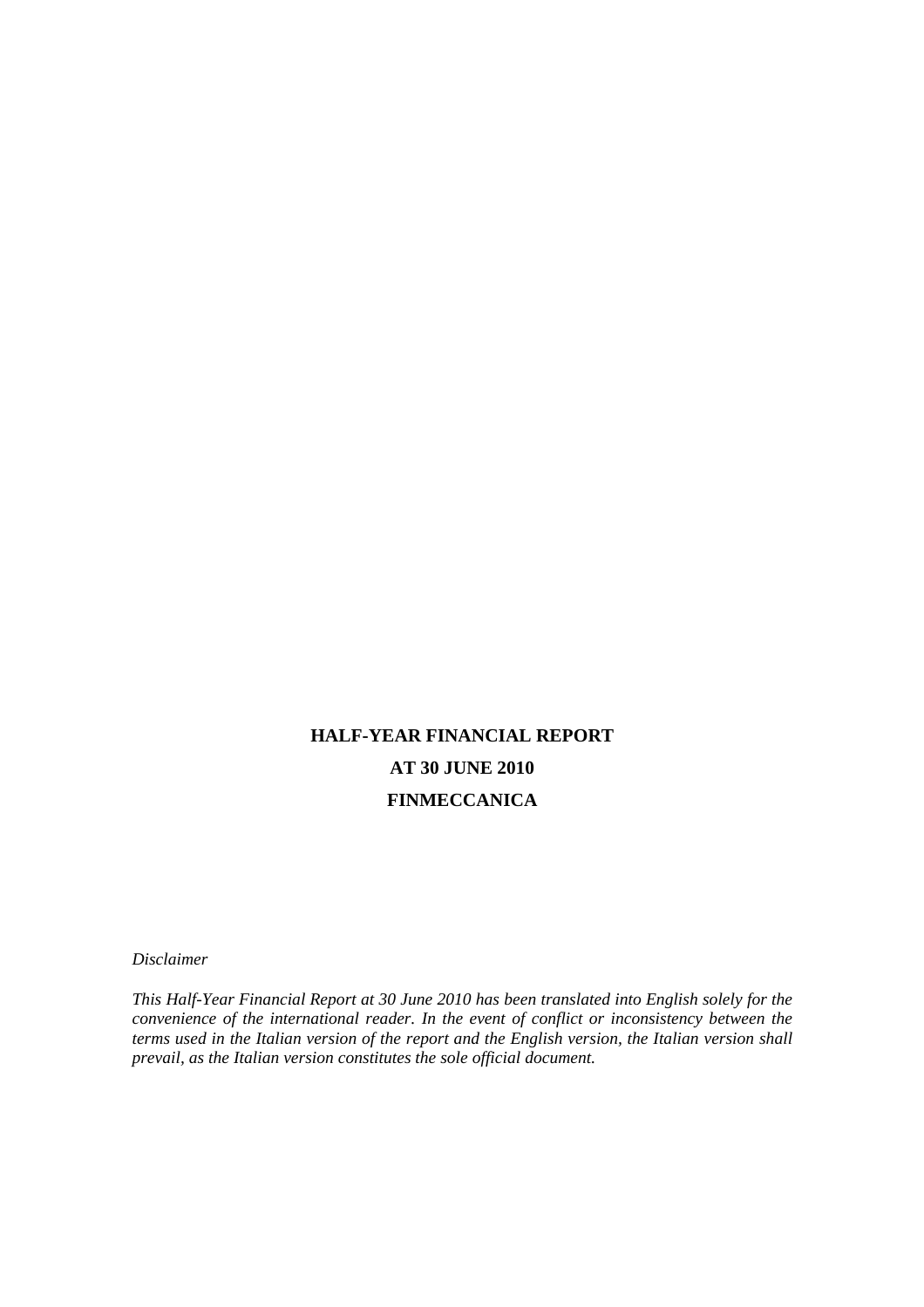# HALF-YEAR FINANCIAL REPORT
# AT 30 JUNE 2010
# FINMECCANICA

*Disclaimer*

*This Half-Year Financial Report at 30 June 2010 has been translated into English solely for the convenience of the international reader. In the event of conflict or inconsistency between the terms used in the Italian version of the report and the English version, the Italian version shall prevail, as the Italian version constitutes the sole official document.*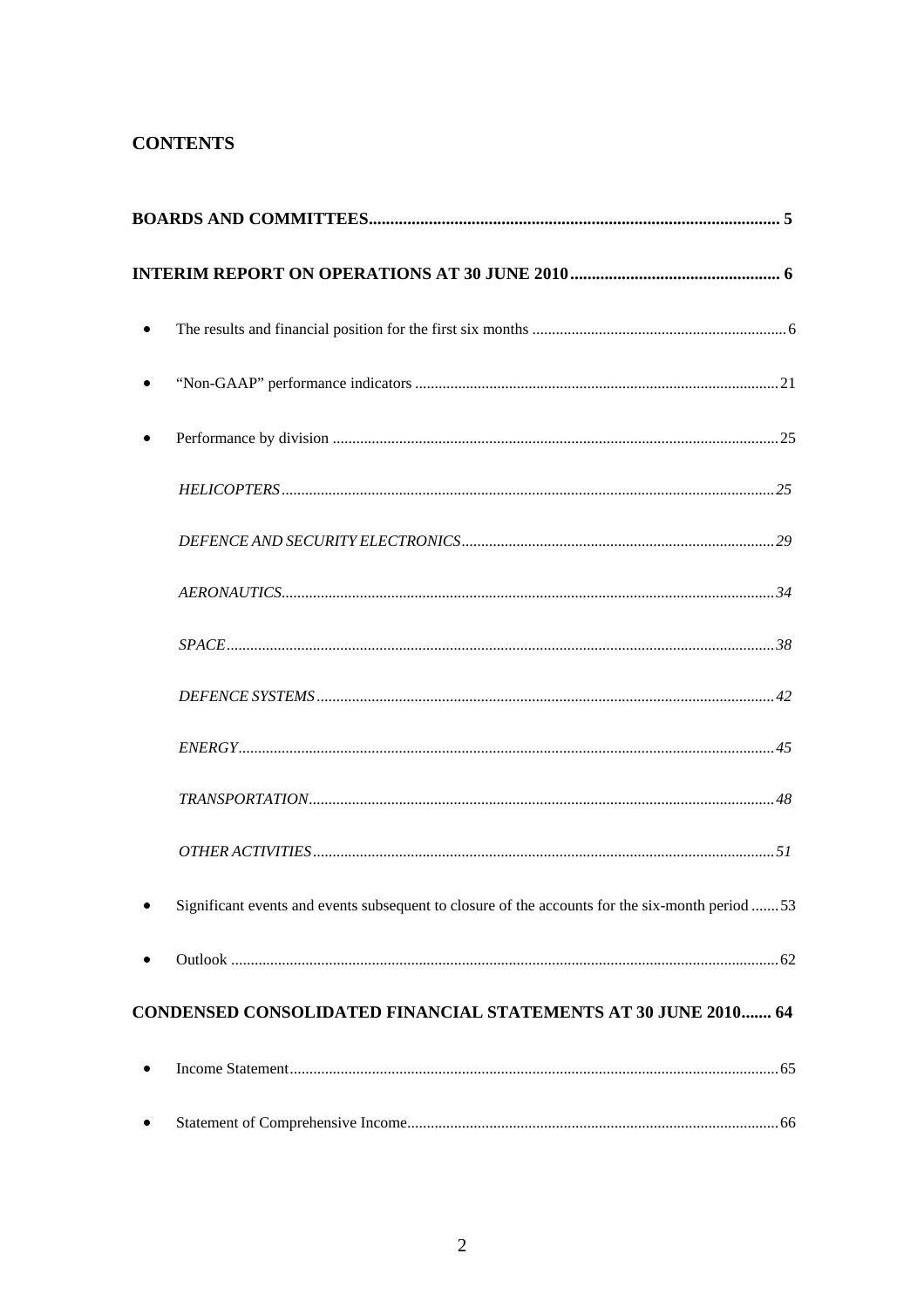## CONTENTS

**BOARDS AND COMMITTEES ... 5**

**INTERIM REPORT ON OPERATIONS AT 30 JUNE 2010 ... 6**

- The results and financial position for the first six months ... 6
- "Non-GAAP" performance indicators ... 21
- Performance by division ... 25

  *HELICOPTERS ... 25*

  *DEFENCE AND SECURITY ELECTRONICS ... 29*

  *AERONAUTICS ... 34*

  *SPACE ... 38*

  *DEFENCE SYSTEMS ... 42*

  *ENERGY ... 45*

  *TRANSPORTATION ... 48*

  *OTHER ACTIVITIES ... 51*

- Significant events and events subsequent to closure of the accounts for the six-month period ... 53
- Outlook ... 62

**CONDENSED CONSOLIDATED FINANCIAL STATEMENTS AT 30 JUNE 2010 ... 64**

- Income Statement ... 65
- Statement of Comprehensive Income ... 66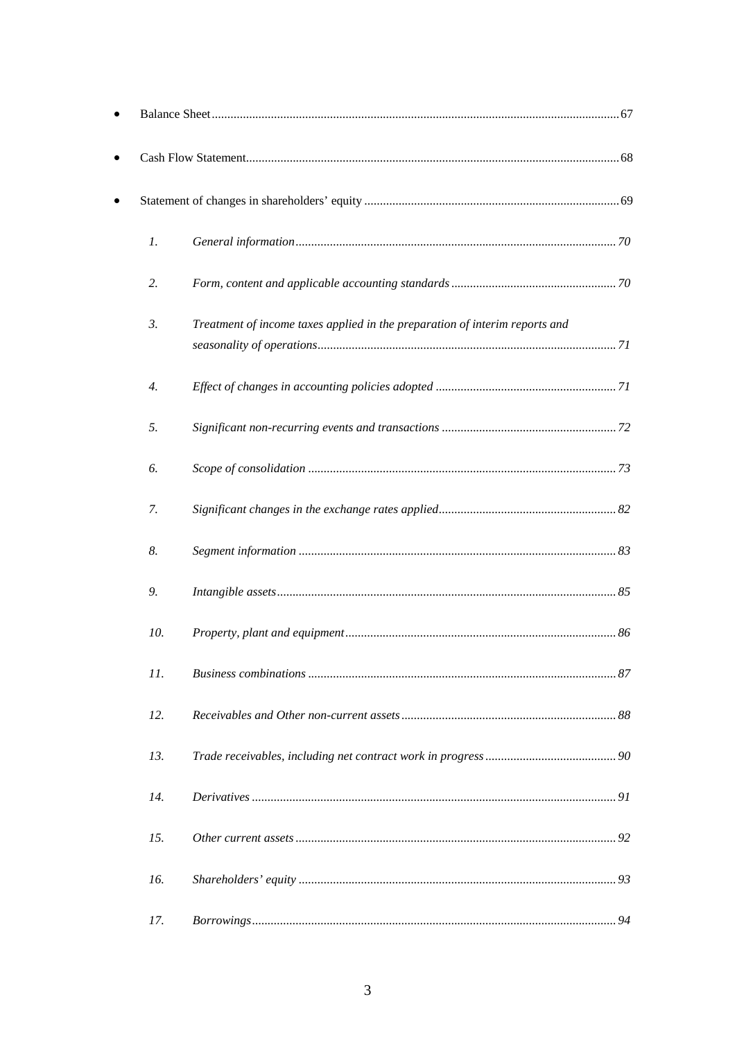- Balance Sheet 67
- Cash Flow Statement 68
- Statement of changes in shareholders' equity 69

1. *General information* 70
2. *Form, content and applicable accounting standards* 70
3. *Treatment of income taxes applied in the preparation of interim reports and seasonality of operations* 71
4. *Effect of changes in accounting policies adopted* 71
5. *Significant non-recurring events and transactions* 72
6. *Scope of consolidation* 73
7. *Significant changes in the exchange rates applied* 82
8. *Segment information* 83
9. *Intangible assets* 85
10. *Property, plant and equipment* 86
11. *Business combinations* 87
12. *Receivables and Other non-current assets* 88
13. *Trade receivables, including net contract work in progress* 90
14. *Derivatives* 91
15. *Other current assets* 92
16. *Shareholders' equity* 93
17. *Borrowings* 94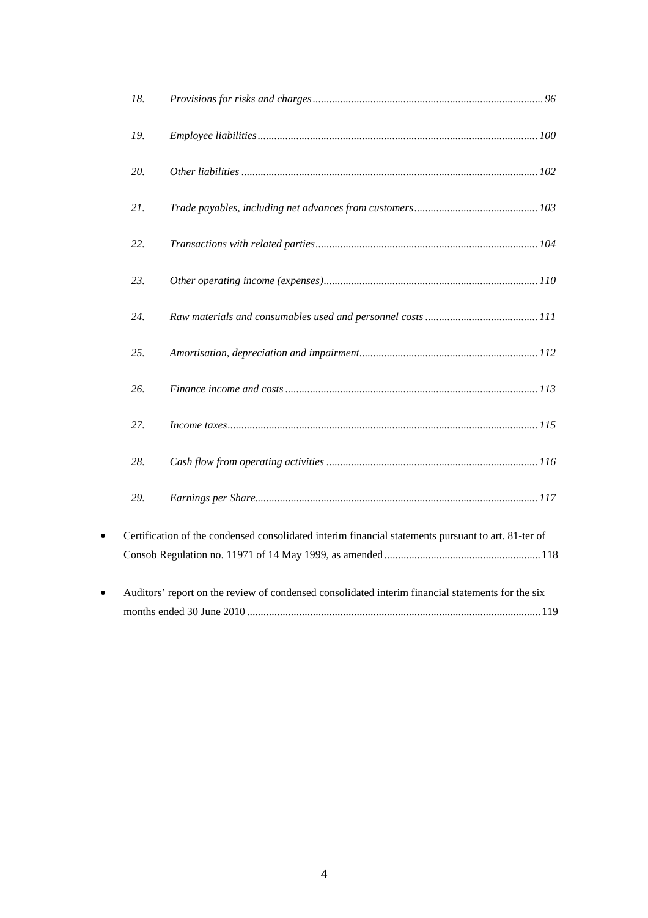18. *Provisions for risks and charges* ... *96*

19. *Employee liabilities* ... *100*

20. *Other liabilities* ... *102*

21. *Trade payables, including net advances from customers* ... *103*

22. *Transactions with related parties* ... *104*

23. *Other operating income (expenses)* ... *110*

24. *Raw materials and consumables used and personnel costs* ... *111*

25. *Amortisation, depreciation and impairment* ... *112*

26. *Finance income and costs* ... *113*

27. *Income taxes* ... *115*

28. *Cash flow from operating activities* ... *116*

29. *Earnings per Share* ... *117*

- Certification of the condensed consolidated interim financial statements pursuant to art. 81-ter of Consob Regulation no. 11971 of 14 May 1999, as amended ... 118
- Auditors' report on the review of condensed consolidated interim financial statements for the six months ended 30 June 2010 ... 119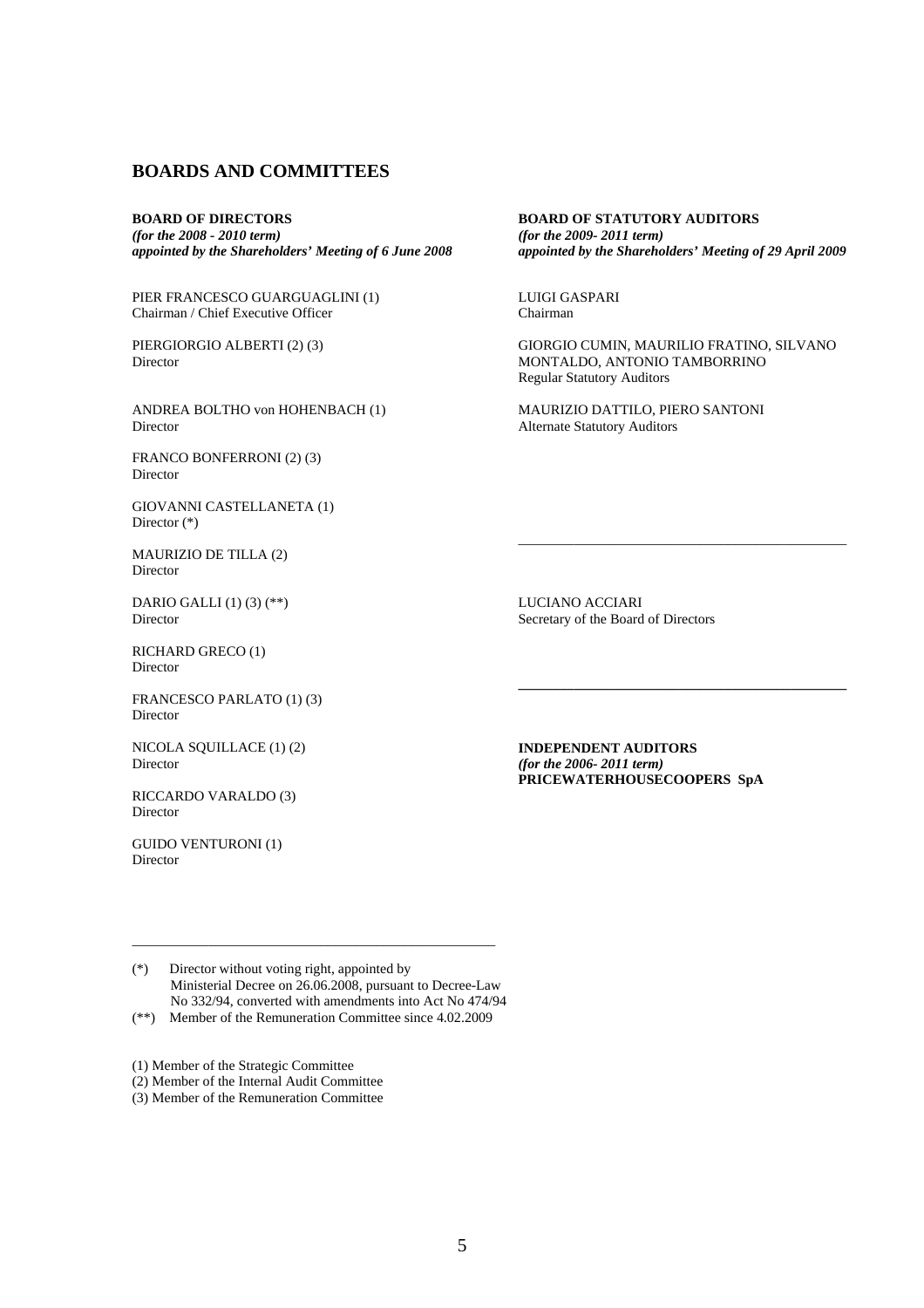# BOARDS AND COMMITTEES

**BOARD OF DIRECTORS**
***(for the 2008 - 2010 term)***
***appointed by the Shareholders' Meeting of 6 June 2008***

PIER FRANCESCO GUARGUAGLINI (1)
Chairman / Chief Executive Officer

PIERGIORGIO ALBERTI (2) (3)
Director

ANDREA BOLTHO von HOHENBACH (1)
Director

FRANCO BONFERRONI (2) (3)
Director

GIOVANNI CASTELLANETA (1)
Director (*)

MAURIZIO DE TILLA (2)
Director

DARIO GALLI (1) (3) (**)
Director

RICHARD GRECO (1)
Director

FRANCESCO PARLATO (1) (3)
Director

NICOLA SQUILLACE (1) (2)
Director

RICCARDO VARALDO (3)
Director

GUIDO VENTURONI (1)
Director

---

(*) Director without voting right, appointed by Ministerial Decree on 26.06.2008, pursuant to Decree-Law No 332/94, converted with amendments into Act No 474/94

(**) Member of the Remuneration Committee since 4.02.2009

(1) Member of the Strategic Committee
(2) Member of the Internal Audit Committee
(3) Member of the Remuneration Committee

**BOARD OF STATUTORY AUDITORS**
***(for the 2009- 2011 term)***
***appointed by the Shareholders' Meeting of 29 April 2009***

LUIGI GASPARI
Chairman

GIORGIO CUMIN, MAURILIO FRATINO, SILVANO MONTALDO, ANTONIO TAMBORRINO
Regular Statutory Auditors

MAURIZIO DATTILO, PIERO SANTONI
Alternate Statutory Auditors

---

LUCIANO ACCIARI
Secretary of the Board of Directors

---

**INDEPENDENT AUDITORS**
***(for the 2006- 2011 term)***
**PRICEWATERHOUSECOOPERS SpA**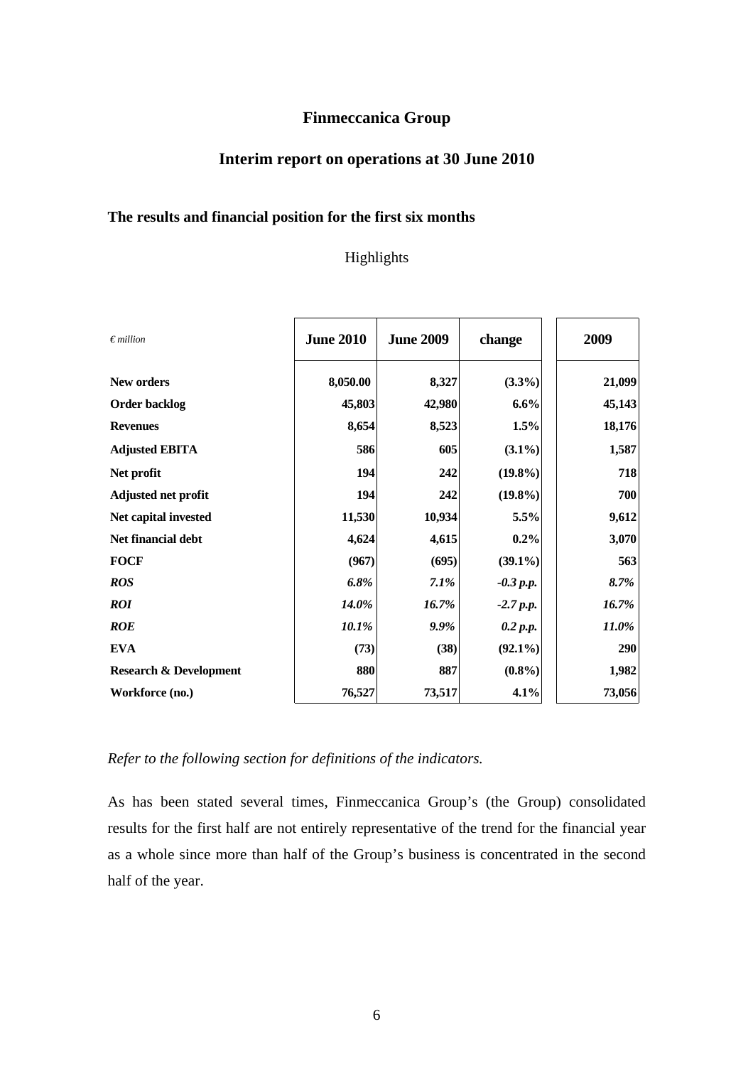# Finmeccanica Group

## Interim report on operations at 30 June 2010

### The results and financial position for the first six months

Highlights

| *€ million* | June 2010 | June 2009 | change | 2009 |
|---|---|---|---|---|
| **New orders** | **8,050.00** | **8,327** | **(3.3%)** | **21,099** |
| **Order backlog** | **45,803** | **42,980** | **6.6%** | **45,143** |
| **Revenues** | **8,654** | **8,523** | **1.5%** | **18,176** |
| **Adjusted EBITA** | **586** | **605** | **(3.1%)** | **1,587** |
| **Net profit** | **194** | **242** | **(19.8%)** | **718** |
| **Adjusted net profit** | **194** | **242** | **(19.8%)** | **700** |
| **Net capital invested** | **11,530** | **10,934** | **5.5%** | **9,612** |
| **Net financial debt** | **4,624** | **4,615** | **0.2%** | **3,070** |
| **FOCF** | **(967)** | **(695)** | **(39.1%)** | **563** |
| ***ROS*** | ***6.8%*** | ***7.1%*** | ***-0.3 p.p.*** | ***8.7%*** |
| ***ROI*** | ***14.0%*** | ***16.7%*** | ***-2.7 p.p.*** | ***16.7%*** |
| ***ROE*** | ***10.1%*** | ***9.9%*** | ***0.2 p.p.*** | ***11.0%*** |
| **EVA** | **(73)** | **(38)** | **(92.1%)** | **290** |
| **Research & Development** | **880** | **887** | **(0.8%)** | **1,982** |
| **Workforce (no.)** | **76,527** | **73,517** | **4.1%** | **73,056** |

*Refer to the following section for definitions of the indicators.*

As has been stated several times, Finmeccanica Group's (the Group) consolidated results for the first half are not entirely representative of the trend for the financial year as a whole since more than half of the Group's business is concentrated in the second half of the year.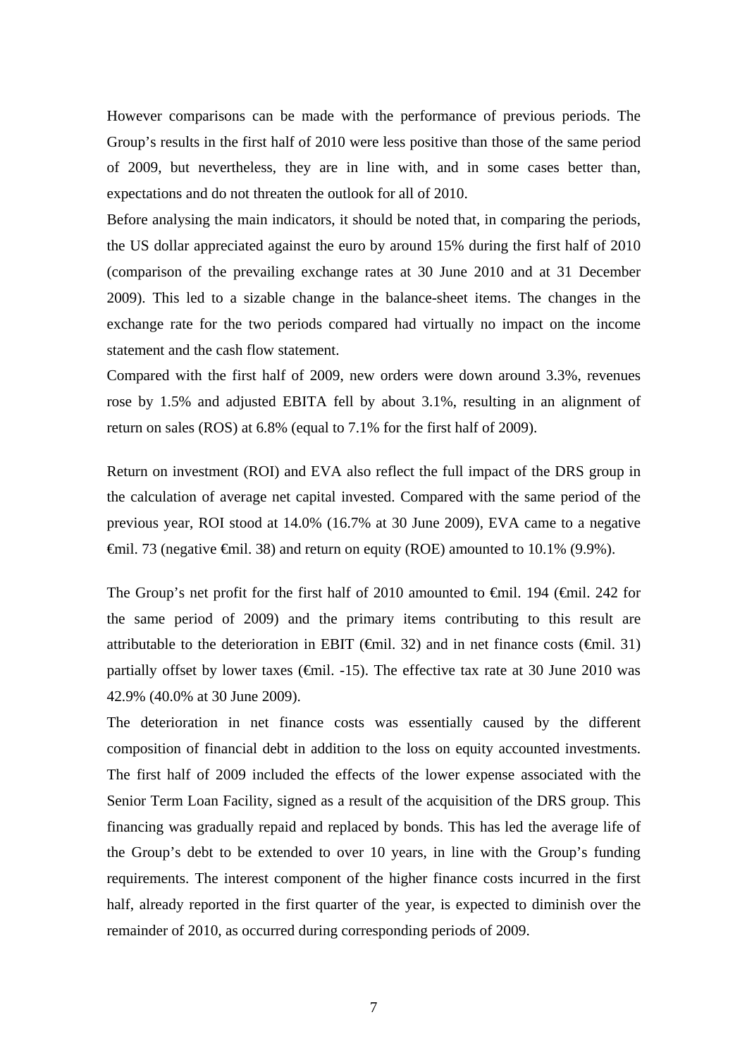However comparisons can be made with the performance of previous periods. The Group's results in the first half of 2010 were less positive than those of the same period of 2009, but nevertheless, they are in line with, and in some cases better than, expectations and do not threaten the outlook for all of 2010.
Before analysing the main indicators, it should be noted that, in comparing the periods, the US dollar appreciated against the euro by around 15% during the first half of 2010 (comparison of the prevailing exchange rates at 30 June 2010 and at 31 December 2009). This led to a sizable change in the balance-sheet items. The changes in the exchange rate for the two periods compared had virtually no impact on the income statement and the cash flow statement.
Compared with the first half of 2009, new orders were down around 3.3%, revenues rose by 1.5% and adjusted EBITA fell by about 3.1%, resulting in an alignment of return on sales (ROS) at 6.8% (equal to 7.1% for the first half of 2009).

Return on investment (ROI) and EVA also reflect the full impact of the DRS group in the calculation of average net capital invested. Compared with the same period of the previous year, ROI stood at 14.0% (16.7% at 30 June 2009), EVA came to a negative €mil. 73 (negative €mil. 38) and return on equity (ROE) amounted to 10.1% (9.9%).

The Group's net profit for the first half of 2010 amounted to €mil. 194 (€mil. 242 for the same period of 2009) and the primary items contributing to this result are attributable to the deterioration in EBIT (€mil. 32) and in net finance costs (€mil. 31) partially offset by lower taxes (€mil. -15). The effective tax rate at 30 June 2010 was 42.9% (40.0% at 30 June 2009).
The deterioration in net finance costs was essentially caused by the different composition of financial debt in addition to the loss on equity accounted investments. The first half of 2009 included the effects of the lower expense associated with the Senior Term Loan Facility, signed as a result of the acquisition of the DRS group. This financing was gradually repaid and replaced by bonds. This has led the average life of the Group's debt to be extended to over 10 years, in line with the Group's funding requirements. The interest component of the higher finance costs incurred in the first half, already reported in the first quarter of the year, is expected to diminish over the remainder of 2010, as occurred during corresponding periods of 2009.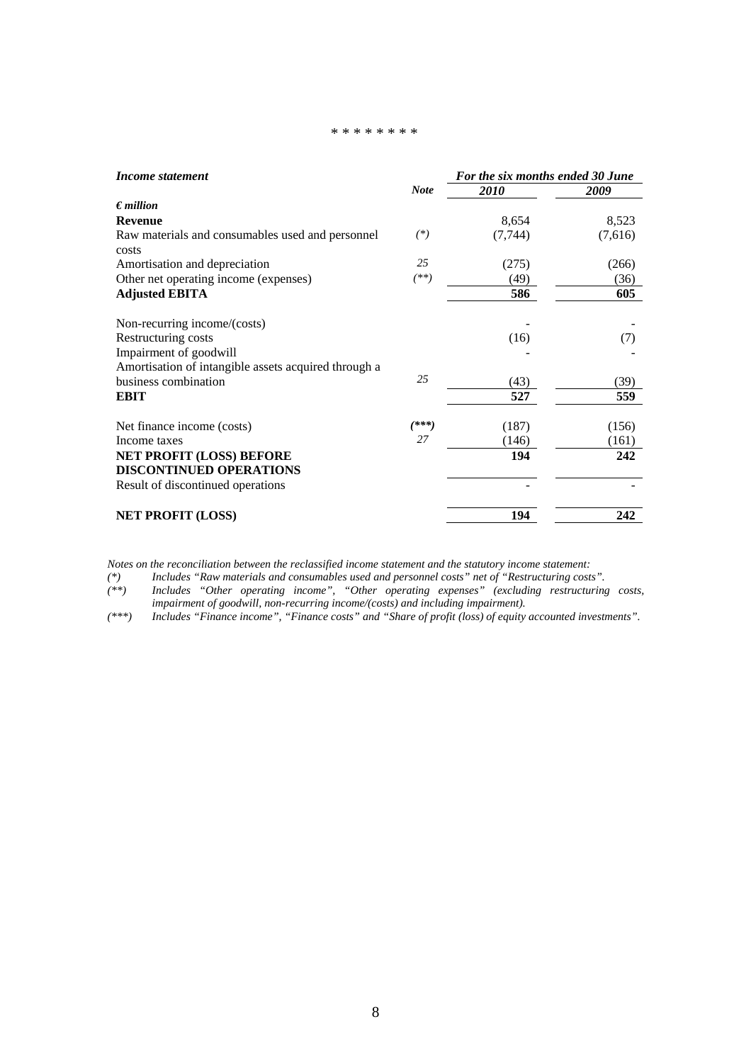\* \* \* \* \* \* \* \*

| ***Income statement*** | | *For the six months ended 30 June* | |
|---|---|---|---|
| | ***Note*** | ***2010*** | ***2009*** |
| ***€ million*** | | | |
| **Revenue** | | 8,654 | 8,523 |
| Raw materials and consumables used and personnel costs | *(\*)* | (7,744) | (7,616) |
| Amortisation and depreciation | *25* | (275) | (266) |
| Other net operating income (expenses) | *(\*\*)* | (49) | (36) |
| **Adjusted EBITA** | | **586** | **605** |
| Non-recurring income/(costs) | | - | - |
| Restructuring costs | | (16) | (7) |
| Impairment of goodwill | | - | - |
| Amortisation of intangible assets acquired through a business combination | *25* | (43) | (39) |
| **EBIT** | | **527** | **559** |
| Net finance income (costs) | ***(\*\*\*)*** | (187) | (156) |
| Income taxes | *27* | (146) | (161) |
| **NET PROFIT (LOSS) BEFORE DISCONTINUED OPERATIONS** | | **194** | **242** |
| Result of discontinued operations | | - | - |
| **NET PROFIT (LOSS)** | | **194** | **242** |

*Notes on the reconciliation between the reclassified income statement and the statutory income statement:*

*(\*) Includes "Raw materials and consumables used and personnel costs" net of "Restructuring costs".*

*(\*\*) Includes "Other operating income", "Other operating expenses" (excluding restructuring costs, impairment of goodwill, non-recurring income/(costs) and including impairment).*

*(\*\*\*) Includes "Finance income", "Finance costs" and "Share of profit (loss) of equity accounted investments".*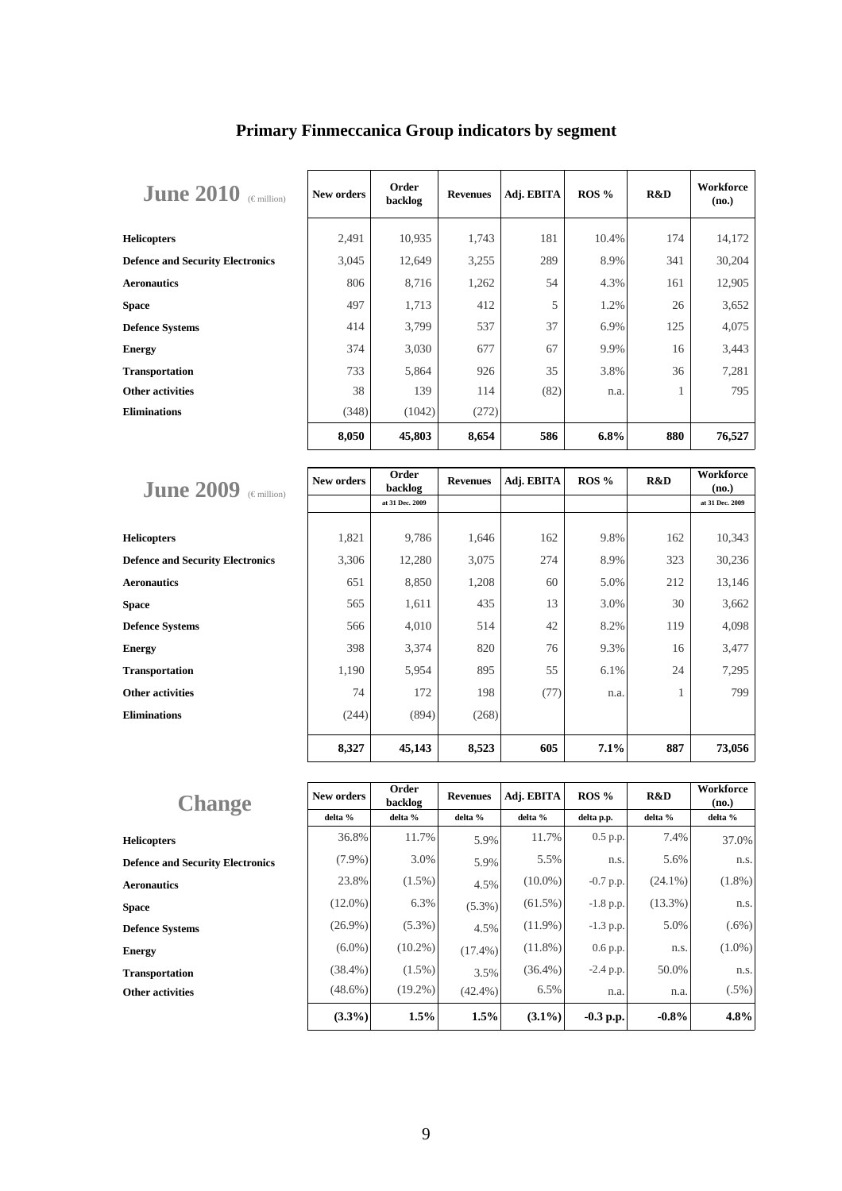# Primary Finmeccanica Group indicators by segment

| June 2010 (€ million) | New orders | Order backlog | Revenues | Adj. EBITA | ROS % | R&D | Workforce (no.) |
|---|---|---|---|---|---|---|---|
| Helicopters | 2,491 | 10,935 | 1,743 | 181 | 10.4% | 174 | 14,172 |
| Defence and Security Electronics | 3,045 | 12,649 | 3,255 | 289 | 8.9% | 341 | 30,204 |
| Aeronautics | 806 | 8,716 | 1,262 | 54 | 4.3% | 161 | 12,905 |
| Space | 497 | 1,713 | 412 | 5 | 1.2% | 26 | 3,652 |
| Defence Systems | 414 | 3,799 | 537 | 37 | 6.9% | 125 | 4,075 |
| Energy | 374 | 3,030 | 677 | 67 | 9.9% | 16 | 3,443 |
| Transportation | 733 | 5,864 | 926 | 35 | 3.8% | 36 | 7,281 |
| Other activities | 38 | 139 | 114 | (82) | n.a. | 1 | 795 |
| Eliminations | (348) | (1042) | (272) | | | | |
| | **8,050** | **45,803** | **8,654** | **586** | **6.8%** | **880** | **76,527** |

| June 2009 (€ million) | New orders | Order backlog | Revenues | Adj. EBITA | ROS % | R&D | Workforce (no.) |
|---|---|---|---|---|---|---|---|
| | | at 31 Dec. 2009 | | | | | at 31 Dec. 2009 |
| Helicopters | 1,821 | 9,786 | 1,646 | 162 | 9.8% | 162 | 10,343 |
| Defence and Security Electronics | 3,306 | 12,280 | 3,075 | 274 | 8.9% | 323 | 30,236 |
| Aeronautics | 651 | 8,850 | 1,208 | 60 | 5.0% | 212 | 13,146 |
| Space | 565 | 1,611 | 435 | 13 | 3.0% | 30 | 3,662 |
| Defence Systems | 566 | 4,010 | 514 | 42 | 8.2% | 119 | 4,098 |
| Energy | 398 | 3,374 | 820 | 76 | 9.3% | 16 | 3,477 |
| Transportation | 1,190 | 5,954 | 895 | 55 | 6.1% | 24 | 7,295 |
| Other activities | 74 | 172 | 198 | (77) | n.a. | 1 | 799 |
| Eliminations | (244) | (894) | (268) | | | | |
| | **8,327** | **45,143** | **8,523** | **605** | **7.1%** | **887** | **73,056** |

| Change | New orders | Order backlog | Revenues | Adj. EBITA | ROS % | R&D | Workforce (no.) |
|---|---|---|---|---|---|---|---|
| | delta % | delta % | delta % | delta % | delta p.p. | delta % | delta % |
| Helicopters | 36.8% | 11.7% | 5.9% | 11.7% | 0.5 p.p. | 7.4% | 37.0% |
| Defence and Security Electronics | (7.9%) | 3.0% | 5.9% | 5.5% | n.s. | 5.6% | n.s. |
| Aeronautics | 23.8% | (1.5%) | 4.5% | (10.0%) | -0.7 p.p. | (24.1%) | (1.8%) |
| Space | (12.0%) | 6.3% | (5.3%) | (61.5%) | -1.8 p.p. | (13.3%) | n.s. |
| Defence Systems | (26.9%) | (5.3%) | 4.5% | (11.9%) | -1.3 p.p. | 5.0% | (.6%) |
| Energy | (6.0%) | (10.2%) | (17.4%) | (11.8%) | 0.6 p.p. | n.s. | (1.0%) |
| Transportation | (38.4%) | (1.5%) | 3.5% | (36.4%) | -2.4 p.p. | 50.0% | n.s. |
| Other activities | (48.6%) | (19.2%) | (42.4%) | 6.5% | n.a. | n.a. | (.5%) |
| | **(3.3%)** | **1.5%** | **1.5%** | **(3.1%)** | **-0.3 p.p.** | **-0.8%** | **4.8%** |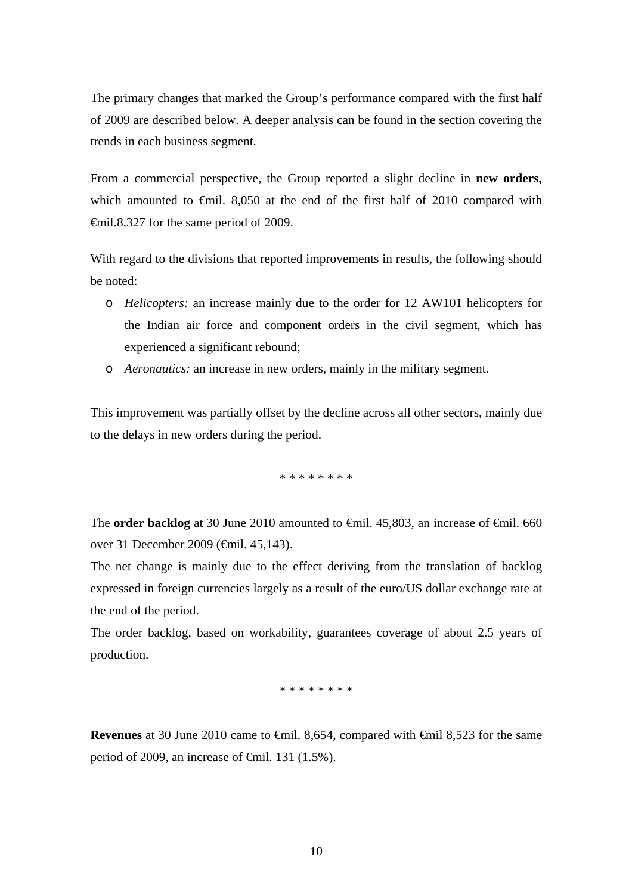The primary changes that marked the Group's performance compared with the first half of 2009 are described below. A deeper analysis can be found in the section covering the trends in each business segment.

From a commercial perspective, the Group reported a slight decline in **new orders,** which amounted to €mil. 8,050 at the end of the first half of 2010 compared with €mil.8,327 for the same period of 2009.

With regard to the divisions that reported improvements in results, the following should be noted:

- *Helicopters:* an increase mainly due to the order for 12 AW101 helicopters for the Indian air force and component orders in the civil segment, which has experienced a significant rebound;
- *Aeronautics:* an increase in new orders, mainly in the military segment.

This improvement was partially offset by the decline across all other sectors, mainly due to the delays in new orders during the period.

\* \* \* \* \* \* \* \*

The **order backlog** at 30 June 2010 amounted to €mil. 45,803, an increase of €mil. 660 over 31 December 2009 (€mil. 45,143).

The net change is mainly due to the effect deriving from the translation of backlog expressed in foreign currencies largely as a result of the euro/US dollar exchange rate at the end of the period.

The order backlog, based on workability, guarantees coverage of about 2.5 years of production.

\* \* \* \* \* \* \* \*

**Revenues** at 30 June 2010 came to €mil. 8,654, compared with €mil 8,523 for the same period of 2009, an increase of €mil. 131 (1.5%).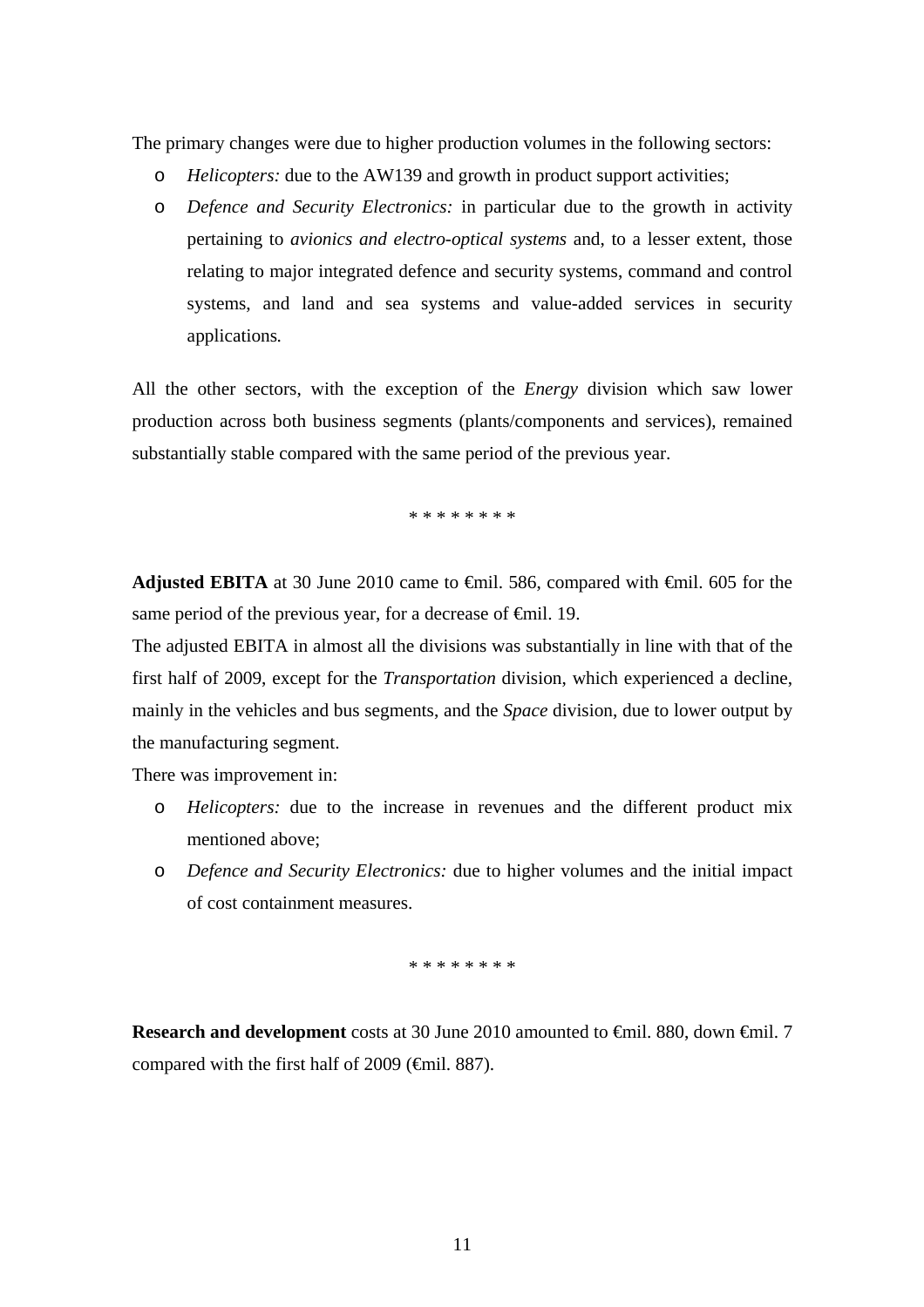The primary changes were due to higher production volumes in the following sectors:

- *Helicopters:* due to the AW139 and growth in product support activities;
- *Defence and Security Electronics:* in particular due to the growth in activity pertaining to *avionics and electro-optical systems* and, to a lesser extent, those relating to major integrated defence and security systems, command and control systems, and land and sea systems and value-added services in security applications.

All the other sectors, with the exception of the *Energy* division which saw lower production across both business segments (plants/components and services), remained substantially stable compared with the same period of the previous year.

\* \* \* \* \* \* \* \*

**Adjusted EBITA** at 30 June 2010 came to €mil. 586, compared with €mil. 605 for the same period of the previous year, for a decrease of €mil. 19.

The adjusted EBITA in almost all the divisions was substantially in line with that of the first half of 2009, except for the *Transportation* division, which experienced a decline, mainly in the vehicles and bus segments, and the *Space* division, due to lower output by the manufacturing segment.

There was improvement in:

- *Helicopters:* due to the increase in revenues and the different product mix mentioned above;
- *Defence and Security Electronics:* due to higher volumes and the initial impact of cost containment measures.

\* \* \* \* \* \* \* \*

**Research and development** costs at 30 June 2010 amounted to €mil. 880, down €mil. 7 compared with the first half of 2009 (€mil. 887).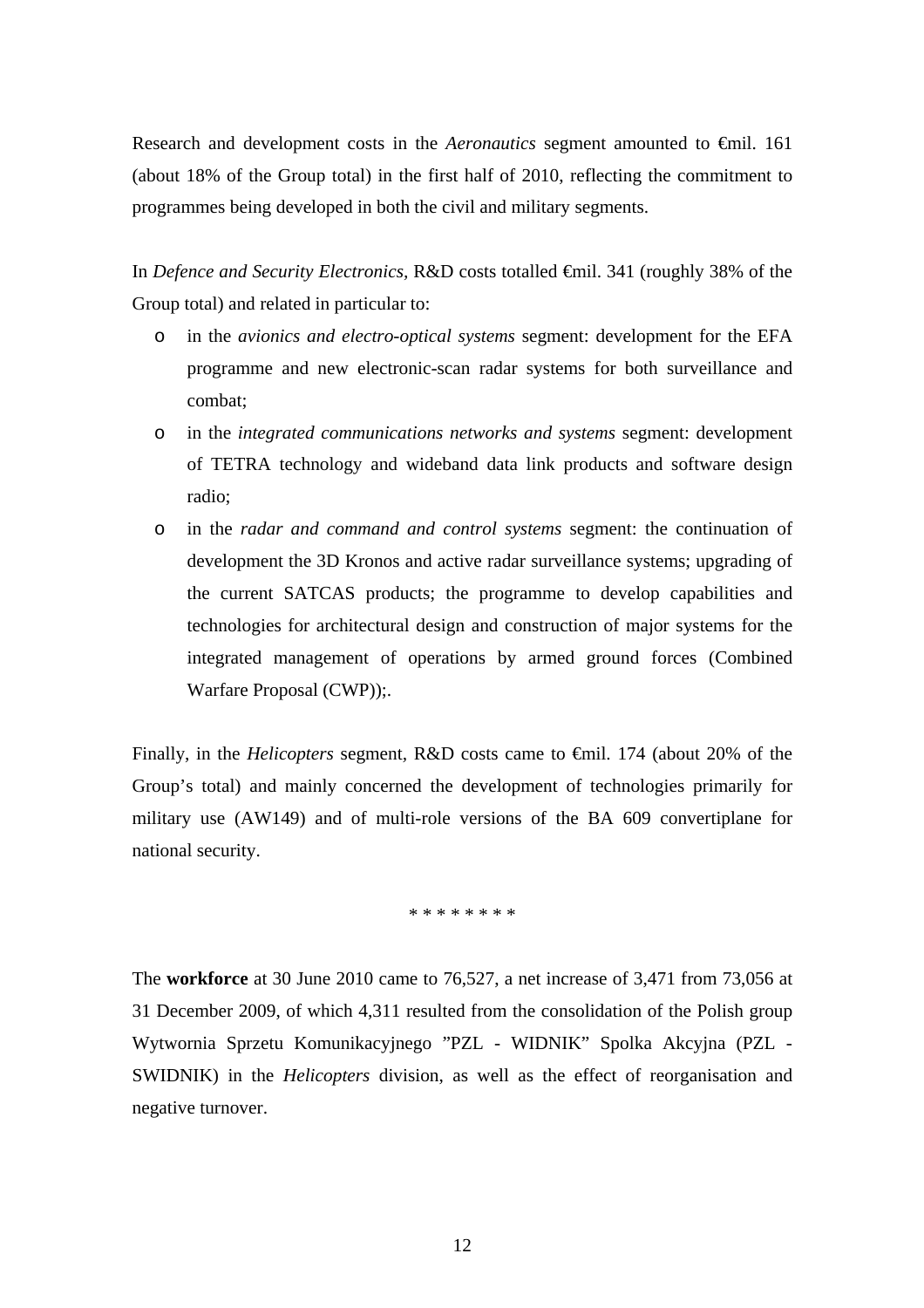Research and development costs in the *Aeronautics* segment amounted to €mil. 161 (about 18% of the Group total) in the first half of 2010, reflecting the commitment to programmes being developed in both the civil and military segments.

In *Defence and Security Electronics,* R&D costs totalled €mil. 341 (roughly 38% of the Group total) and related in particular to:

- in the *avionics and electro-optical systems* segment: development for the EFA programme and new electronic-scan radar systems for both surveillance and combat;
- in the *integrated communications networks and systems* segment: development of TETRA technology and wideband data link products and software design radio;
- in the *radar and command and control systems* segment: the continuation of development the 3D Kronos and active radar surveillance systems; upgrading of the current SATCAS products; the programme to develop capabilities and technologies for architectural design and construction of major systems for the integrated management of operations by armed ground forces (Combined Warfare Proposal (CWP));.

Finally, in the *Helicopters* segment, R&D costs came to €mil. 174 (about 20% of the Group's total) and mainly concerned the development of technologies primarily for military use (AW149) and of multi-role versions of the BA 609 convertiplane for national security.

\* \* \* \* \* \* \* \*

The **workforce** at 30 June 2010 came to 76,527, a net increase of 3,471 from 73,056 at 31 December 2009, of which 4,311 resulted from the consolidation of the Polish group Wytwornia Sprzetu Komunikacyjnego "PZL - WIDNIK" Spolka Akcyjna (PZL - SWIDNIK) in the *Helicopters* division, as well as the effect of reorganisation and negative turnover.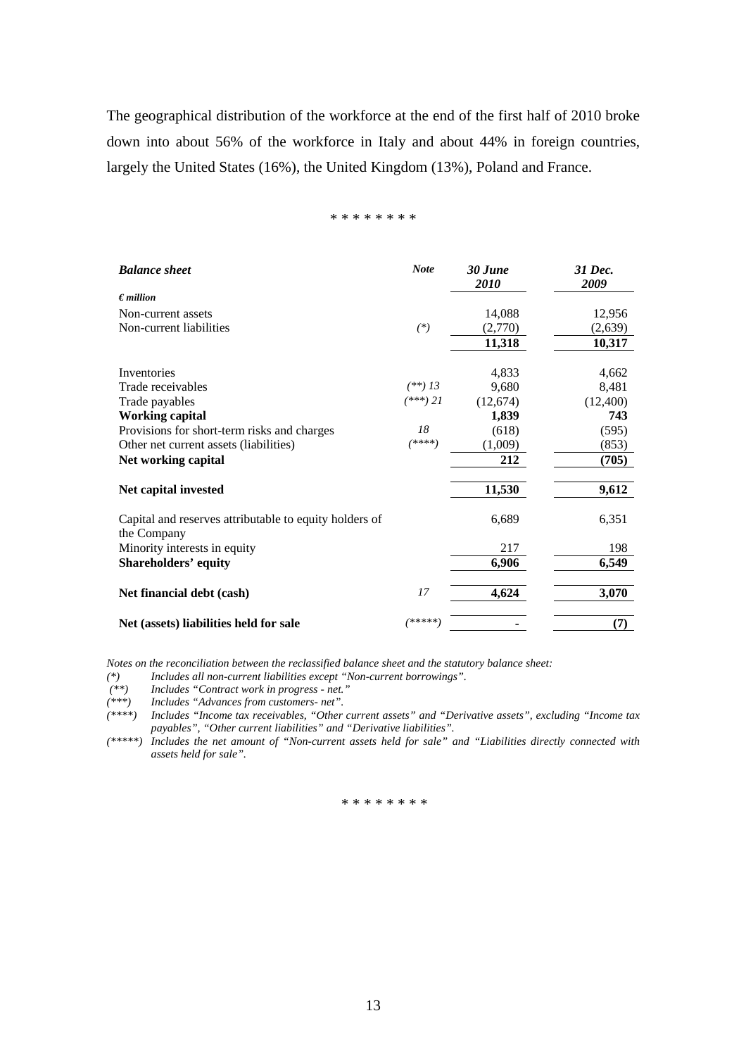The geographical distribution of the workforce at the end of the first half of 2010 broke down into about 56% of the workforce in Italy and about 44% in foreign countries, largely the United States (16%), the United Kingdom (13%), Poland and France.

\* \* \* \* \* \* \* \*

| ***Balance sheet*** | ***Note*** | ***30 June 2010*** | ***31 Dec. 2009*** |
|---|---|---|---|
| ***€ million*** | | | |
| Non-current assets | | 14,088 | 12,956 |
| Non-current liabilities | *(\*)* | (2,770) | (2,639) |
| | | **11,318** | **10,317** |
| Inventories | | 4,833 | 4,662 |
| Trade receivables | *(\*\*) 13* | 9,680 | 8,481 |
| Trade payables | *(\*\*\*) 21* | (12,674) | (12,400) |
| **Working capital** | | **1,839** | **743** |
| Provisions for short-term risks and charges | *18* | (618) | (595) |
| Other net current assets (liabilities) | *(\*\*\*\*)* | (1,009) | (853) |
| **Net working capital** | | **212** | **(705)** |
| **Net capital invested** | | **11,530** | **9,612** |
| Capital and reserves attributable to equity holders of the Company | | 6,689 | 6,351 |
| Minority interests in equity | | 217 | 198 |
| **Shareholders' equity** | | **6,906** | **6,549** |
| **Net financial debt (cash)** | *17* | **4,624** | **3,070** |
| **Net (assets) liabilities held for sale** | *(\*\*\*\*\*)* | **-** | **(7)** |

*Notes on the reconciliation between the reclassified balance sheet and the statutory balance sheet:*

*(\*) Includes all non-current liabilities except "Non-current borrowings".*

*(\*\*) Includes "Contract work in progress - net."*

*(\*\*\*) Includes "Advances from customers- net".*

*(\*\*\*\*) Includes "Income tax receivables, "Other current assets" and "Derivative assets", excluding "Income tax payables", "Other current liabilities" and "Derivative liabilities".*

*(\*\*\*\*\*) Includes the net amount of "Non-current assets held for sale" and "Liabilities directly connected with assets held for sale".*

\* \* \* \* \* \* \* \*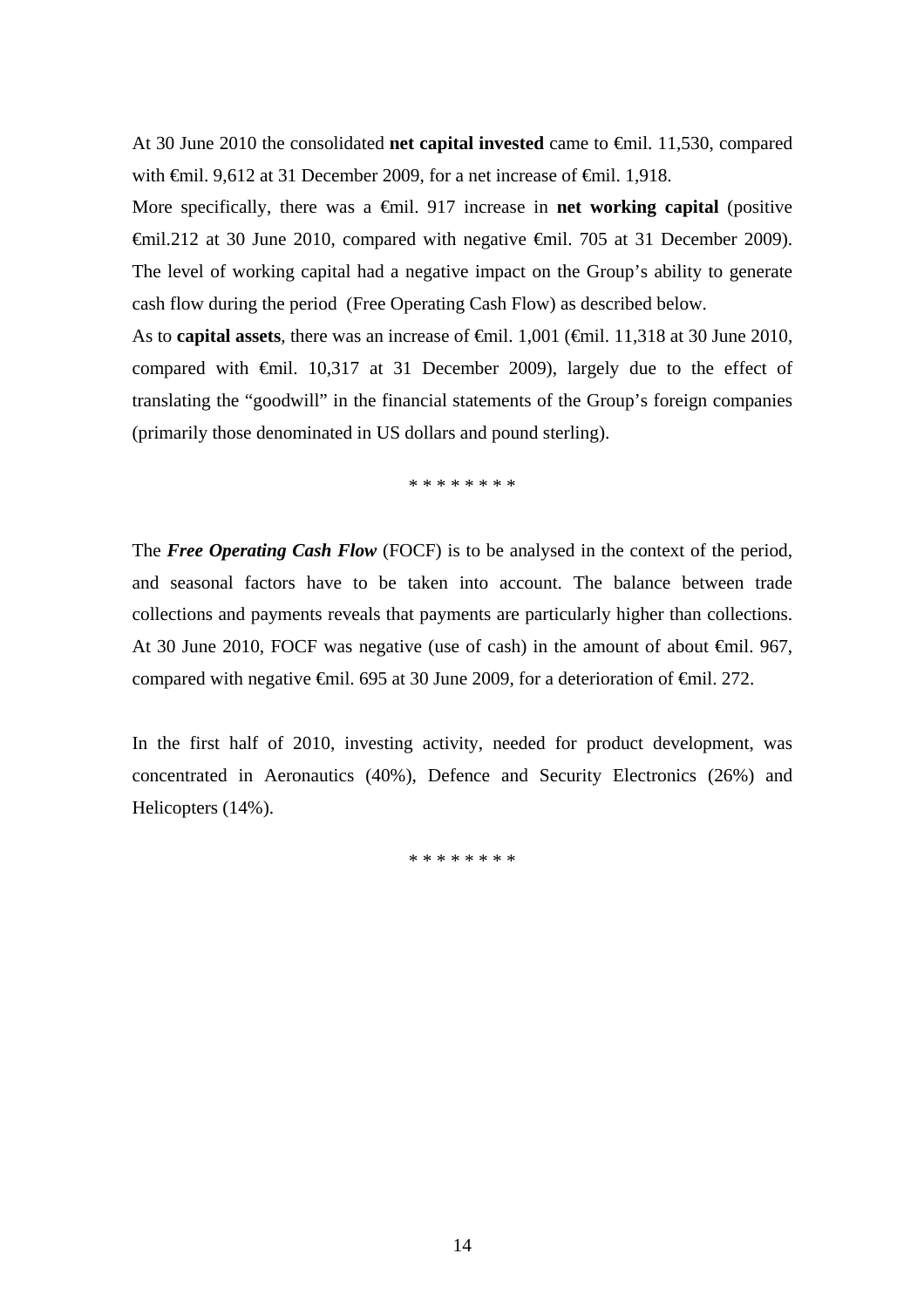At 30 June 2010 the consolidated **net capital invested** came to €mil. 11,530, compared with €mil. 9,612 at 31 December 2009, for a net increase of €mil. 1,918.

More specifically, there was a €mil. 917 increase in **net working capital** (positive €mil.212 at 30 June 2010, compared with negative €mil. 705 at 31 December 2009). The level of working capital had a negative impact on the Group's ability to generate cash flow during the period (Free Operating Cash Flow) as described below.

As to **capital assets**, there was an increase of €mil. 1,001 (€mil. 11,318 at 30 June 2010, compared with €mil. 10,317 at 31 December 2009), largely due to the effect of translating the "goodwill" in the financial statements of the Group's foreign companies (primarily those denominated in US dollars and pound sterling).

* * * * * * * *

The ***Free Operating Cash Flow*** (FOCF) is to be analysed in the context of the period, and seasonal factors have to be taken into account. The balance between trade collections and payments reveals that payments are particularly higher than collections. At 30 June 2010, FOCF was negative (use of cash) in the amount of about €mil. 967, compared with negative €mil. 695 at 30 June 2009, for a deterioration of €mil. 272.

In the first half of 2010, investing activity, needed for product development, was concentrated in Aeronautics (40%), Defence and Security Electronics (26%) and Helicopters (14%).

* * * * * * * *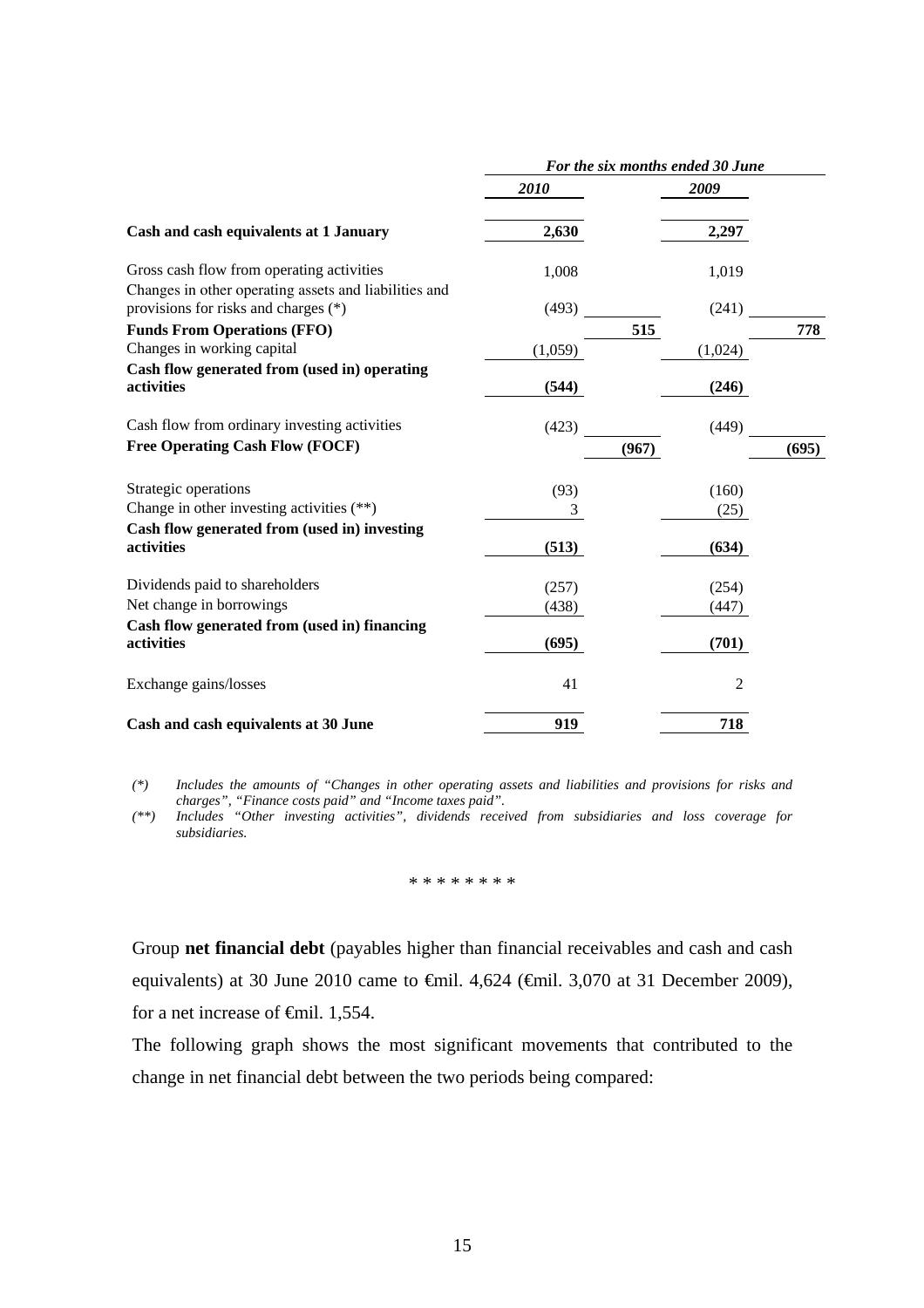| | *For the six months ended 30 June* | | | |
|---|---|---|---|---|
| | ***2010*** | | ***2009*** | |
| **Cash and cash equivalents at 1 January** | **2,630** | | **2,297** | |
| Gross cash flow from operating activities | 1,008 | | 1,019 | |
| Changes in other operating assets and liabilities and provisions for risks and charges (*) | (493) | | (241) | |
| **Funds From Operations (FFO)** | | **515** | | **778** |
| Changes in working capital | (1,059) | | (1,024) | |
| **Cash flow generated from (used in) operating activities** | **(544)** | | **(246)** | |
| Cash flow from ordinary investing activities | (423) | | (449) | |
| **Free Operating Cash Flow (FOCF)** | | **(967)** | | **(695)** |
| Strategic operations | (93) | | (160) | |
| Change in other investing activities (**) | 3 | | (25) | |
| **Cash flow generated from (used in) investing activities** | **(513)** | | **(634)** | |
| Dividends paid to shareholders | (257) | | (254) | |
| Net change in borrowings | (438) | | (447) | |
| **Cash flow generated from (used in) financing activities** | **(695)** | | **(701)** | |
| Exchange gains/losses | 41 | | 2 | |
| **Cash and cash equivalents at 30 June** | **919** | | **718** | |

*(*) Includes the amounts of "Changes in other operating assets and liabilities and provisions for risks and charges", "Finance costs paid" and "Income taxes paid".*

*(**) Includes "Other investing activities", dividends received from subsidiaries and loss coverage for subsidiaries.*

\* \* \* \* \* \* \* \*

Group **net financial debt** (payables higher than financial receivables and cash and cash equivalents) at 30 June 2010 came to €mil. 4,624 (€mil. 3,070 at 31 December 2009), for a net increase of €mil. 1,554.

The following graph shows the most significant movements that contributed to the change in net financial debt between the two periods being compared: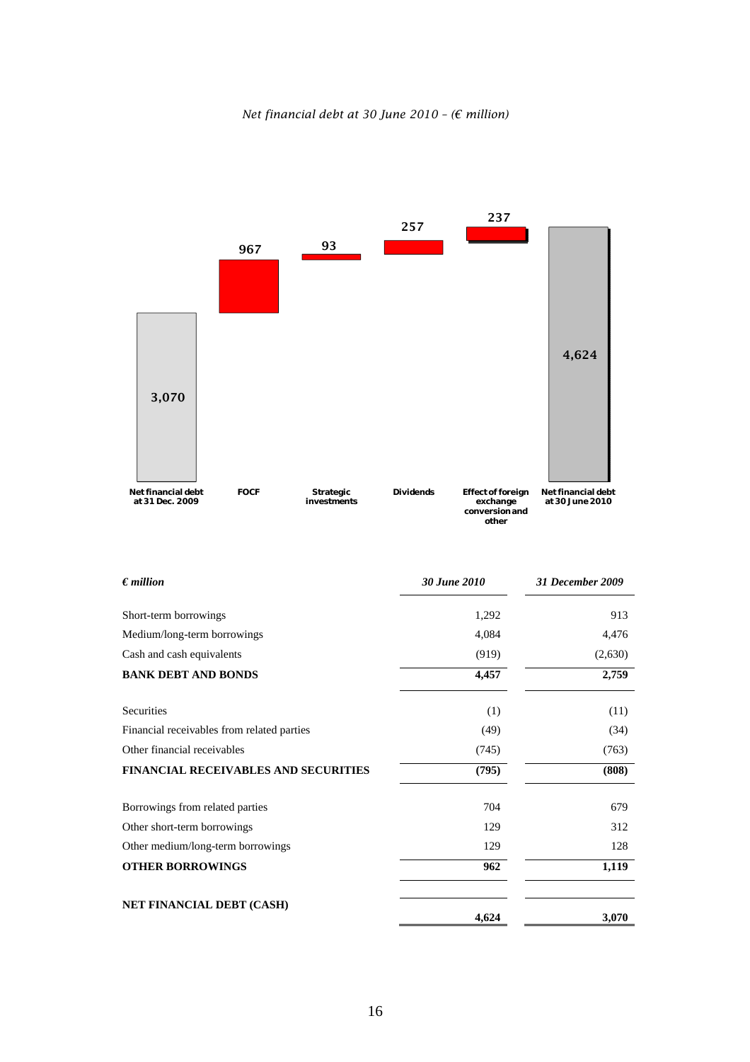*Net financial debt at 30 June 2010 – (€ million)*

| Net financial debt at 31 Dec. 2009 | FOCF | Strategic investments | Dividends | Effect of foreign exchange conversion and other | Net financial debt at 30 June 2010 |
|---|---|---|---|---|---|
| 3,070 | 967 | 93 | 257 | 237 | 4,624 |

| *€ million* | *30 June 2010* | *31 December 2009* |
|---|---|---|
| Short-term borrowings | 1,292 | 913 |
| Medium/long-term borrowings | 4,084 | 4,476 |
| Cash and cash equivalents | (919) | (2,630) |
| **BANK DEBT AND BONDS** | **4,457** | **2,759** |
| Securities | (1) | (11) |
| Financial receivables from related parties | (49) | (34) |
| Other financial receivables | (745) | (763) |
| **FINANCIAL RECEIVABLES AND SECURITIES** | **(795)** | **(808)** |
| Borrowings from related parties | 704 | 679 |
| Other short-term borrowings | 129 | 312 |
| Other medium/long-term borrowings | 129 | 128 |
| **OTHER BORROWINGS** | **962** | **1,119** |
| **NET FINANCIAL DEBT (CASH)** | **4,624** | **3,070** |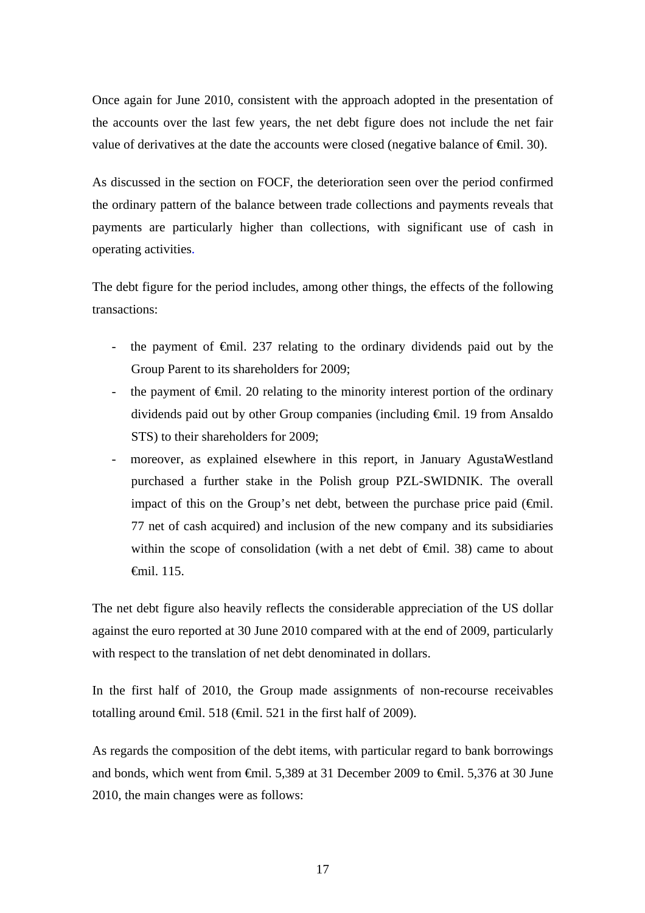Once again for June 2010, consistent with the approach adopted in the presentation of the accounts over the last few years, the net debt figure does not include the net fair value of derivatives at the date the accounts were closed (negative balance of €mil. 30).

As discussed in the section on FOCF, the deterioration seen over the period confirmed the ordinary pattern of the balance between trade collections and payments reveals that payments are particularly higher than collections, with significant use of cash in operating activities.

The debt figure for the period includes, among other things, the effects of the following transactions:

- the payment of €mil. 237 relating to the ordinary dividends paid out by the Group Parent to its shareholders for 2009;
- the payment of €mil. 20 relating to the minority interest portion of the ordinary dividends paid out by other Group companies (including €mil. 19 from Ansaldo STS) to their shareholders for 2009;
- moreover, as explained elsewhere in this report, in January AgustaWestland purchased a further stake in the Polish group PZL-SWIDNIK. The overall impact of this on the Group's net debt, between the purchase price paid (€mil. 77 net of cash acquired) and inclusion of the new company and its subsidiaries within the scope of consolidation (with a net debt of €mil. 38) came to about €mil. 115.

The net debt figure also heavily reflects the considerable appreciation of the US dollar against the euro reported at 30 June 2010 compared with at the end of 2009, particularly with respect to the translation of net debt denominated in dollars.

In the first half of 2010, the Group made assignments of non-recourse receivables totalling around €mil. 518 (€mil. 521 in the first half of 2009).

As regards the composition of the debt items, with particular regard to bank borrowings and bonds, which went from €mil. 5,389 at 31 December 2009 to €mil. 5,376 at 30 June 2010, the main changes were as follows: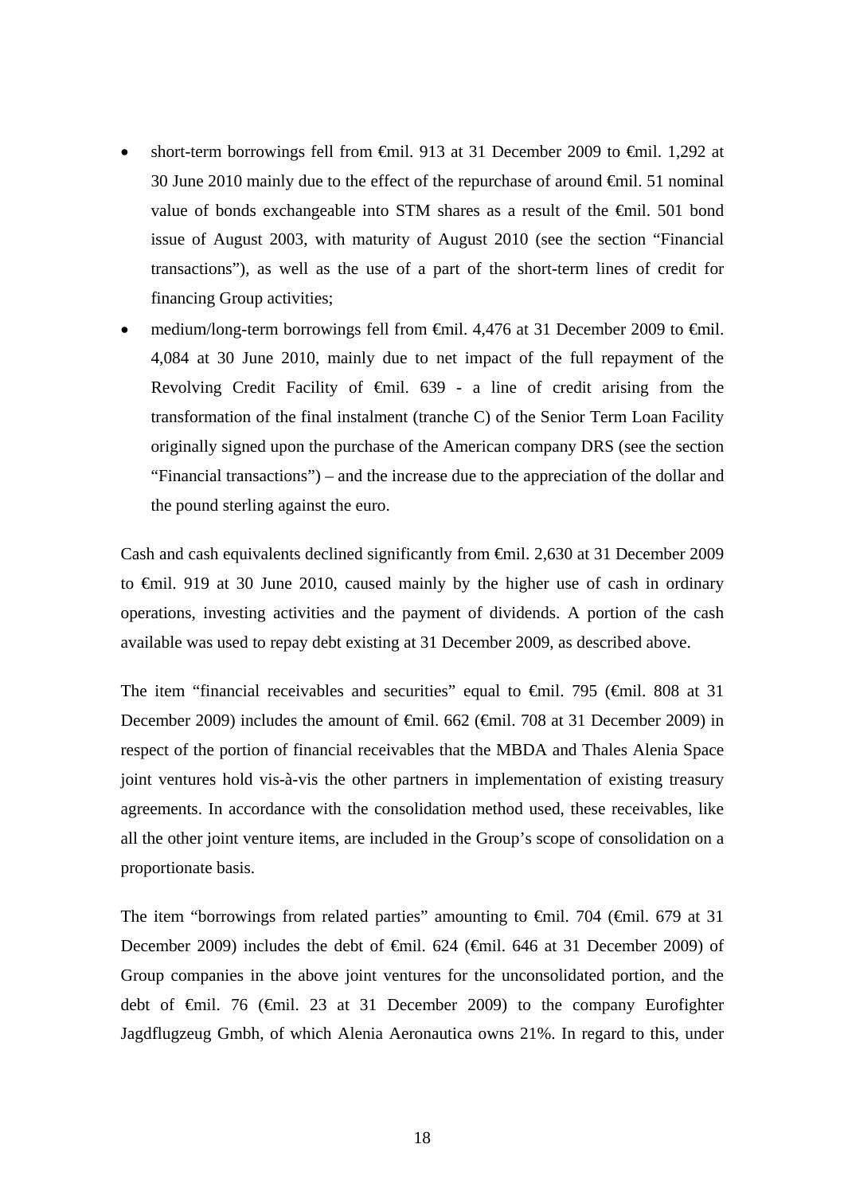- short-term borrowings fell from €mil. 913 at 31 December 2009 to €mil. 1,292 at 30 June 2010 mainly due to the effect of the repurchase of around €mil. 51 nominal value of bonds exchangeable into STM shares as a result of the €mil. 501 bond issue of August 2003, with maturity of August 2010 (see the section "Financial transactions"), as well as the use of a part of the short-term lines of credit for financing Group activities;
- medium/long-term borrowings fell from €mil. 4,476 at 31 December 2009 to €mil. 4,084 at 30 June 2010, mainly due to net impact of the full repayment of the Revolving Credit Facility of €mil. 639 - a line of credit arising from the transformation of the final instalment (tranche C) of the Senior Term Loan Facility originally signed upon the purchase of the American company DRS (see the section "Financial transactions") – and the increase due to the appreciation of the dollar and the pound sterling against the euro.

Cash and cash equivalents declined significantly from €mil. 2,630 at 31 December 2009 to €mil. 919 at 30 June 2010, caused mainly by the higher use of cash in ordinary operations, investing activities and the payment of dividends. A portion of the cash available was used to repay debt existing at 31 December 2009, as described above.

The item "financial receivables and securities" equal to €mil. 795 (€mil. 808 at 31 December 2009) includes the amount of €mil. 662 (€mil. 708 at 31 December 2009) in respect of the portion of financial receivables that the MBDA and Thales Alenia Space joint ventures hold vis-à-vis the other partners in implementation of existing treasury agreements. In accordance with the consolidation method used, these receivables, like all the other joint venture items, are included in the Group's scope of consolidation on a proportionate basis.

The item "borrowings from related parties" amounting to €mil. 704 (€mil. 679 at 31 December 2009) includes the debt of €mil. 624 (€mil. 646 at 31 December 2009) of Group companies in the above joint ventures for the unconsolidated portion, and the debt of €mil. 76 (€mil. 23 at 31 December 2009) to the company Eurofighter Jagdflugzeug Gmbh, of which Alenia Aeronautica owns 21%. In regard to this, under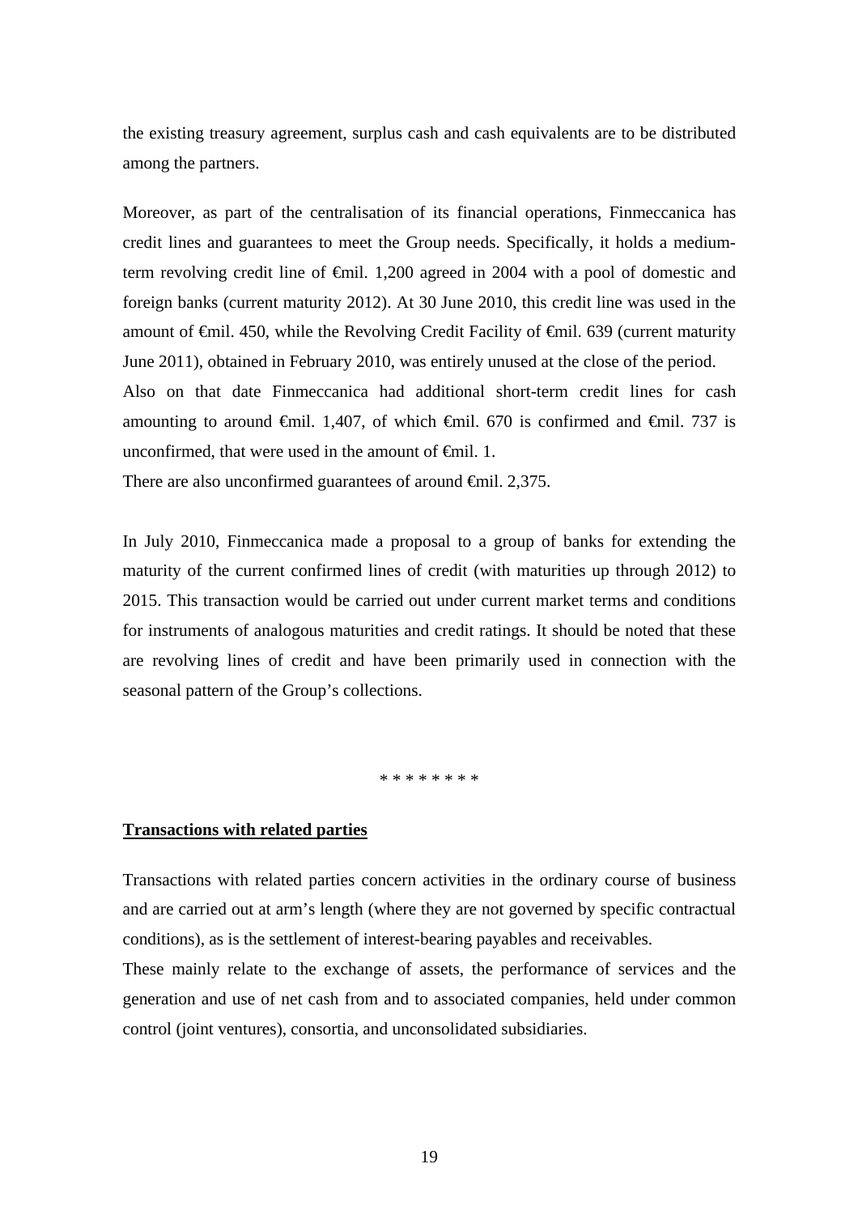the existing treasury agreement, surplus cash and cash equivalents are to be distributed among the partners.

Moreover, as part of the centralisation of its financial operations, Finmeccanica has credit lines and guarantees to meet the Group needs. Specifically, it holds a medium-term revolving credit line of €mil. 1,200 agreed in 2004 with a pool of domestic and foreign banks (current maturity 2012). At 30 June 2010, this credit line was used in the amount of €mil. 450, while the Revolving Credit Facility of €mil. 639 (current maturity June 2011), obtained in February 2010, was entirely unused at the close of the period.
Also on that date Finmeccanica had additional short-term credit lines for cash amounting to around €mil. 1,407, of which €mil. 670 is confirmed and €mil. 737 is unconfirmed, that were used in the amount of €mil. 1.
There are also unconfirmed guarantees of around €mil. 2,375.

In July 2010, Finmeccanica made a proposal to a group of banks for extending the maturity of the current confirmed lines of credit (with maturities up through 2012) to 2015. This transaction would be carried out under current market terms and conditions for instruments of analogous maturities and credit ratings. It should be noted that these are revolving lines of credit and have been primarily used in connection with the seasonal pattern of the Group's collections.

* * * * * * * *

## Transactions with related parties

Transactions with related parties concern activities in the ordinary course of business and are carried out at arm's length (where they are not governed by specific contractual conditions), as is the settlement of interest-bearing payables and receivables.
These mainly relate to the exchange of assets, the performance of services and the generation and use of net cash from and to associated companies, held under common control (joint ventures), consortia, and unconsolidated subsidiaries.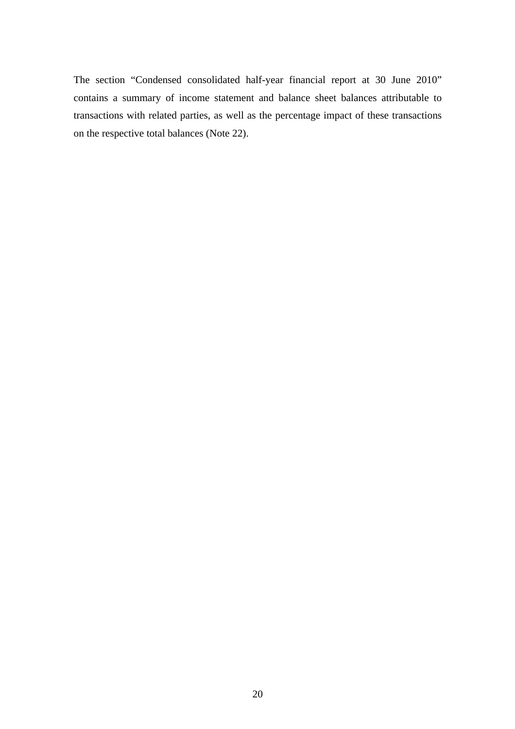The section “Condensed consolidated half-year financial report at 30 June 2010” contains a summary of income statement and balance sheet balances attributable to transactions with related parties, as well as the percentage impact of these transactions on the respective total balances (Note 22).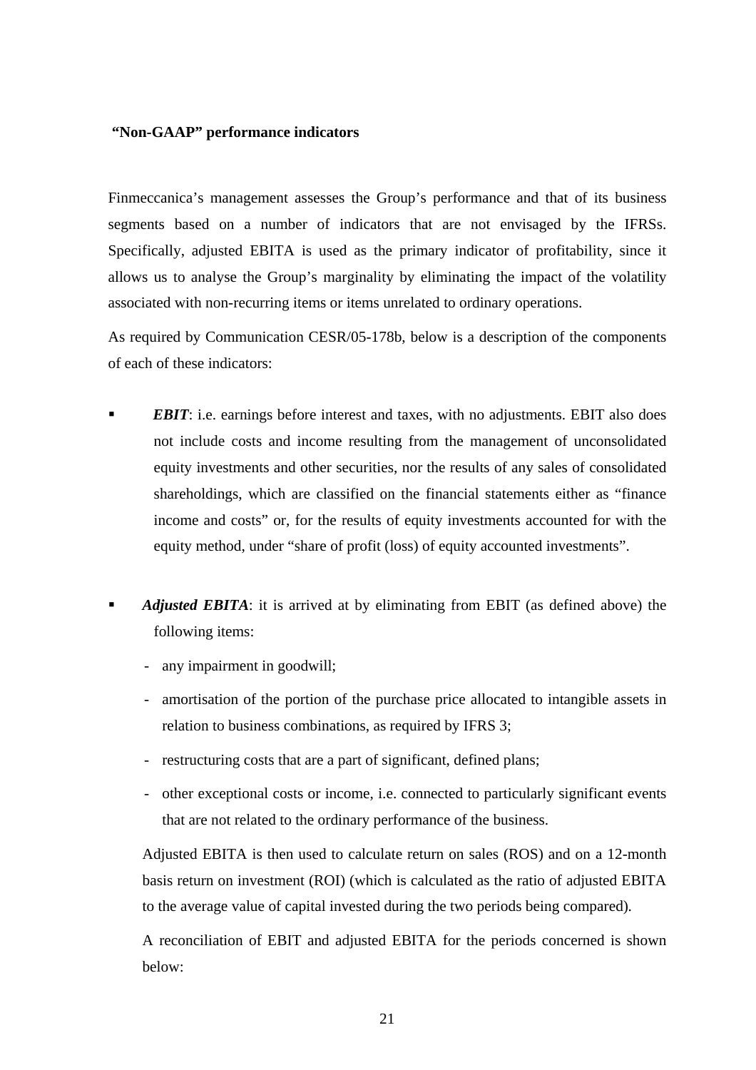**“Non-GAAP” performance indicators**

Finmeccanica’s management assesses the Group’s performance and that of its business segments based on a number of indicators that are not envisaged by the IFRSs. Specifically, adjusted EBITA is used as the primary indicator of profitability, since it allows us to analyse the Group’s marginality by eliminating the impact of the volatility associated with non-recurring items or items unrelated to ordinary operations.

As required by Communication CESR/05-178b, below is a description of the components of each of these indicators:

- ***EBIT***: i.e. earnings before interest and taxes, with no adjustments. EBIT also does not include costs and income resulting from the management of unconsolidated equity investments and other securities, nor the results of any sales of consolidated shareholdings, which are classified on the financial statements either as “finance income and costs” or, for the results of equity investments accounted for with the equity method, under “share of profit (loss) of equity accounted investments”.

- ***Adjusted EBITA***: it is arrived at by eliminating from EBIT (as defined above) the following items:
  - any impairment in goodwill;
  - amortisation of the portion of the purchase price allocated to intangible assets in relation to business combinations, as required by IFRS 3;
  - restructuring costs that are a part of significant, defined plans;
  - other exceptional costs or income, i.e. connected to particularly significant events that are not related to the ordinary performance of the business.

  Adjusted EBITA is then used to calculate return on sales (ROS) and on a 12-month basis return on investment (ROI) (which is calculated as the ratio of adjusted EBITA to the average value of capital invested during the two periods being compared).

  A reconciliation of EBIT and adjusted EBITA for the periods concerned is shown below: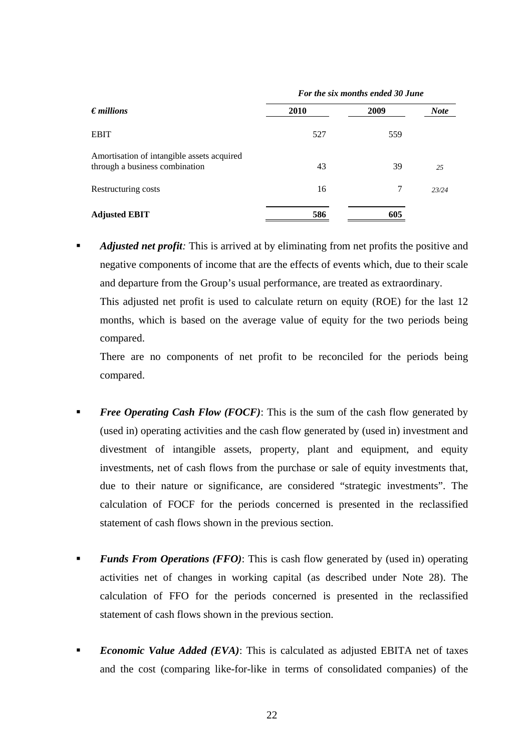| *€ millions* | *For the six months ended 30 June* 2010 | 2009 | *Note* |
|---|---|---|---|
| EBIT | 527 | 559 | |
| Amortisation of intangible assets acquired through a business combination | 43 | 39 | *25* |
| Restructuring costs | 16 | 7 | *23/24* |
| **Adjusted EBIT** | **586** | **605** | |

- ***Adjusted net profit**:* This is arrived at by eliminating from net profits the positive and negative components of income that are the effects of events which, due to their scale and departure from the Group's usual performance, are treated as extraordinary.

  This adjusted net profit is used to calculate return on equity (ROE) for the last 12 months, which is based on the average value of equity for the two periods being compared.

  There are no components of net profit to be reconciled for the periods being compared.

- ***Free Operating Cash Flow (FOCF)***: This is the sum of the cash flow generated by (used in) operating activities and the cash flow generated by (used in) investment and divestment of intangible assets, property, plant and equipment, and equity investments, net of cash flows from the purchase or sale of equity investments that, due to their nature or significance, are considered "strategic investments". The calculation of FOCF for the periods concerned is presented in the reclassified statement of cash flows shown in the previous section.

- ***Funds From Operations (FFO)***: This is cash flow generated by (used in) operating activities net of changes in working capital (as described under Note 28). The calculation of FFO for the periods concerned is presented in the reclassified statement of cash flows shown in the previous section.

- ***Economic Value Added (EVA)***: This is calculated as adjusted EBITA net of taxes and the cost (comparing like-for-like in terms of consolidated companies) of the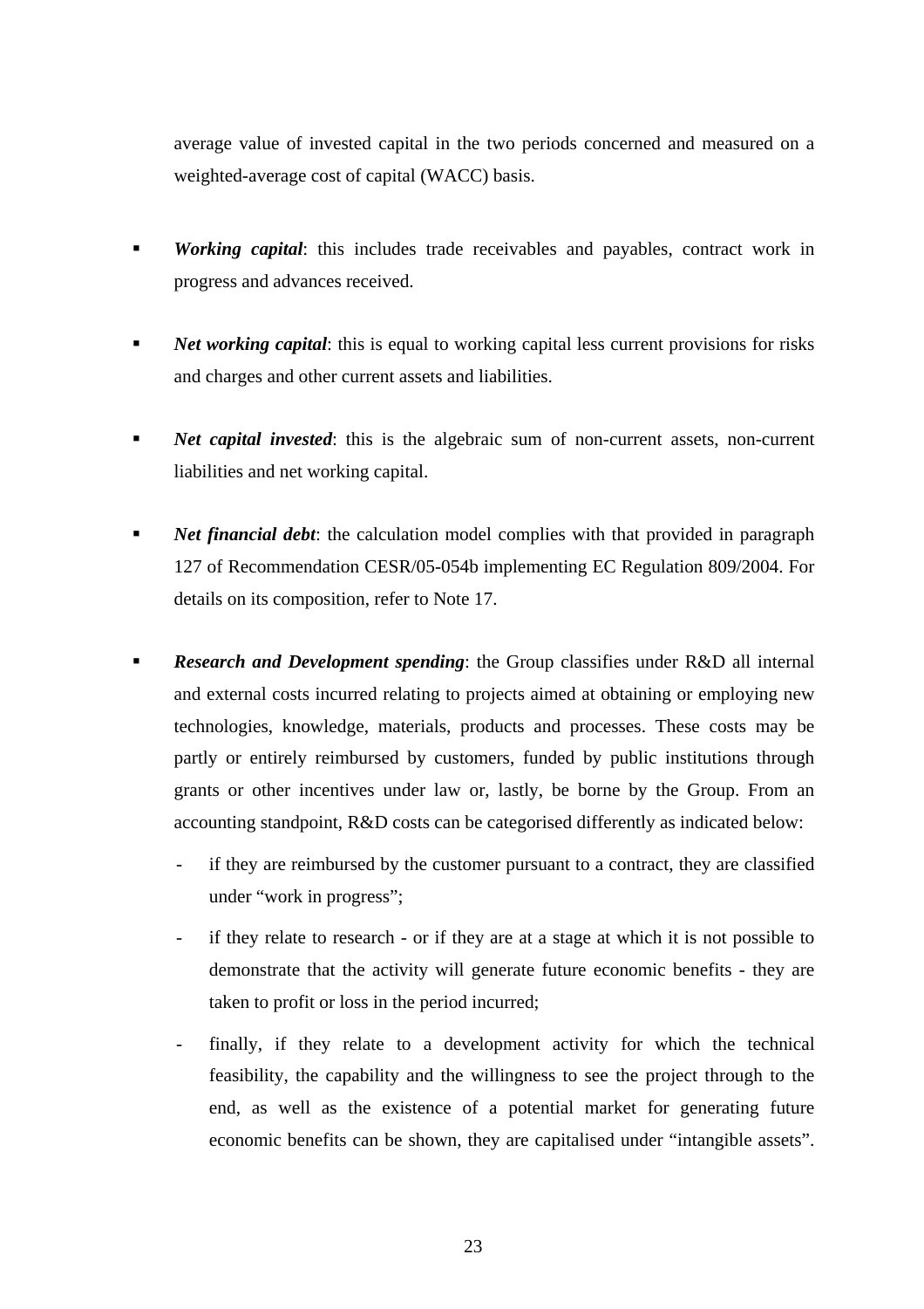average value of invested capital in the two periods concerned and measured on a weighted-average cost of capital (WACC) basis.

- ***Working capital***: this includes trade receivables and payables, contract work in progress and advances received.

- ***Net working capital***: this is equal to working capital less current provisions for risks and charges and other current assets and liabilities.

- ***Net capital invested***: this is the algebraic sum of non-current assets, non-current liabilities and net working capital.

- ***Net financial debt***: the calculation model complies with that provided in paragraph 127 of Recommendation CESR/05-054b implementing EC Regulation 809/2004. For details on its composition, refer to Note 17.

- ***Research and Development spending***: the Group classifies under R&D all internal and external costs incurred relating to projects aimed at obtaining or employing new technologies, knowledge, materials, products and processes. These costs may be partly or entirely reimbursed by customers, funded by public institutions through grants or other incentives under law or, lastly, be borne by the Group. From an accounting standpoint, R&D costs can be categorised differently as indicated below:
  - if they are reimbursed by the customer pursuant to a contract, they are classified under "work in progress";
  - if they relate to research - or if they are at a stage at which it is not possible to demonstrate that the activity will generate future economic benefits - they are taken to profit or loss in the period incurred;
  - finally, if they relate to a development activity for which the technical feasibility, the capability and the willingness to see the project through to the end, as well as the existence of a potential market for generating future economic benefits can be shown, they are capitalised under "intangible assets".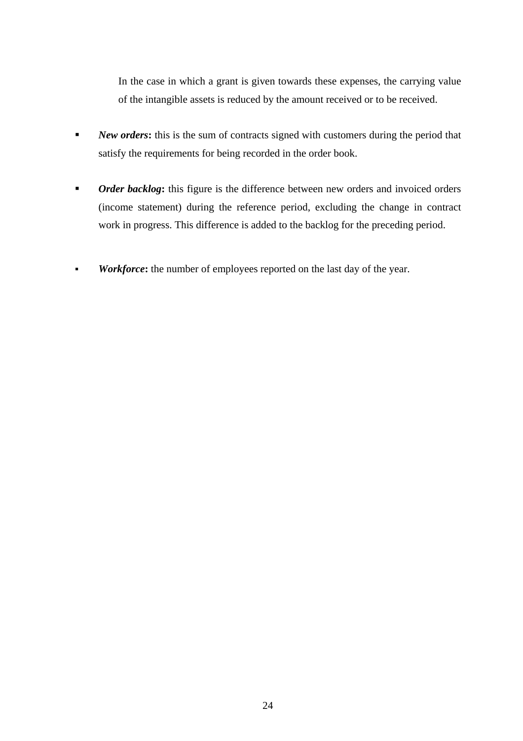In the case in which a grant is given towards these expenses, the carrying value of the intangible assets is reduced by the amount received or to be received.

- ***New orders*****:** this is the sum of contracts signed with customers during the period that satisfy the requirements for being recorded in the order book.

- ***Order backlog*****:** this figure is the difference between new orders and invoiced orders (income statement) during the reference period, excluding the change in contract work in progress. This difference is added to the backlog for the preceding period.

- ***Workforce*****:** the number of employees reported on the last day of the year.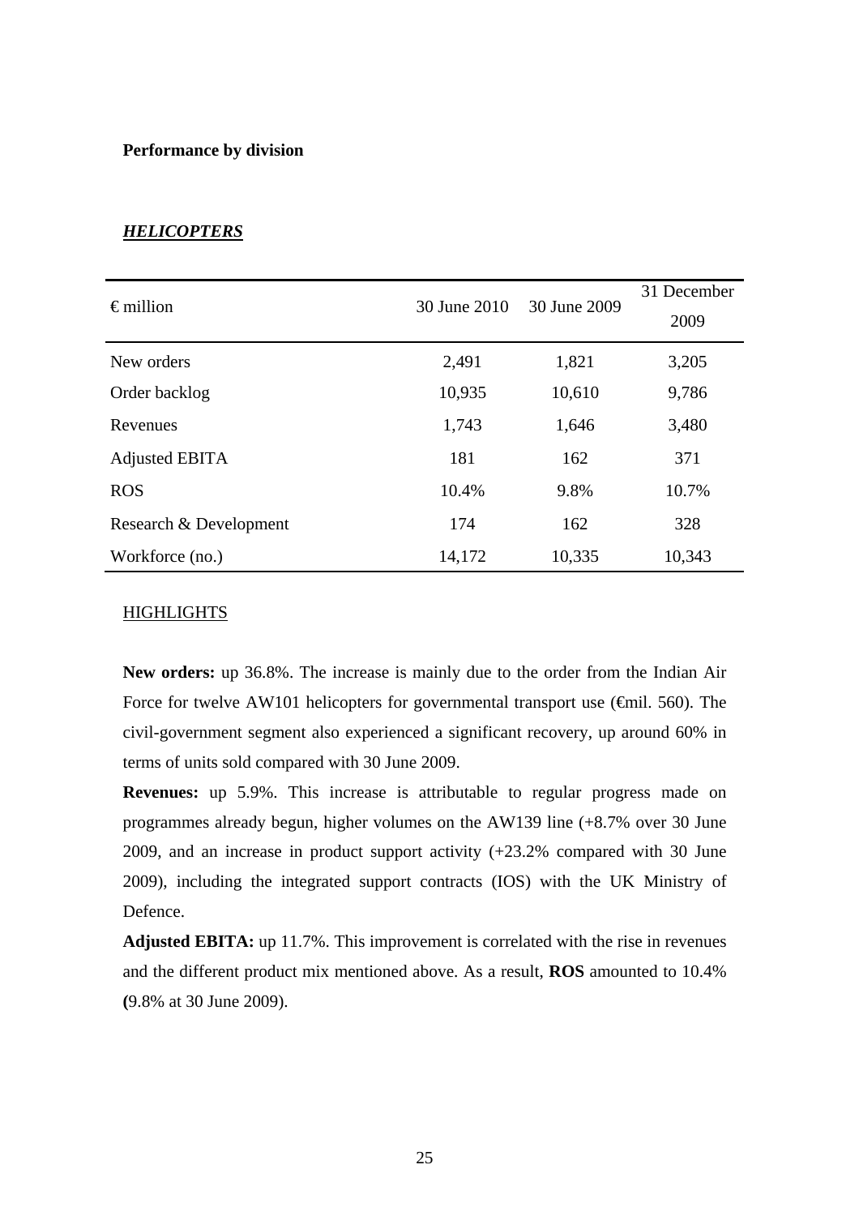**Performance by division**

***HELICOPTERS***

| € million | 30 June 2010 | 30 June 2009 | 31 December 2009 |
|---|---|---|---|
| New orders | 2,491 | 1,821 | 3,205 |
| Order backlog | 10,935 | 10,610 | 9,786 |
| Revenues | 1,743 | 1,646 | 3,480 |
| Adjusted EBITA | 181 | 162 | 371 |
| ROS | 10.4% | 9.8% | 10.7% |
| Research & Development | 174 | 162 | 328 |
| Workforce (no.) | 14,172 | 10,335 | 10,343 |

HIGHLIGHTS

**New orders:** up 36.8%. The increase is mainly due to the order from the Indian Air Force for twelve AW101 helicopters for governmental transport use (€mil. 560). The civil-government segment also experienced a significant recovery, up around 60% in terms of units sold compared with 30 June 2009.

**Revenues:** up 5.9%. This increase is attributable to regular progress made on programmes already begun, higher volumes on the AW139 line (+8.7% over 30 June 2009, and an increase in product support activity (+23.2% compared with 30 June 2009), including the integrated support contracts (IOS) with the UK Ministry of Defence.

**Adjusted EBITA:** up 11.7%. This improvement is correlated with the rise in revenues and the different product mix mentioned above. As a result, **ROS** amounted to 10.4% **(**9.8% at 30 June 2009).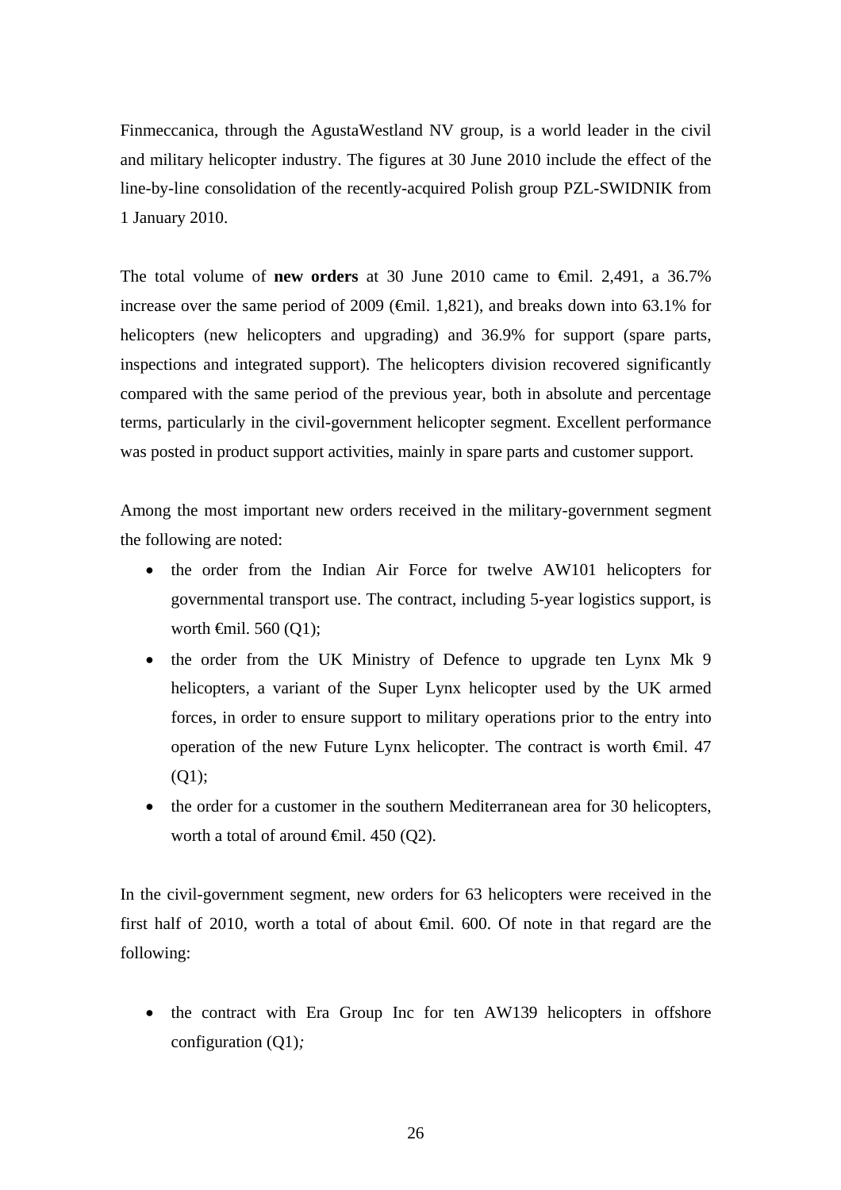Finmeccanica, through the AgustaWestland NV group, is a world leader in the civil and military helicopter industry. The figures at 30 June 2010 include the effect of the line-by-line consolidation of the recently-acquired Polish group PZL-SWIDNIK from 1 January 2010.

The total volume of **new orders** at 30 June 2010 came to €mil. 2,491, a 36.7% increase over the same period of 2009 (€mil. 1,821), and breaks down into 63.1% for helicopters (new helicopters and upgrading) and 36.9% for support (spare parts, inspections and integrated support). The helicopters division recovered significantly compared with the same period of the previous year, both in absolute and percentage terms, particularly in the civil-government helicopter segment. Excellent performance was posted in product support activities, mainly in spare parts and customer support.

Among the most important new orders received in the military-government segment the following are noted:

- the order from the Indian Air Force for twelve AW101 helicopters for governmental transport use. The contract, including 5-year logistics support, is worth €mil. 560 (Q1);
- the order from the UK Ministry of Defence to upgrade ten Lynx Mk 9 helicopters, a variant of the Super Lynx helicopter used by the UK armed forces, in order to ensure support to military operations prior to the entry into operation of the new Future Lynx helicopter. The contract is worth €mil. 47 (Q1);
- the order for a customer in the southern Mediterranean area for 30 helicopters, worth a total of around €mil. 450 (Q2).

In the civil-government segment, new orders for 63 helicopters were received in the first half of 2010, worth a total of about €mil. 600. Of note in that regard are the following:

- the contract with Era Group Inc for ten AW139 helicopters in offshore configuration (Q1)*;*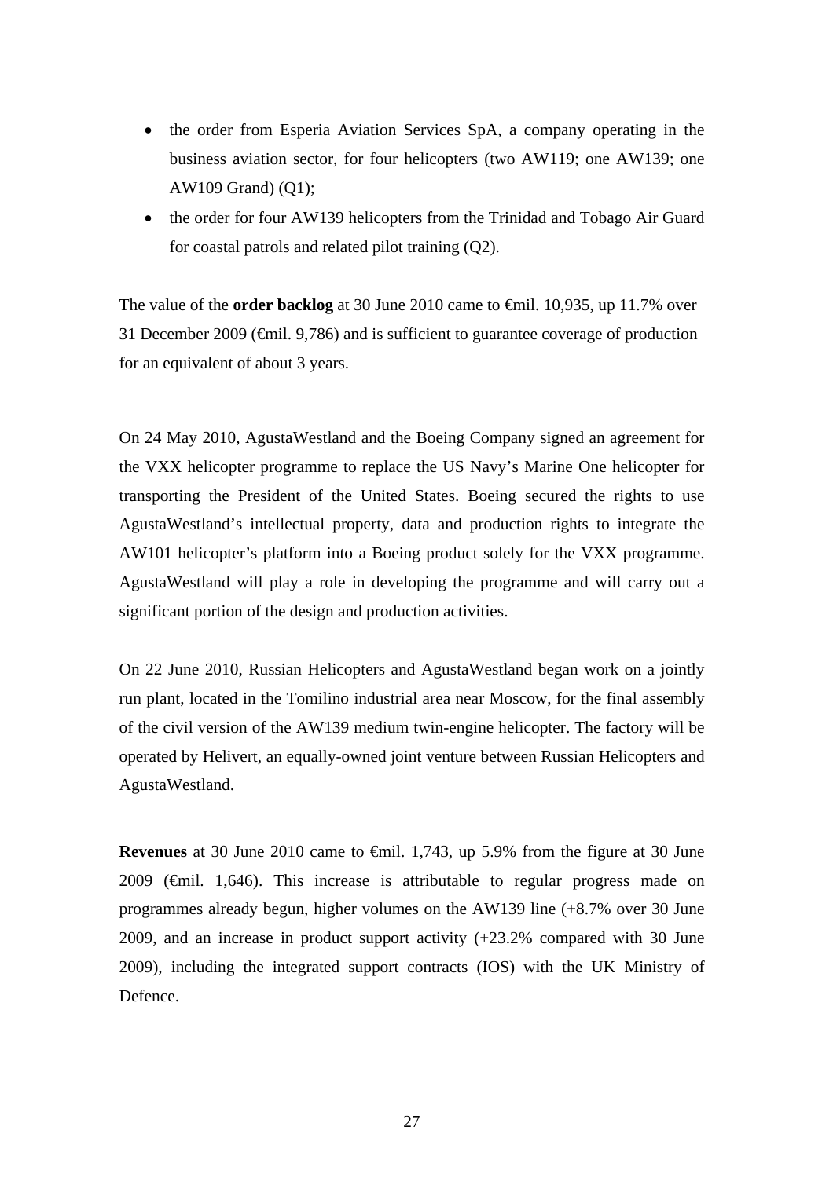- the order from Esperia Aviation Services SpA, a company operating in the business aviation sector, for four helicopters (two AW119; one AW139; one AW109 Grand) (Q1);
- the order for four AW139 helicopters from the Trinidad and Tobago Air Guard for coastal patrols and related pilot training (Q2).

The value of the **order backlog** at 30 June 2010 came to €mil. 10,935, up 11.7% over 31 December 2009 (€mil. 9,786) and is sufficient to guarantee coverage of production for an equivalent of about 3 years.

On 24 May 2010, AgustaWestland and the Boeing Company signed an agreement for the VXX helicopter programme to replace the US Navy's Marine One helicopter for transporting the President of the United States. Boeing secured the rights to use AgustaWestland's intellectual property, data and production rights to integrate the AW101 helicopter's platform into a Boeing product solely for the VXX programme. AgustaWestland will play a role in developing the programme and will carry out a significant portion of the design and production activities.

On 22 June 2010, Russian Helicopters and AgustaWestland began work on a jointly run plant, located in the Tomilino industrial area near Moscow, for the final assembly of the civil version of the AW139 medium twin-engine helicopter. The factory will be operated by Helivert, an equally-owned joint venture between Russian Helicopters and AgustaWestland.

**Revenues** at 30 June 2010 came to €mil. 1,743, up 5.9% from the figure at 30 June 2009 (€mil. 1,646). This increase is attributable to regular progress made on programmes already begun, higher volumes on the AW139 line (+8.7% over 30 June 2009, and an increase in product support activity (+23.2% compared with 30 June 2009), including the integrated support contracts (IOS) with the UK Ministry of Defence.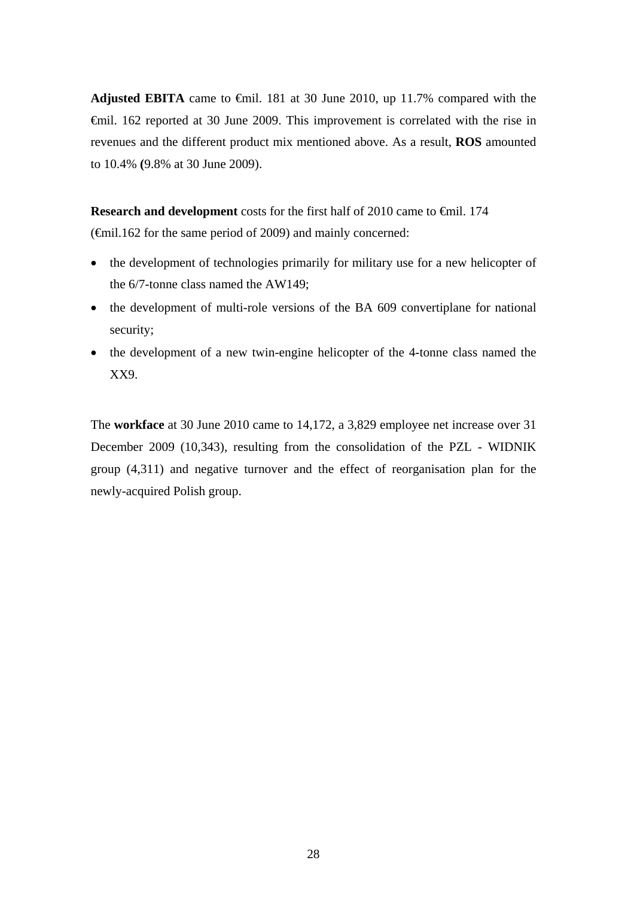**Adjusted EBITA** came to €mil. 181 at 30 June 2010, up 11.7% compared with the €mil. 162 reported at 30 June 2009. This improvement is correlated with the rise in revenues and the different product mix mentioned above. As a result, **ROS** amounted to 10.4% **(**9.8% at 30 June 2009).

**Research and development** costs for the first half of 2010 came to €mil. 174 (€mil.162 for the same period of 2009) and mainly concerned:

- the development of technologies primarily for military use for a new helicopter of the 6/7-tonne class named the AW149;
- the development of multi-role versions of the BA 609 convertiplane for national security;
- the development of a new twin-engine helicopter of the 4-tonne class named the XX9.

The **workface** at 30 June 2010 came to 14,172, a 3,829 employee net increase over 31 December 2009 (10,343), resulting from the consolidation of the PZL - WIDNIK group (4,311) and negative turnover and the effect of reorganisation plan for the newly-acquired Polish group.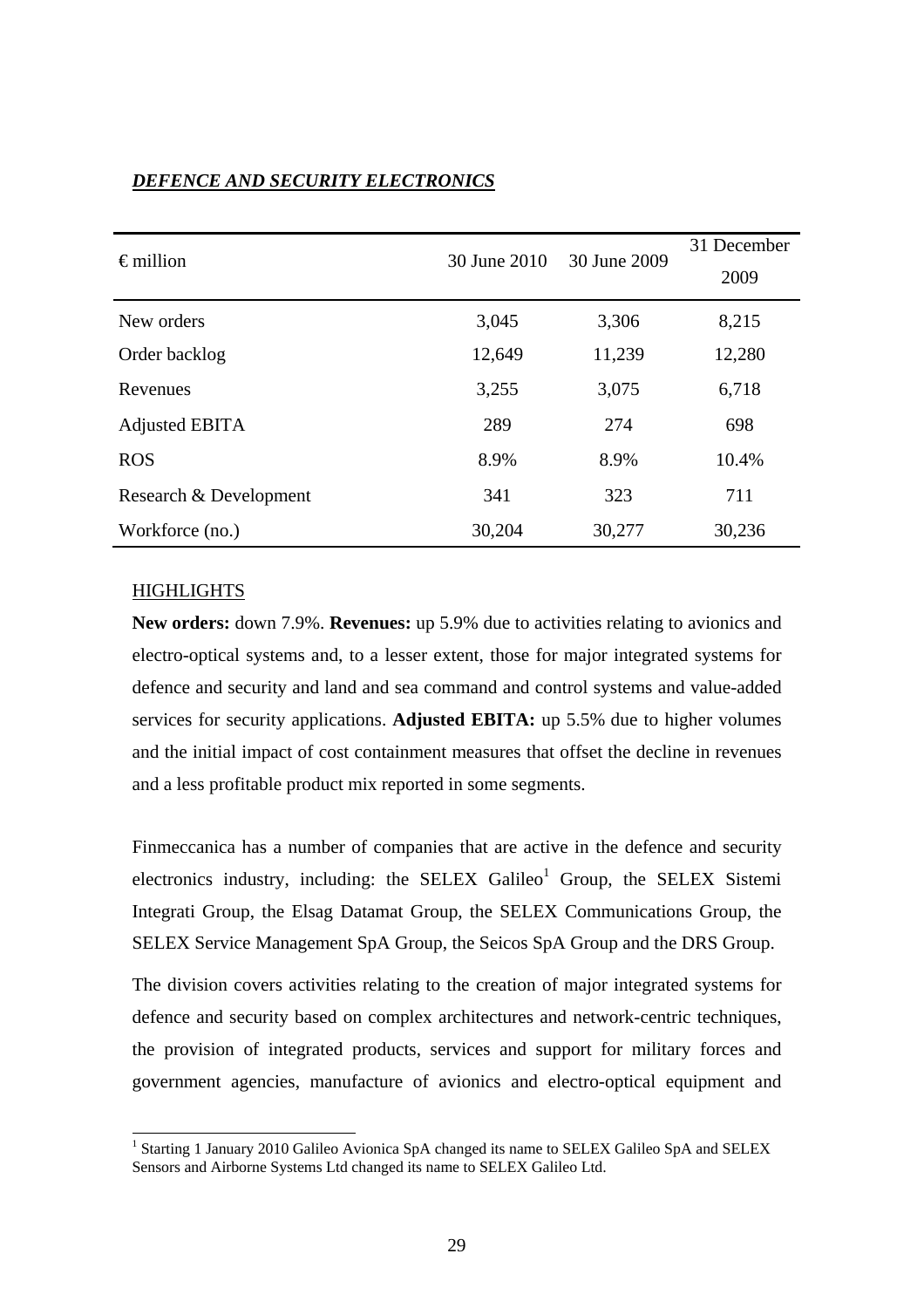## ***DEFENCE AND SECURITY ELECTRONICS***

| € million | 30 June 2010 | 30 June 2009 | 31 December 2009 |
|---|---|---|---|
| New orders | 3,045 | 3,306 | 8,215 |
| Order backlog | 12,649 | 11,239 | 12,280 |
| Revenues | 3,255 | 3,075 | 6,718 |
| Adjusted EBITA | 289 | 274 | 698 |
| ROS | 8.9% | 8.9% | 10.4% |
| Research & Development | 341 | 323 | 711 |
| Workforce (no.) | 30,204 | 30,277 | 30,236 |

HIGHLIGHTS

**New orders:** down 7.9%. **Revenues:** up 5.9% due to activities relating to avionics and electro-optical systems and, to a lesser extent, those for major integrated systems for defence and security and land and sea command and control systems and value-added services for security applications. **Adjusted EBITA:** up 5.5% due to higher volumes and the initial impact of cost containment measures that offset the decline in revenues and a less profitable product mix reported in some segments.

Finmeccanica has a number of companies that are active in the defence and security electronics industry, including: the SELEX Galileo[1] Group, the SELEX Sistemi Integrati Group, the Elsag Datamat Group, the SELEX Communications Group, the SELEX Service Management SpA Group, the Seicos SpA Group and the DRS Group.

The division covers activities relating to the creation of major integrated systems for defence and security based on complex architectures and network-centric techniques, the provision of integrated products, services and support for military forces and government agencies, manufacture of avionics and electro-optical equipment and

[1] Starting 1 January 2010 Galileo Avionica SpA changed its name to SELEX Galileo SpA and SELEX Sensors and Airborne Systems Ltd changed its name to SELEX Galileo Ltd.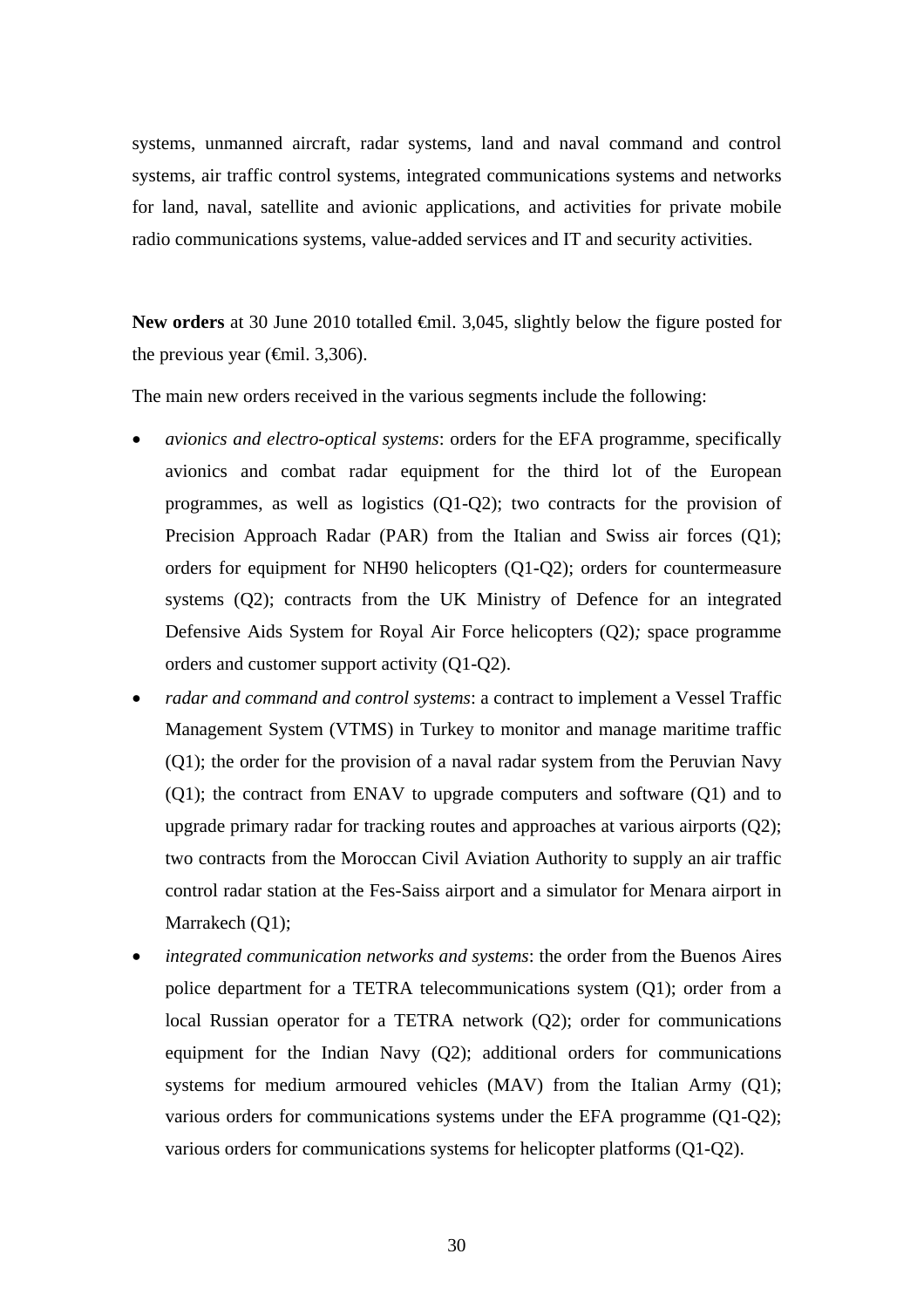systems, unmanned aircraft, radar systems, land and naval command and control systems, air traffic control systems, integrated communications systems and networks for land, naval, satellite and avionic applications, and activities for private mobile radio communications systems, value-added services and IT and security activities.

**New orders** at 30 June 2010 totalled €mil. 3,045, slightly below the figure posted for the previous year (€mil. 3,306).

The main new orders received in the various segments include the following:

- *avionics and electro-optical systems*: orders for the EFA programme, specifically avionics and combat radar equipment for the third lot of the European programmes, as well as logistics (Q1-Q2); two contracts for the provision of Precision Approach Radar (PAR) from the Italian and Swiss air forces (Q1); orders for equipment for NH90 helicopters (Q1-Q2); orders for countermeasure systems (Q2); contracts from the UK Ministry of Defence for an integrated Defensive Aids System for Royal Air Force helicopters (Q2)*;* space programme orders and customer support activity (Q1-Q2).
- *radar and command and control systems*: a contract to implement a Vessel Traffic Management System (VTMS) in Turkey to monitor and manage maritime traffic (Q1); the order for the provision of a naval radar system from the Peruvian Navy (Q1); the contract from ENAV to upgrade computers and software (Q1) and to upgrade primary radar for tracking routes and approaches at various airports (Q2); two contracts from the Moroccan Civil Aviation Authority to supply an air traffic control radar station at the Fes-Saiss airport and a simulator for Menara airport in Marrakech (Q1);
- *integrated communication networks and systems*: the order from the Buenos Aires police department for a TETRA telecommunications system (Q1); order from a local Russian operator for a TETRA network (Q2); order for communications equipment for the Indian Navy (Q2); additional orders for communications systems for medium armoured vehicles (MAV) from the Italian Army (Q1); various orders for communications systems under the EFA programme (Q1-Q2); various orders for communications systems for helicopter platforms (Q1-Q2).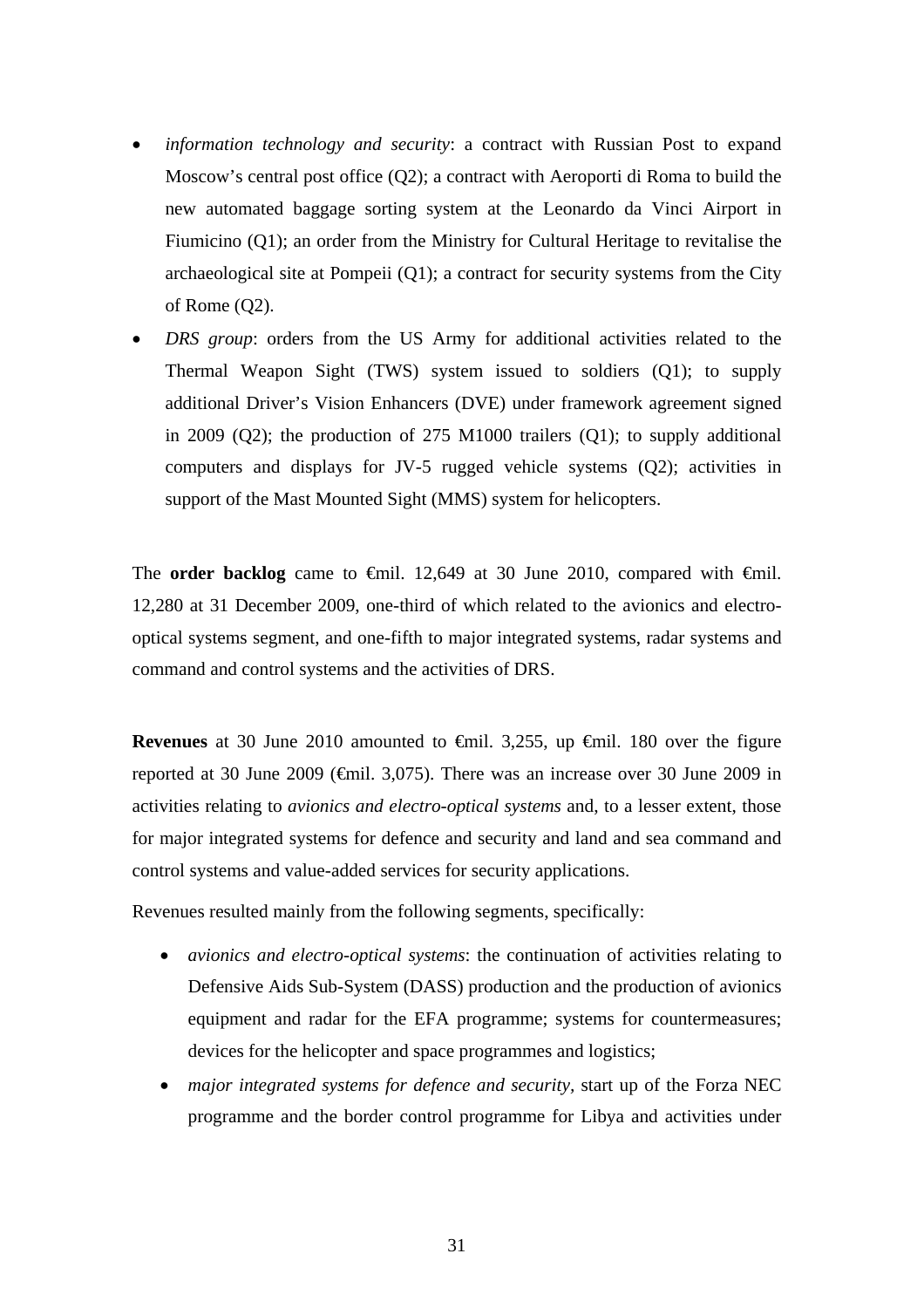- *information technology and security*: a contract with Russian Post to expand Moscow's central post office (Q2); a contract with Aeroporti di Roma to build the new automated baggage sorting system at the Leonardo da Vinci Airport in Fiumicino (Q1); an order from the Ministry for Cultural Heritage to revitalise the archaeological site at Pompeii (Q1); a contract for security systems from the City of Rome (Q2).
- *DRS group*: orders from the US Army for additional activities related to the Thermal Weapon Sight (TWS) system issued to soldiers (Q1); to supply additional Driver's Vision Enhancers (DVE) under framework agreement signed in 2009 (Q2); the production of 275 M1000 trailers (Q1); to supply additional computers and displays for JV-5 rugged vehicle systems (Q2); activities in support of the Mast Mounted Sight (MMS) system for helicopters.

The **order backlog** came to €mil. 12,649 at 30 June 2010, compared with €mil. 12,280 at 31 December 2009, one-third of which related to the avionics and electro-optical systems segment, and one-fifth to major integrated systems, radar systems and command and control systems and the activities of DRS.

**Revenues** at 30 June 2010 amounted to €mil. 3,255, up €mil. 180 over the figure reported at 30 June 2009 (€mil. 3,075). There was an increase over 30 June 2009 in activities relating to *avionics and electro-optical systems* and, to a lesser extent, those for major integrated systems for defence and security and land and sea command and control systems and value-added services for security applications.

Revenues resulted mainly from the following segments, specifically:

- *avionics and electro-optical systems*: the continuation of activities relating to Defensive Aids Sub-System (DASS) production and the production of avionics equipment and radar for the EFA programme; systems for countermeasures; devices for the helicopter and space programmes and logistics;
- *major integrated systems for defence and security*, start up of the Forza NEC programme and the border control programme for Libya and activities under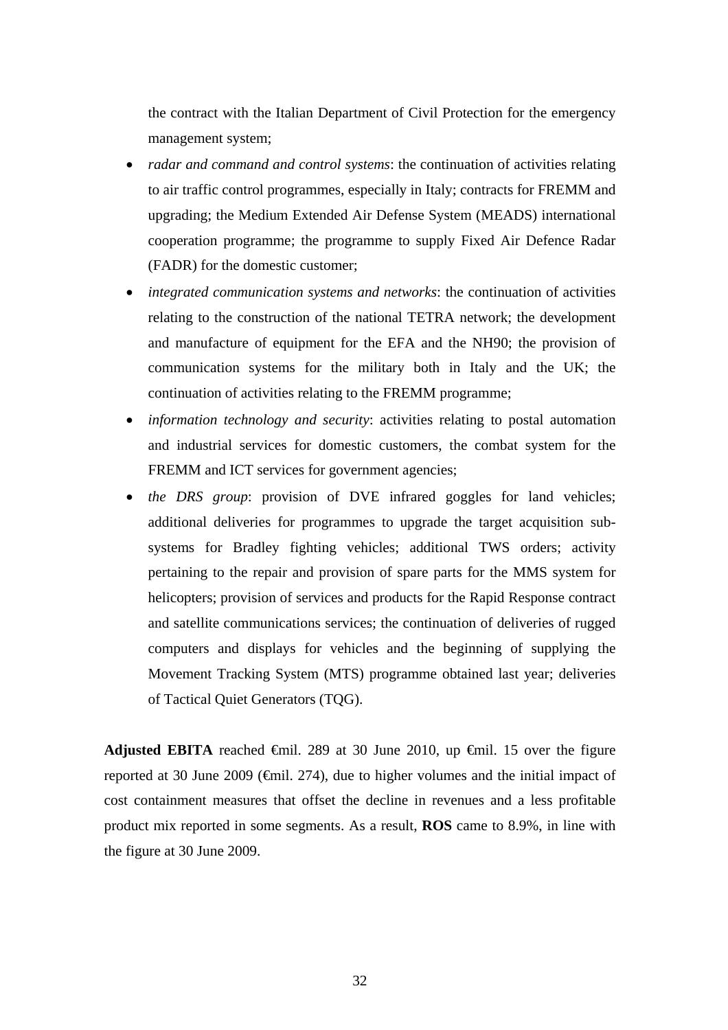the contract with the Italian Department of Civil Protection for the emergency management system;

- *radar and command and control systems*: the continuation of activities relating to air traffic control programmes, especially in Italy; contracts for FREMM and upgrading; the Medium Extended Air Defense System (MEADS) international cooperation programme; the programme to supply Fixed Air Defence Radar (FADR) for the domestic customer;
- *integrated communication systems and networks*: the continuation of activities relating to the construction of the national TETRA network; the development and manufacture of equipment for the EFA and the NH90; the provision of communication systems for the military both in Italy and the UK; the continuation of activities relating to the FREMM programme;
- *information technology and security*: activities relating to postal automation and industrial services for domestic customers, the combat system for the FREMM and ICT services for government agencies;
- *the DRS group*: provision of DVE infrared goggles for land vehicles; additional deliveries for programmes to upgrade the target acquisition sub-systems for Bradley fighting vehicles; additional TWS orders; activity pertaining to the repair and provision of spare parts for the MMS system for helicopters; provision of services and products for the Rapid Response contract and satellite communications services; the continuation of deliveries of rugged computers and displays for vehicles and the beginning of supplying the Movement Tracking System (MTS) programme obtained last year; deliveries of Tactical Quiet Generators (TQG).

**Adjusted EBITA** reached €mil. 289 at 30 June 2010, up €mil. 15 over the figure reported at 30 June 2009 (€mil. 274), due to higher volumes and the initial impact of cost containment measures that offset the decline in revenues and a less profitable product mix reported in some segments. As a result, **ROS** came to 8.9%, in line with the figure at 30 June 2009.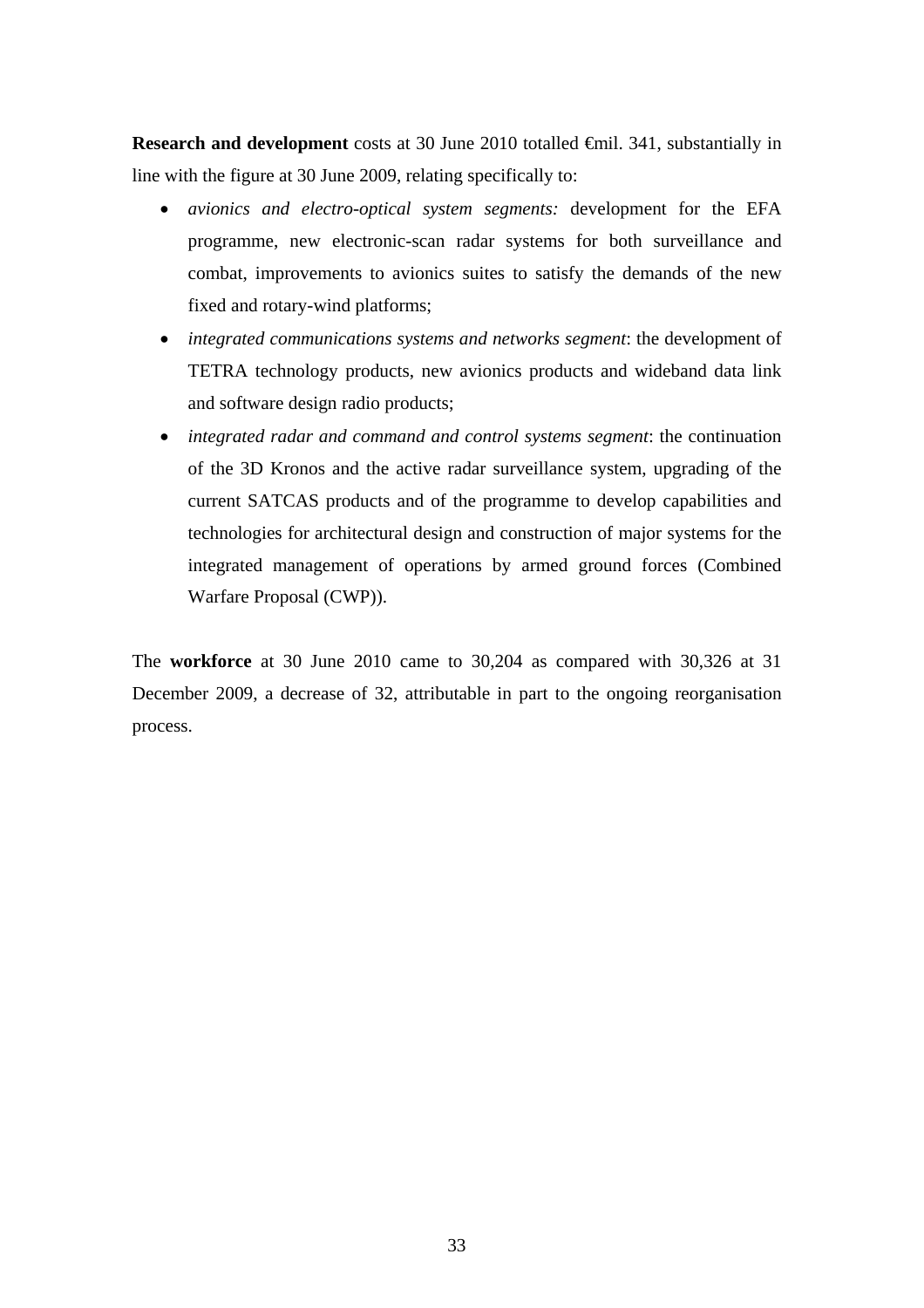**Research and development** costs at 30 June 2010 totalled €mil. 341, substantially in line with the figure at 30 June 2009, relating specifically to:

- *avionics and electro-optical system segments:* development for the EFA programme, new electronic-scan radar systems for both surveillance and combat, improvements to avionics suites to satisfy the demands of the new fixed and rotary-wind platforms;
- *integrated communications systems and networks segment*: the development of TETRA technology products, new avionics products and wideband data link and software design radio products;
- *integrated radar and command and control systems segment*: the continuation of the 3D Kronos and the active radar surveillance system, upgrading of the current SATCAS products and of the programme to develop capabilities and technologies for architectural design and construction of major systems for the integrated management of operations by armed ground forces (Combined Warfare Proposal (CWP)).

The **workforce** at 30 June 2010 came to 30,204 as compared with 30,326 at 31 December 2009, a decrease of 32, attributable in part to the ongoing reorganisation process.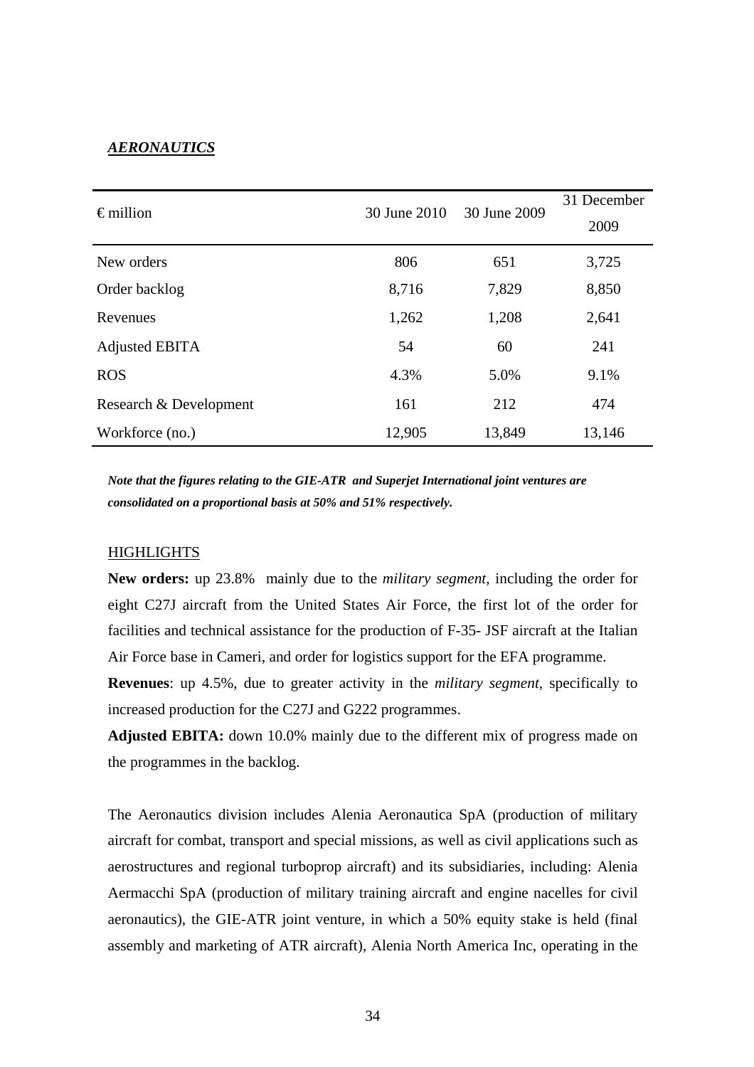## ***AEROSPACE***

## ***AERONAUTICS***

| € million | 30 June 2010 | 30 June 2009 | 31 December 2009 |
|---|---|---|---|
| New orders | 806 | 651 | 3,725 |
| Order backlog | 8,716 | 7,829 | 8,850 |
| Revenues | 1,262 | 1,208 | 2,641 |
| Adjusted EBITA | 54 | 60 | 241 |
| ROS | 4.3% | 5.0% | 9.1% |
| Research & Development | 161 | 212 | 474 |
| Workforce (no.) | 12,905 | 13,849 | 13,146 |

***Note that the figures relating to the GIE-ATR and Superjet International joint ventures are consolidated on a proportional basis at 50% and 51% respectively.***

HIGHLIGHTS

**New orders:** up 23.8% mainly due to the *military segment,* including the order for eight C27J aircraft from the United States Air Force, the first lot of the order for facilities and technical assistance for the production of F-35- JSF aircraft at the Italian Air Force base in Cameri, and order for logistics support for the EFA programme.

**Revenues**: up 4.5%, due to greater activity in the *military segment,* specifically to increased production for the C27J and G222 programmes.

**Adjusted EBITA:** down 10.0% mainly due to the different mix of progress made on the programmes in the backlog.

The Aeronautics division includes Alenia Aeronautica SpA (production of military aircraft for combat, transport and special missions, as well as civil applications such as aerostructures and regional turboprop aircraft) and its subsidiaries, including: Alenia Aermacchi SpA (production of military training aircraft and engine nacelles for civil aeronautics), the GIE-ATR joint venture, in which a 50% equity stake is held (final assembly and marketing of ATR aircraft), Alenia North America Inc, operating in the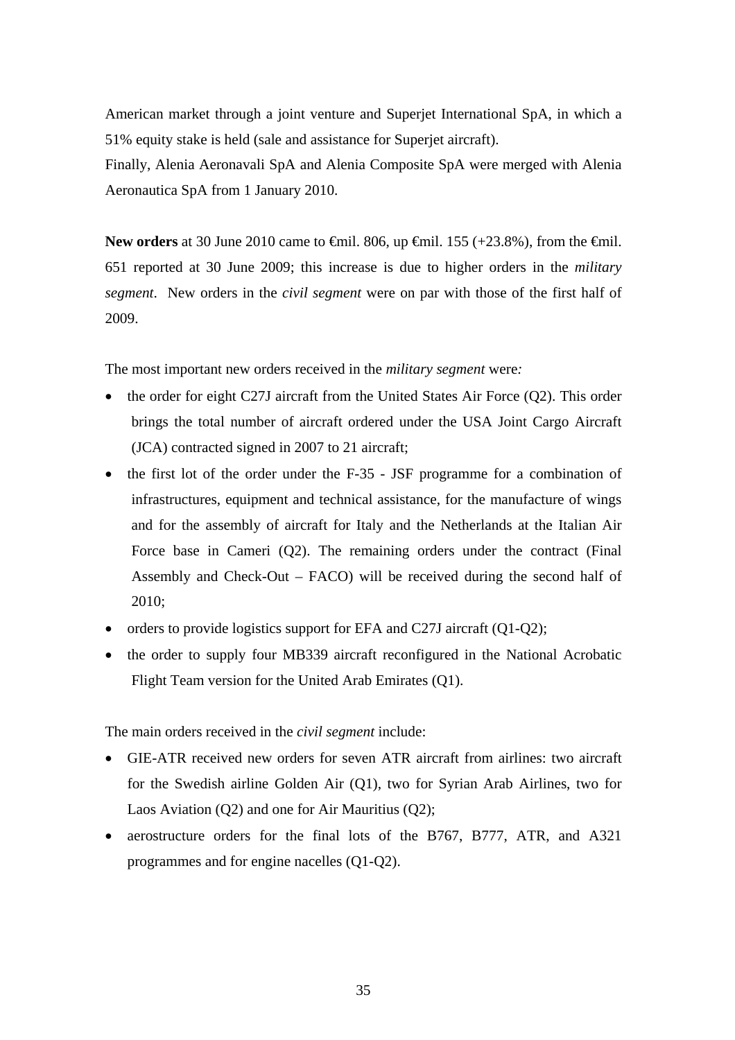American market through a joint venture and Superjet International SpA, in which a 51% equity stake is held (sale and assistance for Superjet aircraft).

Finally, Alenia Aeronavali SpA and Alenia Composite SpA were merged with Alenia Aeronautica SpA from 1 January 2010.

**New orders** at 30 June 2010 came to €mil. 806, up €mil. 155 (+23.8%), from the €mil. 651 reported at 30 June 2009; this increase is due to higher orders in the *military segment*. New orders in the *civil segment* were on par with those of the first half of 2009.

The most important new orders received in the *military segment* were*:*

- the order for eight C27J aircraft from the United States Air Force (Q2). This order brings the total number of aircraft ordered under the USA Joint Cargo Aircraft (JCA) contracted signed in 2007 to 21 aircraft;
- the first lot of the order under the F-35 - JSF programme for a combination of infrastructures, equipment and technical assistance, for the manufacture of wings and for the assembly of aircraft for Italy and the Netherlands at the Italian Air Force base in Cameri (Q2). The remaining orders under the contract (Final Assembly and Check-Out – FACO) will be received during the second half of 2010;
- orders to provide logistics support for EFA and C27J aircraft (Q1-Q2);
- the order to supply four MB339 aircraft reconfigured in the National Acrobatic Flight Team version for the United Arab Emirates (Q1).

The main orders received in the *civil segment* include:

- GIE-ATR received new orders for seven ATR aircraft from airlines: two aircraft for the Swedish airline Golden Air (Q1), two for Syrian Arab Airlines, two for Laos Aviation (Q2) and one for Air Mauritius (Q2);
- aerostructure orders for the final lots of the B767, B777, ATR, and A321 programmes and for engine nacelles (Q1-Q2).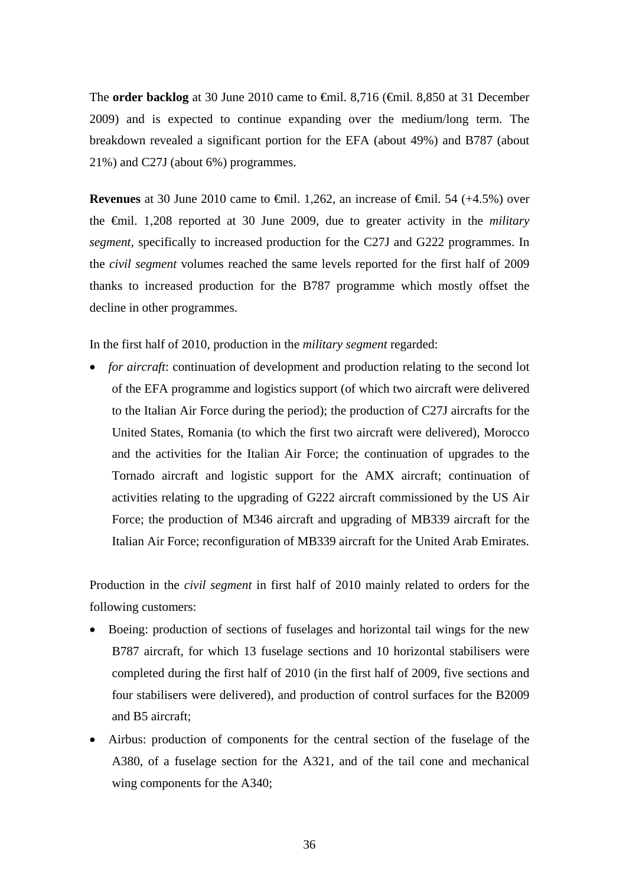The **order backlog** at 30 June 2010 came to €mil. 8,716 (€mil. 8,850 at 31 December 2009) and is expected to continue expanding over the medium/long term. The breakdown revealed a significant portion for the EFA (about 49%) and B787 (about 21%) and C27J (about 6%) programmes.

**Revenues** at 30 June 2010 came to €mil. 1,262, an increase of €mil. 54 (+4.5%) over the €mil. 1,208 reported at 30 June 2009, due to greater activity in the *military segment*, specifically to increased production for the C27J and G222 programmes. In the *civil segment* volumes reached the same levels reported for the first half of 2009 thanks to increased production for the B787 programme which mostly offset the decline in other programmes.

In the first half of 2010, production in the *military segment* regarded:

- *for aircraft*: continuation of development and production relating to the second lot of the EFA programme and logistics support (of which two aircraft were delivered to the Italian Air Force during the period); the production of C27J aircrafts for the United States, Romania (to which the first two aircraft were delivered), Morocco and the activities for the Italian Air Force; the continuation of upgrades to the Tornado aircraft and logistic support for the AMX aircraft; continuation of activities relating to the upgrading of G222 aircraft commissioned by the US Air Force; the production of M346 aircraft and upgrading of MB339 aircraft for the Italian Air Force; reconfiguration of MB339 aircraft for the United Arab Emirates.

Production in the *civil segment* in first half of 2010 mainly related to orders for the following customers:

- Boeing: production of sections of fuselages and horizontal tail wings for the new B787 aircraft, for which 13 fuselage sections and 10 horizontal stabilisers were completed during the first half of 2010 (in the first half of 2009, five sections and four stabilisers were delivered), and production of control surfaces for the B2009 and B5 aircraft;
- Airbus: production of components for the central section of the fuselage of the A380, of a fuselage section for the A321, and of the tail cone and mechanical wing components for the A340;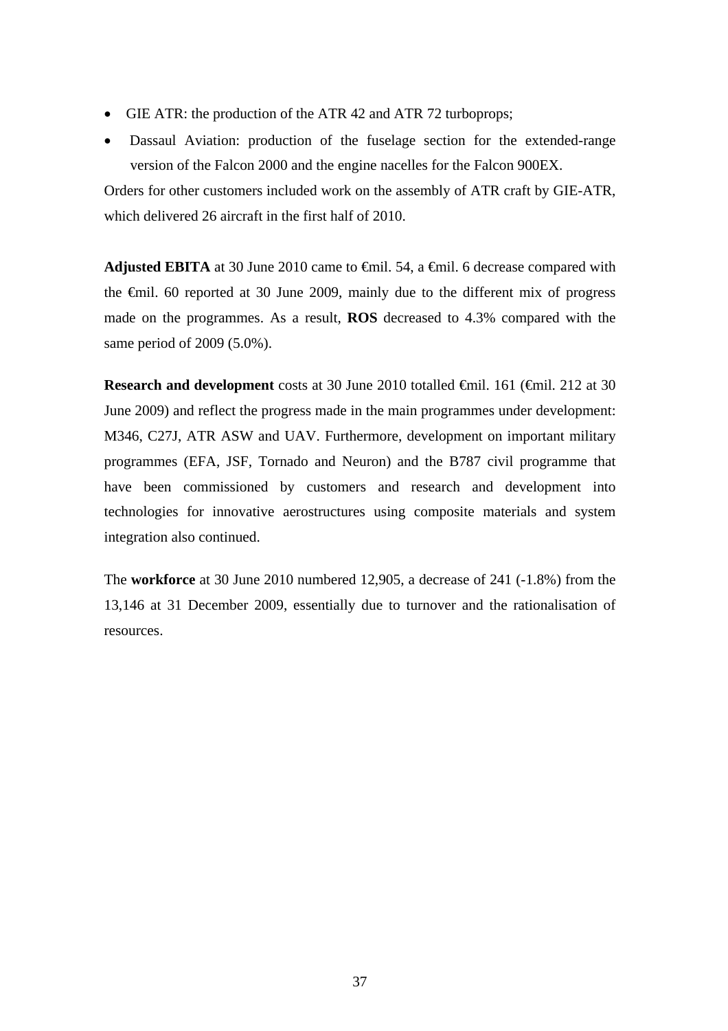- GIE ATR: the production of the ATR 42 and ATR 72 turboprops;
- Dassaul Aviation: production of the fuselage section for the extended-range version of the Falcon 2000 and the engine nacelles for the Falcon 900EX.

Orders for other customers included work on the assembly of ATR craft by GIE-ATR, which delivered 26 aircraft in the first half of 2010.

**Adjusted EBITA** at 30 June 2010 came to €mil. 54, a €mil. 6 decrease compared with the €mil. 60 reported at 30 June 2009, mainly due to the different mix of progress made on the programmes. As a result, **ROS** decreased to 4.3% compared with the same period of 2009 (5.0%).

**Research and development** costs at 30 June 2010 totalled €mil. 161 (€mil. 212 at 30 June 2009) and reflect the progress made in the main programmes under development: M346, C27J, ATR ASW and UAV. Furthermore, development on important military programmes (EFA, JSF, Tornado and Neuron) and the B787 civil programme that have been commissioned by customers and research and development into technologies for innovative aerostructures using composite materials and system integration also continued.

The **workforce** at 30 June 2010 numbered 12,905, a decrease of 241 (-1.8%) from the 13,146 at 31 December 2009, essentially due to turnover and the rationalisation of resources.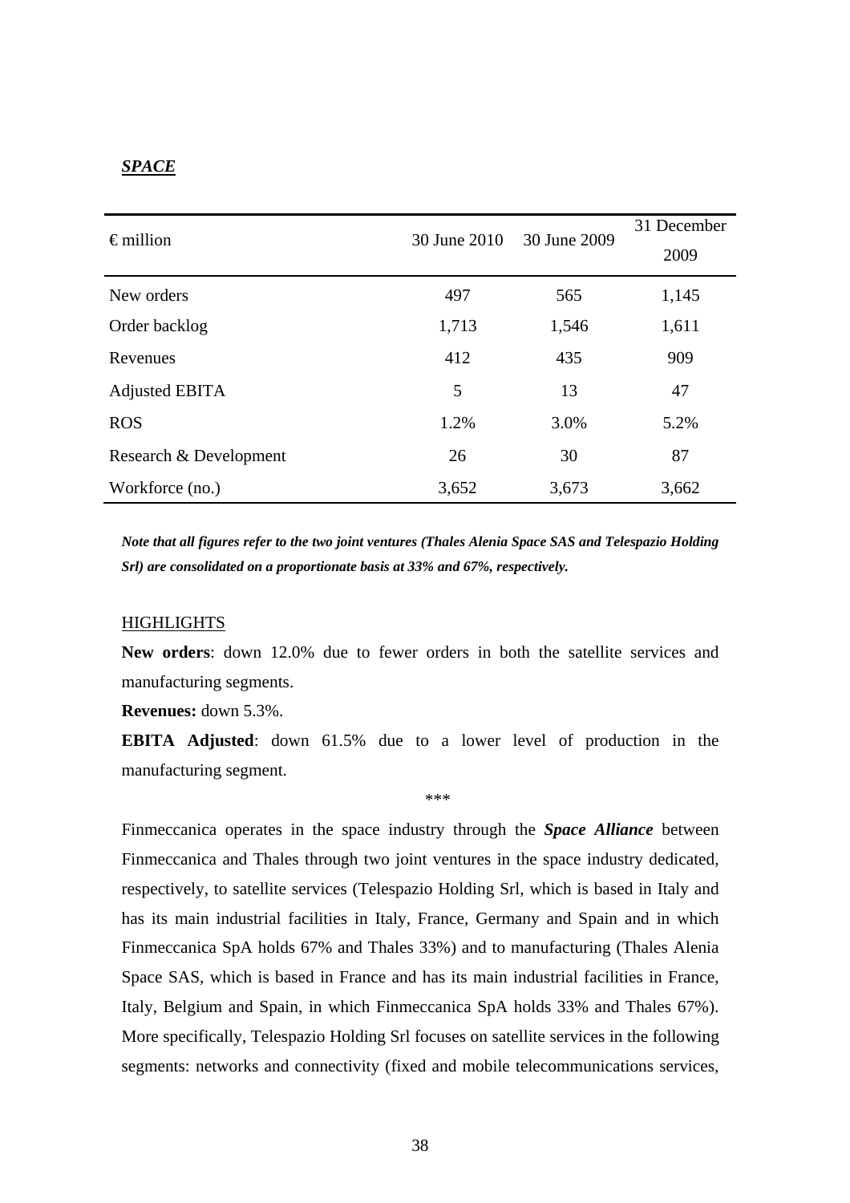***SPACE***

| € million | 30 June 2010 | 30 June 2009 | 31 December 2009 |
|---|---|---|---|
| New orders | 497 | 565 | 1,145 |
| Order backlog | 1,713 | 1,546 | 1,611 |
| Revenues | 412 | 435 | 909 |
| Adjusted EBITA | 5 | 13 | 47 |
| ROS | 1.2% | 3.0% | 5.2% |
| Research & Development | 26 | 30 | 87 |
| Workforce (no.) | 3,652 | 3,673 | 3,662 |

***Note that all figures refer to the two joint ventures (Thales Alenia Space SAS and Telespazio Holding Srl) are consolidated on a proportionate basis at 33% and 67%, respectively.***

HIGHLIGHTS

**New orders**: down 12.0% due to fewer orders in both the satellite services and manufacturing segments.

**Revenues:** down 5.3%.

**EBITA Adjusted**: down 61.5% due to a lower level of production in the manufacturing segment.

\*\*\*

Finmeccanica operates in the space industry through the ***Space Alliance*** between Finmeccanica and Thales through two joint ventures in the space industry dedicated, respectively, to satellite services (Telespazio Holding Srl, which is based in Italy and has its main industrial facilities in Italy, France, Germany and Spain and in which Finmeccanica SpA holds 67% and Thales 33%) and to manufacturing (Thales Alenia Space SAS, which is based in France and has its main industrial facilities in France, Italy, Belgium and Spain, in which Finmeccanica SpA holds 33% and Thales 67%). More specifically, Telespazio Holding Srl focuses on satellite services in the following segments: networks and connectivity (fixed and mobile telecommunications services,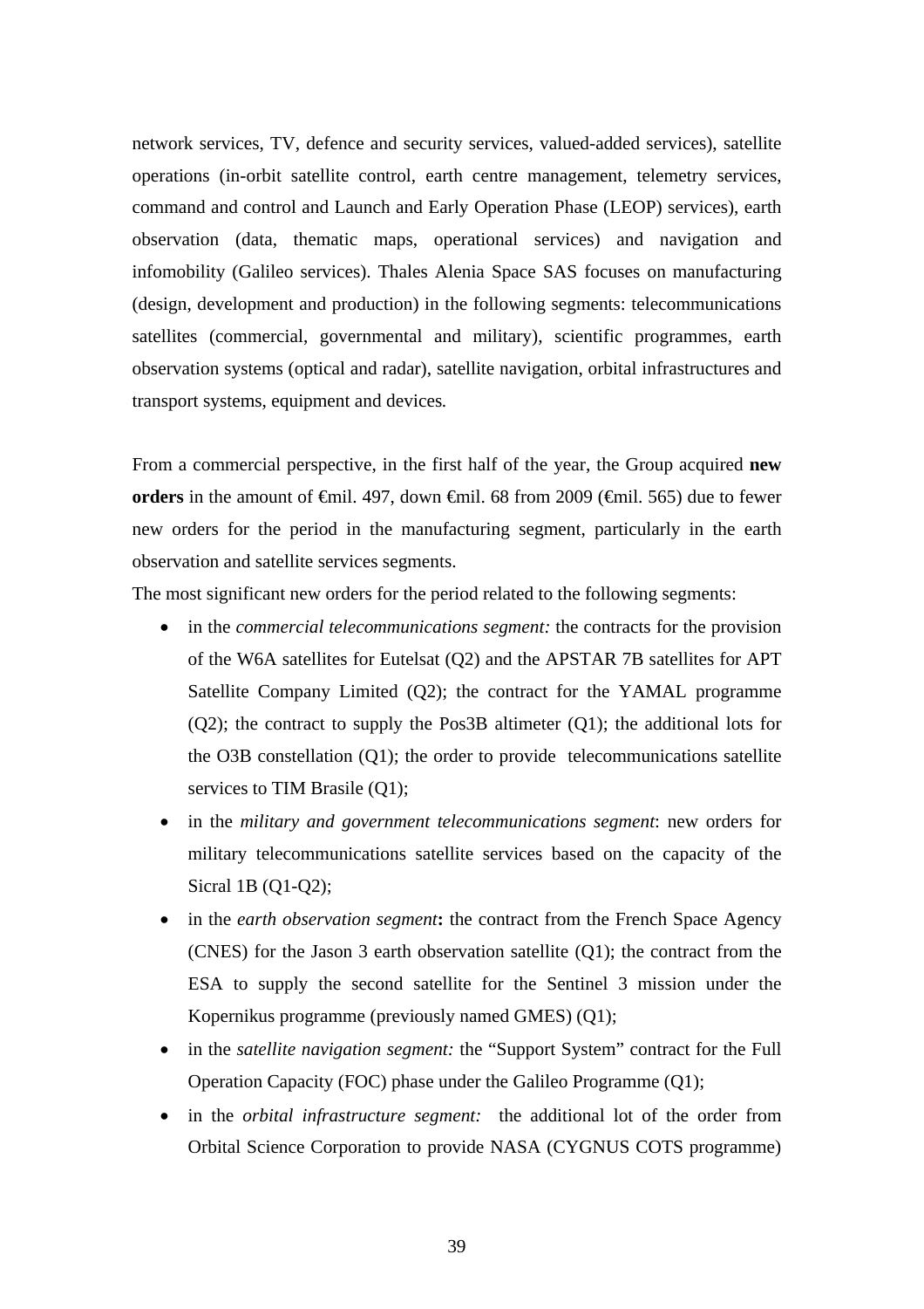network services, TV, defence and security services, valued-added services), satellite operations (in-orbit satellite control, earth centre management, telemetry services, command and control and Launch and Early Operation Phase (LEOP) services), earth observation (data, thematic maps, operational services) and navigation and infomobility (Galileo services). Thales Alenia Space SAS focuses on manufacturing (design, development and production) in the following segments: telecommunications satellites (commercial, governmental and military), scientific programmes, earth observation systems (optical and radar), satellite navigation, orbital infrastructures and transport systems, equipment and devices.

From a commercial perspective, in the first half of the year, the Group acquired **new orders** in the amount of €mil. 497, down €mil. 68 from 2009 (€mil. 565) due to fewer new orders for the period in the manufacturing segment, particularly in the earth observation and satellite services segments.

The most significant new orders for the period related to the following segments:

- in the *commercial telecommunications segment:* the contracts for the provision of the W6A satellites for Eutelsat (Q2) and the APSTAR 7B satellites for APT Satellite Company Limited (Q2); the contract for the YAMAL programme (Q2); the contract to supply the Pos3B altimeter (Q1); the additional lots for the O3B constellation (Q1); the order to provide telecommunications satellite services to TIM Brasile (Q1);
- in the *military and government telecommunications segment*: new orders for military telecommunications satellite services based on the capacity of the Sicral 1B (Q1-Q2);
- in the *earth observation segment***:** the contract from the French Space Agency (CNES) for the Jason 3 earth observation satellite (Q1); the contract from the ESA to supply the second satellite for the Sentinel 3 mission under the Kopernikus programme (previously named GMES) (Q1);
- in the *satellite navigation segment:* the "Support System" contract for the Full Operation Capacity (FOC) phase under the Galileo Programme (Q1);
- in the *orbital infrastructure segment:* the additional lot of the order from Orbital Science Corporation to provide NASA (CYGNUS COTS programme)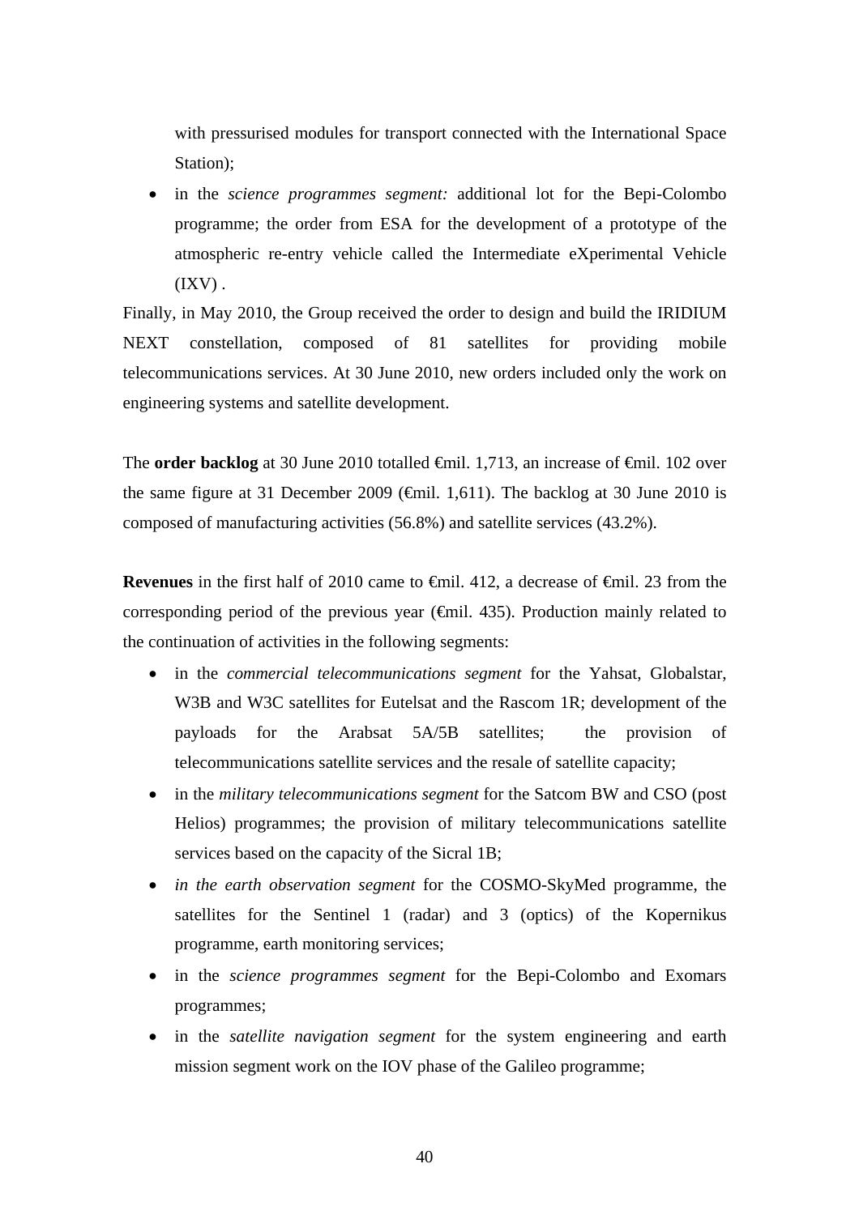with pressurised modules for transport connected with the International Space Station);

- in the *science programmes segment:* additional lot for the Bepi-Colombo programme; the order from ESA for the development of a prototype of the atmospheric re-entry vehicle called the Intermediate eXperimental Vehicle (IXV) .

Finally, in May 2010, the Group received the order to design and build the IRIDIUM NEXT constellation, composed of 81 satellites for providing mobile telecommunications services. At 30 June 2010, new orders included only the work on engineering systems and satellite development.

The **order backlog** at 30 June 2010 totalled €mil. 1,713, an increase of €mil. 102 over the same figure at 31 December 2009 (€mil. 1,611). The backlog at 30 June 2010 is composed of manufacturing activities (56.8%) and satellite services (43.2%).

**Revenues** in the first half of 2010 came to €mil. 412, a decrease of €mil. 23 from the corresponding period of the previous year (€mil. 435). Production mainly related to the continuation of activities in the following segments:

- in the *commercial telecommunications segment* for the Yahsat, Globalstar, W3B and W3C satellites for Eutelsat and the Rascom 1R; development of the payloads for the Arabsat 5A/5B satellites; the provision of telecommunications satellite services and the resale of satellite capacity;
- in the *military telecommunications segment* for the Satcom BW and CSO (post Helios) programmes; the provision of military telecommunications satellite services based on the capacity of the Sicral 1B;
- *in the earth observation segment* for the COSMO-SkyMed programme, the satellites for the Sentinel 1 (radar) and 3 (optics) of the Kopernikus programme, earth monitoring services;
- in the *science programmes segment* for the Bepi-Colombo and Exomars programmes;
- in the *satellite navigation segment* for the system engineering and earth mission segment work on the IOV phase of the Galileo programme;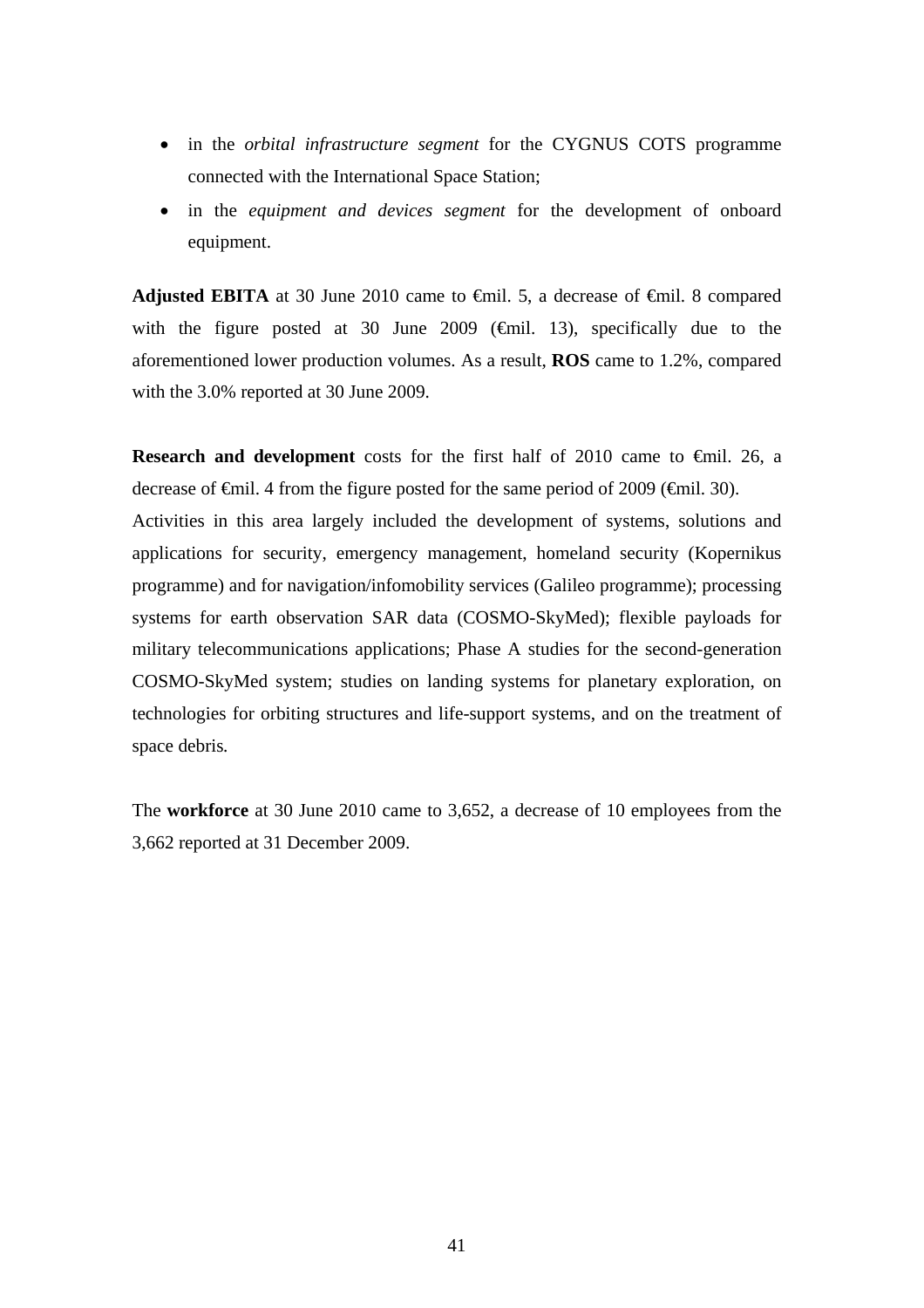- in the *orbital infrastructure segment* for the CYGNUS COTS programme connected with the International Space Station;
- in the *equipment and devices segment* for the development of onboard equipment.

**Adjusted EBITA** at 30 June 2010 came to €mil. 5, a decrease of €mil. 8 compared with the figure posted at 30 June 2009 (€mil. 13), specifically due to the aforementioned lower production volumes. As a result, **ROS** came to 1.2%, compared with the 3.0% reported at 30 June 2009.

**Research and development** costs for the first half of 2010 came to €mil. 26, a decrease of €mil. 4 from the figure posted for the same period of 2009 (€mil. 30). Activities in this area largely included the development of systems, solutions and applications for security, emergency management, homeland security (Kopernikus programme) and for navigation/infomobility services (Galileo programme); processing systems for earth observation SAR data (COSMO-SkyMed); flexible payloads for military telecommunications applications; Phase A studies for the second-generation COSMO-SkyMed system; studies on landing systems for planetary exploration, on technologies for orbiting structures and life-support systems, and on the treatment of space debris.

The **workforce** at 30 June 2010 came to 3,652, a decrease of 10 employees from the 3,662 reported at 31 December 2009.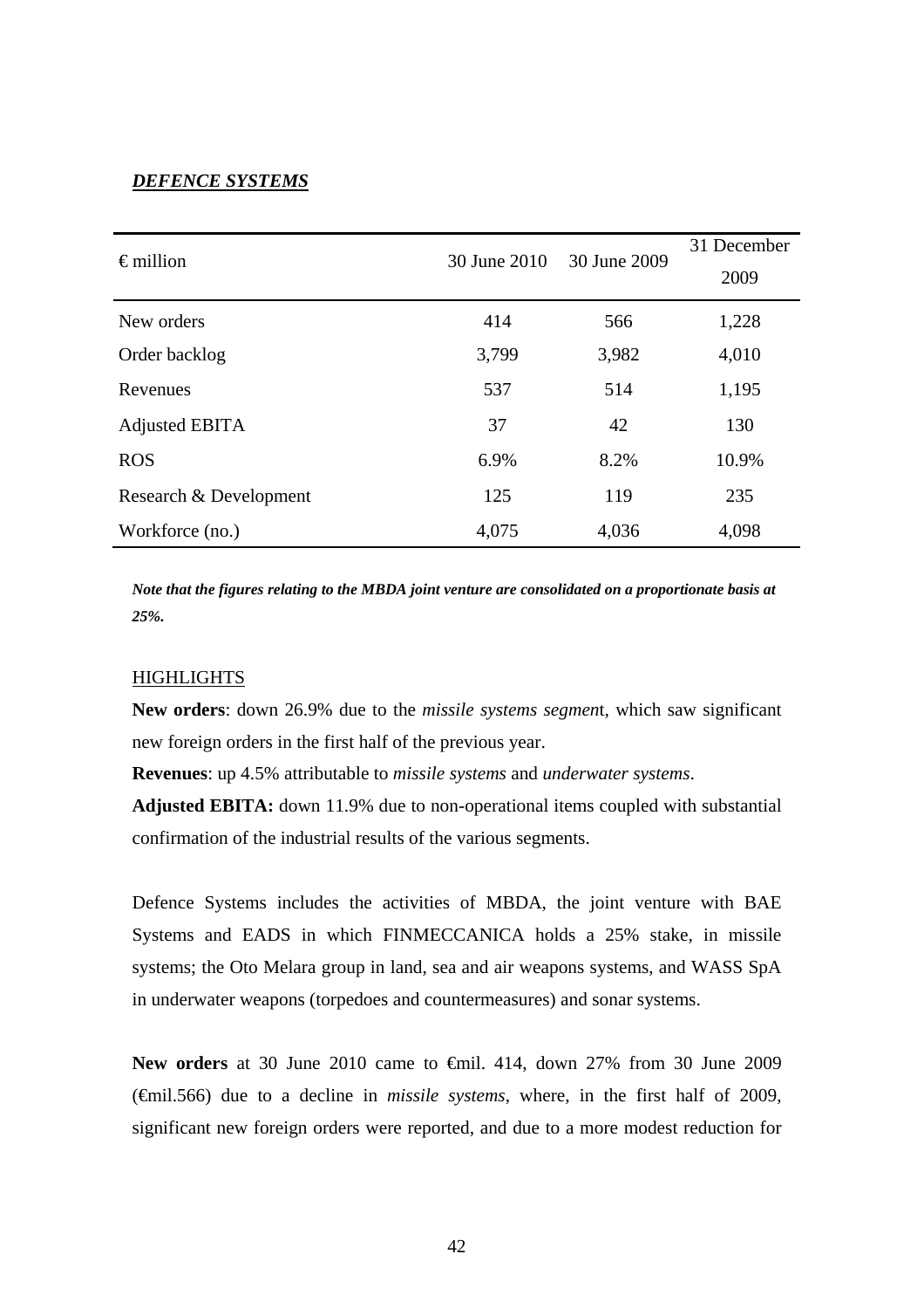***DEFENCE SYSTEMS***

| € million | 30 June 2010 | 30 June 2009 | 31 December 2009 |
|---|---|---|---|
| New orders | 414 | 566 | 1,228 |
| Order backlog | 3,799 | 3,982 | 4,010 |
| Revenues | 537 | 514 | 1,195 |
| Adjusted EBITA | 37 | 42 | 130 |
| ROS | 6.9% | 8.2% | 10.9% |
| Research & Development | 125 | 119 | 235 |
| Workforce (no.) | 4,075 | 4,036 | 4,098 |

***Note that the figures relating to the MBDA joint venture are consolidated on a proportionate basis at 25%.***

HIGHLIGHTS

**New orders**: down 26.9% due to the *missile systems segmen*t, which saw significant new foreign orders in the first half of the previous year.

**Revenues**: up 4.5% attributable to *missile systems* and *underwater systems*.

**Adjusted EBITA:** down 11.9% due to non-operational items coupled with substantial confirmation of the industrial results of the various segments.

Defence Systems includes the activities of MBDA, the joint venture with BAE Systems and EADS in which FINMECCANICA holds a 25% stake, in missile systems; the Oto Melara group in land, sea and air weapons systems, and WASS SpA in underwater weapons (torpedoes and countermeasures) and sonar systems.

**New orders** at 30 June 2010 came to €mil. 414, down 27% from 30 June 2009 (€mil.566) due to a decline in *missile systems*, where, in the first half of 2009, significant new foreign orders were reported, and due to a more modest reduction for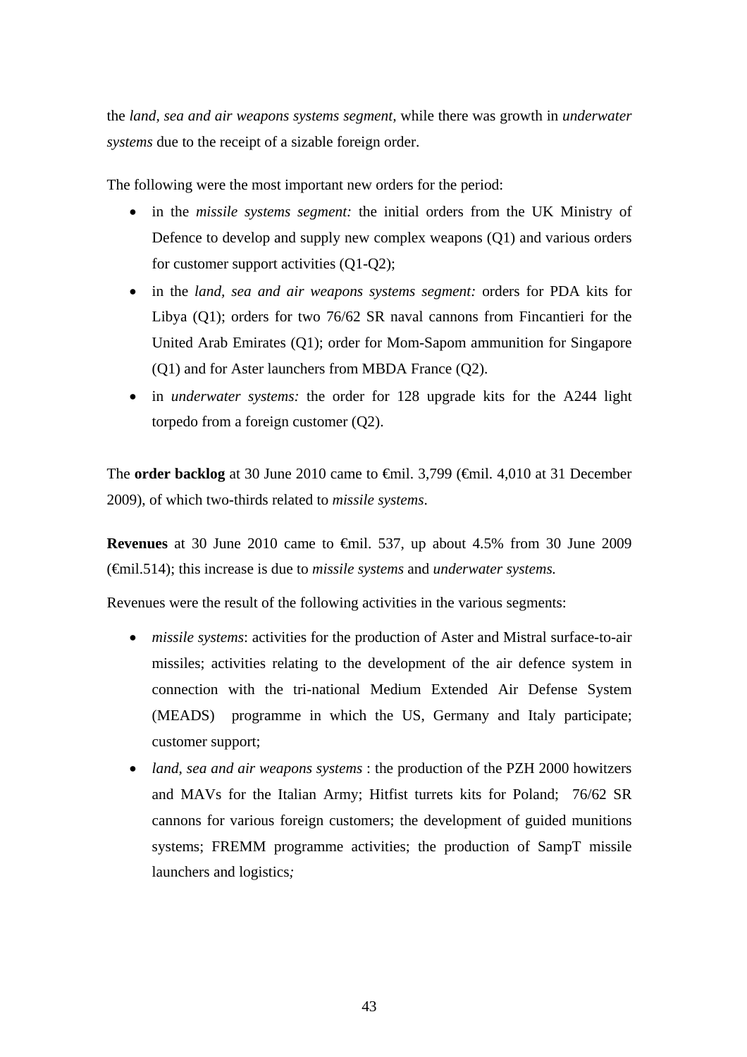the *land, sea and air weapons systems segment,* while there was growth in *underwater systems* due to the receipt of a sizable foreign order.

The following were the most important new orders for the period:

- in the *missile systems segment:* the initial orders from the UK Ministry of Defence to develop and supply new complex weapons (Q1) and various orders for customer support activities (Q1-Q2);
- in the *land, sea and air weapons systems segment:* orders for PDA kits for Libya (Q1); orders for two 76/62 SR naval cannons from Fincantieri for the United Arab Emirates (Q1); order for Mom-Sapom ammunition for Singapore (Q1) and for Aster launchers from MBDA France (Q2).
- in *underwater systems:* the order for 128 upgrade kits for the A244 light torpedo from a foreign customer (Q2).

The **order backlog** at 30 June 2010 came to €mil. 3,799 (€mil. 4,010 at 31 December 2009), of which two-thirds related to *missile systems*.

**Revenues** at 30 June 2010 came to €mil. 537, up about 4.5% from 30 June 2009 (€mil.514); this increase is due to *missile systems* and *underwater systems.*

Revenues were the result of the following activities in the various segments:

- *missile systems*: activities for the production of Aster and Mistral surface-to-air missiles; activities relating to the development of the air defence system in connection with the tri-national Medium Extended Air Defense System (MEADS) programme in which the US, Germany and Italy participate; customer support;
- *land, sea and air weapons systems* : the production of the PZH 2000 howitzers and MAVs for the Italian Army; Hitfist turrets kits for Poland; 76/62 SR cannons for various foreign customers; the development of guided munitions systems; FREMM programme activities; the production of SampT missile launchers and logistics*;*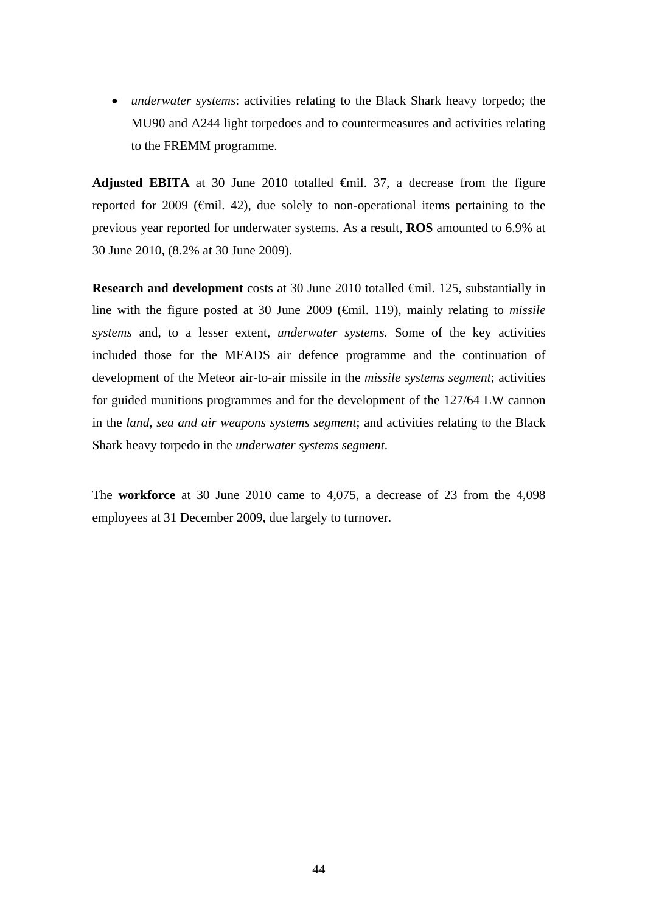- *underwater systems*: activities relating to the Black Shark heavy torpedo; the MU90 and A244 light torpedoes and to countermeasures and activities relating to the FREMM programme.

**Adjusted EBITA** at 30 June 2010 totalled €mil. 37, a decrease from the figure reported for 2009 (€mil. 42), due solely to non-operational items pertaining to the previous year reported for underwater systems. As a result, **ROS** amounted to 6.9% at 30 June 2010, (8.2% at 30 June 2009).

**Research and development** costs at 30 June 2010 totalled €mil. 125, substantially in line with the figure posted at 30 June 2009 (€mil. 119), mainly relating to *missile systems* and, to a lesser extent, *underwater systems.* Some of the key activities included those for the MEADS air defence programme and the continuation of development of the Meteor air-to-air missile in the *missile systems segment*; activities for guided munitions programmes and for the development of the 127/64 LW cannon in the *land, sea and air weapons systems segment*; and activities relating to the Black Shark heavy torpedo in the *underwater systems segment*.

The **workforce** at 30 June 2010 came to 4,075, a decrease of 23 from the 4,098 employees at 31 December 2009, due largely to turnover.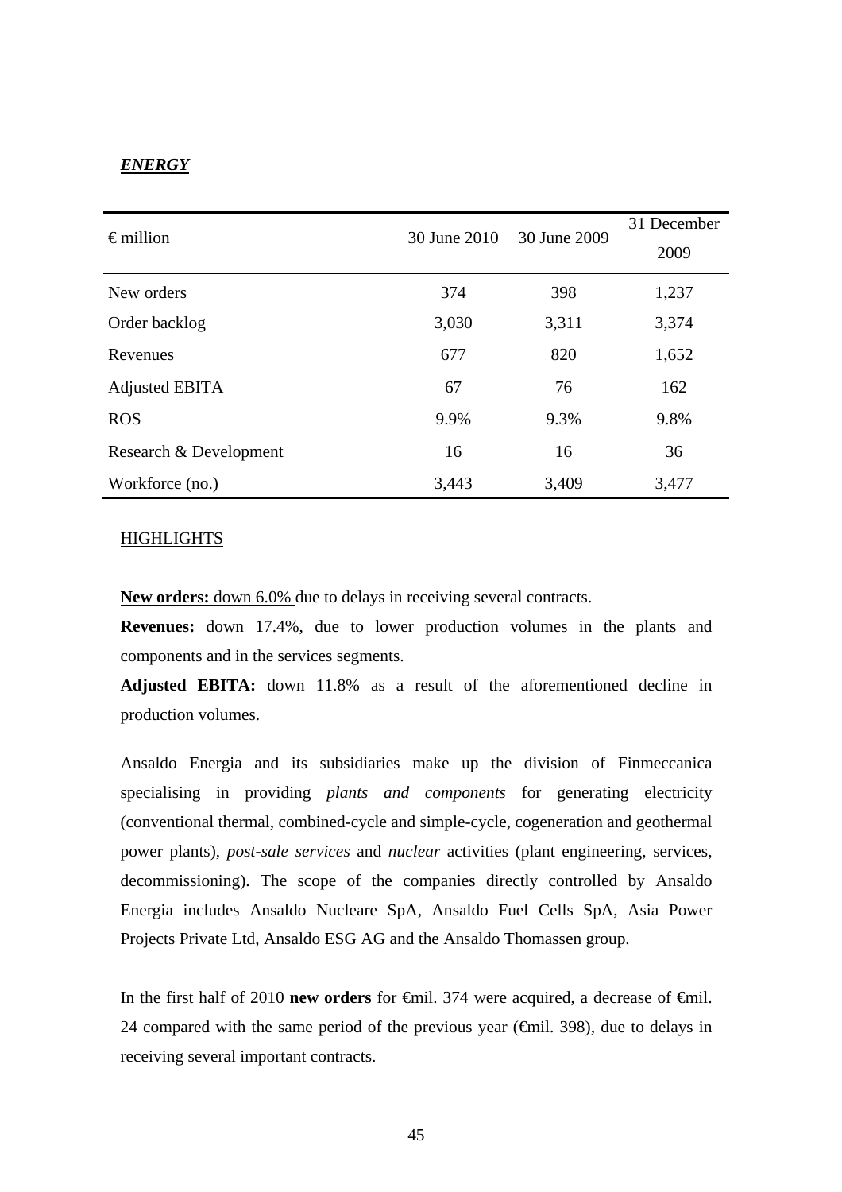***ENERGY***

| € million | 30 June 2010 | 30 June 2009 | 31 December 2009 |
|---|---|---|---|
| New orders | 374 | 398 | 1,237 |
| Order backlog | 3,030 | 3,311 | 3,374 |
| Revenues | 677 | 820 | 1,652 |
| Adjusted EBITA | 67 | 76 | 162 |
| ROS | 9.9% | 9.3% | 9.8% |
| Research & Development | 16 | 16 | 36 |
| Workforce (no.) | 3,443 | 3,409 | 3,477 |

HIGHLIGHTS

**New orders:** down 6.0% due to delays in receiving several contracts.

**Revenues:** down 17.4%, due to lower production volumes in the plants and components and in the services segments.

**Adjusted EBITA:** down 11.8% as a result of the aforementioned decline in production volumes.

Ansaldo Energia and its subsidiaries make up the division of Finmeccanica specialising in providing *plants and components* for generating electricity (conventional thermal, combined-cycle and simple-cycle, cogeneration and geothermal power plants), *post-sale services* and *nuclear* activities (plant engineering, services, decommissioning). The scope of the companies directly controlled by Ansaldo Energia includes Ansaldo Nucleare SpA, Ansaldo Fuel Cells SpA, Asia Power Projects Private Ltd, Ansaldo ESG AG and the Ansaldo Thomassen group.

In the first half of 2010 **new orders** for €mil. 374 were acquired, a decrease of €mil. 24 compared with the same period of the previous year (€mil. 398), due to delays in receiving several important contracts.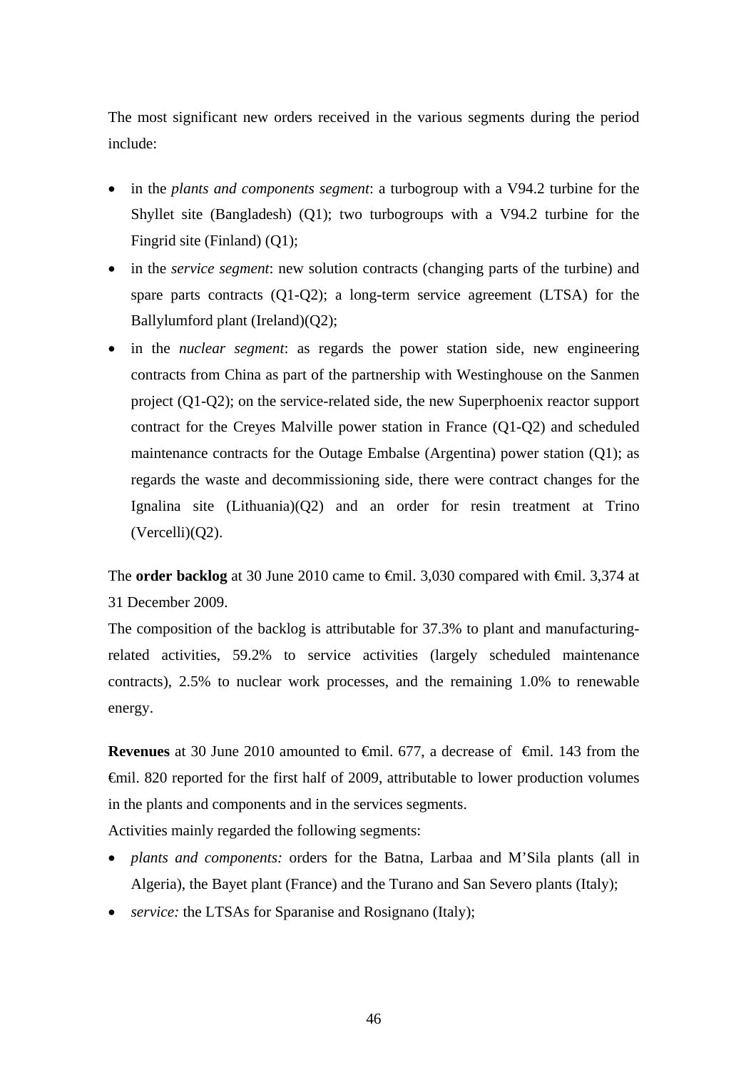The most significant new orders received in the various segments during the period include:

- in the *plants and components segment*: a turbogroup with a V94.2 turbine for the Shyllet site (Bangladesh) (Q1); two turbogroups with a V94.2 turbine for the Fingrid site (Finland) (Q1);
- in the *service segment*: new solution contracts (changing parts of the turbine) and spare parts contracts (Q1-Q2); a long-term service agreement (LTSA) for the Ballylumford plant (Ireland)(Q2);
- in the *nuclear segment*: as regards the power station side, new engineering contracts from China as part of the partnership with Westinghouse on the Sanmen project (Q1-Q2); on the service-related side, the new Superphoenix reactor support contract for the Creyes Malville power station in France (Q1-Q2) and scheduled maintenance contracts for the Outage Embalse (Argentina) power station (Q1); as regards the waste and decommissioning side, there were contract changes for the Ignalina site (Lithuania)(Q2) and an order for resin treatment at Trino (Vercelli)(Q2).

The **order backlog** at 30 June 2010 came to €mil. 3,030 compared with €mil. 3,374 at 31 December 2009.

The composition of the backlog is attributable for 37.3% to plant and manufacturing-related activities, 59.2% to service activities (largely scheduled maintenance contracts), 2.5% to nuclear work processes, and the remaining 1.0% to renewable energy.

**Revenues** at 30 June 2010 amounted to €mil. 677, a decrease of €mil. 143 from the €mil. 820 reported for the first half of 2009, attributable to lower production volumes in the plants and components and in the services segments.

Activities mainly regarded the following segments:

- *plants and components:* orders for the Batna, Larbaa and M'Sila plants (all in Algeria), the Bayet plant (France) and the Turano and San Severo plants (Italy);
- *service:* the LTSAs for Sparanise and Rosignano (Italy);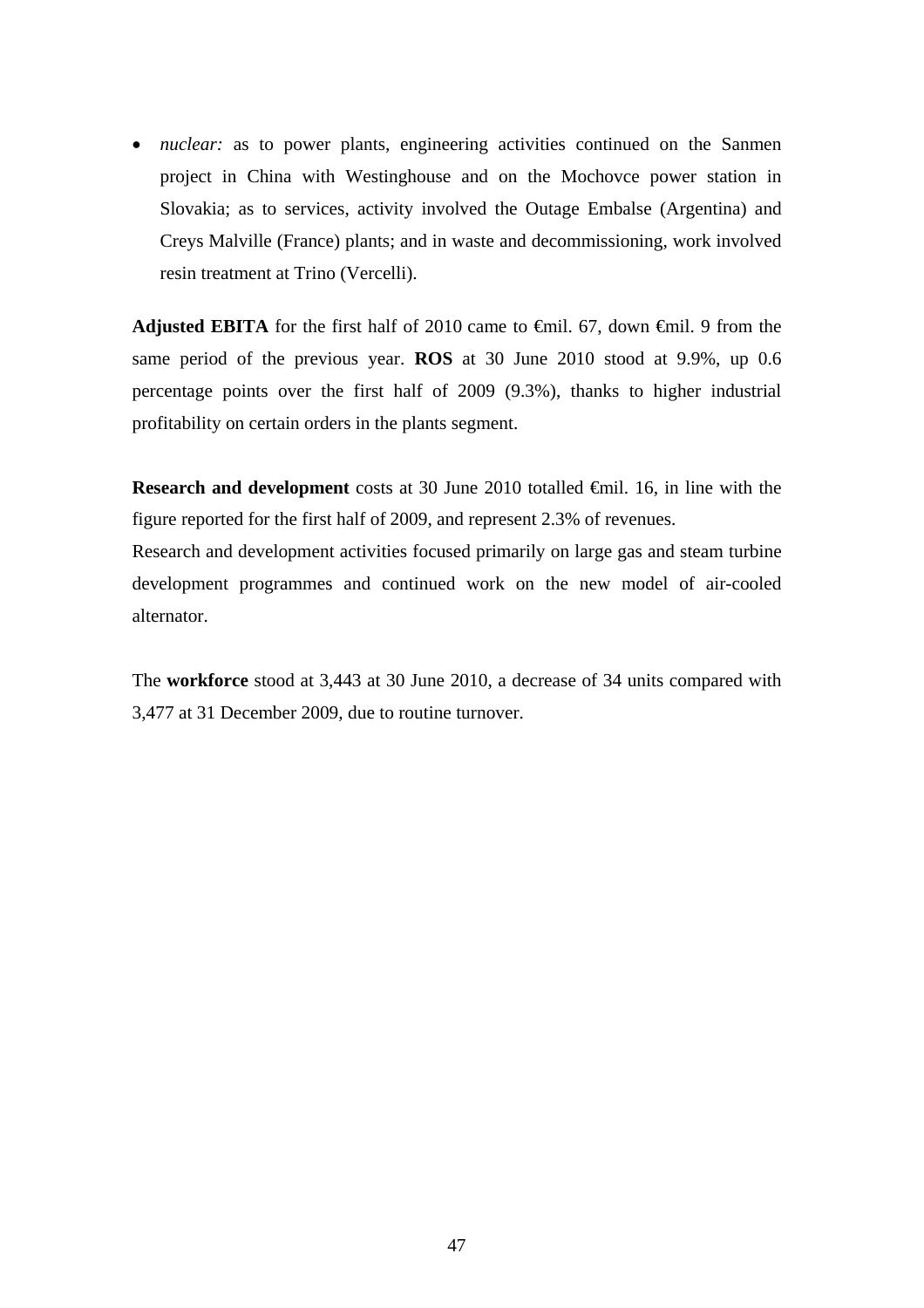- *nuclear:* as to power plants, engineering activities continued on the Sanmen project in China with Westinghouse and on the Mochovce power station in Slovakia; as to services, activity involved the Outage Embalse (Argentina) and Creys Malville (France) plants; and in waste and decommissioning, work involved resin treatment at Trino (Vercelli).

**Adjusted EBITA** for the first half of 2010 came to €mil. 67, down €mil. 9 from the same period of the previous year. **ROS** at 30 June 2010 stood at 9.9%, up 0.6 percentage points over the first half of 2009 (9.3%), thanks to higher industrial profitability on certain orders in the plants segment.

**Research and development** costs at 30 June 2010 totalled €mil. 16, in line with the figure reported for the first half of 2009, and represent 2.3% of revenues.
Research and development activities focused primarily on large gas and steam turbine development programmes and continued work on the new model of air-cooled alternator.

The **workforce** stood at 3,443 at 30 June 2010, a decrease of 34 units compared with 3,477 at 31 December 2009, due to routine turnover.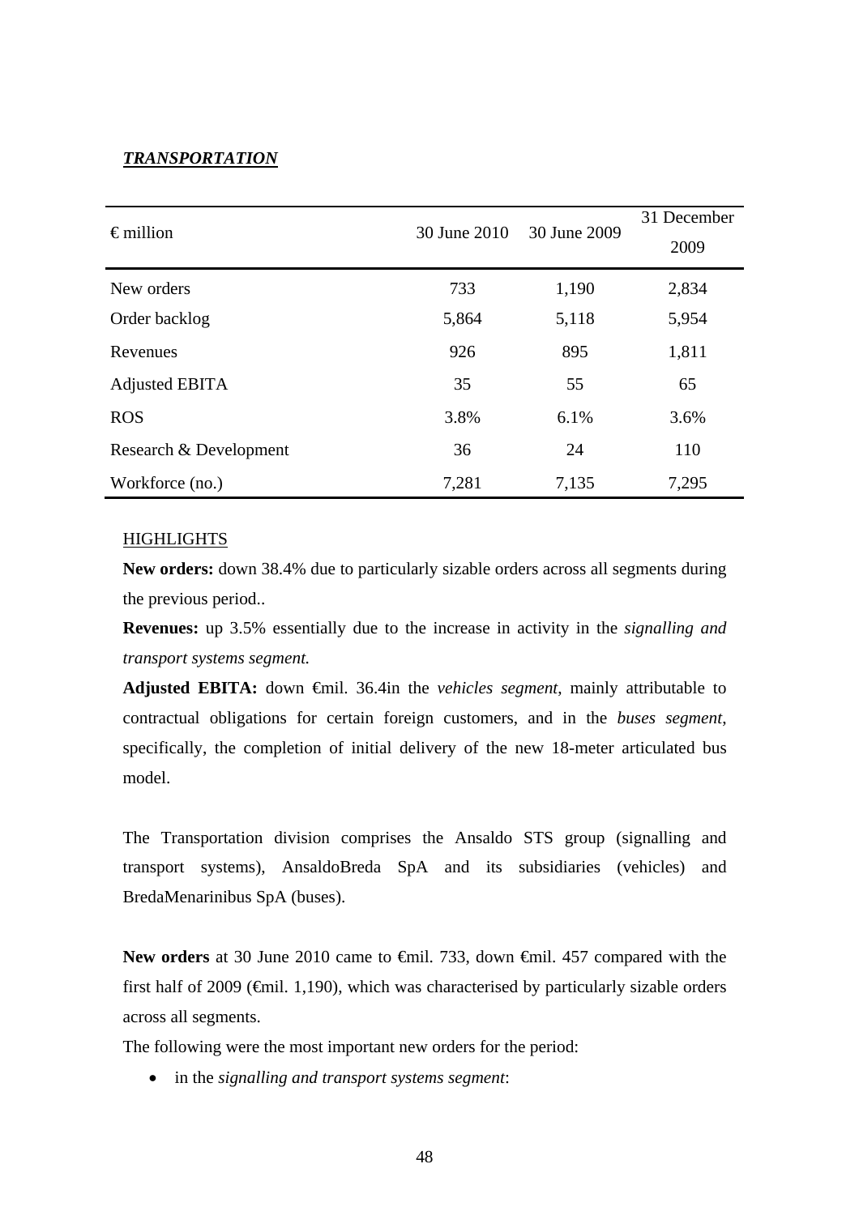***TRANSPORTATION***

| € million | 30 June 2010 | 30 June 2009 | 31 December 2009 |
|---|---|---|---|
| New orders | 733 | 1,190 | 2,834 |
| Order backlog | 5,864 | 5,118 | 5,954 |
| Revenues | 926 | 895 | 1,811 |
| Adjusted EBITA | 35 | 55 | 65 |
| ROS | 3.8% | 6.1% | 3.6% |
| Research & Development | 36 | 24 | 110 |
| Workforce (no.) | 7,281 | 7,135 | 7,295 |

<u>HIGHLIGHTS</u>

**New orders:** down 38.4% due to particularly sizable orders across all segments during the previous period..

**Revenues:** up 3.5% essentially due to the increase in activity in the *signalling and transport systems segment.*

**Adjusted EBITA:** down €mil. 36.4in the *vehicles segment*, mainly attributable to contractual obligations for certain foreign customers, and in the *buses segment*, specifically, the completion of initial delivery of the new 18-meter articulated bus model.

The Transportation division comprises the Ansaldo STS group (signalling and transport systems), AnsaldoBreda SpA and its subsidiaries (vehicles) and BredaMenarinibus SpA (buses).

**New orders** at 30 June 2010 came to €mil. 733, down €mil. 457 compared with the first half of 2009 (€mil. 1,190), which was characterised by particularly sizable orders across all segments.

The following were the most important new orders for the period:

- in the *signalling and transport systems segment*: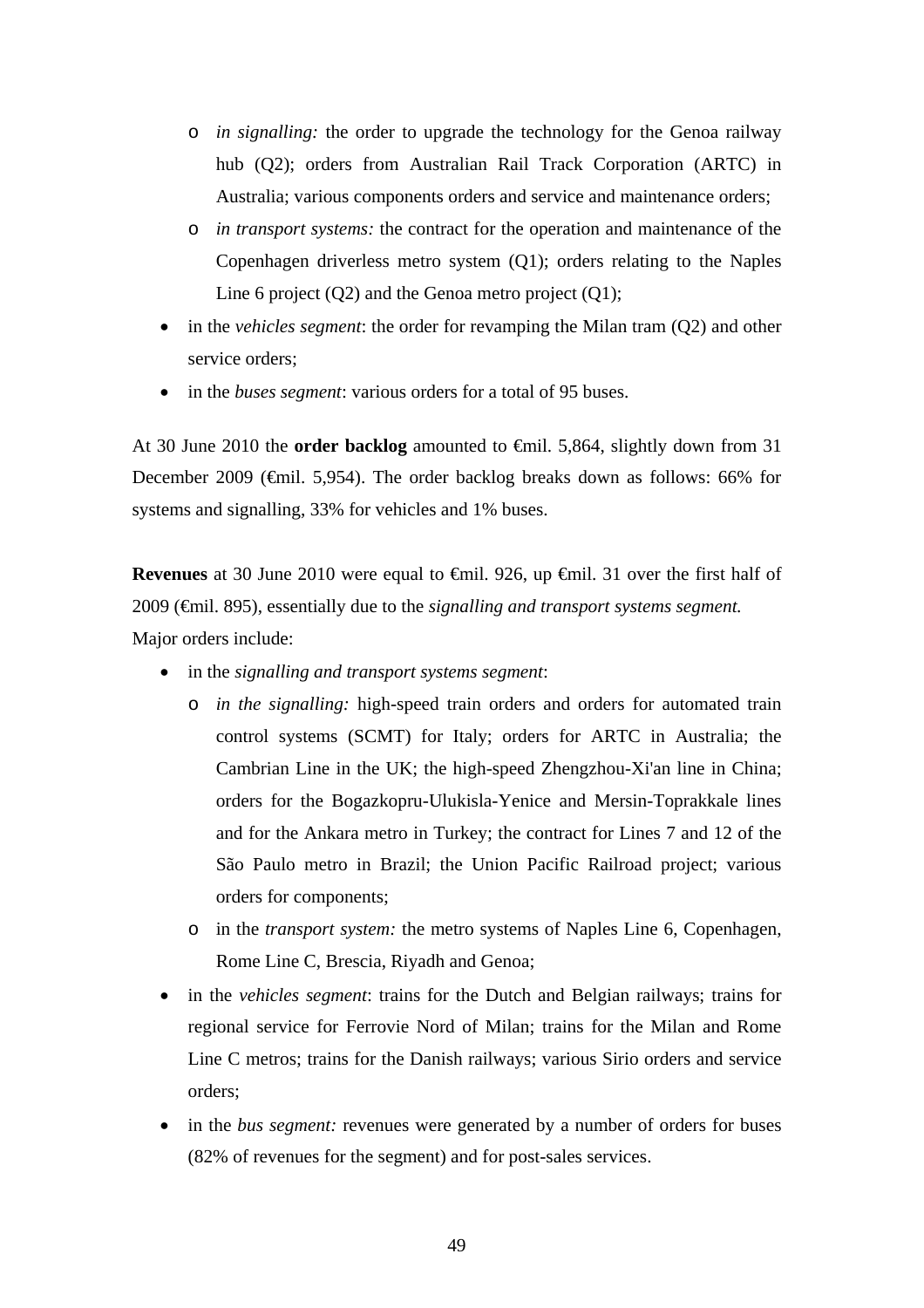- *in signalling:* the order to upgrade the technology for the Genoa railway hub (Q2); orders from Australian Rail Track Corporation (ARTC) in Australia; various components orders and service and maintenance orders;
  - *in transport systems:* the contract for the operation and maintenance of the Copenhagen driverless metro system (Q1); orders relating to the Naples Line 6 project (Q2) and the Genoa metro project (Q1);
- in the *vehicles segment*: the order for revamping the Milan tram (Q2) and other service orders;
- in the *buses segment*: various orders for a total of 95 buses.

At 30 June 2010 the **order backlog** amounted to €mil. 5,864, slightly down from 31 December 2009 (€mil. 5,954). The order backlog breaks down as follows: 66% for systems and signalling, 33% for vehicles and 1% buses.

**Revenues** at 30 June 2010 were equal to €mil. 926, up €mil. 31 over the first half of 2009 (€mil. 895), essentially due to the *signalling and transport systems segment.*
Major orders include:

- in the *signalling and transport systems segment*:
  - *in the signalling:* high-speed train orders and orders for automated train control systems (SCMT) for Italy; orders for ARTC in Australia; the Cambrian Line in the UK; the high-speed Zhengzhou-Xi'an line in China; orders for the Bogazkopru-Ulukisla-Yenice and Mersin-Toprakkale lines and for the Ankara metro in Turkey; the contract for Lines 7 and 12 of the São Paulo metro in Brazil; the Union Pacific Railroad project; various orders for components;
  - in the *transport system:* the metro systems of Naples Line 6, Copenhagen, Rome Line C, Brescia, Riyadh and Genoa;
- in the *vehicles segment*: trains for the Dutch and Belgian railways; trains for regional service for Ferrovie Nord of Milan; trains for the Milan and Rome Line C metros; trains for the Danish railways; various Sirio orders and service orders;
- in the *bus segment:* revenues were generated by a number of orders for buses (82% of revenues for the segment) and for post-sales services.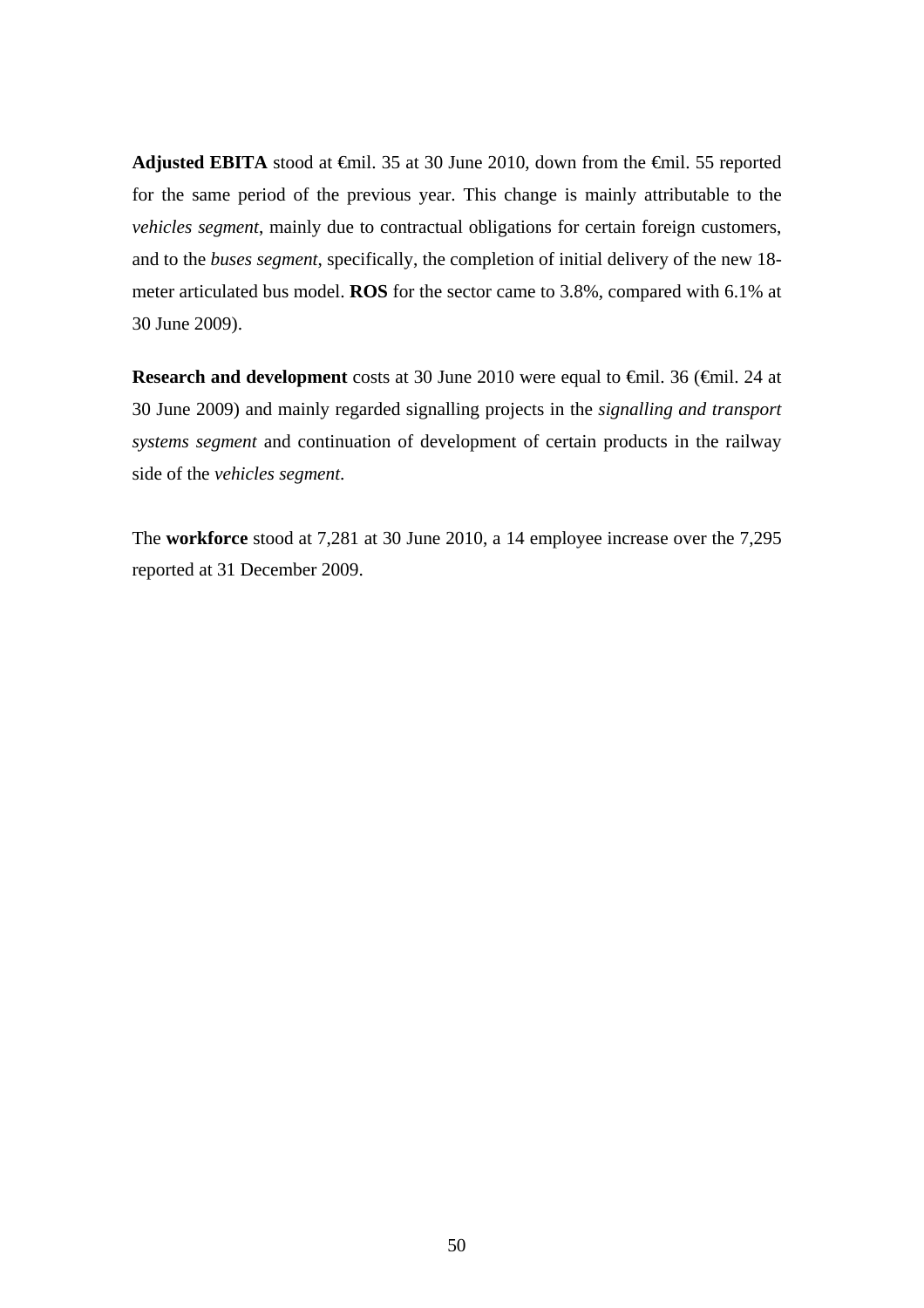**Adjusted EBITA** stood at €mil. 35 at 30 June 2010, down from the €mil. 55 reported for the same period of the previous year. This change is mainly attributable to the *vehicles segment*, mainly due to contractual obligations for certain foreign customers, and to the *buses segment*, specifically, the completion of initial delivery of the new 18-meter articulated bus model. **ROS** for the sector came to 3.8%, compared with 6.1% at 30 June 2009).

**Research and development** costs at 30 June 2010 were equal to €mil. 36 (€mil. 24 at 30 June 2009) and mainly regarded signalling projects in the *signalling and transport systems segment* and continuation of development of certain products in the railway side of the *vehicles segment*.

The **workforce** stood at 7,281 at 30 June 2010, a 14 employee increase over the 7,295 reported at 31 December 2009.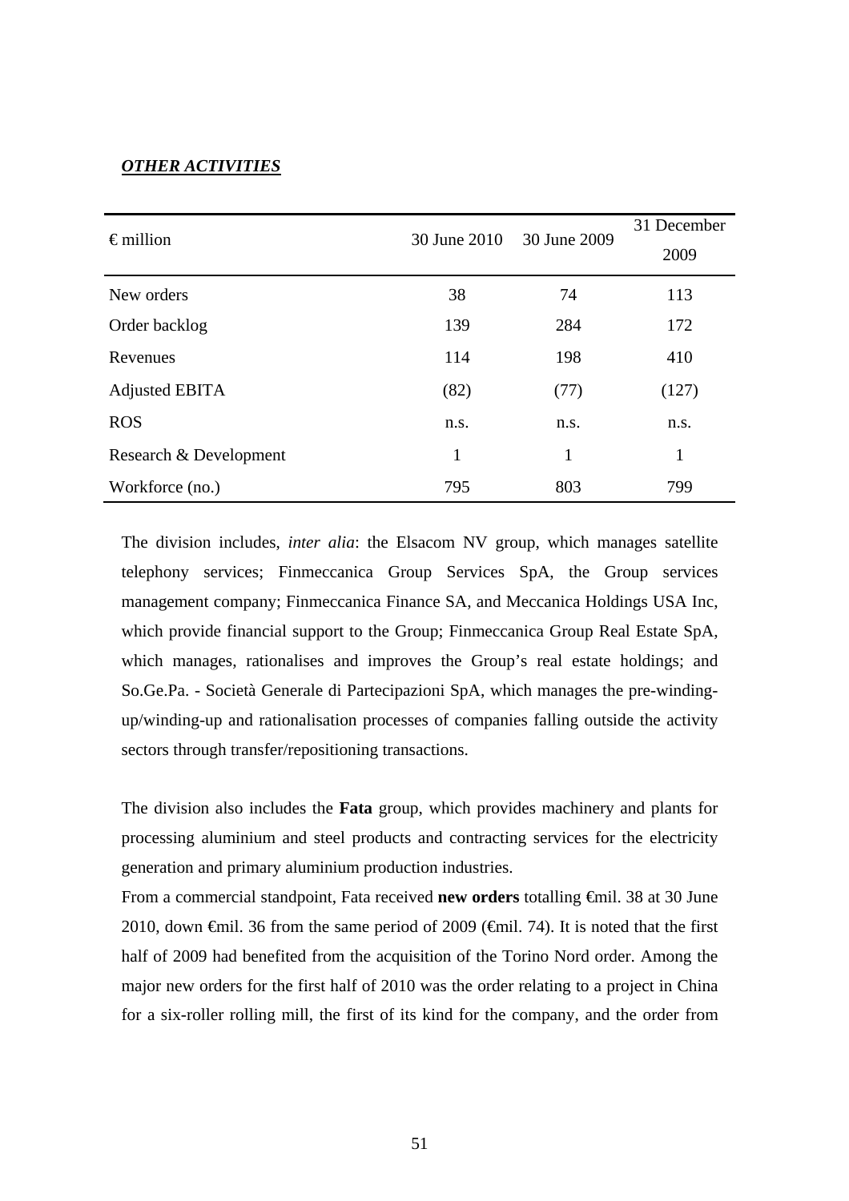***OTHER ACTIVITIES***

| € million | 30 June 2010 | 30 June 2009 | 31 December 2009 |
|---|---|---|---|
| New orders | 38 | 74 | 113 |
| Order backlog | 139 | 284 | 172 |
| Revenues | 114 | 198 | 410 |
| Adjusted EBITA | (82) | (77) | (127) |
| ROS | n.s. | n.s. | n.s. |
| Research & Development | 1 | 1 | 1 |
| Workforce (no.) | 795 | 803 | 799 |

The division includes, *inter alia*: the Elsacom NV group, which manages satellite telephony services; Finmeccanica Group Services SpA, the Group services management company; Finmeccanica Finance SA, and Meccanica Holdings USA Inc, which provide financial support to the Group; Finmeccanica Group Real Estate SpA, which manages, rationalises and improves the Group's real estate holdings; and So.Ge.Pa. - Società Generale di Partecipazioni SpA, which manages the pre-winding-up/winding-up and rationalisation processes of companies falling outside the activity sectors through transfer/repositioning transactions.

The division also includes the **Fata** group, which provides machinery and plants for processing aluminium and steel products and contracting services for the electricity generation and primary aluminium production industries.

From a commercial standpoint, Fata received **new orders** totalling €mil. 38 at 30 June 2010, down €mil. 36 from the same period of 2009 (€mil. 74). It is noted that the first half of 2009 had benefited from the acquisition of the Torino Nord order. Among the major new orders for the first half of 2010 was the order relating to a project in China for a six-roller rolling mill, the first of its kind for the company, and the order from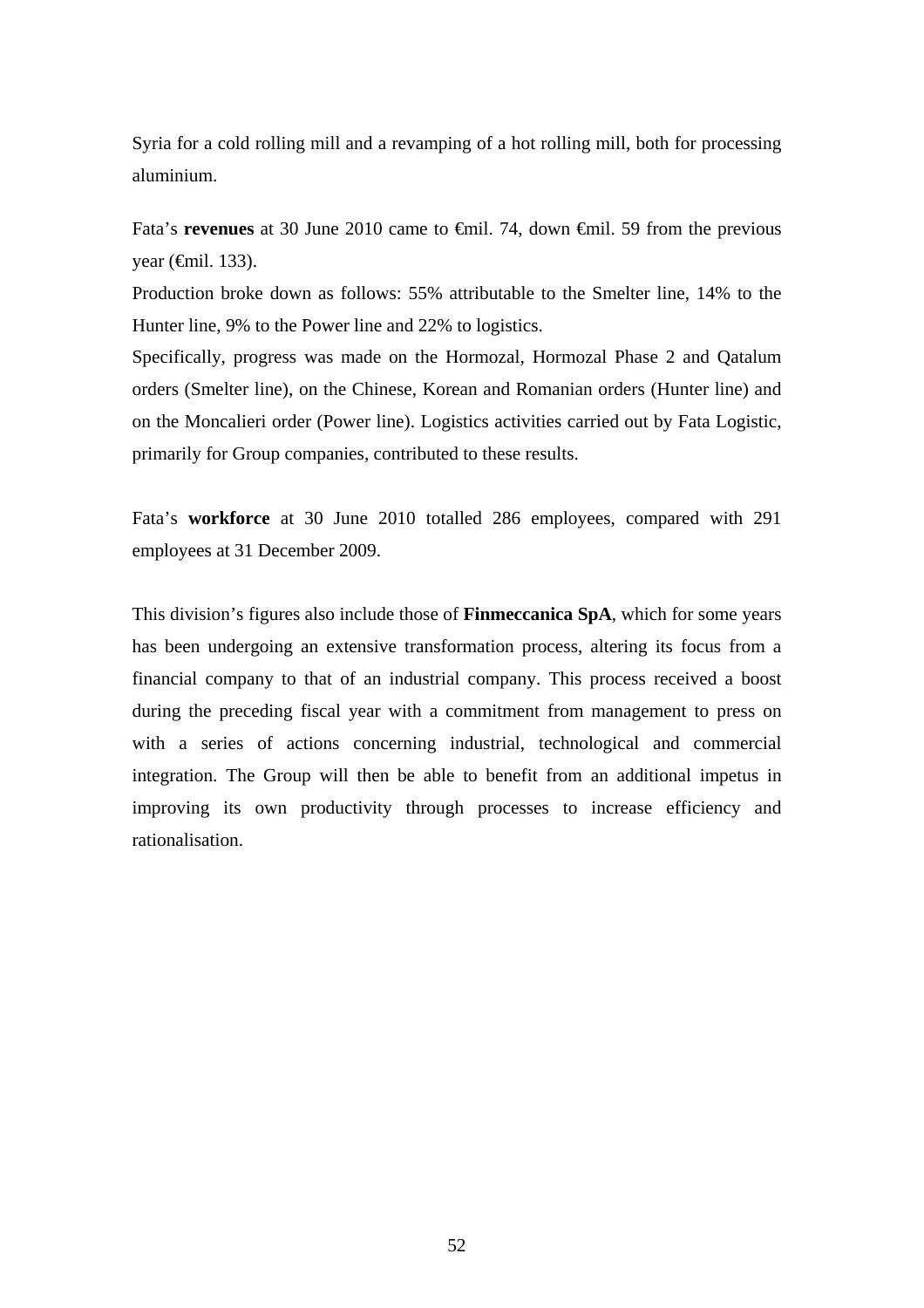Syria for a cold rolling mill and a revamping of a hot rolling mill, both for processing aluminium.

Fata's **revenues** at 30 June 2010 came to €mil. 74, down €mil. 59 from the previous year (€mil. 133).

Production broke down as follows: 55% attributable to the Smelter line, 14% to the Hunter line, 9% to the Power line and 22% to logistics.

Specifically, progress was made on the Hormozal, Hormozal Phase 2 and Qatalum orders (Smelter line), on the Chinese, Korean and Romanian orders (Hunter line) and on the Moncalieri order (Power line). Logistics activities carried out by Fata Logistic, primarily for Group companies, contributed to these results.

Fata's **workforce** at 30 June 2010 totalled 286 employees, compared with 291 employees at 31 December 2009.

This division's figures also include those of **Finmeccanica SpA**, which for some years has been undergoing an extensive transformation process, altering its focus from a financial company to that of an industrial company. This process received a boost during the preceding fiscal year with a commitment from management to press on with a series of actions concerning industrial, technological and commercial integration. The Group will then be able to benefit from an additional impetus in improving its own productivity through processes to increase efficiency and rationalisation.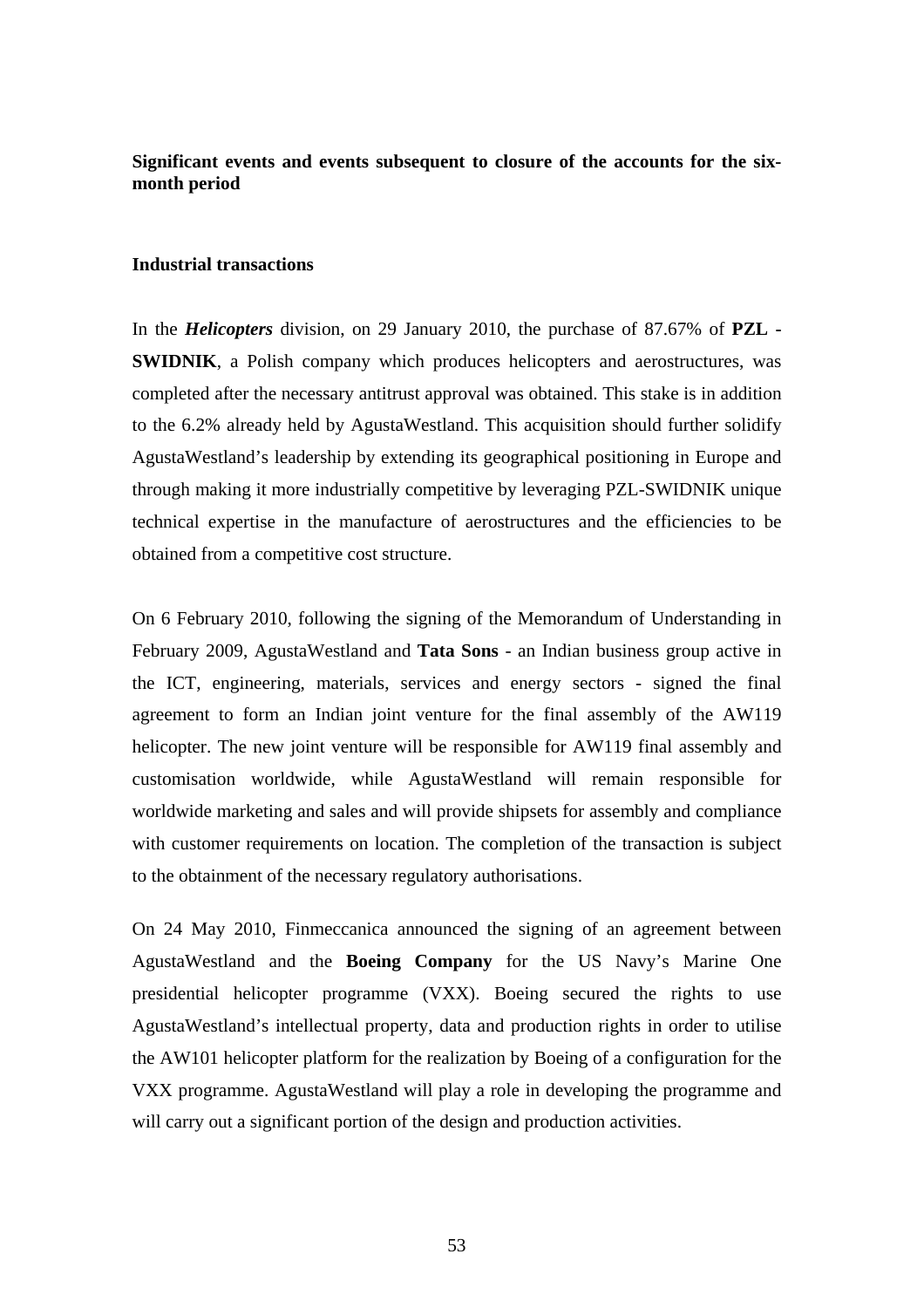## Significant events and events subsequent to closure of the accounts for the six-month period

### Industrial transactions

In the ***Helicopters*** division, on 29 January 2010, the purchase of 87.67% of **PZL - SWIDNIK**, a Polish company which produces helicopters and aerostructures, was completed after the necessary antitrust approval was obtained. This stake is in addition to the 6.2% already held by AgustaWestland. This acquisition should further solidify AgustaWestland's leadership by extending its geographical positioning in Europe and through making it more industrially competitive by leveraging PZL-SWIDNIK unique technical expertise in the manufacture of aerostructures and the efficiencies to be obtained from a competitive cost structure.

On 6 February 2010, following the signing of the Memorandum of Understanding in February 2009, AgustaWestland and **Tata Sons** - an Indian business group active in the ICT, engineering, materials, services and energy sectors - signed the final agreement to form an Indian joint venture for the final assembly of the AW119 helicopter. The new joint venture will be responsible for AW119 final assembly and customisation worldwide, while AgustaWestland will remain responsible for worldwide marketing and sales and will provide shipsets for assembly and compliance with customer requirements on location. The completion of the transaction is subject to the obtainment of the necessary regulatory authorisations.

On 24 May 2010, Finmeccanica announced the signing of an agreement between AgustaWestland and the **Boeing Company** for the US Navy's Marine One presidential helicopter programme (VXX). Boeing secured the rights to use AgustaWestland's intellectual property, data and production rights in order to utilise the AW101 helicopter platform for the realization by Boeing of a configuration for the VXX programme. AgustaWestland will play a role in developing the programme and will carry out a significant portion of the design and production activities.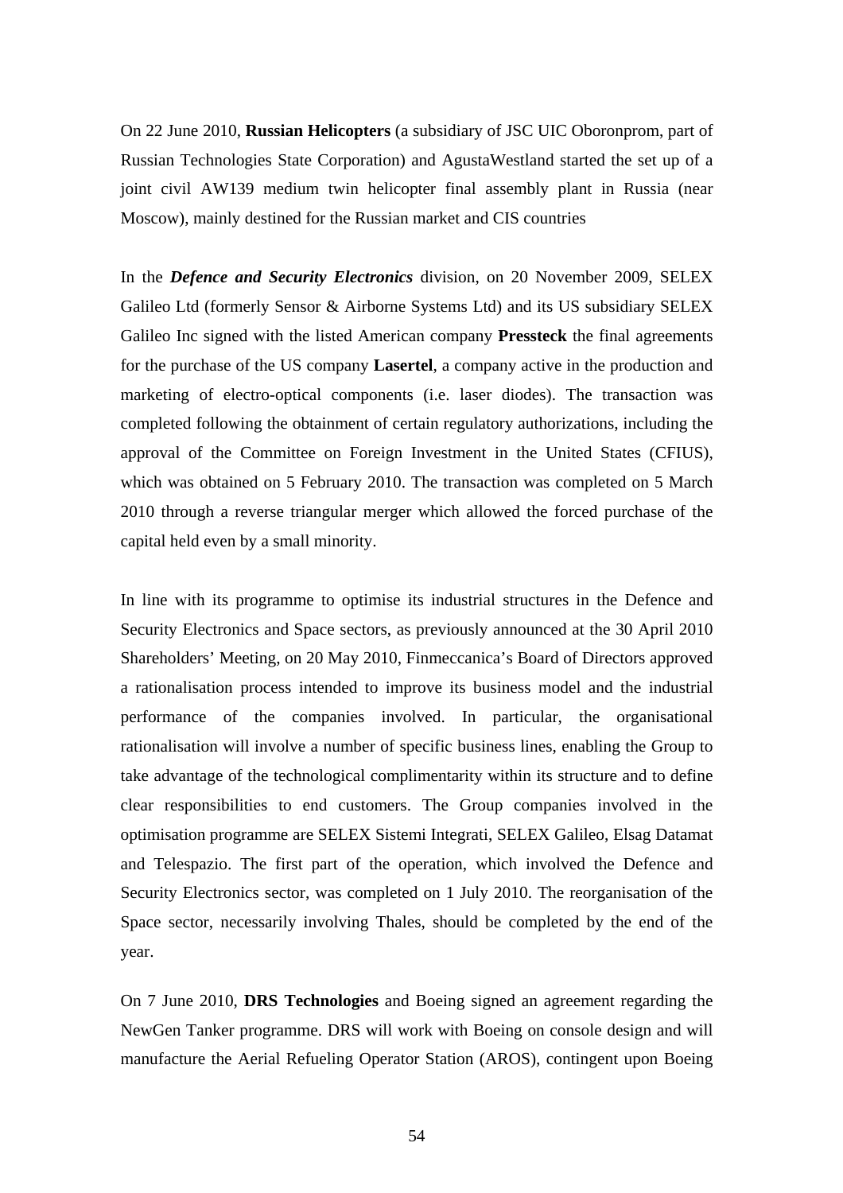On 22 June 2010, **Russian Helicopters** (a subsidiary of JSC UIC Oboronprom, part of Russian Technologies State Corporation) and AgustaWestland started the set up of a joint civil AW139 medium twin helicopter final assembly plant in Russia (near Moscow), mainly destined for the Russian market and CIS countries

In the ***Defence and Security Electronics*** division, on 20 November 2009, SELEX Galileo Ltd (formerly Sensor & Airborne Systems Ltd) and its US subsidiary SELEX Galileo Inc signed with the listed American company **Pressteck** the final agreements for the purchase of the US company **Lasertel**, a company active in the production and marketing of electro-optical components (i.e. laser diodes). The transaction was completed following the obtainment of certain regulatory authorizations, including the approval of the Committee on Foreign Investment in the United States (CFIUS), which was obtained on 5 February 2010. The transaction was completed on 5 March 2010 through a reverse triangular merger which allowed the forced purchase of the capital held even by a small minority.

In line with its programme to optimise its industrial structures in the Defence and Security Electronics and Space sectors, as previously announced at the 30 April 2010 Shareholders' Meeting, on 20 May 2010, Finmeccanica's Board of Directors approved a rationalisation process intended to improve its business model and the industrial performance of the companies involved. In particular, the organisational rationalisation will involve a number of specific business lines, enabling the Group to take advantage of the technological complimentarity within its structure and to define clear responsibilities to end customers. The Group companies involved in the optimisation programme are SELEX Sistemi Integrati, SELEX Galileo, Elsag Datamat and Telespazio. The first part of the operation, which involved the Defence and Security Electronics sector, was completed on 1 July 2010. The reorganisation of the Space sector, necessarily involving Thales, should be completed by the end of the year.

On 7 June 2010, **DRS Technologies** and Boeing signed an agreement regarding the NewGen Tanker programme. DRS will work with Boeing on console design and will manufacture the Aerial Refueling Operator Station (AROS), contingent upon Boeing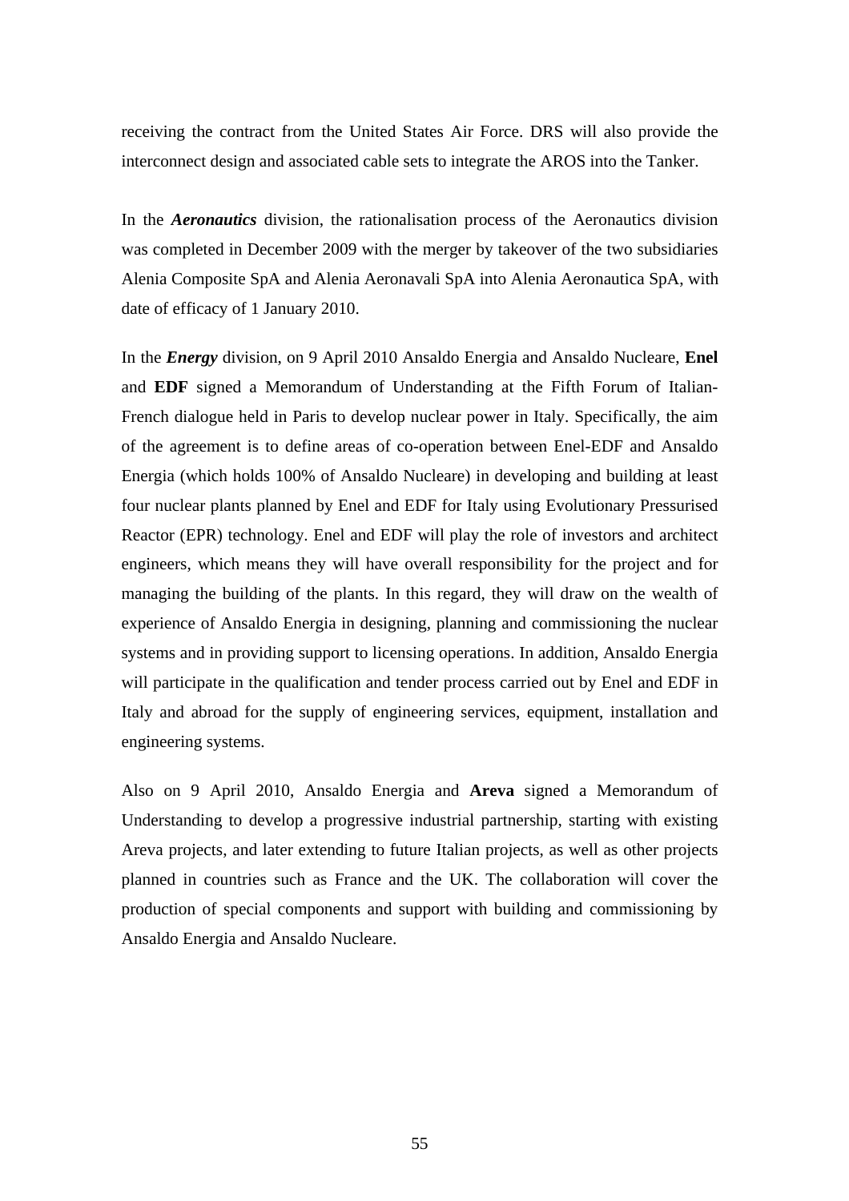receiving the contract from the United States Air Force. DRS will also provide the interconnect design and associated cable sets to integrate the AROS into the Tanker.

In the ***Aeronautics*** division, the rationalisation process of the Aeronautics division was completed in December 2009 with the merger by takeover of the two subsidiaries Alenia Composite SpA and Alenia Aeronavali SpA into Alenia Aeronautica SpA, with date of efficacy of 1 January 2010.

In the ***Energy*** division, on 9 April 2010 Ansaldo Energia and Ansaldo Nucleare, **Enel** and **EDF** signed a Memorandum of Understanding at the Fifth Forum of Italian-French dialogue held in Paris to develop nuclear power in Italy. Specifically, the aim of the agreement is to define areas of co-operation between Enel-EDF and Ansaldo Energia (which holds 100% of Ansaldo Nucleare) in developing and building at least four nuclear plants planned by Enel and EDF for Italy using Evolutionary Pressurised Reactor (EPR) technology. Enel and EDF will play the role of investors and architect engineers, which means they will have overall responsibility for the project and for managing the building of the plants. In this regard, they will draw on the wealth of experience of Ansaldo Energia in designing, planning and commissioning the nuclear systems and in providing support to licensing operations. In addition, Ansaldo Energia will participate in the qualification and tender process carried out by Enel and EDF in Italy and abroad for the supply of engineering services, equipment, installation and engineering systems.

Also on 9 April 2010, Ansaldo Energia and **Areva** signed a Memorandum of Understanding to develop a progressive industrial partnership, starting with existing Areva projects, and later extending to future Italian projects, as well as other projects planned in countries such as France and the UK. The collaboration will cover the production of special components and support with building and commissioning by Ansaldo Energia and Ansaldo Nucleare.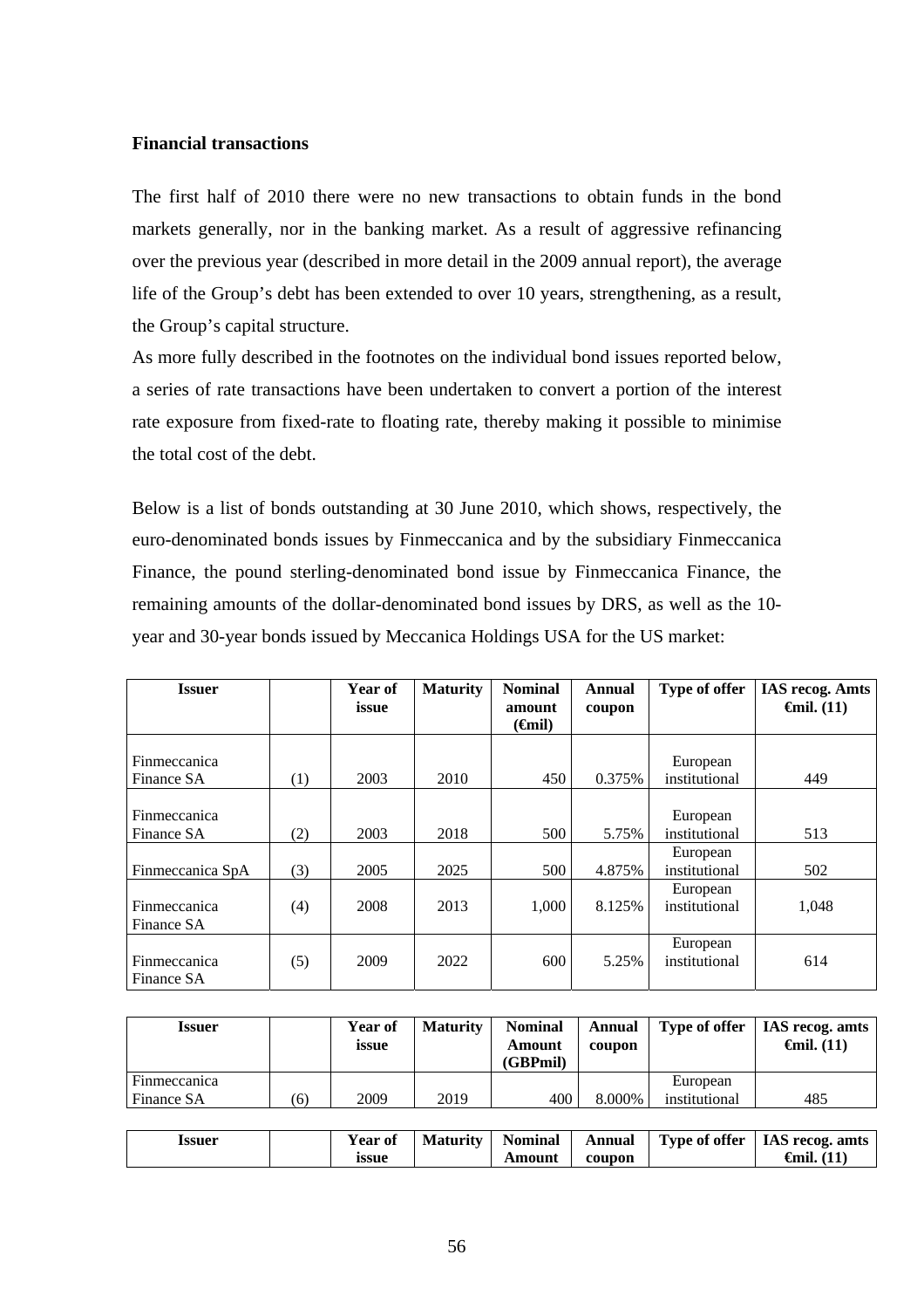**Financial transactions**

The first half of 2010 there were no new transactions to obtain funds in the bond markets generally, nor in the banking market. As a result of aggressive refinancing over the previous year (described in more detail in the 2009 annual report), the average life of the Group's debt has been extended to over 10 years, strengthening, as a result, the Group's capital structure.

As more fully described in the footnotes on the individual bond issues reported below, a series of rate transactions have been undertaken to convert a portion of the interest rate exposure from fixed-rate to floating rate, thereby making it possible to minimise the total cost of the debt.

Below is a list of bonds outstanding at 30 June 2010, which shows, respectively, the euro-denominated bonds issues by Finmeccanica and by the subsidiary Finmeccanica Finance, the pound sterling-denominated bond issue by Finmeccanica Finance, the remaining amounts of the dollar-denominated bond issues by DRS, as well as the 10-year and 30-year bonds issued by Meccanica Holdings USA for the US market:

| Issuer | | Year of issue | Maturity | Nominal amount (€mil) | Annual coupon | Type of offer | IAS recog. Amts €mil. (11) |
|---|---|---|---|---|---|---|---|
| Finmeccanica Finance SA | (1) | 2003 | 2010 | 450 | 0.375% | European institutional | 449 |
| Finmeccanica Finance SA | (2) | 2003 | 2018 | 500 | 5.75% | European institutional | 513 |
| Finmeccanica SpA | (3) | 2005 | 2025 | 500 | 4.875% | European institutional | 502 |
| Finmeccanica Finance SA | (4) | 2008 | 2013 | 1,000 | 8.125% | European institutional | 1,048 |
| Finmeccanica Finance SA | (5) | 2009 | 2022 | 600 | 5.25% | European institutional | 614 |

| Issuer | | Year of issue | Maturity | Nominal Amount (GBPmil) | Annual coupon | Type of offer | IAS recog. amts €mil. (11) |
|---|---|---|---|---|---|---|---|
| Finmeccanica Finance SA | (6) | 2009 | 2019 | 400 | 8.000% | European institutional | 485 |

| Issuer | | Year of issue | Maturity | Nominal Amount | Annual coupon | Type of offer | IAS recog. amts €mil. (11) |
|---|---|---|---|---|---|---|---|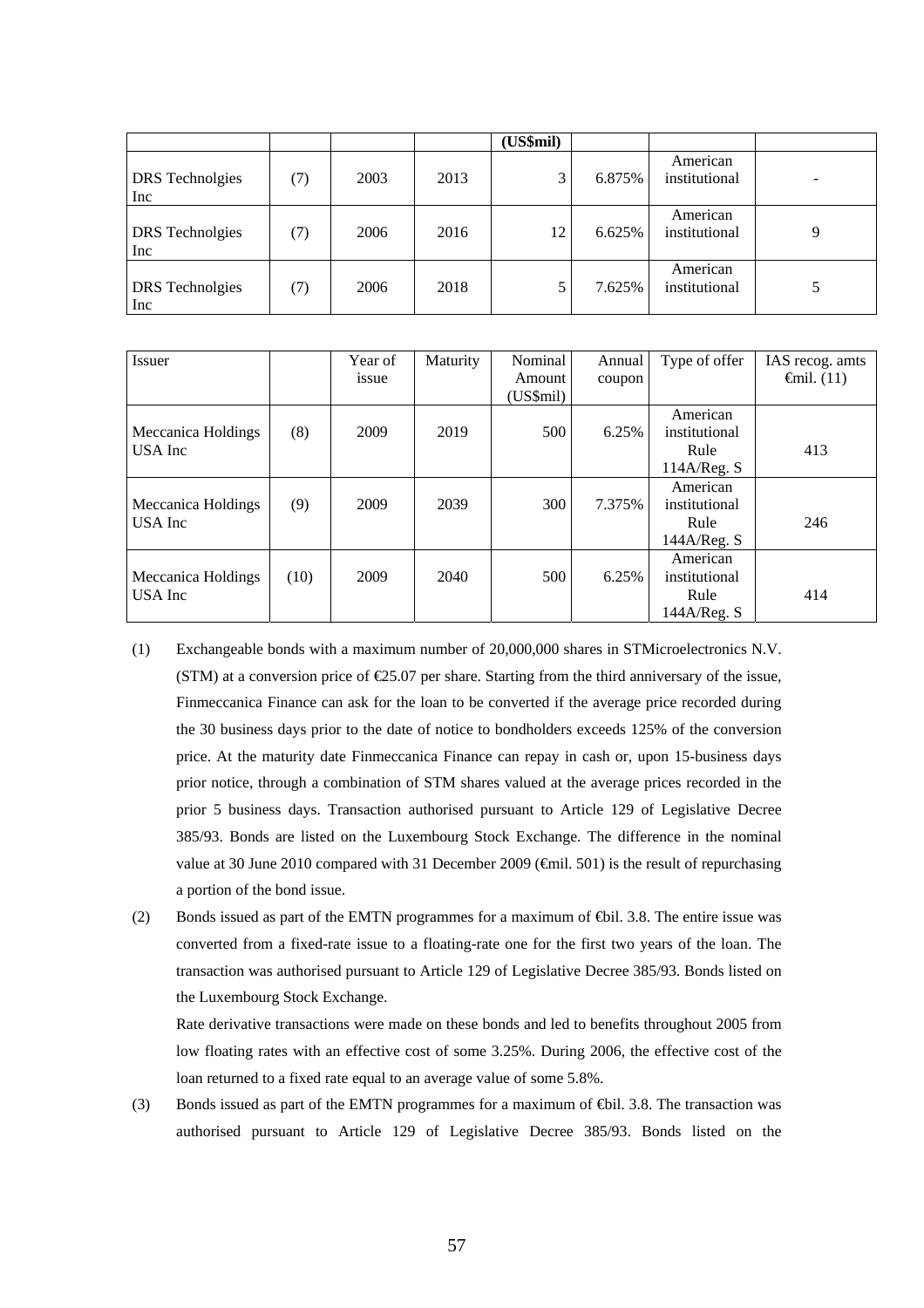| | | | | (US$mil) | | | |
|---|---|---|---|---|---|---|---|
| DRS Technolgies Inc | (7) | 2003 | 2013 | 3 | 6.875% | American institutional | - |
| DRS Technolgies Inc | (7) | 2006 | 2016 | 12 | 6.625% | American institutional | 9 |
| DRS Technolgies Inc | (7) | 2006 | 2018 | 5 | 7.625% | American institutional | 5 |

| Issuer | | Year of issue | Maturity | Nominal Amount (US$mil) | Annual coupon | Type of offer | IAS recog. amts €mil. (11) |
|---|---|---|---|---|---|---|---|
| Meccanica Holdings USA Inc | (8) | 2009 | 2019 | 500 | 6.25% | American institutional Rule 114A/Reg. S | 413 |
| Meccanica Holdings USA Inc | (9) | 2009 | 2039 | 300 | 7.375% | American institutional Rule 144A/Reg. S | 246 |
| Meccanica Holdings USA Inc | (10) | 2009 | 2040 | 500 | 6.25% | American institutional Rule 144A/Reg. S | 414 |

(1) Exchangeable bonds with a maximum number of 20,000,000 shares in STMicroelectronics N.V. (STM) at a conversion price of €25.07 per share. Starting from the third anniversary of the issue, Finmeccanica Finance can ask for the loan to be converted if the average price recorded during the 30 business days prior to the date of notice to bondholders exceeds 125% of the conversion price. At the maturity date Finmeccanica Finance can repay in cash or, upon 15-business days prior notice, through a combination of STM shares valued at the average prices recorded in the prior 5 business days. Transaction authorised pursuant to Article 129 of Legislative Decree 385/93. Bonds are listed on the Luxembourg Stock Exchange. The difference in the nominal value at 30 June 2010 compared with 31 December 2009 (€mil. 501) is the result of repurchasing a portion of the bond issue.

(2) Bonds issued as part of the EMTN programmes for a maximum of €bil. 3.8. The entire issue was converted from a fixed-rate issue to a floating-rate one for the first two years of the loan. The transaction was authorised pursuant to Article 129 of Legislative Decree 385/93. Bonds listed on the Luxembourg Stock Exchange.

Rate derivative transactions were made on these bonds and led to benefits throughout 2005 from low floating rates with an effective cost of some 3.25%. During 2006, the effective cost of the loan returned to a fixed rate equal to an average value of some 5.8%.

(3) Bonds issued as part of the EMTN programmes for a maximum of €bil. 3.8. The transaction was authorised pursuant to Article 129 of Legislative Decree 385/93. Bonds listed on the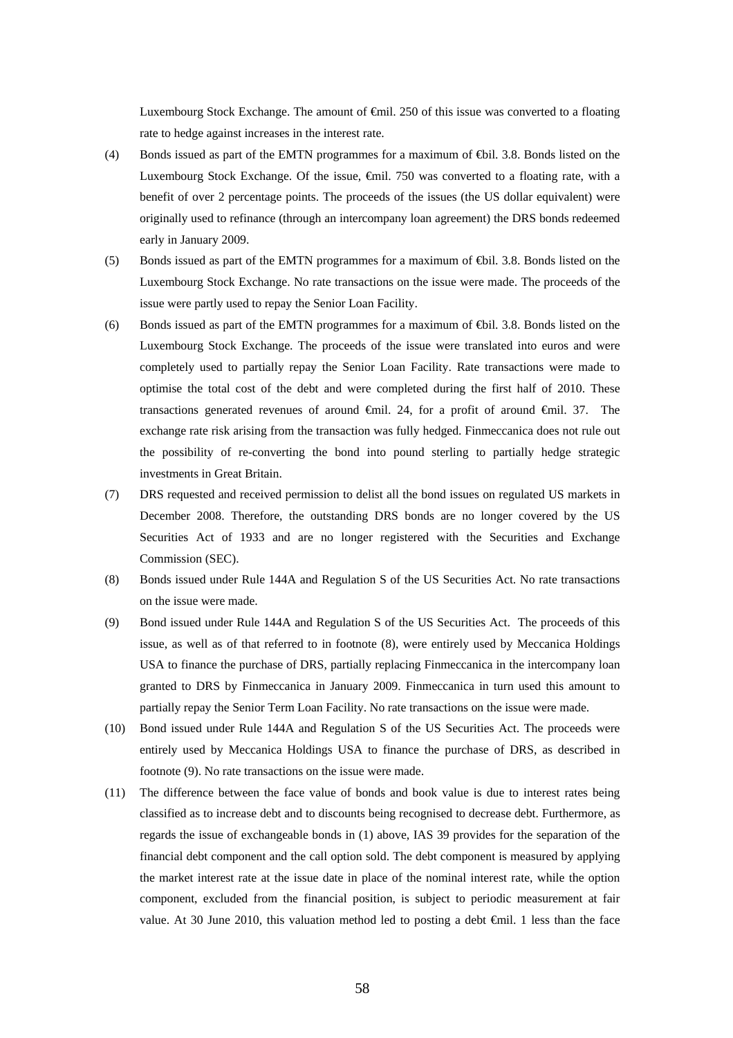Luxembourg Stock Exchange. The amount of €mil. 250 of this issue was converted to a floating rate to hedge against increases in the interest rate.

(4) Bonds issued as part of the EMTN programmes for a maximum of €bil. 3.8. Bonds listed on the Luxembourg Stock Exchange. Of the issue, €mil. 750 was converted to a floating rate, with a benefit of over 2 percentage points. The proceeds of the issues (the US dollar equivalent) were originally used to refinance (through an intercompany loan agreement) the DRS bonds redeemed early in January 2009.

(5) Bonds issued as part of the EMTN programmes for a maximum of €bil. 3.8. Bonds listed on the Luxembourg Stock Exchange. No rate transactions on the issue were made. The proceeds of the issue were partly used to repay the Senior Loan Facility.

(6) Bonds issued as part of the EMTN programmes for a maximum of €bil. 3.8. Bonds listed on the Luxembourg Stock Exchange. The proceeds of the issue were translated into euros and were completely used to partially repay the Senior Loan Facility. Rate transactions were made to optimise the total cost of the debt and were completed during the first half of 2010. These transactions generated revenues of around €mil. 24, for a profit of around €mil. 37. The exchange rate risk arising from the transaction was fully hedged. Finmeccanica does not rule out the possibility of re-converting the bond into pound sterling to partially hedge strategic investments in Great Britain.

(7) DRS requested and received permission to delist all the bond issues on regulated US markets in December 2008. Therefore, the outstanding DRS bonds are no longer covered by the US Securities Act of 1933 and are no longer registered with the Securities and Exchange Commission (SEC).

(8) Bonds issued under Rule 144A and Regulation S of the US Securities Act. No rate transactions on the issue were made.

(9) Bond issued under Rule 144A and Regulation S of the US Securities Act. The proceeds of this issue, as well as of that referred to in footnote (8), were entirely used by Meccanica Holdings USA to finance the purchase of DRS, partially replacing Finmeccanica in the intercompany loan granted to DRS by Finmeccanica in January 2009. Finmeccanica in turn used this amount to partially repay the Senior Term Loan Facility. No rate transactions on the issue were made.

(10) Bond issued under Rule 144A and Regulation S of the US Securities Act. The proceeds were entirely used by Meccanica Holdings USA to finance the purchase of DRS, as described in footnote (9). No rate transactions on the issue were made.

(11) The difference between the face value of bonds and book value is due to interest rates being classified as to increase debt and to discounts being recognised to decrease debt. Furthermore, as regards the issue of exchangeable bonds in (1) above, IAS 39 provides for the separation of the financial debt component and the call option sold. The debt component is measured by applying the market interest rate at the issue date in place of the nominal interest rate, while the option component, excluded from the financial position, is subject to periodic measurement at fair value. At 30 June 2010, this valuation method led to posting a debt €mil. 1 less than the face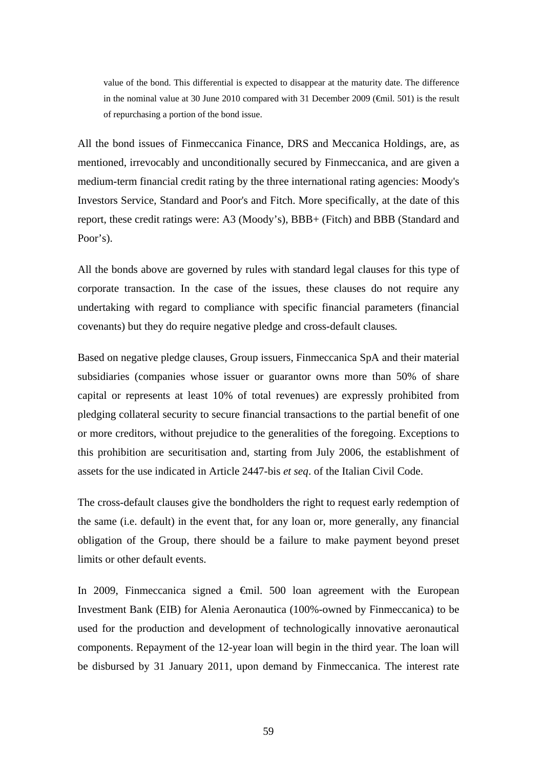value of the bond. This differential is expected to disappear at the maturity date. The difference in the nominal value at 30 June 2010 compared with 31 December 2009 (€mil. 501) is the result of repurchasing a portion of the bond issue.

All the bond issues of Finmeccanica Finance, DRS and Meccanica Holdings, are, as mentioned, irrevocably and unconditionally secured by Finmeccanica, and are given a medium-term financial credit rating by the three international rating agencies: Moody's Investors Service, Standard and Poor's and Fitch. More specifically, at the date of this report, these credit ratings were: A3 (Moody’s), BBB+ (Fitch) and BBB (Standard and Poor’s).

All the bonds above are governed by rules with standard legal clauses for this type of corporate transaction. In the case of the issues, these clauses do not require any undertaking with regard to compliance with specific financial parameters (financial covenants) but they do require negative pledge and cross-default clauses.

Based on negative pledge clauses, Group issuers, Finmeccanica SpA and their material subsidiaries (companies whose issuer or guarantor owns more than 50% of share capital or represents at least 10% of total revenues) are expressly prohibited from pledging collateral security to secure financial transactions to the partial benefit of one or more creditors, without prejudice to the generalities of the foregoing. Exceptions to this prohibition are securitisation and, starting from July 2006, the establishment of assets for the use indicated in Article 2447-bis *et seq*. of the Italian Civil Code.

The cross-default clauses give the bondholders the right to request early redemption of the same (i.e. default) in the event that, for any loan or, more generally, any financial obligation of the Group, there should be a failure to make payment beyond preset limits or other default events.

In 2009, Finmeccanica signed a €mil. 500 loan agreement with the European Investment Bank (EIB) for Alenia Aeronautica (100%-owned by Finmeccanica) to be used for the production and development of technologically innovative aeronautical components. Repayment of the 12-year loan will begin in the third year. The loan will be disbursed by 31 January 2011, upon demand by Finmeccanica. The interest rate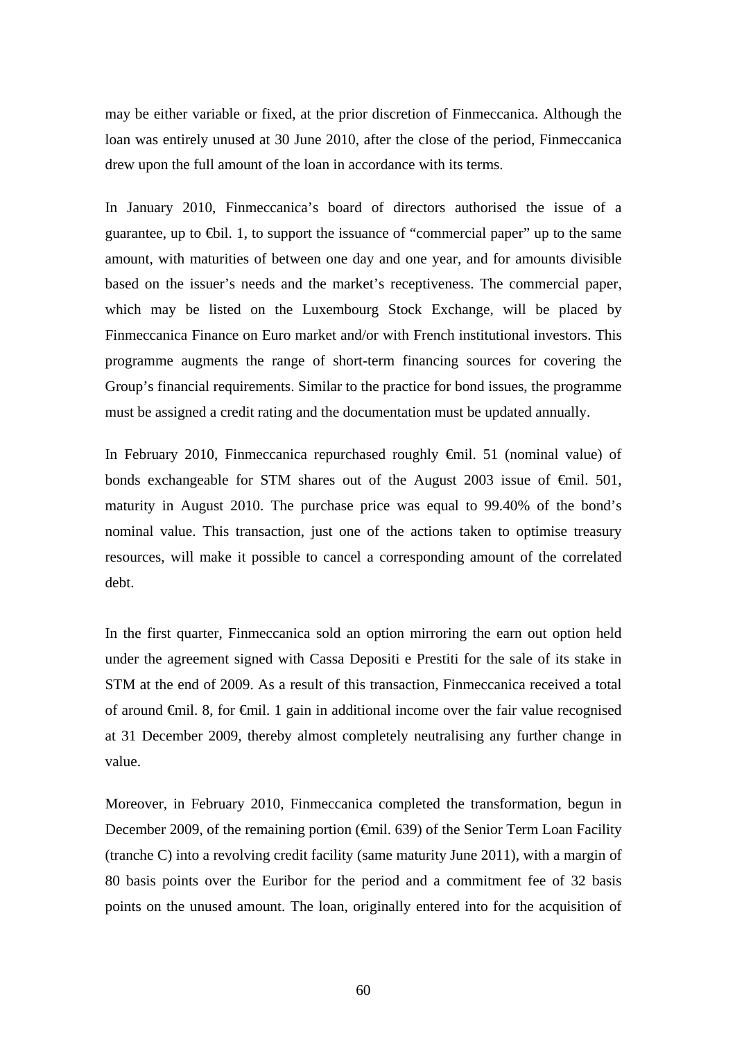may be either variable or fixed, at the prior discretion of Finmeccanica. Although the loan was entirely unused at 30 June 2010, after the close of the period, Finmeccanica drew upon the full amount of the loan in accordance with its terms.

In January 2010, Finmeccanica's board of directors authorised the issue of a guarantee, up to €bil. 1, to support the issuance of "commercial paper" up to the same amount, with maturities of between one day and one year, and for amounts divisible based on the issuer's needs and the market's receptiveness. The commercial paper, which may be listed on the Luxembourg Stock Exchange, will be placed by Finmeccanica Finance on Euro market and/or with French institutional investors. This programme augments the range of short-term financing sources for covering the Group's financial requirements. Similar to the practice for bond issues, the programme must be assigned a credit rating and the documentation must be updated annually.

In February 2010, Finmeccanica repurchased roughly €mil. 51 (nominal value) of bonds exchangeable for STM shares out of the August 2003 issue of €mil. 501, maturity in August 2010. The purchase price was equal to 99.40% of the bond's nominal value. This transaction, just one of the actions taken to optimise treasury resources, will make it possible to cancel a corresponding amount of the correlated debt.

In the first quarter, Finmeccanica sold an option mirroring the earn out option held under the agreement signed with Cassa Depositi e Prestiti for the sale of its stake in STM at the end of 2009. As a result of this transaction, Finmeccanica received a total of around €mil. 8, for €mil. 1 gain in additional income over the fair value recognised at 31 December 2009, thereby almost completely neutralising any further change in value.

Moreover, in February 2010, Finmeccanica completed the transformation, begun in December 2009, of the remaining portion (€mil. 639) of the Senior Term Loan Facility (tranche C) into a revolving credit facility (same maturity June 2011), with a margin of 80 basis points over the Euribor for the period and a commitment fee of 32 basis points on the unused amount. The loan, originally entered into for the acquisition of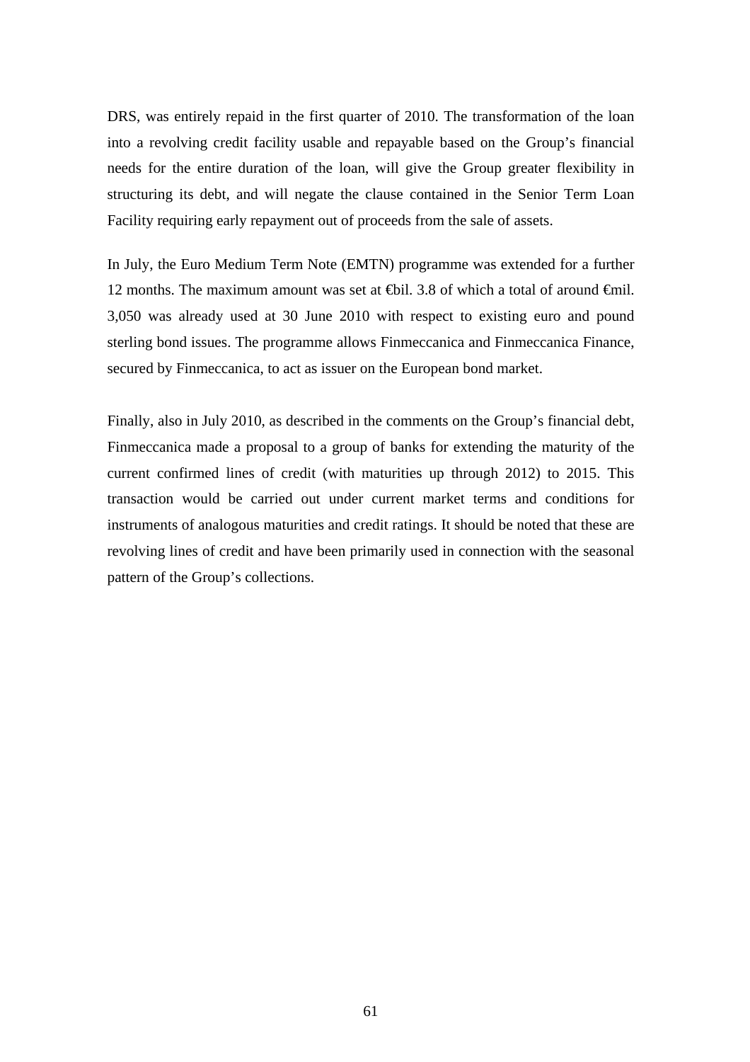DRS, was entirely repaid in the first quarter of 2010. The transformation of the loan into a revolving credit facility usable and repayable based on the Group's financial needs for the entire duration of the loan, will give the Group greater flexibility in structuring its debt, and will negate the clause contained in the Senior Term Loan Facility requiring early repayment out of proceeds from the sale of assets.

In July, the Euro Medium Term Note (EMTN) programme was extended for a further 12 months. The maximum amount was set at €bil. 3.8 of which a total of around €mil. 3,050 was already used at 30 June 2010 with respect to existing euro and pound sterling bond issues. The programme allows Finmeccanica and Finmeccanica Finance, secured by Finmeccanica, to act as issuer on the European bond market.

Finally, also in July 2010, as described in the comments on the Group's financial debt, Finmeccanica made a proposal to a group of banks for extending the maturity of the current confirmed lines of credit (with maturities up through 2012) to 2015. This transaction would be carried out under current market terms and conditions for instruments of analogous maturities and credit ratings. It should be noted that these are revolving lines of credit and have been primarily used in connection with the seasonal pattern of the Group's collections.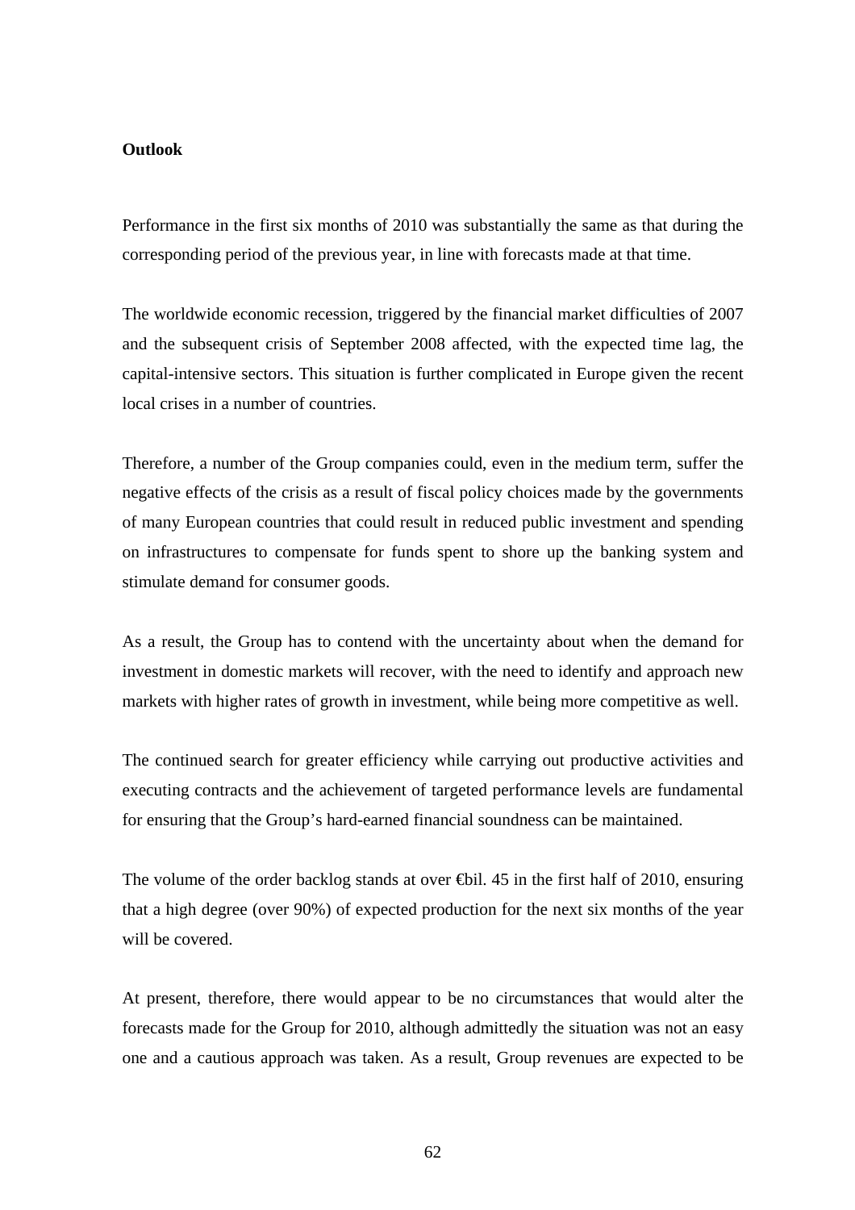**Outlook**

Performance in the first six months of 2010 was substantially the same as that during the corresponding period of the previous year, in line with forecasts made at that time.

The worldwide economic recession, triggered by the financial market difficulties of 2007 and the subsequent crisis of September 2008 affected, with the expected time lag, the capital-intensive sectors. This situation is further complicated in Europe given the recent local crises in a number of countries.

Therefore, a number of the Group companies could, even in the medium term, suffer the negative effects of the crisis as a result of fiscal policy choices made by the governments of many European countries that could result in reduced public investment and spending on infrastructures to compensate for funds spent to shore up the banking system and stimulate demand for consumer goods.

As a result, the Group has to contend with the uncertainty about when the demand for investment in domestic markets will recover, with the need to identify and approach new markets with higher rates of growth in investment, while being more competitive as well.

The continued search for greater efficiency while carrying out productive activities and executing contracts and the achievement of targeted performance levels are fundamental for ensuring that the Group's hard-earned financial soundness can be maintained.

The volume of the order backlog stands at over €bil. 45 in the first half of 2010, ensuring that a high degree (over 90%) of expected production for the next six months of the year will be covered.

At present, therefore, there would appear to be no circumstances that would alter the forecasts made for the Group for 2010, although admittedly the situation was not an easy one and a cautious approach was taken. As a result, Group revenues are expected to be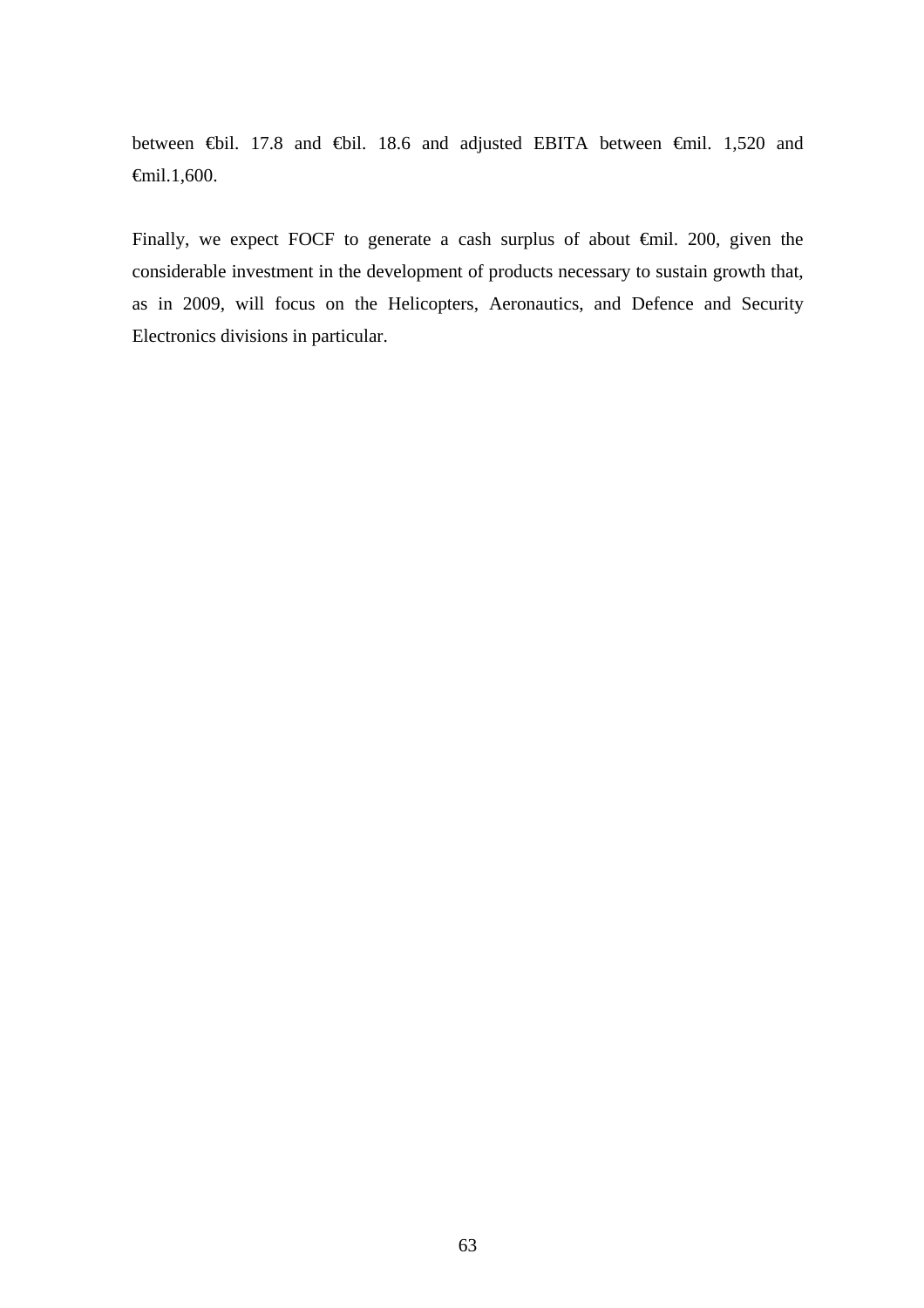between €bil. 17.8 and €bil. 18.6 and adjusted EBITA between €mil. 1,520 and €mil.1,600.

Finally, we expect FOCF to generate a cash surplus of about €mil. 200, given the considerable investment in the development of products necessary to sustain growth that, as in 2009, will focus on the Helicopters, Aeronautics, and Defence and Security Electronics divisions in particular.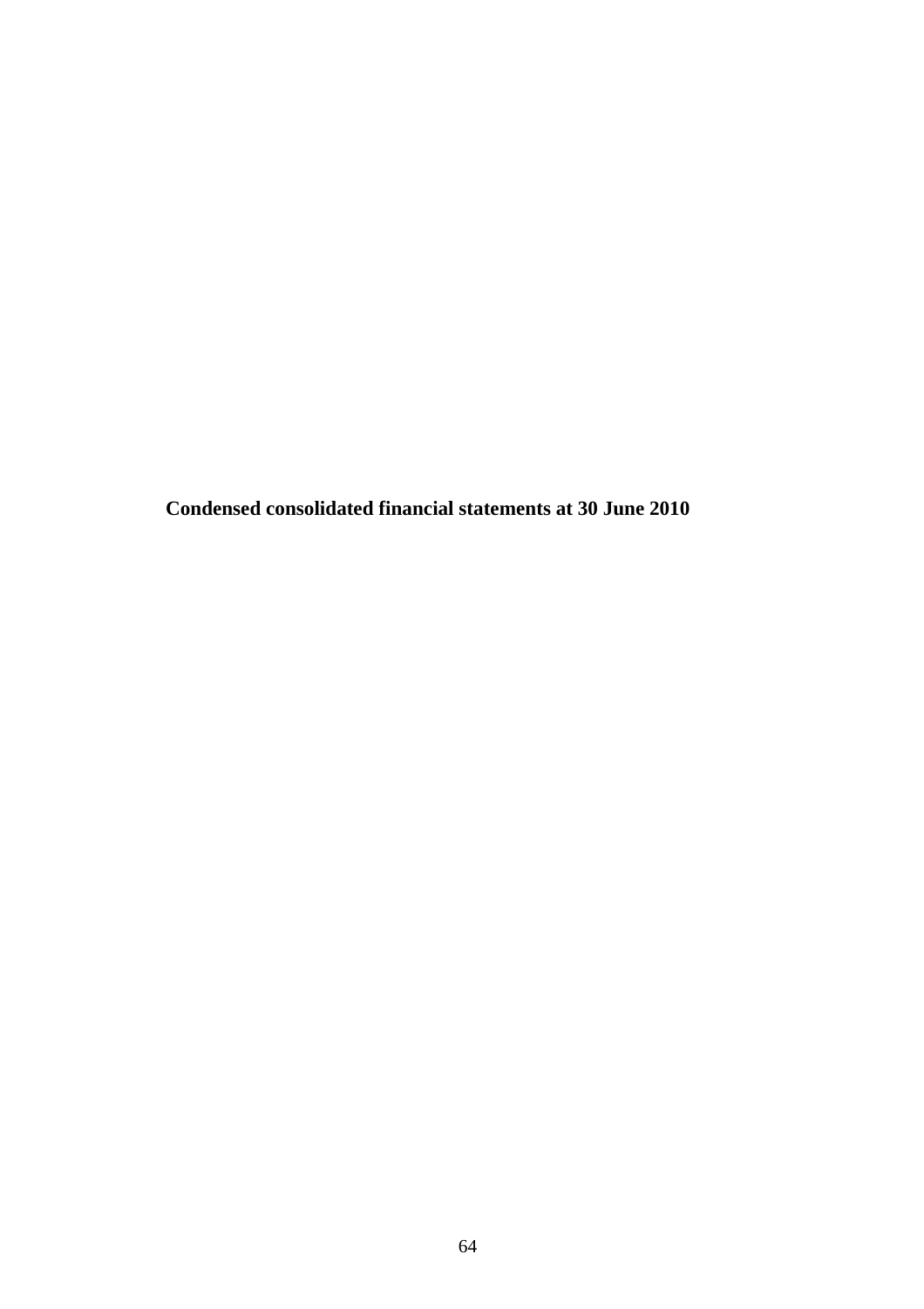**Condensed consolidated financial statements at 30 June 2010**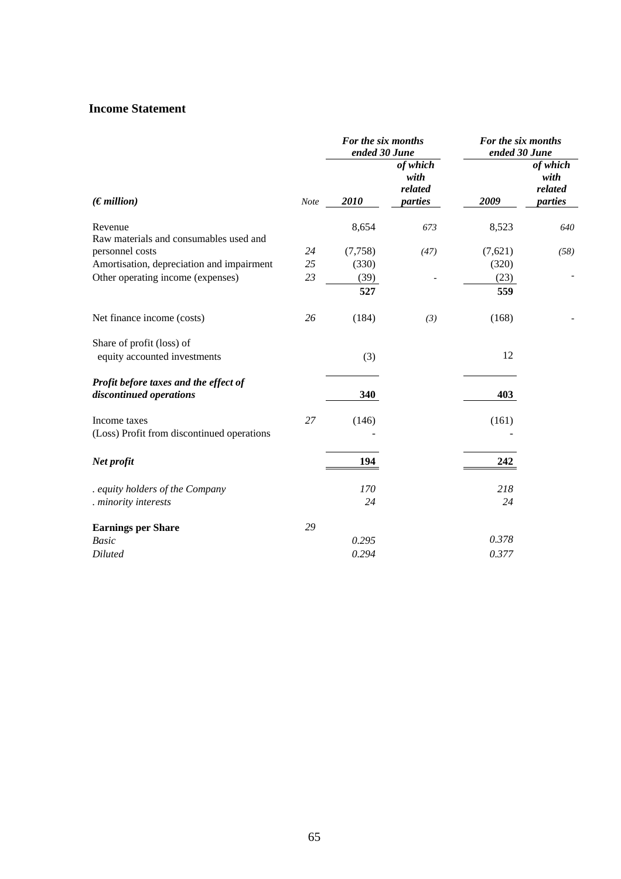## Income Statement

| *(€ million)* | *Note* | *For the six months ended 30 June* **2010** | *of which with related parties* | *For the six months ended 30 June* **2009** | *of which with related parties* |
|---|---|---|---|---|---|
| Revenue | | 8,654 | *673* | 8,523 | *640* |
| Raw materials and consumables used and personnel costs | *24* | (7,758) | *(47)* | (7,621) | *(58)* |
| Amortisation, depreciation and impairment | *25* | (330) | | (320) | |
| Other operating income (expenses) | *23* | (39) | - | (23) | - |
| | | **527** | | **559** | |
| Net finance income (costs) | *26* | (184) | *(3)* | (168) | - |
| Share of profit (loss) of equity accounted investments | | (3) | | 12 | |
| ***Profit before taxes and the effect of discontinued operations*** | | **340** | | **403** | |
| Income taxes | *27* | (146) | | (161) | |
| (Loss) Profit from discontinued operations | | - | | - | |
| ***Net profit*** | | **194** | | **242** | |
| *. equity holders of the Company* | | *170* | | *218* | |
| *. minority interests* | | *24* | | *24* | |
| **Earnings per Share** | *29* | | | | |
| *Basic* | | *0.295* | | *0.378* | |
| *Diluted* | | *0.294* | | *0.377* | |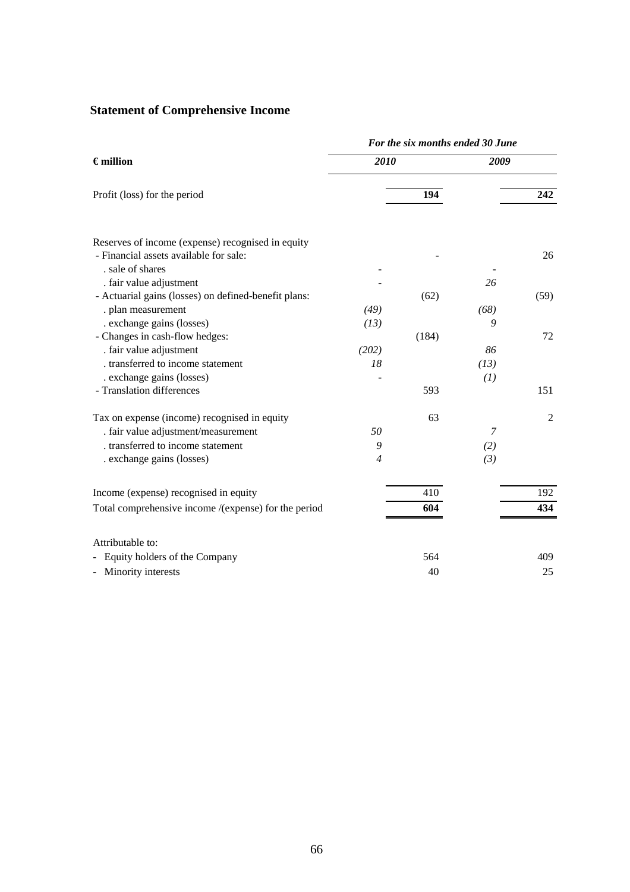## Statement of Comprehensive Income

| **€ million** | *For the six months ended 30 June* | | | |
|---|---|---|---|---|
| | ***2010*** | | ***2009*** | |
| Profit (loss) for the period | | **194** | | **242** |
| | | | | |
| Reserves of income (expense) recognised in equity | | | | |
| - Financial assets available for sale: | | - | | 26 |
| . sale of shares | - | | - | |
| . fair value adjustment | - | | *26* | |
| - Actuarial gains (losses) on defined-benefit plans: | | (62) | | (59) |
| . plan measurement | *(49)* | | *(68)* | |
| . exchange gains (losses) | *(13)* | | *9* | |
| - Changes in cash-flow hedges: | | (184) | | 72 |
| . fair value adjustment | *(202)* | | *86* | |
| . transferred to income statement | *18* | | *(13)* | |
| . exchange gains (losses) | - | | *(1)* | |
| - Translation differences | | 593 | | 151 |
| | | | | |
| Tax on expense (income) recognised in equity | | 63 | | 2 |
| . fair value adjustment/measurement | *50* | | *7* | |
| . transferred to income statement | *9* | | *(2)* | |
| . exchange gains (losses) | *4* | | *(3)* | |
| | | | | |
| Income (expense) recognised in equity | | 410 | | 192 |
| Total comprehensive income /(expense) for the period | | **604** | | **434** |
| | | | | |
| Attributable to: | | | | |
| - Equity holders of the Company | | 564 | | 409 |
| - Minority interests | | 40 | | 25 |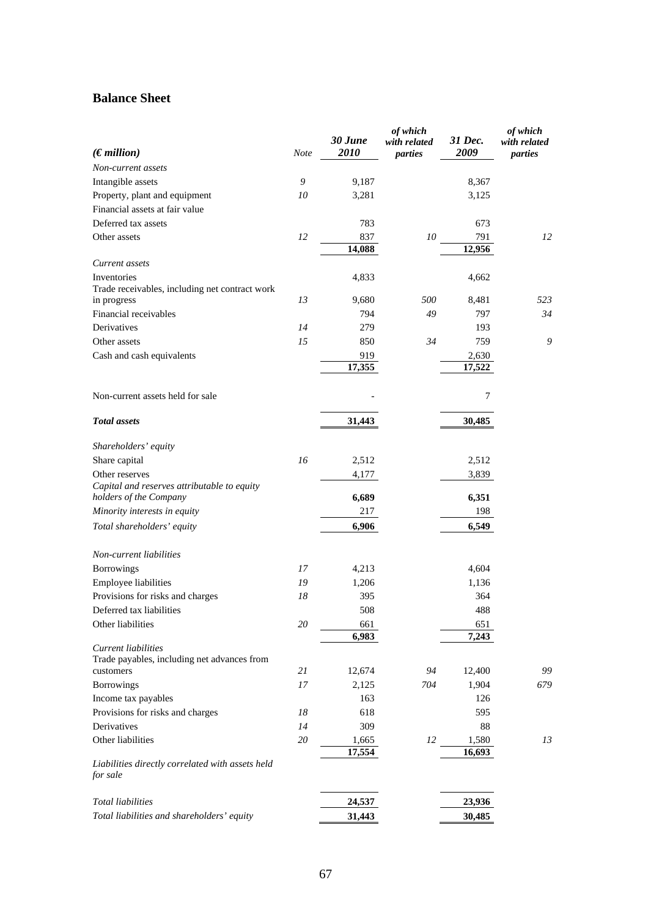## Balance Sheet

| *(€ million)* | *Note* | *30 June 2010* | *of which with related parties* | *31 Dec. 2009* | *of which with related parties* |
|---|---|---|---|---|---|
| *Non-current assets* | | | | | |
| Intangible assets | *9* | 9,187 | | 8,367 | |
| Property, plant and equipment | *10* | 3,281 | | 3,125 | |
| Financial assets at fair value | | | | | |
| Deferred tax assets | | 783 | | 673 | |
| Other assets | *12* | 837 | *10* | 791 | *12* |
| | | **14,088** | | **12,956** | |
| *Current assets* | | | | | |
| Inventories | | 4,833 | | 4,662 | |
| Trade receivables, including net contract work in progress | *13* | 9,680 | *500* | 8,481 | *523* |
| Financial receivables | | 794 | *49* | 797 | *34* |
| Derivatives | *14* | 279 | | 193 | |
| Other assets | *15* | 850 | *34* | 759 | *9* |
| Cash and cash equivalents | | 919 | | 2,630 | |
| | | **17,355** | | **17,522** | |
| Non-current assets held for sale | | - | | 7 | |
| ***Total assets*** | | **31,443** | | **30,485** | |
| *Shareholders' equity* | | | | | |
| Share capital | *16* | 2,512 | | 2,512 | |
| Other reserves | | 4,177 | | 3,839 | |
| *Capital and reserves attributable to equity holders of the Company* | | **6,689** | | **6,351** | |
| *Minority interests in equity* | | 217 | | 198 | |
| *Total shareholders' equity* | | **6,906** | | **6,549** | |
| *Non-current liabilities* | | | | | |
| Borrowings | *17* | 4,213 | | 4,604 | |
| Employee liabilities | *19* | 1,206 | | 1,136 | |
| Provisions for risks and charges | *18* | 395 | | 364 | |
| Deferred tax liabilities | | 508 | | 488 | |
| Other liabilities | *20* | 661 | | 651 | |
| | | **6,983** | | **7,243** | |
| *Current liabilities* | | | | | |
| Trade payables, including net advances from customers | *21* | 12,674 | *94* | 12,400 | *99* |
| Borrowings | *17* | 2,125 | *704* | 1,904 | *679* |
| Income tax payables | | 163 | | 126 | |
| Provisions for risks and charges | *18* | 618 | | 595 | |
| Derivatives | *14* | 309 | | 88 | |
| Other liabilities | *20* | 1,665 | *12* | 1,580 | *13* |
| | | **17,554** | | **16,693** | |
| *Liabilities directly correlated with assets held for sale* | | | | | |
| *Total liabilities* | | **24,537** | | **23,936** | |
| *Total liabilities and shareholders' equity* | | **31,443** | | **30,485** | |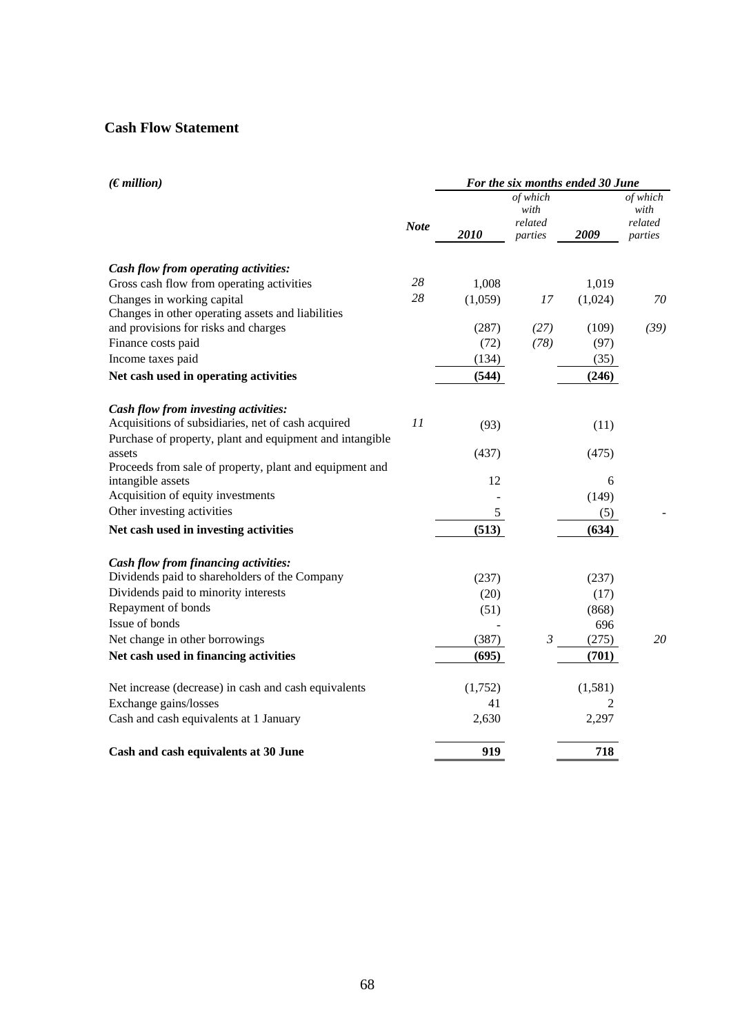## Cash Flow Statement

| *(€ million)* | *Note* | *For the six months ended 30 June* | | | |
|---|---|---|---|---|---|
| | | ***2010*** | *of which with related parties* | ***2009*** | *of which with related parties* |
| ***Cash flow from operating activities:*** | | | | | |
| Gross cash flow from operating activities | *28* | 1,008 | | 1,019 | |
| Changes in working capital | *28* | (1,059) | *17* | (1,024) | *70* |
| Changes in other operating assets and liabilities and provisions for risks and charges | | (287) | *(27)* | (109) | *(39)* |
| Finance costs paid | | (72) | *(78)* | (97) | |
| Income taxes paid | | (134) | | (35) | |
| **Net cash used in operating activities** | | **(544)** | | **(246)** | |
| ***Cash flow from investing activities:*** | | | | | |
| Acquisitions of subsidiaries, net of cash acquired | *11* | (93) | | (11) | |
| Purchase of property, plant and equipment and intangible assets | | (437) | | (475) | |
| Proceeds from sale of property, plant and equipment and intangible assets | | 12 | | 6 | |
| Acquisition of equity investments | | - | | (149) | |
| Other investing activities | | 5 | | (5) | - |
| **Net cash used in investing activities** | | **(513)** | | **(634)** | |
| ***Cash flow from financing activities:*** | | | | | |
| Dividends paid to shareholders of the Company | | (237) | | (237) | |
| Dividends paid to minority interests | | (20) | | (17) | |
| Repayment of bonds | | (51) | | (868) | |
| Issue of bonds | | - | | 696 | |
| Net change in other borrowings | | (387) | *3* | (275) | *20* |
| **Net cash used in financing activities** | | **(695)** | | **(701)** | |
| Net increase (decrease) in cash and cash equivalents | | (1,752) | | (1,581) | |
| Exchange gains/losses | | 41 | | 2 | |
| Cash and cash equivalents at 1 January | | 2,630 | | 2,297 | |
| **Cash and cash equivalents at 30 June** | | **919** | | **718** | |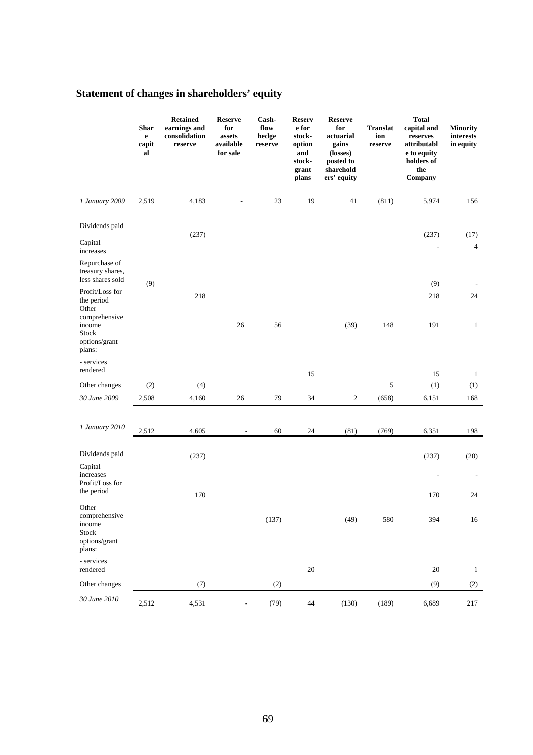## Statement of changes in shareholders' equity

| | Share capital | Retained earnings and consolidation reserve | Reserve for assets available for sale | Cash-flow hedge reserve | Reserve for stock-option and stock-grant plans | Reserve for actuarial gains (losses) posted to shareholders' equity | Translation reserve | Total capital and reserves attributable to equity holders of the Company | Minority interests in equity |
|---|---|---|---|---|---|---|---|---|---|
| *1 January 2009* | 2,519 | 4,183 | - | 23 | 19 | 41 | (811) | 5,974 | 156 |
| Dividends paid | | (237) | | | | | | (237) | (17) |
| Capital increases | | | | | | | | - | 4 |
| Repurchase of treasury shares, less shares sold | (9) | | | | | | | (9) | - |
| Profit/Loss for the period | | 218 | | | | | | 218 | 24 |
| Other comprehensive income | | | 26 | 56 | | (39) | 148 | 191 | 1 |
| Stock options/grant plans: | | | | | | | | | |
| - services rendered | | | | | 15 | | | 15 | 1 |
| Other changes | (2) | (4) | | | | | 5 | (1) | (1) |
| *30 June 2009* | 2,508 | 4,160 | 26 | 79 | 34 | 2 | (658) | 6,151 | 168 |
| *1 January 2010* | 2,512 | 4,605 | - | 60 | 24 | (81) | (769) | 6,351 | 198 |
| Dividends paid | | (237) | | | | | | (237) | (20) |
| Capital increases | | | | | | | | - | - |
| Profit/Loss for the period | | 170 | | | | | | 170 | 24 |
| Other comprehensive income | | | | (137) | | (49) | 580 | 394 | 16 |
| Stock options/grant plans: | | | | | | | | | |
| - services rendered | | | | | 20 | | | 20 | 1 |
| Other changes | | (7) | | (2) | | | | (9) | (2) |
| *30 June 2010* | 2,512 | 4,531 | - | (79) | 44 | (130) | (189) | 6,689 | 217 |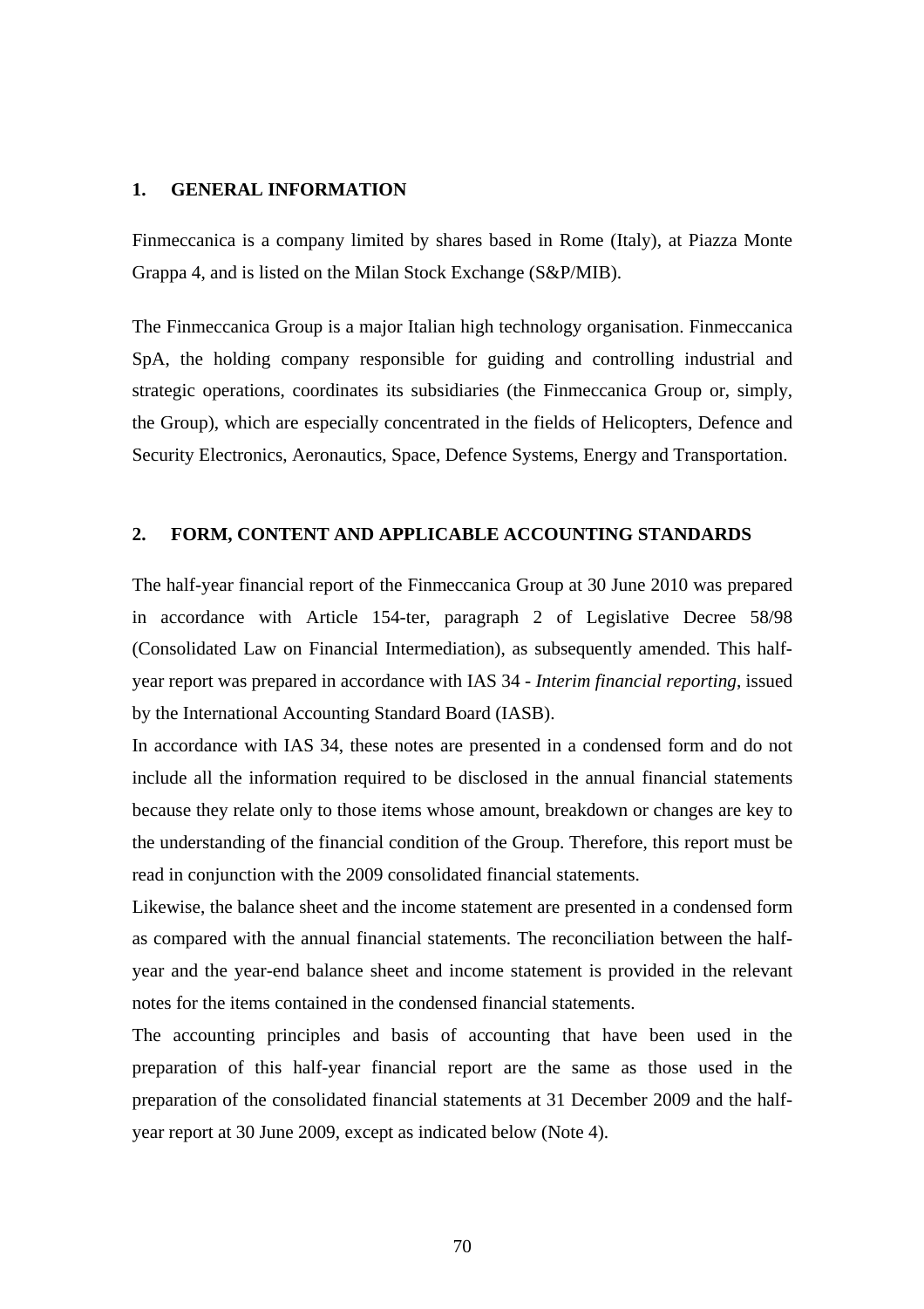## 1. GENERAL INFORMATION

Finmeccanica is a company limited by shares based in Rome (Italy), at Piazza Monte Grappa 4, and is listed on the Milan Stock Exchange (S&P/MIB).

The Finmeccanica Group is a major Italian high technology organisation. Finmeccanica SpA, the holding company responsible for guiding and controlling industrial and strategic operations, coordinates its subsidiaries (the Finmeccanica Group or, simply, the Group), which are especially concentrated in the fields of Helicopters, Defence and Security Electronics, Aeronautics, Space, Defence Systems, Energy and Transportation.

## 2. FORM, CONTENT AND APPLICABLE ACCOUNTING STANDARDS

The half-year financial report of the Finmeccanica Group at 30 June 2010 was prepared in accordance with Article 154-ter, paragraph 2 of Legislative Decree 58/98 (Consolidated Law on Financial Intermediation), as subsequently amended. This half-year report was prepared in accordance with IAS 34 - *Interim financial reporting*, issued by the International Accounting Standard Board (IASB).

In accordance with IAS 34, these notes are presented in a condensed form and do not include all the information required to be disclosed in the annual financial statements because they relate only to those items whose amount, breakdown or changes are key to the understanding of the financial condition of the Group. Therefore, this report must be read in conjunction with the 2009 consolidated financial statements.

Likewise, the balance sheet and the income statement are presented in a condensed form as compared with the annual financial statements. The reconciliation between the half-year and the year-end balance sheet and income statement is provided in the relevant notes for the items contained in the condensed financial statements.

The accounting principles and basis of accounting that have been used in the preparation of this half-year financial report are the same as those used in the preparation of the consolidated financial statements at 31 December 2009 and the half-year report at 30 June 2009, except as indicated below (Note 4).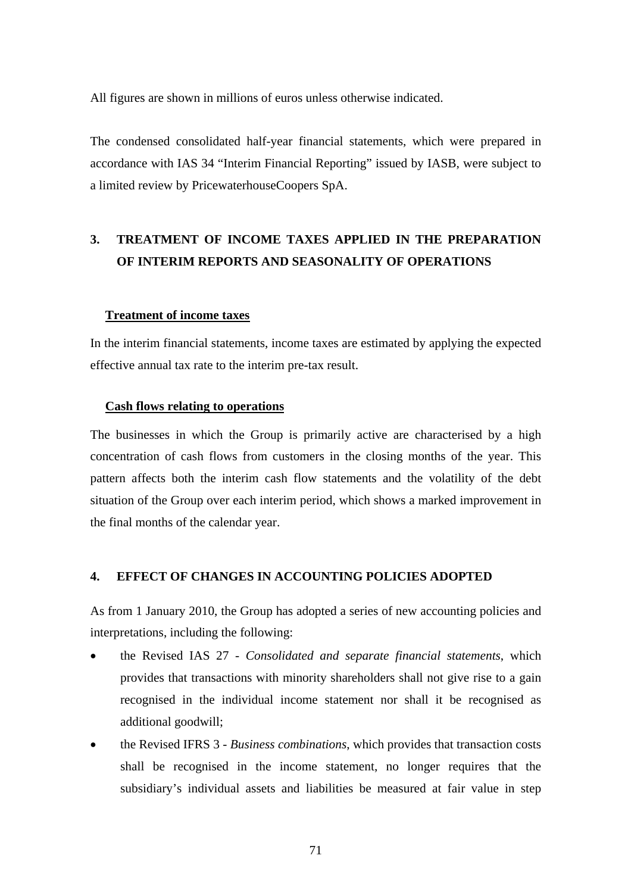All figures are shown in millions of euros unless otherwise indicated.

The condensed consolidated half-year financial statements, which were prepared in accordance with IAS 34 "Interim Financial Reporting" issued by IASB, were subject to a limited review by PricewaterhouseCoopers SpA.

## 3. TREATMENT OF INCOME TAXES APPLIED IN THE PREPARATION OF INTERIM REPORTS AND SEASONALITY OF OPERATIONS

### Treatment of income taxes

In the interim financial statements, income taxes are estimated by applying the expected effective annual tax rate to the interim pre-tax result.

### Cash flows relating to operations

The businesses in which the Group is primarily active are characterised by a high concentration of cash flows from customers in the closing months of the year. This pattern affects both the interim cash flow statements and the volatility of the debt situation of the Group over each interim period, which shows a marked improvement in the final months of the calendar year.

## 4. EFFECT OF CHANGES IN ACCOUNTING POLICIES ADOPTED

As from 1 January 2010, the Group has adopted a series of new accounting policies and interpretations, including the following:

- the Revised IAS 27 - *Consolidated and separate financial statements*, which provides that transactions with minority shareholders shall not give rise to a gain recognised in the individual income statement nor shall it be recognised as additional goodwill;
- the Revised IFRS 3 - *Business combinations*, which provides that transaction costs shall be recognised in the income statement, no longer requires that the subsidiary's individual assets and liabilities be measured at fair value in step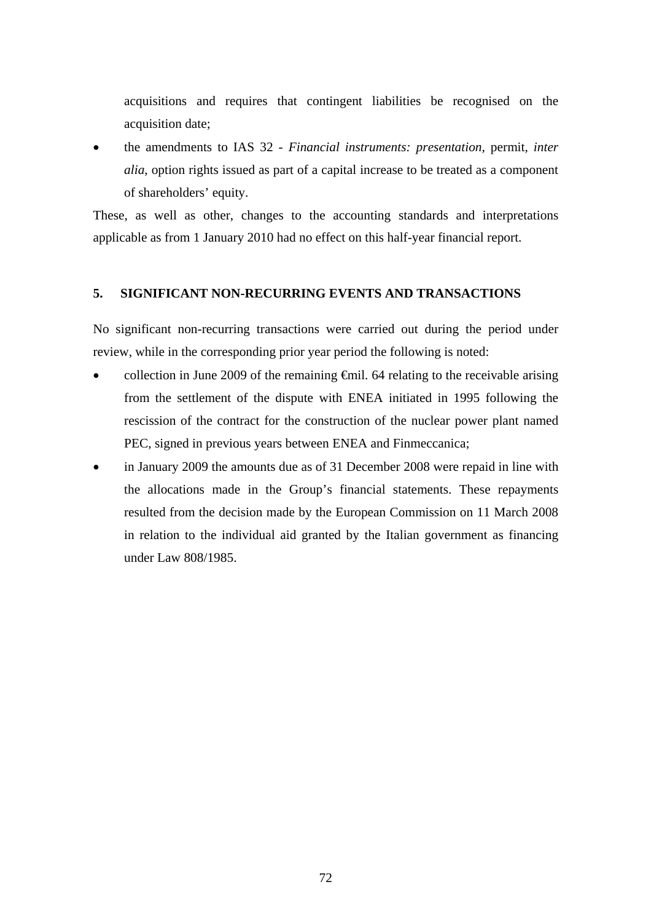acquisitions and requires that contingent liabilities be recognised on the acquisition date;

- the amendments to IAS 32 - *Financial instruments: presentation*, permit, *inter alia*, option rights issued as part of a capital increase to be treated as a component of shareholders' equity.

These, as well as other, changes to the accounting standards and interpretations applicable as from 1 January 2010 had no effect on this half-year financial report.

## 5. SIGNIFICANT NON-RECURRING EVENTS AND TRANSACTIONS

No significant non-recurring transactions were carried out during the period under review, while in the corresponding prior year period the following is noted:

- collection in June 2009 of the remaining €mil. 64 relating to the receivable arising from the settlement of the dispute with ENEA initiated in 1995 following the rescission of the contract for the construction of the nuclear power plant named PEC, signed in previous years between ENEA and Finmeccanica;
- in January 2009 the amounts due as of 31 December 2008 were repaid in line with the allocations made in the Group's financial statements. These repayments resulted from the decision made by the European Commission on 11 March 2008 in relation to the individual aid granted by the Italian government as financing under Law 808/1985.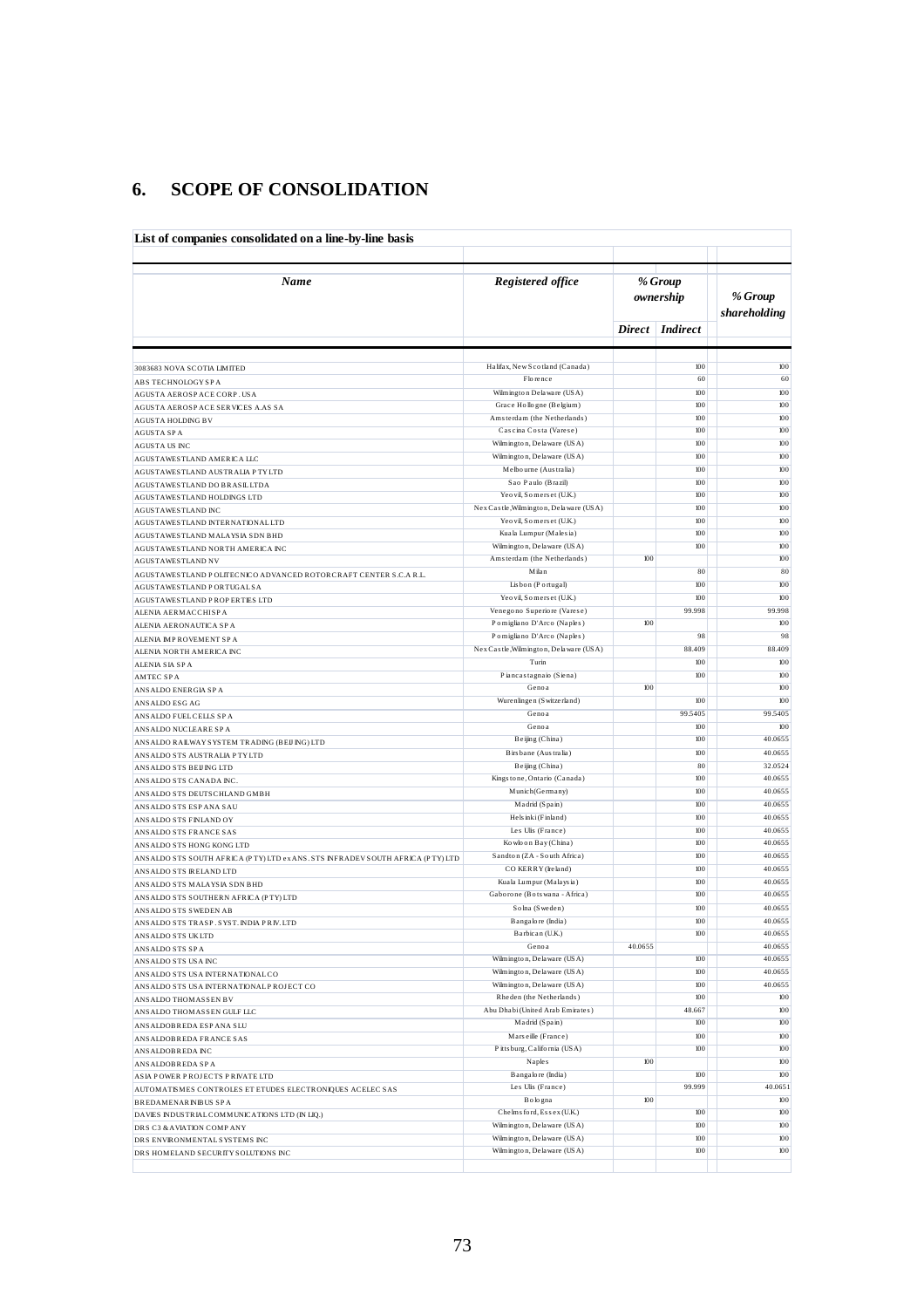## 6. SCOPE OF CONSOLIDATION

**List of companies consolidated on a line-by-line basis**

| *Name* | *Registered office* | *% Group ownership* | | *% Group shareholding* |
|---|---|---|---|---|
| | | *Direct* | *Indirect* | |
| 3083683 NOVA SCOTIA LIMITED | Halifax, New Scotland (Canada) | | 100 | 100 |
| ABS TECHNOLOGY SPA | Florence | | 60 | 60 |
| AGUSTA AEROSPACE CORP. USA | Wilmington Delaware (USA) | | 100 | 100 |
| AGUSTA AEROSPACE SERVICES A.AS SA | Grace Hollogne (Belgium) | | 100 | 100 |
| AGUSTA HOLDING BV | Amsterdam (the Netherlands) | | 100 | 100 |
| AGUSTA SPA | Cascina Costa (Varese) | | 100 | 100 |
| AGUSTA US INC | Wilmington, Delaware (USA) | | 100 | 100 |
| AGUSTAWESTLAND AMERICA LLC | Wilmington, Delaware (USA) | | 100 | 100 |
| AGUSTAWESTLAND AUSTRALIA PTY LTD | Melbourne (Australia) | | 100 | 100 |
| AGUSTAWESTLAND DO BRASIL LTDA | Sao Paulo (Brazil) | | 100 | 100 |
| AGUSTAWESTLAND HOLDINGS LTD | Yeovil, Somerset (U.K.) | | 100 | 100 |
| AGUSTAWESTLAND INC | New Castle, Wilmington, Delaware (USA) | | 100 | 100 |
| AGUSTAWESTLAND INTERNATIONAL LTD | Yeovil, Somerset (U.K.) | | 100 | 100 |
| AGUSTAWESTLAND MALAYSIA SDN BHD | Kuala Lumpur (Malesia) | | 100 | 100 |
| AGUSTAWESTLAND NORTH AMERICA INC | Wilmington, Delaware (USA) | | 100 | 100 |
| AGUSTAWESTLAND NV | Amsterdam (the Netherlands) | 100 | | 100 |
| AGUSTAWESTLAND POLITECNICO ADVANCED ROTORCRAFT CENTER S.C.A R.L. | Milan | | 80 | 80 |
| AGUSTAWESTLAND PORTUGAL SA | Lisbon (Portugal) | | 100 | 100 |
| AGUSTAWESTLAND PROPERTIES LTD | Yeovil, Somerset (U.K.) | | 100 | 100 |
| ALENIA AERMACCHI SPA | Venegono Superiore (Varese) | | 99.998 | 99.998 |
| ALENIA AERONAUTICA SPA | Pomigliano D'Arco (Naples) | 100 | | 100 |
| ALENIA IMPROVEMENT SPA | Pomigliano D'Arco (Naples) | | 98 | 98 |
| ALENIA NORTH AMERICA INC | New Castle, Wilmington, Delaware (USA) | | 88.409 | 88.409 |
| ALENIA SIA SPA | Turin | | 100 | 100 |
| AMTEC SPA | Piancastagnaio (Siena) | | 100 | 100 |
| ANSALDO ENERGIA SPA | Genoa | 100 | | 100 |
| ANSALDO ESG AG | Wurenlingen (Switzerland) | | 100 | 100 |
| ANSALDO FUEL CELLS SPA | Genoa | | 99.5405 | 99.5405 |
| ANSALDO NUCLEARE SPA | Genoa | | 100 | 100 |
| ANSALDO RAILWAY SYSTEM TRADING (BEIJING) LTD | Beijing (China) | | 100 | 40.0655 |
| ANSALDO STS AUSTRALIA PTY LTD | Birsbane (Australia) | | 100 | 40.0655 |
| ANSALDO STS BEIJING LTD | Beijing (China) | | 80 | 32.0524 |
| ANSALDO STS CANADA INC. | Kingstone, Ontario (Canada) | | 100 | 40.0655 |
| ANSALDO STS DEUTSCHLAND GMBH | Munich (Germany) | | 100 | 40.0655 |
| ANSALDO STS ESPANA SAU | Madrid (Spain) | | 100 | 40.0655 |
| ANSALDO STS FINLAND OY | Helsinki (Finland) | | 100 | 40.0655 |
| ANSALDO STS FRANCE SAS | Les Ulis (France) | | 100 | 40.0655 |
| ANSALDO STS HONG KONG LTD | Kowloon Bay (China) | | 100 | 40.0655 |
| ANSALDO STS SOUTH AFRICA (PTY) LTD ex ANS. STS INFRADEV SOUTH AFRICA (PTY) LTD | Sandton (ZA - South Africa) | | 100 | 40.0655 |
| ANSALDO STS IRELAND LTD | CO KERRY (Ireland) | | 100 | 40.0655 |
| ANSALDO STS MALAYSIA SDN BHD | Kuala Lumpur (Malaysia) | | 100 | 40.0655 |
| ANSALDO STS SOUTHERN AFRICA (PTY) LTD | Gaborone (Botswana - Africa) | | 100 | 40.0655 |
| ANSALDO STS SWEDEN AB | Solna (Sweden) | | 100 | 40.0655 |
| ANSALDO STS TRASP. SYST. INDIA PRIV. LTD | Bangalore (India) | | 100 | 40.0655 |
| ANSALDO STS UK LTD | Barbican (U.K.) | | 100 | 40.0655 |
| ANSALDO STS SPA | Genoa | 40.0655 | | 40.0655 |
| ANSALDO STS USA INC | Wilmington, Delaware (USA) | | 100 | 40.0655 |
| ANSALDO STS USA INTERNATIONAL CO | Wilmington, Delaware (USA) | | 100 | 40.0655 |
| ANSALDO STS USA INTERNATIONAL PROJECT CO | Wilmington, Delaware (USA) | | 100 | 40.0655 |
| ANSALDO THOMASSEN BV | Rheden (the Netherlands) | | 100 | 100 |
| ANSALDO THOMASSEN GULF LLC | Abu Dhabi (United Arab Emirates) | | 48.667 | 100 |
| ANSALDOBREDA ESPANA SLU | Madrid (Spain) | | 100 | 100 |
| ANSALDOBREDA FRANCE SAS | Marseille (France) | | 100 | 100 |
| ANSALDOBREDA INC | Pittsburg, California (USA) | | 100 | 100 |
| ANSALDOBREDA SPA | Naples | 100 | | 100 |
| ASIA POWER PROJECTS PRIVATE LTD | Bangalore (India) | | 100 | 100 |
| AUTOMATISMES CONTROLES ET ETUDES ELECTRONIQUES ACELEC SAS | Les Ulis (France) | | 99.999 | 40.0651 |
| BREDAMENARINIBUS SPA | Bologna | 100 | | 100 |
| DAVIES INDUSTRIAL COMMUNICATIONS LTD (IN LIQ.) | Chelmsford, Essex (U.K.) | | 100 | 100 |
| DRS C3 & AVIATION COMPANY | Wilmington, Delaware (USA) | | 100 | 100 |
| DRS ENVIRONMENTAL SYSTEMS INC | Wilmington, Delaware (USA) | | 100 | 100 |
| DRS HOMELAND SECURITY SOLUTIONS INC | Wilmington, Delaware (USA) | | 100 | 100 |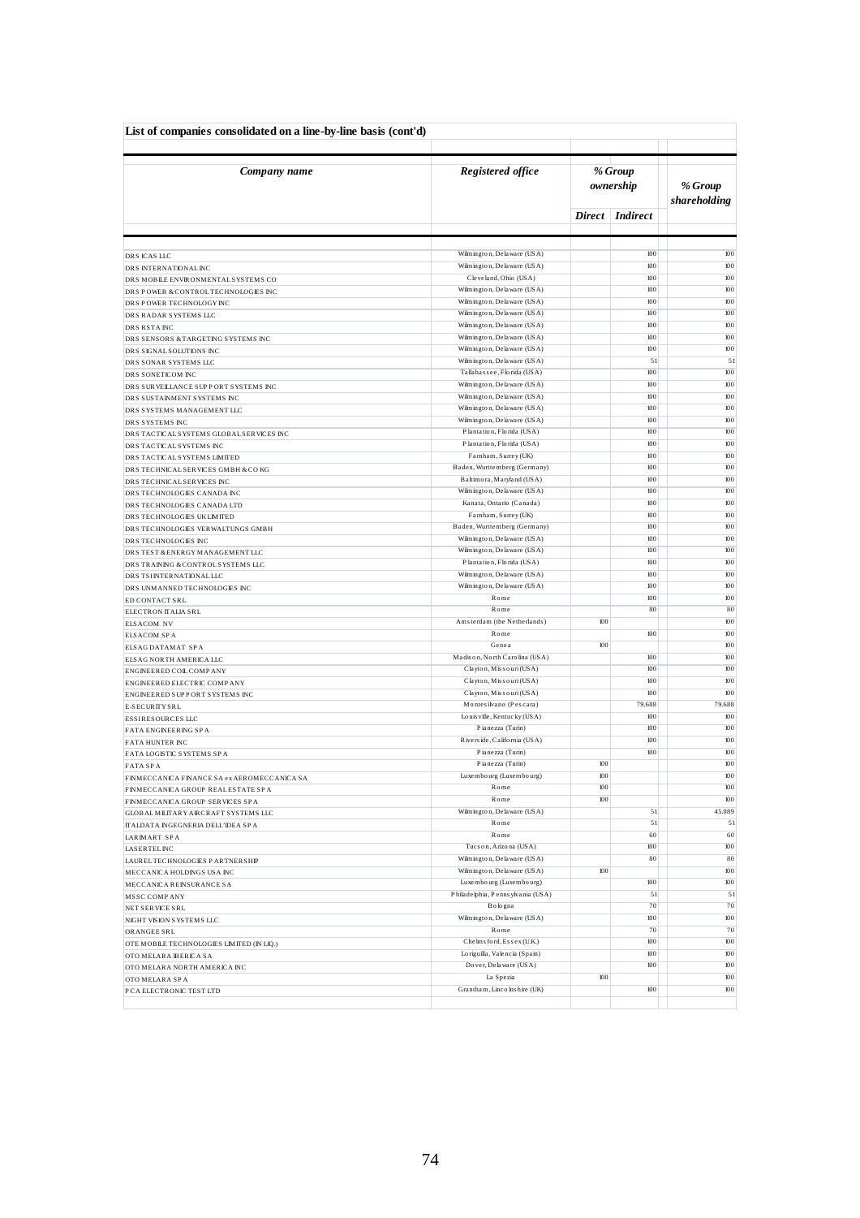**List of companies consolidated on a line-by-line basis (cont'd)**

| *Company name* | *Registered office* | *% Group ownership* | | *% Group shareholding* |
|---|---|---|---|---|
| | | *Direct* | *Indirect* | |
| DRS ICAS LLC | Wilmington, Delaware (USA) | | 100 | 100 |
| DRS INTERNATIONAL INC | Wilmington, Delaware (USA) | | 100 | 100 |
| DRS MOBILE ENVIRONMENTAL SYSTEMS CO | Cleveland, Ohio (USA) | | 100 | 100 |
| DRS POWER & CONTROL TECHNOLOGIES INC | Wilmington, Delaware (USA) | | 100 | 100 |
| DRS POWER TECHNOLOGY INC | Wilmington, Delaware (USA) | | 100 | 100 |
| DRS RADAR SYSTEMS LLC | Wilmington, Delaware (USA) | | 100 | 100 |
| DRS RSTA INC | Wilmington, Delaware (USA) | | 100 | 100 |
| DRS SENSORS & TARGETING SYSTEMS INC | Wilmington, Delaware (USA) | | 100 | 100 |
| DRS SIGNAL SOLUTIONS INC | Wilmington, Delaware (USA) | | 100 | 100 |
| DRS SONAR SYSTEMS LLC | Wilmington, Delaware (USA) | | 51 | 51 |
| DRS SONETICOM INC | Tallahassee, Florida (USA) | | 100 | 100 |
| DRS SURVEILLANCE SUPPORT SYSTEMS INC | Wilmington, Delaware (USA) | | 100 | 100 |
| DRS SUSTAINMENT SYSTEMS INC | Wilmington, Delaware (USA) | | 100 | 100 |
| DRS SYSTEMS MANAGEMENT LLC | Wilmington, Delaware (USA) | | 100 | 100 |
| DRS SYSTEMS INC | Wilmington, Delaware (USA) | | 100 | 100 |
| DRS TACTICAL SYSTEMS GLOBAL SERVICES INC | Plantation, Florida (USA) | | 100 | 100 |
| DRS TACTICAL SYSTEMS INC | Plantation, Florida (USA) | | 100 | 100 |
| DRS TACTICAL SYSTEMS LIMITED | Farnham, Surrey (UK) | | 100 | 100 |
| DRS TECHNICAL SERVICES GMBH & CO KG | Baden, Wurttemberg (Germany) | | 100 | 100 |
| DRS TECHNICAL SERVICES INC | Baltimora, Maryland (USA) | | 100 | 100 |
| DRS TECHNOLOGIES CANADA INC | Wilmington, Delaware (USA) | | 100 | 100 |
| DRS TECHNOLOGIES CANADA LTD | Kanata, Ontario (Canada) | | 100 | 100 |
| DRS TECHNOLOGIES UK LIMITED | Farnham, Surrey (UK) | | 100 | 100 |
| DRS TECHNOLOGIES VERWALTUNGS GMBH | Baden, Wurttemberg (Germany) | | 100 | 100 |
| DRS TECHNOLOGIES INC | Wilmington, Delaware (USA) | | 100 | 100 |
| DRS TEST & ENERGY MANAGEMENT LLC | Wilmington, Delaware (USA) | | 100 | 100 |
| DRS TRAINING & CONTROL SYSTEMS LLC | Plantation, Florida (USA) | | 100 | 100 |
| DRS TSI INTERNATIONAL LLC | Wilmington, Delaware (USA) | | 100 | 100 |
| DRS UNMANNED TECHNOLOGIES INC | Wilmington, Delaware (USA) | | 100 | 100 |
| ED CONTACT SRL | Rome | | 100 | 100 |
| ELECTRON ITALIA SRL | Rome | | 80 | 80 |
| ELSACOM NV | Amsterdam (the Netherlands) | 100 | | 100 |
| ELSACOM SPA | Rome | | 100 | 100 |
| ELSAG DATAMAT SPA | Genoa | 100 | | 100 |
| ELSAG NORTH AMERICA LLC | Madison, North Carolina (USA) | | 100 | 100 |
| ENGINEERED COIL COMPANY | Clayton, Missouri (USA) | | 100 | 100 |
| ENGINEERED ELECTRIC COMPANY | Clayton, Missouri (USA) | | 100 | 100 |
| ENGINEERED SUPPORT SYSTEMS INC | Clayton, Missouri (USA) | | 100 | 100 |
| E-SECURITY SRL | Montesilvano (Pescara) | | 79.688 | 79.688 |
| ESSI RESOURCES LLC | Louisville, Kentucky (USA) | | 100 | 100 |
| FATA ENGINEERING SPA | Pianezza (Turin) | | 100 | 100 |
| FATA HUNTER INC | Riverside, California (USA) | | 100 | 100 |
| FATA LOGISTIC SYSTEMS SPA | Pianezza (Turin) | | 100 | 100 |
| FATA SPA | Pianezza (Turin) | 100 | | 100 |
| FINMECCANICA FINANCE SA ex AEROMECCANICA SA | Luxembourg (Luxembourg) | 100 | | 100 |
| FINMECCANICA GROUP REAL ESTATE SPA | Rome | 100 | | 100 |
| FINMECCANICA GROUP SERVICES SPA | Rome | 100 | | 100 |
| GLOBAL MILITARY AIRCRAFT SYSTEMS LLC | Wilmington, Delaware (USA) | | 51 | 45.089 |
| ITALDATA INGEGNERIA DELL'IDEA SPA | Rome | | 51 | 51 |
| LARIMART SPA | Rome | | 60 | 60 |
| LASERTEL INC | Tucson, Arizona (USA) | | 100 | 100 |
| LAUREL TECHNOLOGIES PARTNERSHIP | Wilmington, Delaware (USA) | | 80 | 80 |
| MECCANICA HOLDINGS USA INC | Wilmington, Delaware (USA) | 100 | | 100 |
| MECCANICA REINSURANCE SA | Luxembourg (Luxembourg) | | 100 | 100 |
| MSSC COMPANY | Philadelphia, Pennsylvania (USA) | | 51 | 51 |
| NET SERVICE SRL | Bologna | | 70 | 70 |
| NIGHT VISION SYSTEMS LLC | Wilmington, Delaware (USA) | | 100 | 100 |
| ORANGEE SRL | Rome | | 70 | 70 |
| OTE MOBILE TECHNOLOGIES LIMITED (IN LIQ.) | Chelmsford, Essex (U.K.) | | 100 | 100 |
| OTO MELARA IBERICA SA | Loriguilla, Valencia (Spain) | | 100 | 100 |
| OTO MELARA NORTH AMERICA INC | Dover, Delaware (USA) | | 100 | 100 |
| OTO MELARA SPA | La Spezia | 100 | | 100 |
| PCA ELECTRONIC TEST LTD | Grantham, Lincolnshire (UK) | | 100 | 100 |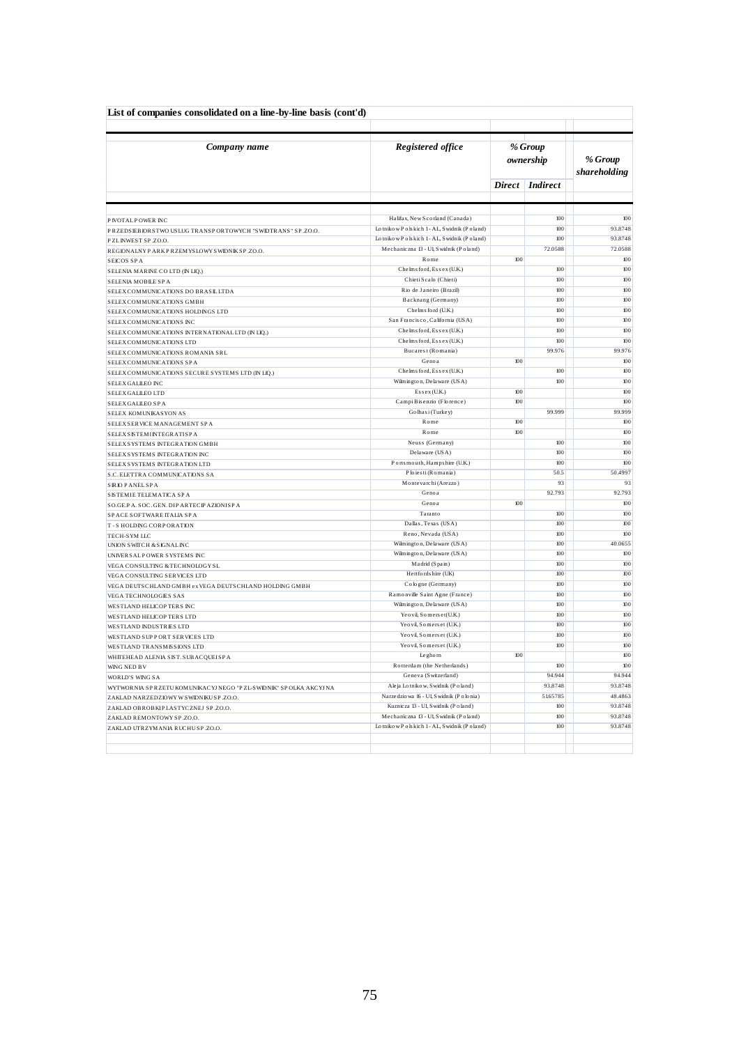**List of companies consolidated on a line-by-line basis (cont'd)**

| *Company name* | *Registered office* | *% Group ownership* | | *% Group shareholding* |
|---|---|---|---|---|
| | | *Direct* | *Indirect* | |
| PIVOTAL POWER INC | Halifax, New Scotland (Canada) | | 100 | 100 |
| PRZEDSIEBIORSTWO USLUG TRANSPORTOWYCH "SWIDTRANS" SP.ZO.O. | Lotnikow Polskich 1 - AL, Swidnik (Poland) | | 100 | 93.8748 |
| PZL INWEST SP.ZO.O. | Lotnikow Polskich 1 - AL, Swidnik (Poland) | | 100 | 93.8748 |
| REGIONALNY PARK PRZEMYSLOWY SWIDNIK SP.ZO.O. | Mechaniczna 13 - U1, Swidnik (Poland) | | 72.0588 | 72.0588 |
| SEICOS SPA | Rome | 100 | | 100 |
| SELENIA MARINE CO LTD (IN LIQ.) | Chelmsford, Essex (U.K.) | | 100 | 100 |
| SELENIA MOBILE SPA | Chieti Scalo (Chieti) | | 100 | 100 |
| SELEX COMMUNICATIONS DO BRASIL LTDA | Rio de Janeiro (Brazil) | | 100 | 100 |
| SELEX COMMUNICATIONS GMBH | Backnang (Germany) | | 100 | 100 |
| SELEX COMMUNICATIONS HOLDINGS LTD | Chelmsford (U.K.) | | 100 | 100 |
| SELEX COMMUNICATIONS INC | San Francisco, California (USA) | | 100 | 100 |
| SELEX COMMUNICATIONS INTERNATIONAL LTD (IN LIQ.) | Chelmsford, Essex (U.K.) | | 100 | 100 |
| SELEX COMMUNICATIONS LTD | Chelmsford, Essex (U.K.) | | 100 | 100 |
| SELEX COMMUNICATIONS ROMANIA SRL | Bucarest (Romania) | | 99.976 | 99.976 |
| SELEX COMMUNICATIONS SPA | Genoa | 100 | | 100 |
| SELEX COMMUNICATIONS SECURE SYSTEMS LTD (IN LIQ.) | Chelmsford, Essex (U.K.) | | 100 | 100 |
| SELEX GALILEO INC | Wilmington, Delaware (USA) | | 100 | 100 |
| SELEX GALILEO LTD | Essex (U.K.) | 100 | | 100 |
| SELEX GALILEO SPA | Campi Bisenzio (Florence) | 100 | | 100 |
| SELEX KOMUNIKASYON AS | Golbasi (Turkey) | | 99.999 | 99.999 |
| SELEX SERVICE MANAGEMENT SPA | Rome | 100 | | 100 |
| SELEX SISTEMI INTEGRATI SPA | Rome | 100 | | 100 |
| SELEX SYSTEMS INTEGRATION GMBH | Neuss (Germany) | | 100 | 100 |
| SELEX SYSTEMS INTEGRATION INC | Delaware (USA) | | 100 | 100 |
| SELEX SYSTEMS INTEGRATION LTD | Portsmouth, Hampshire (U.K.) | | 100 | 100 |
| S.C. ELETTRA COMMUNICATIONS SA | Ploiesti (Romania) | | 50.5 | 50.4997 |
| SIRIO PANEL SPA | Montevarchi (Arezzo) | | 93 | 93 |
| SISTEMI E TELEMATICA SPA | Genoa | | 92.793 | 92.793 |
| SO.GE.PA. SOC. GEN. DI PARTECIPAZIONI SPA | Genoa | 100 | | 100 |
| SPACE SOFTWARE ITALIA SPA | Taranto | | 100 | 100 |
| T - S HOLDING CORPORATION | Dallas, Texas (USA) | | 100 | 100 |
| TECH-SYM LLC | Reno, Nevada (USA) | | 100 | 100 |
| UNION SWITCH & SIGNAL INC | Wilmington, Delaware (USA) | | 100 | 40.0655 |
| UNIVERSAL POWER SYSTEMS INC | Wilmington, Delaware (USA) | | 100 | 100 |
| VEGA CONSULTING & TECHNOLOGY SL | Madrid (Spain) | | 100 | 100 |
| VEGA CONSULTING SERVICES LTD | Hertfordshire (UK) | | 100 | 100 |
| VEGA DEUTSCHLAND GMBH ex VEGA DEUTSCHLAND HOLDING GMBH | Cologne (Germany) | | 100 | 100 |
| VEGA TECHNOLOGIES SAS | Ramonville Saint Agne (France) | | 100 | 100 |
| WESTLAND HELICOPTERS INC | Wilmington, Delaware (USA) | | 100 | 100 |
| WESTLAND HELICOPTERS LTD | Yeovil, Somerset (U.K.) | | 100 | 100 |
| WESTLAND INDUSTRIES LTD | Yeovil, Somerset (U.K.) | | 100 | 100 |
| WESTLAND SUPPORT SERVICES LTD | Yeovil, Somerset (U.K.) | | 100 | 100 |
| WESTLAND TRANSMISSIONS LTD | Yeovil, Somerset (U.K.) | | 100 | 100 |
| WHITEHEAD ALENIA SIST. SUBACQUEI SPA | Leghorn | 100 | | 100 |
| WING NED BV | Rotterdam (the Netherlands) | | 100 | 100 |
| WORLD'S WING SA | Geneva (Switzerland) | | 94.944 | 94.944 |
| WYTWORNIA SPRZETU KOMUNIKACYJNEGO "PZL-SWIDNIK" SPOLKA AKCYJNA | Aleja Lotnikow, Swidnik (Poland) | | 93.8748 | 93.8748 |
| ZAKLAD NARZEDZIOWY W SWIDNIKU SP.ZO.O. | Narzedziowa 16 - U1, Swidnik (Polonia) | | 51.65785 | 48.4863 |
| ZAKLAD OBROBKI PLASTYCZNEJ SP.ZO.O. | Kuznicza 13 - U1, Swidnik (Poland) | | 100 | 93.8748 |
| ZAKLAD REMONTOWY SP.ZO.O. | Mechaniczna 13 - U1, Swidnik (Poland) | | 100 | 93.8748 |
| ZAKLAD UTRZYMANIA RUCHU SP.ZO.O. | Lotnikow Polskich 1 - AL, Swidnik (Poland) | | 100 | 93.8748 |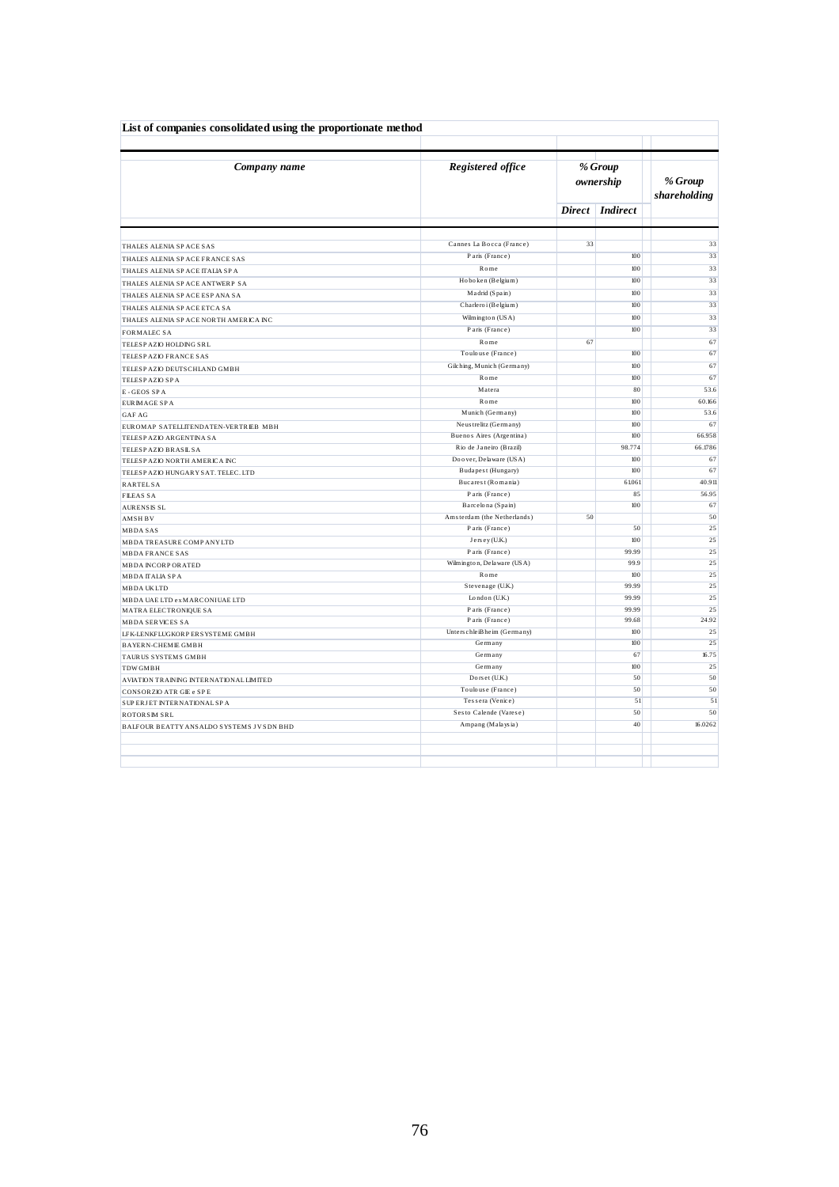**List of companies consolidated using the proportionate method**

| *Company name* | *Registered office* | *% Group ownership* | | *% Group shareholding* |
|---|---|---|---|---|
| | | *Direct* | *Indirect* | |
| THALES ALENIA SPACE SAS | Cannes La Bocca (France) | 33 | | 33 |
| THALES ALENIA SPACE FRANCE SAS | Paris (France) | | 100 | 33 |
| THALES ALENIA SPACE ITALIA SPA | Rome | | 100 | 33 |
| THALES ALENIA SPACE ANTWERP SA | Hoboken (Belgium) | | 100 | 33 |
| THALES ALENIA SPACE ESPANA SA | Madrid (Spain) | | 100 | 33 |
| THALES ALENIA SPACE ETCA SA | Charleroi (Belgium) | | 100 | 33 |
| THALES ALENIA SPACE NORTH AMERICA INC | Wilmington (USA) | | 100 | 33 |
| FORMALEC SA | Paris (France) | | 100 | 33 |
| TELESPAZIO HOLDING SRL | Rome | 67 | | 67 |
| TELESPAZIO FRANCE SAS | Toulouse (France) | | 100 | 67 |
| TELESPAZIO DEUTSCHLAND GMBH | Gilching, Munich (Germany) | | 100 | 67 |
| TELESPAZIO SPA | Rome | | 100 | 67 |
| E - GEOS SPA | Matera | | 80 | 53.6 |
| EURIMAGE SPA | Rome | | 100 | 60.166 |
| GAF AG | Munich (Germany) | | 100 | 53.6 |
| EUROMAP SATELLITENDATEN-VERTRIEB MBH | Neustrelitz (Germany) | | 100 | 67 |
| TELESPAZIO ARGENTINA SA | Buenos Aires (Argentina) | | 100 | 66.958 |
| TELESPAZIO BRASIL SA | Rio de Janeiro (Brazil) | | 98.774 | 66.1786 |
| TELESPAZIO NORTH AMERICA INC | Doover, Delaware (USA) | | 100 | 67 |
| TELESPAZIO HUNGARY SAT. TELEC. LTD | Budapest (Hungary) | | 100 | 67 |
| RARTEL SA | Bucarest (Romania) | | 61.061 | 40.911 |
| FILEAS SA | Paris (France) | | 85 | 56.95 |
| AURENSIS SL | Barcelona (Spain) | | 100 | 67 |
| AMSH BV | Amsterdam (the Netherlands) | 50 | | 50 |
| MBDA SAS | Paris (France) | | 50 | 25 |
| MBDA TREASURE COMPANY LTD | Jersey (U.K.) | | 100 | 25 |
| MBDA FRANCE SAS | Paris (France) | | 99.99 | 25 |
| MBDA INCORPORATED | Wilmington, Delaware (USA) | | 99.9 | 25 |
| MBDA ITALIA SPA | Rome | | 100 | 25 |
| MBDA UK LTD | Stevenage (U.K.) | | 99.99 | 25 |
| MBDA UAE LTD ex MARCONI UAE LTD | London (U.K.) | | 99.99 | 25 |
| MATRA ELECTRONIQUE SA | Paris (France) | | 99.99 | 25 |
| MBDA SERVICES SA | Paris (France) | | 99.68 | 24.92 |
| LFK-LENKFLUGKORPERSYSTEME GMBH | Unterschleißheim (Germany) | | 100 | 25 |
| BAYERN-CHEMIE GMBH | Germany | | 100 | 25 |
| TAURUS SYSTEMS GMBH | Germany | | 67 | 16.75 |
| TDW GMBH | Germany | | 100 | 25 |
| AVIATION TRAINING INTERNATIONAL LIMITED | Dorset (U.K.) | | 50 | 50 |
| CONSORZIO ATR GIE e SPE | Toulouse (France) | | 50 | 50 |
| SUPERJET INTERNATIONAL SPA | Tessera (Venice) | | 51 | 51 |
| ROTORSIM SRL | Sesto Calende (Varese) | | 50 | 50 |
| BALFOUR BEATTY ANSALDO SYSTEMS JV SDN BHD | Ampang (Malaysia) | | 40 | 16.0262 |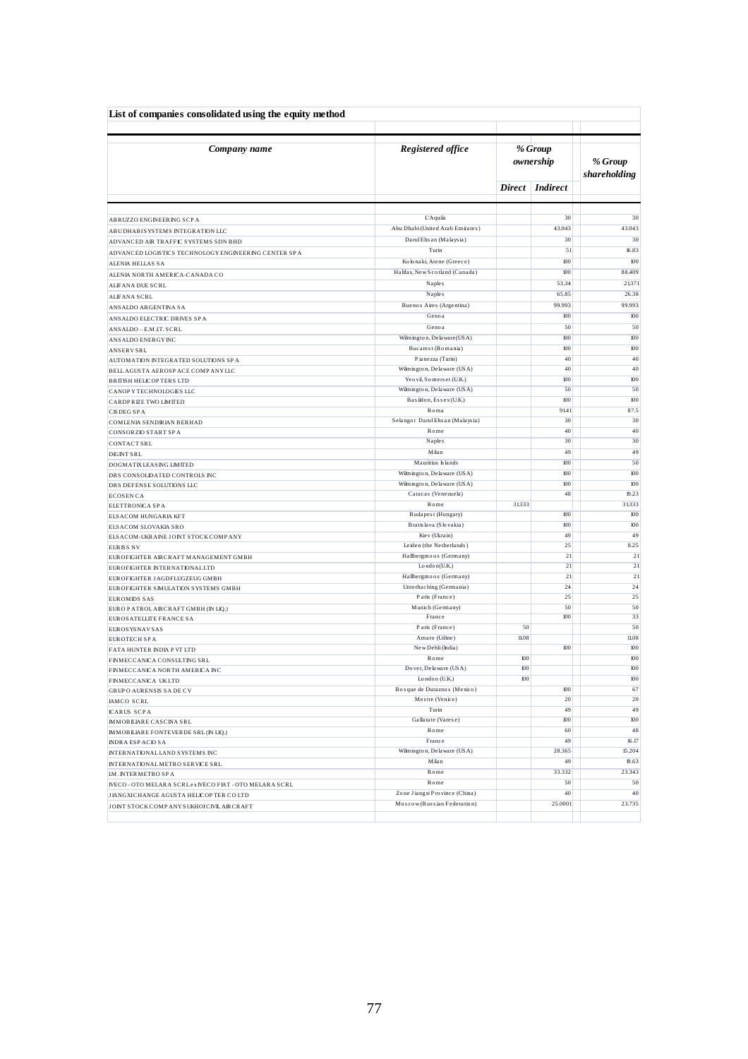**List of companies consolidated using the equity method**

| *Company name* | *Registered office* | *% Group ownership* | | *% Group shareholding* |
|---|---|---|---|---|
| | | *Direct* | *Indirect* | |
| ABRUZZO ENGINEERING SCPA | L'Aquila | | 30 | 30 |
| ABU DHABI SYSTEMS INTEGRATION LLC | Abu Dhabi (United Arab Emirates) | | 43.043 | 43.043 |
| ADVANCED AIR TRAFFIC SYSTEMS SDN BHD | Darul Ehsan (Malaysia) | | 30 | 30 |
| ADVANCED LOGISTICS TECHNOLOGY ENGINEERING CENTER SPA | Turin | | 51 | 16.83 |
| ALENIA HELLAS SA | Kolonaki, Atene (Greece) | | 100 | 100 |
| ALENIA NORTH AMERICA-CANADA CO | Halifax, New Scotland (Canada) | | 100 | 88.409 |
| ALIFANA DUE SCRL | Naples | | 53.34 | 21.371 |
| ALIFANA SCRL | Naples | | 65.85 | 26.38 |
| ANSALDO ARGENTINA SA | Buenos Aires (Argentina) | | 99.993 | 99.993 |
| ANSALDO ELECTRIC DRIVES SPA | Genoa | | 100 | 100 |
| ANSALDO – E.M.IT. SCRL | Genoa | | 50 | 50 |
| ANSALDO ENERGY INC | Wilmington, Delaware (USA) | | 100 | 100 |
| ANSERV SRL | Bucarest (Romania) | | 100 | 100 |
| AUTOMATION INTEGRATED SOLUTIONS SPA | Pianezza (Turin) | | 40 | 40 |
| BELL AGUSTA AEROSPACE COMPANY LLC | Wilmington, Delaware (USA) | | 40 | 40 |
| BRITISH HELICOPTERS LTD | Yeovil, Somerset (U.K.) | | 100 | 100 |
| CANOPY TECHNOLOGIES LLC | Wilmington, Delaware (USA) | | 50 | 50 |
| CARDPRIZE TWO LIMITED | Basildon, Essex (U.K.) | | 100 | 100 |
| CISDEG SPA | Roma | | 91.41 | 87.5 |
| COMLENIA SENDIRIAN BERHAD | Selangor Darul Ehsan (Malaysia) | | 30 | 30 |
| CONSORZIO START SPA | Rome | | 40 | 40 |
| CONTACT SRL | Naples | | 30 | 30 |
| DIGINT SRL | Milan | | 49 | 49 |
| DOGMATIX LEASING LIMITED | Mauritius Islands | | 100 | 50 |
| DRS CONSOLIDATED CONTROLS INC | Wilmington, Delaware (USA) | | 100 | 100 |
| DRS DEFENSE SOLUTIONS LLC | Wilmington, Delaware (USA) | | 100 | 100 |
| ECOSEN CA | Caracas (Venezuela) | | 48 | 19.23 |
| ELETTRONICA SPA | Rome | 31.333 | | 31.333 |
| ELSACOM HUNGARIA KFT | Budapest (Hungary) | | 100 | 100 |
| ELSACOM SLOVAKIA SRO | Bratislava (Slovakia) | | 100 | 100 |
| ELSACOM-UKRAINE JOINT STOCK COMPANY | Kiev (Ukrain) | | 49 | 49 |
| EURISS NV | Leiden (the Netherlands) | | 25 | 8.25 |
| EUROFIGHTER AIRCRAFT MANAGEMENT GMBH | Hallbergmoos (Germany) | | 21 | 21 |
| EUROFIGHTER INTERNATIONAL LTD | London (U.K.) | | 21 | 21 |
| EUROFIGHTER JAGDFLUGZEUG GMBH | Hallbergmoos (Germany) | | 21 | 21 |
| EUROFIGHTER SIMULATION SYSTEMS GMBH | Unterhaching (Germania) | | 24 | 24 |
| EUROMIDS SAS | Paris (France) | | 25 | 25 |
| EURO PATROL AIRCRAFT GMBH (IN LIQ.) | Munich (Germany) | | 50 | 50 |
| EUROSATELLITE FRANCE SA | France | | 100 | 33 |
| EUROSYSNAV SAS | Paris (France) | 50 | | 50 |
| EUROTECH SPA | Amaro (Udine) | 11.08 | | 11.08 |
| FATA HUNTER INDIA PVT LTD | New Dehli (India) | | 100 | 100 |
| FINMECCANICA CONSULTING SRL | Rome | 100 | | 100 |
| FINMECCANICA NORTH AMERICA INC | Dover, Delaware (USA) | 100 | | 100 |
| FINMECCANICA UK LTD | London (U.K.) | 100 | | 100 |
| GRUPO AURENSIS SA DE CV | Bosque de Duraznos (Mexico) | | 100 | 67 |
| IAMCO SCRL | Mestre (Venice) | | 20 | 20 |
| ICARUS SCPA | Turin | | 49 | 49 |
| IMMOBILIARE CASCINA SRL | Gallarate (Varese) | | 100 | 100 |
| IMMOBILIARE FONTEVERDE SRL (IN LIQ.) | Rome | | 60 | 48 |
| INDRA ESPACIO SA | France | | 49 | 16.17 |
| INTERNATIONAL LAND SYSTEMS INC | Wilmington, Delaware (USA) | | 28.365 | 15.204 |
| INTERNATIONAL METRO SERVICE SRL | Milan | | 49 | 19.63 |
| I.M. INTERMETRO SPA | Rome | | 33.332 | 23.343 |
| IVECO - OTO MELARA SCRL ex IVECO FIAT - OTO MELARA SCRL | Rome | | 50 | 50 |
| JIANGXI CHANGE AGUSTA HELICOPTER CO LTD | Zone Jiangxi Province (China) | | 40 | 40 |
| JOINT STOCK COMPANY SUKHOI CIVIL AIRCRAFT | Moscow (Russian Federation) | | 25.0001 | 23.735 |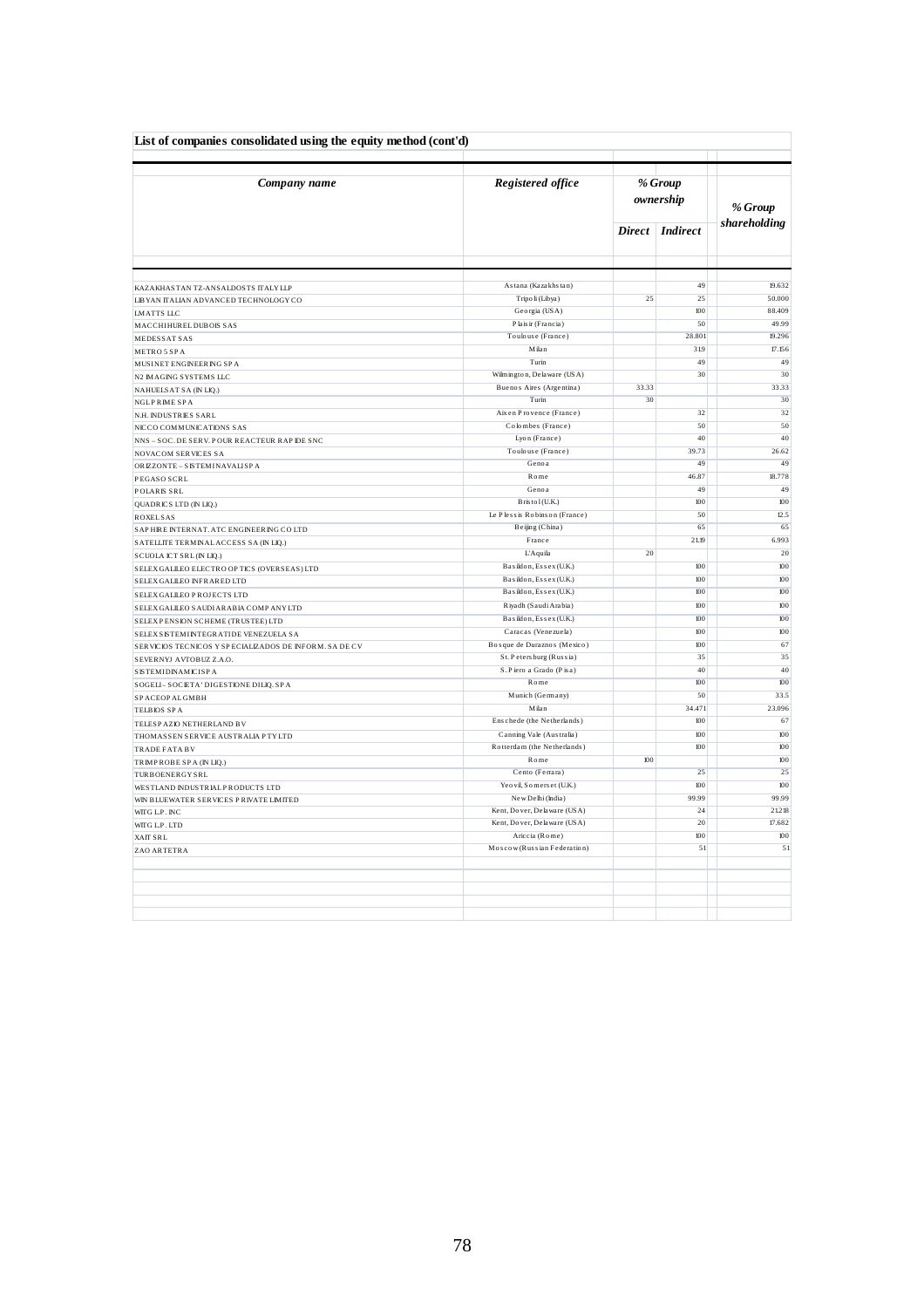**List of companies consolidated using the equity method (cont'd)**

| *Company name* | *Registered office* | *% Group ownership* | | *% Group shareholding* |
|---|---|---|---|---|
| | | *Direct* | *Indirect* | |
| KAZAKHASTAN TZ-ANSALDOSTS ITALY LLP | Astana (Kazakhstan) | | 49 | 19.632 |
| LIBYAN ITALIAN ADVANCED TECHNOLOGY CO | Tripoli (Libya) | 25 | 25 | 50.000 |
| LMATTS LLC | Georgia (USA) | | 100 | 88.409 |
| MACCHIHUREL DUBOIS SAS | Plaisir (Francia) | | 50 | 49.99 |
| MEDESSAT SAS | Toulouse (France) | | 28.801 | 19.296 |
| METRO 5 SPA | Milan | | 31.9 | 17.156 |
| MUSINET ENGINEERING SPA | Turin | | 49 | 49 |
| N2 IMAGING SYSTEMS LLC | Wilmington, Delaware (USA) | | 30 | 30 |
| NAHUELSAT SA (IN LIQ.) | Buenos Aires (Argentina) | 33.33 | | 33.33 |
| NGL PRIME SPA | Turin | 30 | | 30 |
| N.H. INDUSTRIES SARL | Aix en Provence (France) | | 32 | 32 |
| NICCO COMMUNICATIONS SAS | Colombes (France) | | 50 | 50 |
| NNS – SOC. DE SERV. POUR REACTEUR RAPIDE SNC | Lyon (France) | | 40 | 40 |
| NOVACOM SERVICES SA | Toulouse (France) | | 39.73 | 26.62 |
| ORIZZONTE – SISTEMI NAVALI SPA | Genoa | | 49 | 49 |
| PEGASO SCRL | Rome | | 46.87 | 18.778 |
| POLARIS SRL | Genoa | | 49 | 49 |
| QUADRICS LTD (IN LIQ.) | Bristol (U.K.) | | 100 | 100 |
| ROXEL SAS | Le Plessis Robinson (France) | | 50 | 12.5 |
| SAPHIRE INTERNAT. ATC ENGINEERING CO LTD | Beijing (China) | | 65 | 65 |
| SATELLITE TERMINAL ACCESS SA (IN LIQ.) | France | | 21.19 | 6.993 |
| SCUOLA ICT SRL (IN LIQ.) | L'Aquila | 20 | | 20 |
| SELEX GALILEO ELECTRO OPTICS (OVERSEAS) LTD | Basildon, Essex (U.K.) | | 100 | 100 |
| SELEX GALILEO INFRARED LTD | Basildon, Essex (U.K.) | | 100 | 100 |
| SELEX GALILEO PROJECTS LTD | Basildon, Essex (U.K.) | | 100 | 100 |
| SELEX GALILEO SAUDI ARABIA COMPANY LTD | Riyadh (Saudi Arabia) | | 100 | 100 |
| SELEX PENSION SCHEME (TRUSTEE) LTD | Basildon, Essex (U.K.) | | 100 | 100 |
| SELEX SISTEMI INTEGRATI DE VENEZUELA SA | Caracas (Venezuela) | | 100 | 100 |
| SERVICIOS TECNICOS Y SPECIALIZADOS DE INFORM. SA DE CV | Bosque de Duraznos (Mexico) | | 100 | 67 |
| SEVERNYJ AVTOBUZ Z.A.O. | St. Petersburg (Russia) | | 35 | 35 |
| SISTEMI DINAMICI SPA | S. Piero a Grado (Pisa) | | 40 | 40 |
| SOGELI – SOCIETA' DI GESTIONE DI LIQ. SPA | Rome | | 100 | 100 |
| SPACEOPAL GMBH | Munich (Germany) | | 50 | 33.5 |
| TELBIOS SPA | Milan | | 34.471 | 23.096 |
| TELESPAZIO NETHERLAND BV | Enschede (the Netherlands) | | 100 | 67 |
| THOMASSEN SERVICE AUSTRALIA PTY LTD | Canning Vale (Australia) | | 100 | 100 |
| TRADE FATA BV | Rotterdam (the Netherlands) | | 100 | 100 |
| TRIMPROBE SPA (IN LIQ.) | Rome | 100 | | 100 |
| TURBOENERGY SRL | Cento (Ferrara) | | 25 | 25 |
| WESTLAND INDUSTRIAL PRODUCTS LTD | Yeovil, Somerset (U.K.) | | 100 | 100 |
| WIN BLUEWATER SERVICES PRIVATE LIMITED | New Delhi (India) | | 99.99 | 99.99 |
| WITG L.P. INC | Kent, Dover, Delaware (USA) | | 24 | 21.218 |
| WITG L.P. LTD | Kent, Dover, Delaware (USA) | | 20 | 17.682 |
| XAIT SRL | Ariccia (Rome) | | 100 | 100 |
| ZAO ARTETRA | Moscow (Russian Federation) | | 51 | 51 |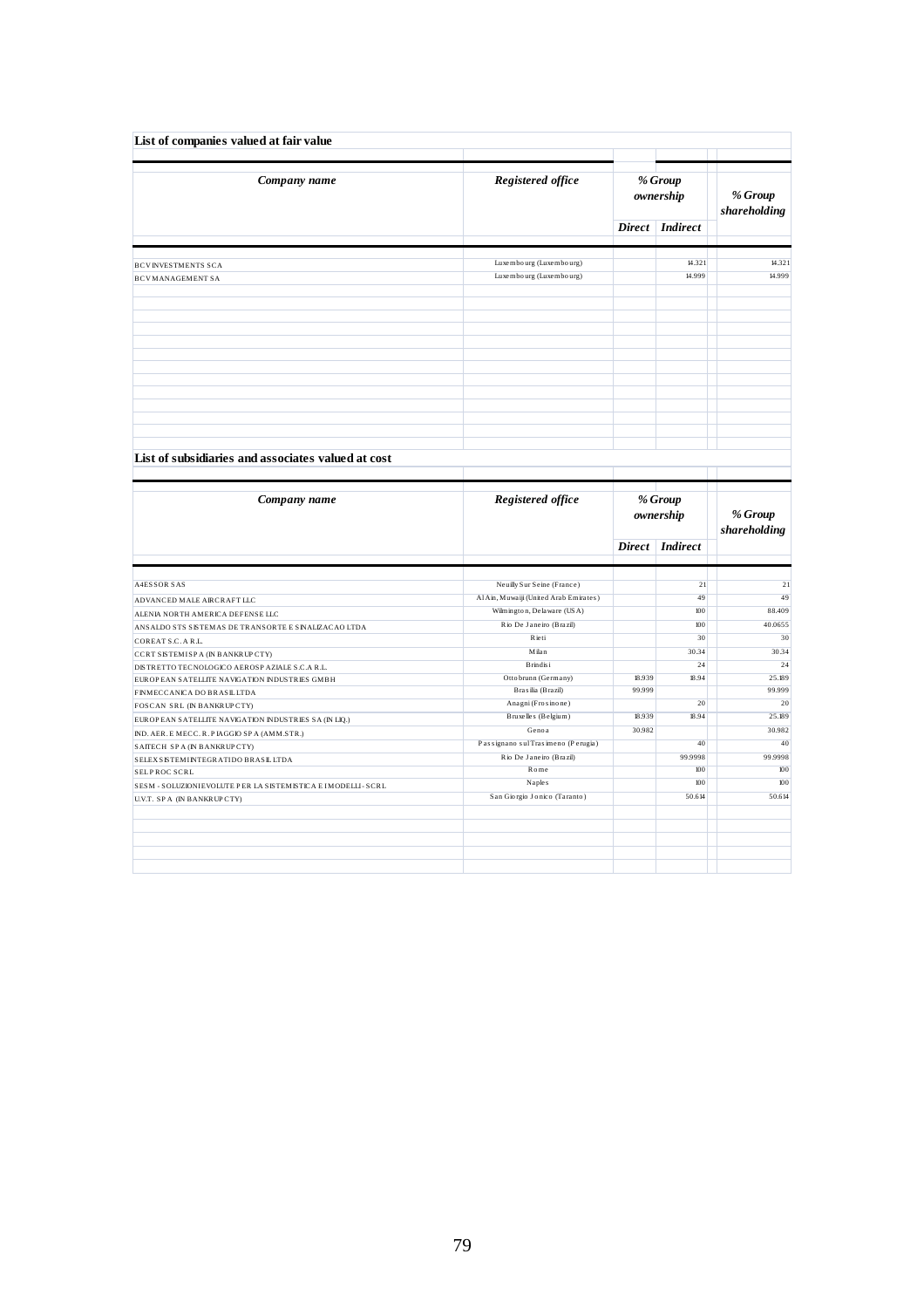## List of companies valued at fair value

| Company name | Registered office | % Group ownership | | % Group shareholding |
|---|---|---|---|---|
| | | Direct | Indirect | |
| BCV INVESTMENTS SCA | Luxembourg (Luxembourg) | | 14.321 | 14.321 |
| BCV MANAGEMENT SA | Luxembourg (Luxembourg) | | 14.999 | 14.999 |

## List of subsidiaries and associates valued at cost

| Company name | Registered office | % Group ownership | | % Group shareholding |
|---|---|---|---|---|
| | | Direct | Indirect | |
| A4ESSOR SAS | Neuilly Sur Seine (France) | | 21 | 21 |
| ADVANCED MALE AIRCRAFT LLC | Al Ain, Muwaiji (United Arab Emirates) | | 49 | 49 |
| ALENIA NORTH AMERICA DEFENSE LLC | Wilmington, Delaware (USA) | | 100 | 88.409 |
| ANSALDO STS SISTEMAS DE TRANSORTE E SINALIZACAO LTDA | Rio De Janeiro (Brazil) | | 100 | 40.0655 |
| COREAT S.C. A R.L. | Rieti | | 30 | 30 |
| CCRT SISTEMI SPA (IN BANKRUPTCY) | Milan | | 30.34 | 30.34 |
| DISTRETTO TECNOLOGICO AEROSPAZIALE S.C.A R.L. | Brindisi | | 24 | 24 |
| EUROPEAN SATELLITE NAVIGATION INDUSTRIES GMBH | Ottobrunn (Germany) | 18.939 | 18.94 | 25.189 |
| FINMECCANICA DO BRASIL LTDA | Brasilia (Brazil) | 99.999 | | 99.999 |
| FOSCAN SRL (IN BANKRUPTCY) | Anagni (Frosinone) | | 20 | 20 |
| EUROPEAN SATELLITE NAVIGATION INDUSTRIES SA (IN LIQ.) | Bruxelles (Belgium) | 18.939 | 18.94 | 25.189 |
| IND. AER. E MECC. R. PIAGGIO SPA (AMM.STR.) | Genoa | 30.982 | | 30.982 |
| SAITECH SPA (IN BANKRUPTCY) | Passignano sul Trasimeno (Perugia) | | 40 | 40 |
| SELEX SISTEMI INTEGRATIDO BRASIL LTDA | Rio De Janeiro (Brazil) | | 99.9998 | 99.9998 |
| SELPROC SCRL | Rome | | 100 | 100 |
| SESM - SOLUZIONI EVOLUTE PER LA SISTEMISTICA E I MODELLI - SCRL | Naples | | 100 | 100 |
| U.V.T. SPA (IN BANKRUPTCY) | San Giorgio Jonico (Taranto) | | 50.614 | 50.614 |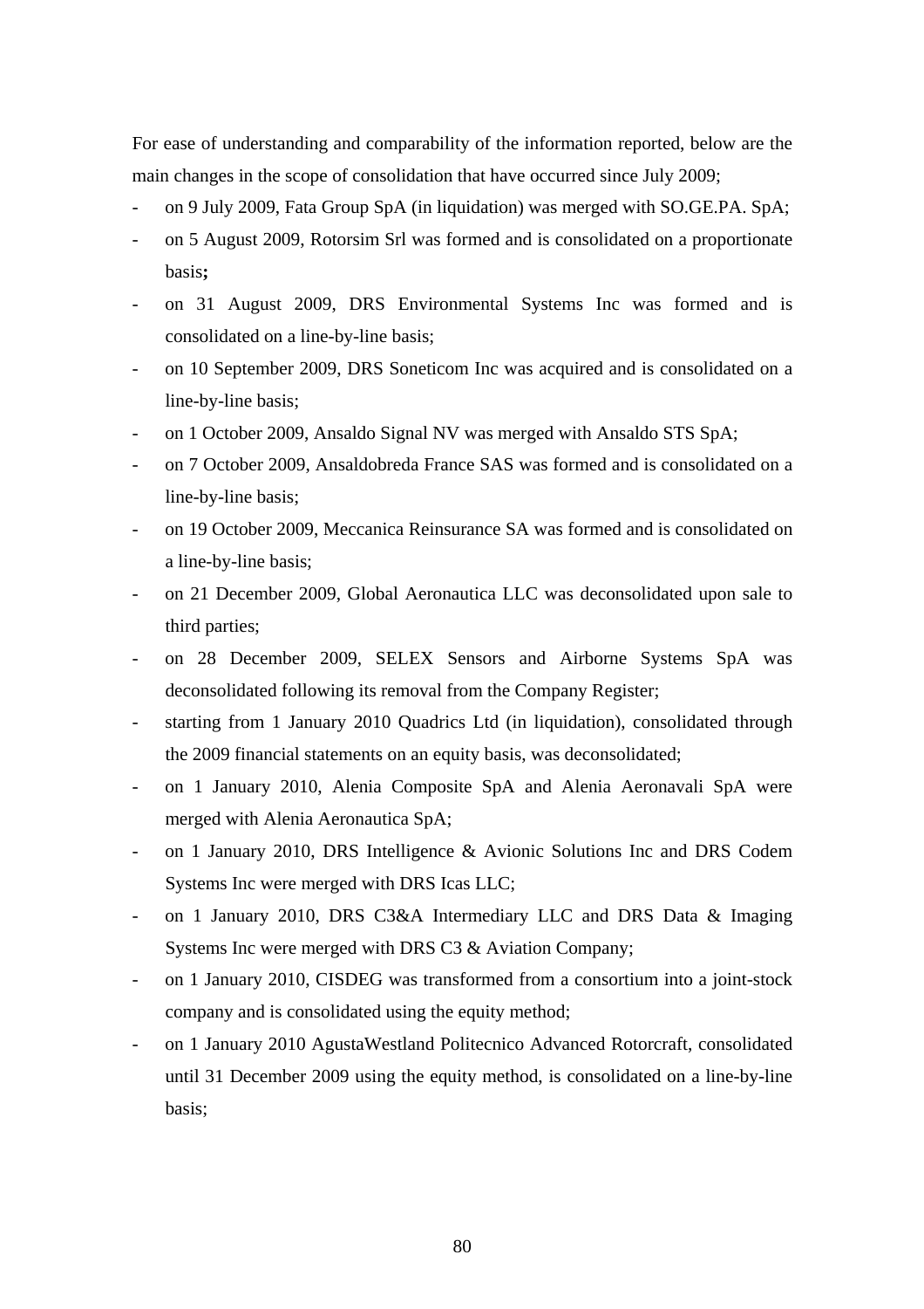For ease of understanding and comparability of the information reported, below are the main changes in the scope of consolidation that have occurred since July 2009;

- on 9 July 2009, Fata Group SpA (in liquidation) was merged with SO.GE.PA. SpA;
- on 5 August 2009, Rotorsim Srl was formed and is consolidated on a proportionate basis**;**
- on 31 August 2009, DRS Environmental Systems Inc was formed and is consolidated on a line-by-line basis;
- on 10 September 2009, DRS Soneticom Inc was acquired and is consolidated on a line-by-line basis;
- on 1 October 2009, Ansaldo Signal NV was merged with Ansaldo STS SpA;
- on 7 October 2009, Ansaldobreda France SAS was formed and is consolidated on a line-by-line basis;
- on 19 October 2009, Meccanica Reinsurance SA was formed and is consolidated on a line-by-line basis;
- on 21 December 2009, Global Aeronautica LLC was deconsolidated upon sale to third parties;
- on 28 December 2009, SELEX Sensors and Airborne Systems SpA was deconsolidated following its removal from the Company Register;
- starting from 1 January 2010 Quadrics Ltd (in liquidation), consolidated through the 2009 financial statements on an equity basis, was deconsolidated;
- on 1 January 2010, Alenia Composite SpA and Alenia Aeronavali SpA were merged with Alenia Aeronautica SpA;
- on 1 January 2010, DRS Intelligence & Avionic Solutions Inc and DRS Codem Systems Inc were merged with DRS Icas LLC;
- on 1 January 2010, DRS C3&A Intermediary LLC and DRS Data & Imaging Systems Inc were merged with DRS C3 & Aviation Company;
- on 1 January 2010, CISDEG was transformed from a consortium into a joint-stock company and is consolidated using the equity method;
- on 1 January 2010 AgustaWestland Politecnico Advanced Rotorcraft, consolidated until 31 December 2009 using the equity method, is consolidated on a line-by-line basis;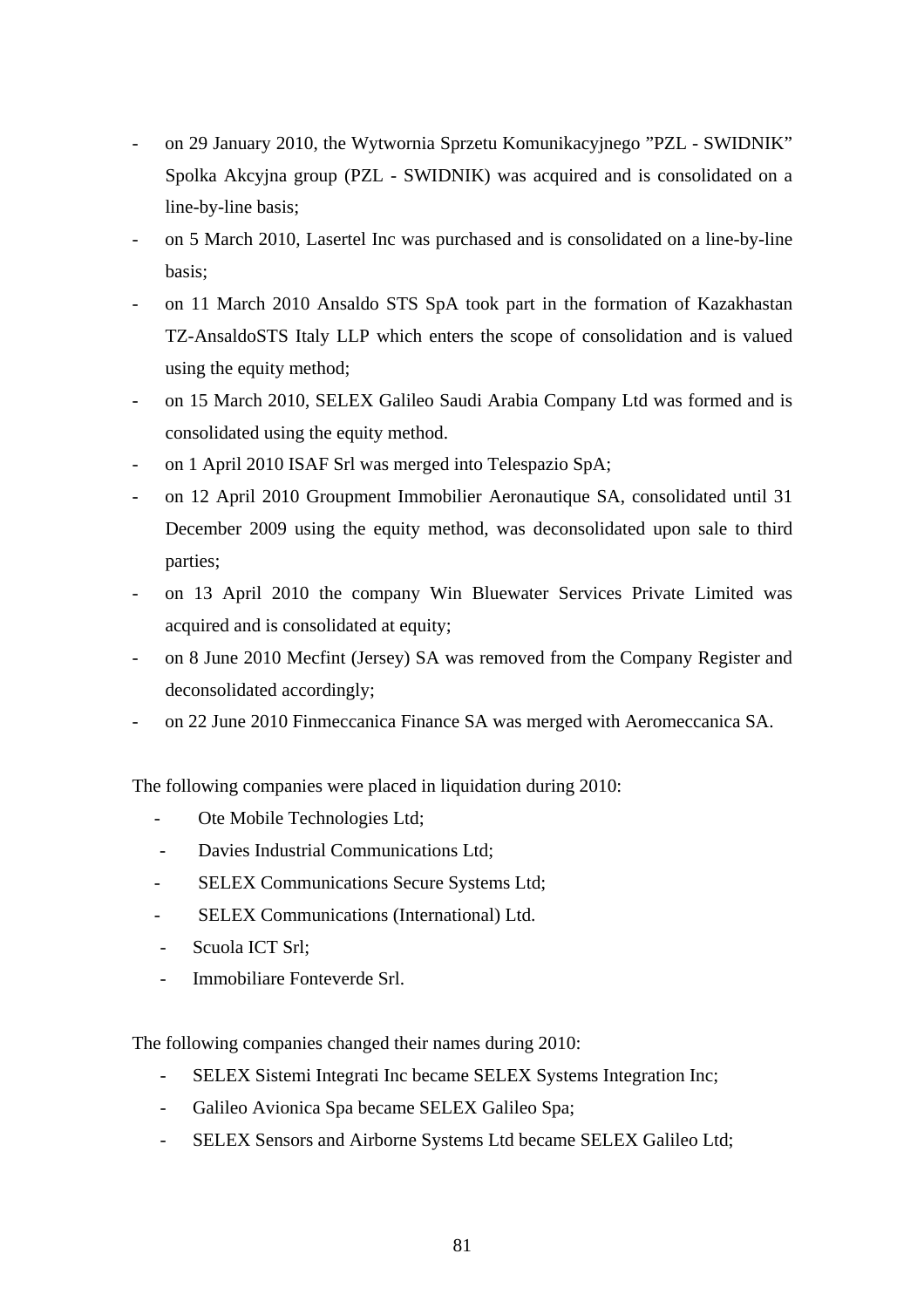- on 29 January 2010, the Wytwornia Sprzetu Komunikacyjnego "PZL - SWIDNIK" Spolka Akcyjna group (PZL - SWIDNIK) was acquired and is consolidated on a line-by-line basis;
- on 5 March 2010, Lasertel Inc was purchased and is consolidated on a line-by-line basis;
- on 11 March 2010 Ansaldo STS SpA took part in the formation of Kazakhastan TZ-AnsaldoSTS Italy LLP which enters the scope of consolidation and is valued using the equity method;
- on 15 March 2010, SELEX Galileo Saudi Arabia Company Ltd was formed and is consolidated using the equity method.
- on 1 April 2010 ISAF Srl was merged into Telespazio SpA;
- on 12 April 2010 Groupment Immobilier Aeronautique SA, consolidated until 31 December 2009 using the equity method, was deconsolidated upon sale to third parties;
- on 13 April 2010 the company Win Bluewater Services Private Limited was acquired and is consolidated at equity;
- on 8 June 2010 Mecfint (Jersey) SA was removed from the Company Register and deconsolidated accordingly;
- on 22 June 2010 Finmeccanica Finance SA was merged with Aeromeccanica SA.

The following companies were placed in liquidation during 2010:

- Ote Mobile Technologies Ltd;
- Davies Industrial Communications Ltd;
- SELEX Communications Secure Systems Ltd;
- SELEX Communications (International) Ltd.
- Scuola ICT Srl;
- Immobiliare Fonteverde Srl.

The following companies changed their names during 2010:

- SELEX Sistemi Integrati Inc became SELEX Systems Integration Inc;
- Galileo Avionica Spa became SELEX Galileo Spa;
- SELEX Sensors and Airborne Systems Ltd became SELEX Galileo Ltd;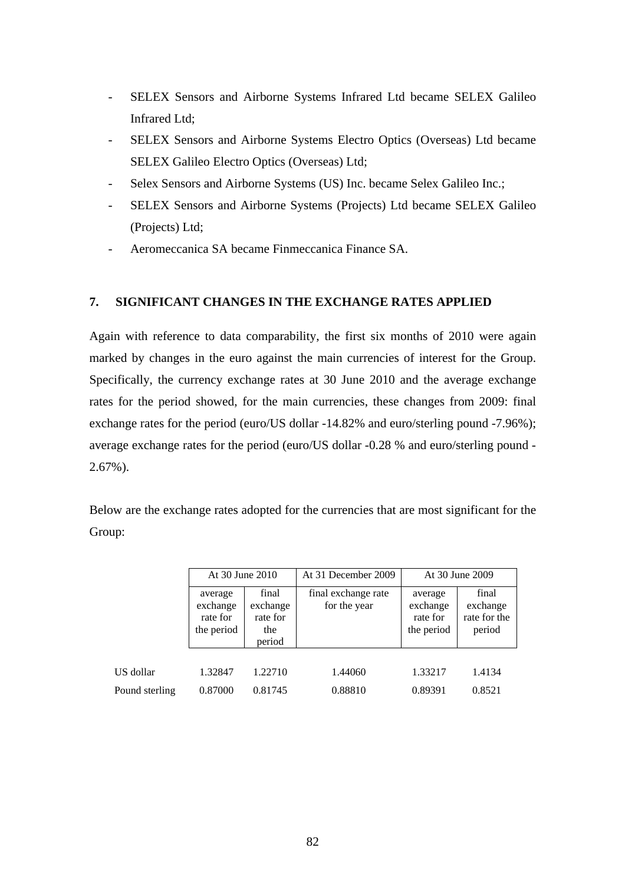- SELEX Sensors and Airborne Systems Infrared Ltd became SELEX Galileo Infrared Ltd;
- SELEX Sensors and Airborne Systems Electro Optics (Overseas) Ltd became SELEX Galileo Electro Optics (Overseas) Ltd;
- Selex Sensors and Airborne Systems (US) Inc. became Selex Galileo Inc.;
- SELEX Sensors and Airborne Systems (Projects) Ltd became SELEX Galileo (Projects) Ltd;
- Aeromeccanica SA became Finmeccanica Finance SA.

## 7. SIGNIFICANT CHANGES IN THE EXCHANGE RATES APPLIED

Again with reference to data comparability, the first six months of 2010 were again marked by changes in the euro against the main currencies of interest for the Group. Specifically, the currency exchange rates at 30 June 2010 and the average exchange rates for the period showed, for the main currencies, these changes from 2009: final exchange rates for the period (euro/US dollar -14.82% and euro/sterling pound -7.96%); average exchange rates for the period (euro/US dollar -0.28 % and euro/sterling pound -2.67%).

Below are the exchange rates adopted for the currencies that are most significant for the Group:

| | At 30 June 2010 | | At 31 December 2009 | At 30 June 2009 | |
|---|---|---|---|---|---|
| | average exchange rate for the period | final exchange rate for the period | final exchange rate for the year | average exchange rate for the period | final exchange rate for the period |
| US dollar | 1.32847 | 1.22710 | 1.44060 | 1.33217 | 1.4134 |
| Pound sterling | 0.87000 | 0.81745 | 0.88810 | 0.89391 | 0.8521 |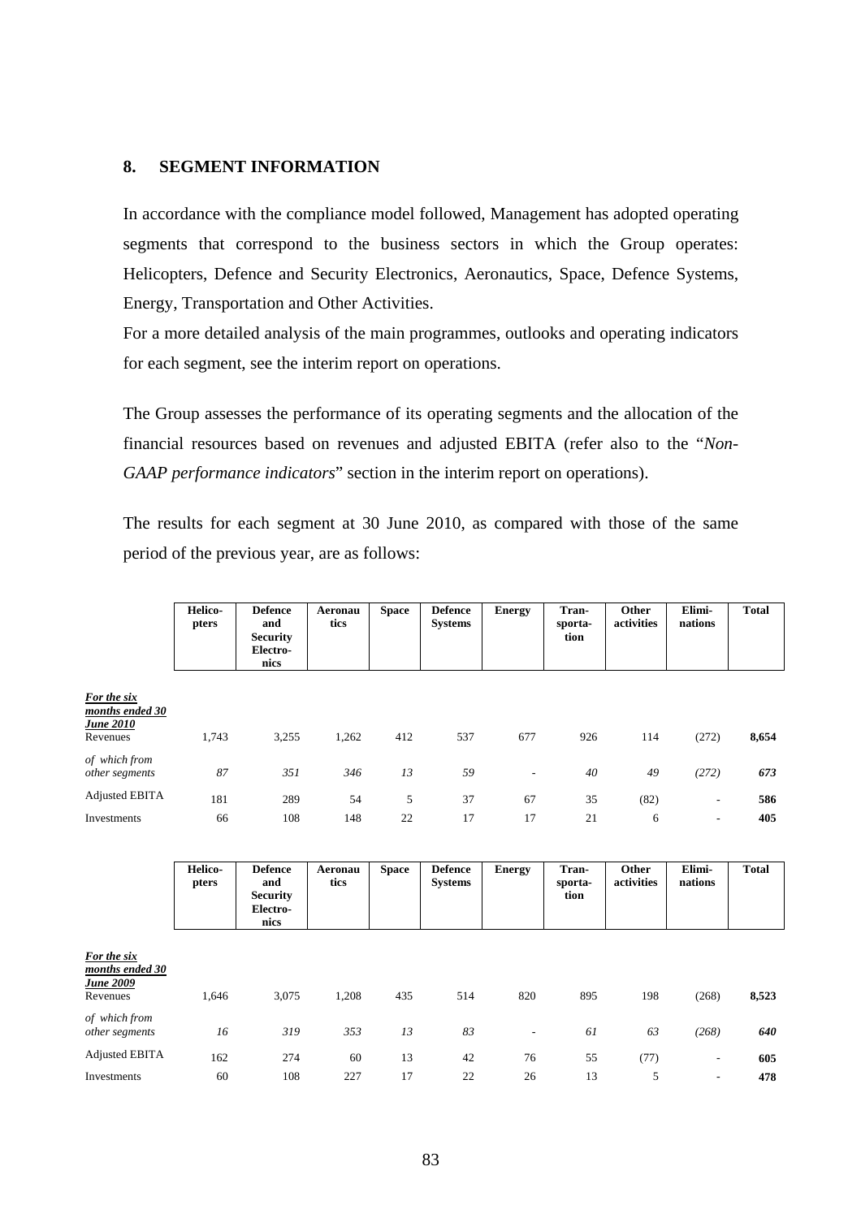## 8. SEGMENT INFORMATION

In accordance with the compliance model followed, Management has adopted operating segments that correspond to the business sectors in which the Group operates: Helicopters, Defence and Security Electronics, Aeronautics, Space, Defence Systems, Energy, Transportation and Other Activities.

For a more detailed analysis of the main programmes, outlooks and operating indicators for each segment, see the interim report on operations.

The Group assesses the performance of its operating segments and the allocation of the financial resources based on revenues and adjusted EBITA (refer also to the "*Non-GAAP performance indicators*" section in the interim report on operations).

The results for each segment at 30 June 2010, as compared with those of the same period of the previous year, are as follows:

| | **Helicopters** | **Defence and Security Electronics** | **Aeronautics** | **Space** | **Defence Systems** | **Energy** | **Transportation** | **Other activities** | **Eliminations** | **Total** |
|---|---|---|---|---|---|---|---|---|---|---|
| ***For the six months ended 30 June 2010*** | | | | | | | | | | |
| Revenues | 1,743 | 3,255 | 1,262 | 412 | 537 | 677 | 926 | 114 | (272) | **8,654** |
| *of which from other segments* | *87* | *351* | *346* | *13* | *59* | - | *40* | *49* | *(272)* | ***673*** |
| Adjusted EBITA | 181 | 289 | 54 | 5 | 37 | 67 | 35 | (82) | - | **586** |
| Investments | 66 | 108 | 148 | 22 | 17 | 17 | 21 | 6 | - | **405** |

| | **Helicopters** | **Defence and Security Electronics** | **Aeronautics** | **Space** | **Defence Systems** | **Energy** | **Transportation** | **Other activities** | **Eliminations** | **Total** |
|---|---|---|---|---|---|---|---|---|---|---|
| ***For the six months ended 30 June 2009*** | | | | | | | | | | |
| Revenues | 1,646 | 3,075 | 1,208 | 435 | 514 | 820 | 895 | 198 | (268) | **8,523** |
| *of which from other segments* | *16* | *319* | *353* | *13* | *83* | - | *61* | *63* | *(268)* | ***640*** |
| Adjusted EBITA | 162 | 274 | 60 | 13 | 42 | 76 | 55 | (77) | - | **605** |
| Investments | 60 | 108 | 227 | 17 | 22 | 26 | 13 | 5 | - | **478** |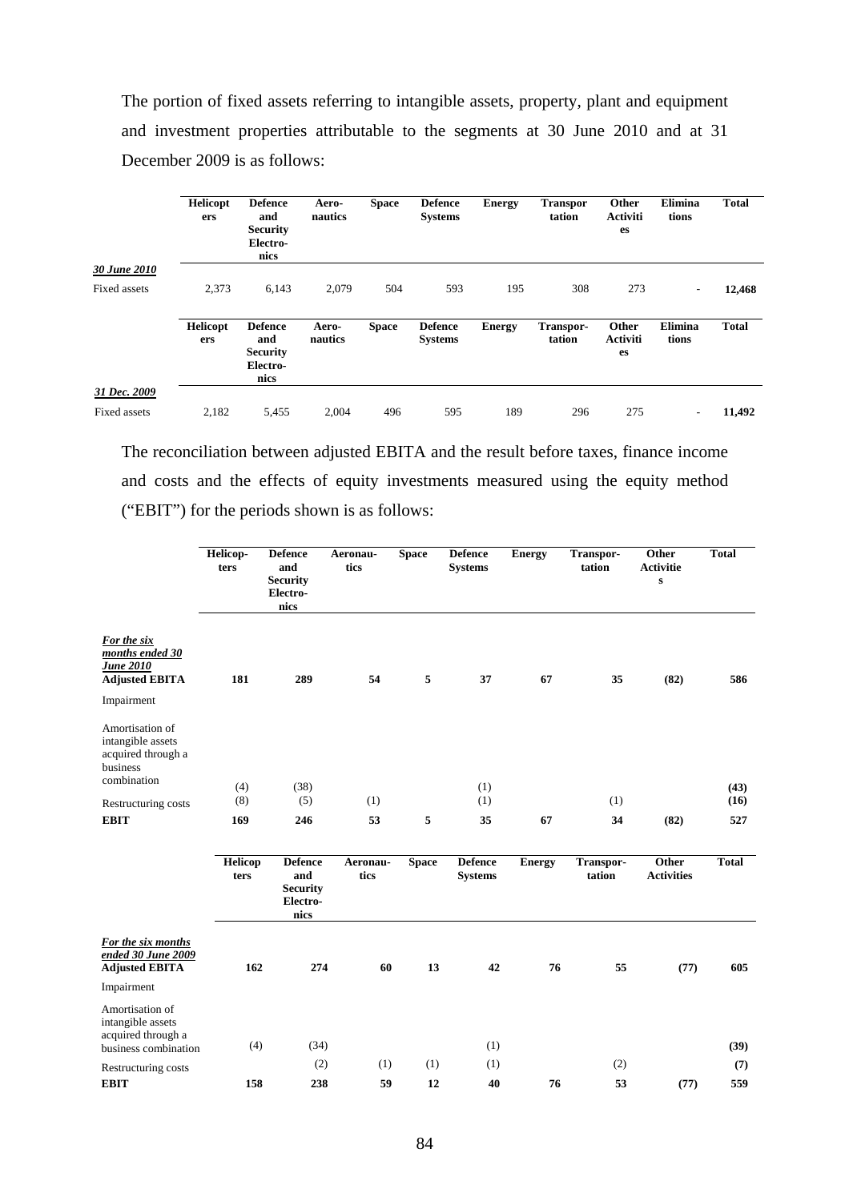The portion of fixed assets referring to intangible assets, property, plant and equipment and investment properties attributable to the segments at 30 June 2010 and at 31 December 2009 is as follows:

| | Helicopters | Defence and Security Electronics | Aero-nautics | Space | Defence Systems | Energy | Transportation | Other Activities | Eliminations | Total |
|---|---|---|---|---|---|---|---|---|---|---|
| ***30 June 2010*** | | | | | | | | | | |
| Fixed assets | 2,373 | 6,143 | 2,079 | 504 | 593 | 195 | 308 | 273 | - | **12,468** |

| | Helicopters | Defence and Security Electronics | Aero-nautics | Space | Defence Systems | Energy | Transportation | Other Activities | Eliminations | Total |
|---|---|---|---|---|---|---|---|---|---|---|
| ***31 Dec. 2009*** | | | | | | | | | | |
| Fixed assets | 2,182 | 5,455 | 2,004 | 496 | 595 | 189 | 296 | 275 | - | **11,492** |

The reconciliation between adjusted EBITA and the result before taxes, finance income and costs and the effects of equity investments measured using the equity method ("EBIT") for the periods shown is as follows:

| | Helicopters | Defence and Security Electronics | Aeronautics | Space | Defence Systems | Energy | Transportation | Other Activities | Total |
|---|---|---|---|---|---|---|---|---|---|
| ***For the six months ended 30 June 2010*** | | | | | | | | | |
| **Adjusted EBITA** | **181** | **289** | **54** | **5** | **37** | **67** | **35** | **(82)** | **586** |
| Impairment | | | | | | | | | |
| Amortisation of intangible assets acquired through a business combination | (4) | (38) | | | (1) | | | | **(43)** |
| Restructuring costs | (8) | (5) | (1) | | (1) | | (1) | | **(16)** |
| **EBIT** | **169** | **246** | **53** | **5** | **35** | **67** | **34** | **(82)** | **527** |

| | Helicopters | Defence and Security Electronics | Aeronautics | Space | Defence Systems | Energy | Transportation | Other Activities | Total |
|---|---|---|---|---|---|---|---|---|---|
| ***For the six months ended 30 June 2009*** | | | | | | | | | |
| **Adjusted EBITA** | **162** | **274** | **60** | **13** | **42** | **76** | **55** | **(77)** | **605** |
| Impairment | | | | | | | | | |
| Amortisation of intangible assets acquired through a business combination | (4) | (34) | | | (1) | | | | **(39)** |
| Restructuring costs | | (2) | (1) | (1) | (1) | | (2) | | **(7)** |
| **EBIT** | **158** | **238** | **59** | **12** | **40** | **76** | **53** | **(77)** | **559** |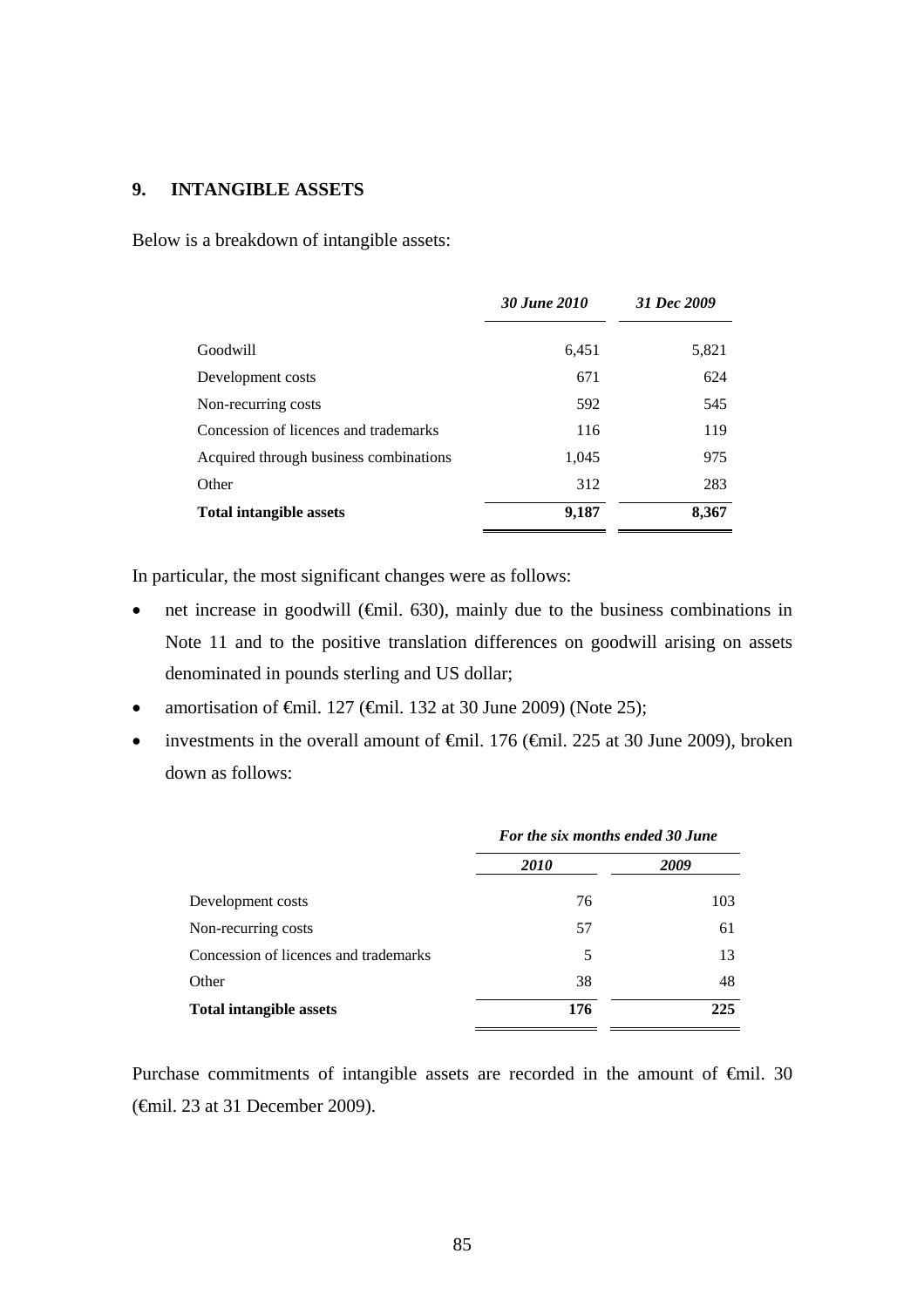## 9. INTANGIBLE ASSETS

Below is a breakdown of intangible assets:

| | *30 June 2010* | *31 Dec 2009* |
|---|---|---|
| Goodwill | 6,451 | 5,821 |
| Development costs | 671 | 624 |
| Non-recurring costs | 592 | 545 |
| Concession of licences and trademarks | 116 | 119 |
| Acquired through business combinations | 1,045 | 975 |
| Other | 312 | 283 |
| **Total intangible assets** | **9,187** | **8,367** |

In particular, the most significant changes were as follows:

- net increase in goodwill (€mil. 630), mainly due to the business combinations in Note 11 and to the positive translation differences on goodwill arising on assets denominated in pounds sterling and US dollar;
- amortisation of €mil. 127 (€mil. 132 at 30 June 2009) (Note 25);
- investments in the overall amount of €mil. 176 (€mil. 225 at 30 June 2009), broken down as follows:

| | *For the six months ended 30 June* | |
|---|---|---|
| | *2010* | *2009* |
| Development costs | 76 | 103 |
| Non-recurring costs | 57 | 61 |
| Concession of licences and trademarks | 5 | 13 |
| Other | 38 | 48 |
| **Total intangible assets** | **176** | **225** |

Purchase commitments of intangible assets are recorded in the amount of €mil. 30 (€mil. 23 at 31 December 2009).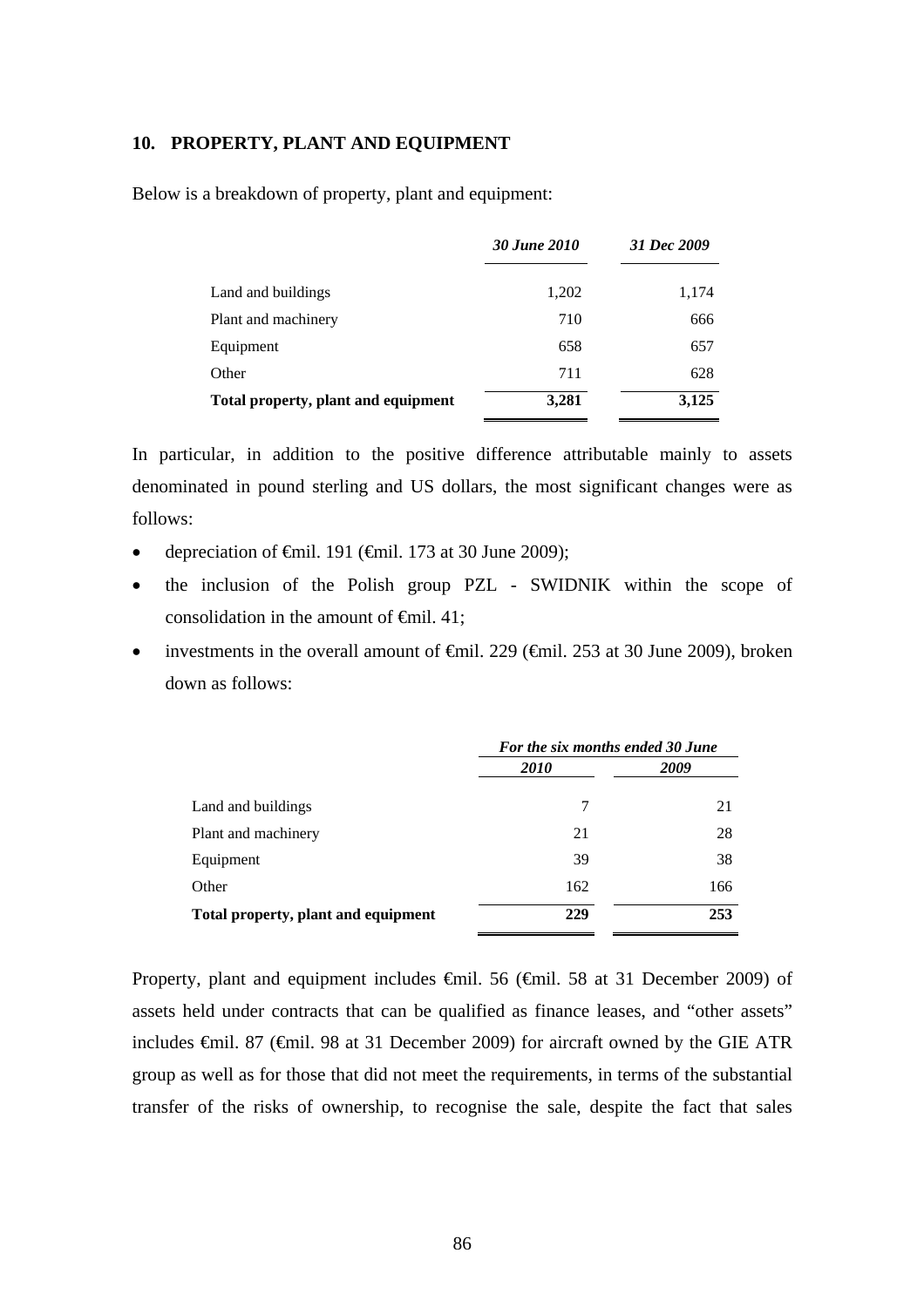## 10. PROPERTY, PLANT AND EQUIPMENT

Below is a breakdown of property, plant and equipment:

| | *30 June 2010* | *31 Dec 2009* |
|---|---|---|
| Land and buildings | 1,202 | 1,174 |
| Plant and machinery | 710 | 666 |
| Equipment | 658 | 657 |
| Other | 711 | 628 |
| **Total property, plant and equipment** | **3,281** | **3,125** |

In particular, in addition to the positive difference attributable mainly to assets denominated in pound sterling and US dollars, the most significant changes were as follows:

- depreciation of €mil. 191 (€mil. 173 at 30 June 2009);
- the inclusion of the Polish group PZL - SWIDNIK within the scope of consolidation in the amount of €mil. 41;
- investments in the overall amount of €mil. 229 (€mil. 253 at 30 June 2009), broken down as follows:

| | *For the six months ended 30 June* | |
|---|---|---|
| | *2010* | *2009* |
| Land and buildings | 7 | 21 |
| Plant and machinery | 21 | 28 |
| Equipment | 39 | 38 |
| Other | 162 | 166 |
| **Total property, plant and equipment** | **229** | **253** |

Property, plant and equipment includes €mil. 56 (€mil. 58 at 31 December 2009) of assets held under contracts that can be qualified as finance leases, and "other assets" includes €mil. 87 (€mil. 98 at 31 December 2009) for aircraft owned by the GIE ATR group as well as for those that did not meet the requirements, in terms of the substantial transfer of the risks of ownership, to recognise the sale, despite the fact that sales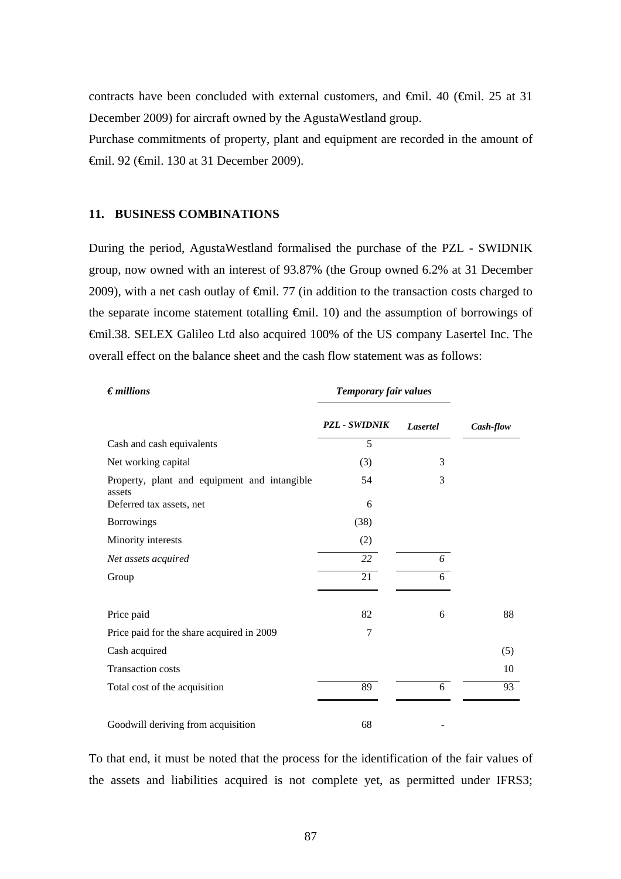contracts have been concluded with external customers, and €mil. 40 (€mil. 25 at 31 December 2009) for aircraft owned by the AgustaWestland group.

Purchase commitments of property, plant and equipment are recorded in the amount of €mil. 92 (€mil. 130 at 31 December 2009).

## 11. BUSINESS COMBINATIONS

During the period, AgustaWestland formalised the purchase of the PZL - SWIDNIK group, now owned with an interest of 93.87% (the Group owned 6.2% at 31 December 2009), with a net cash outlay of €mil. 77 (in addition to the transaction costs charged to the separate income statement totalling €mil. 10) and the assumption of borrowings of €mil.38. SELEX Galileo Ltd also acquired 100% of the US company Lasertel Inc. The overall effect on the balance sheet and the cash flow statement was as follows:

| *€ millions* | *Temporary fair values* | | |
|---|---|---|---|
| | ***PZL - SWIDNIK*** | ***Lasertel*** | ***Cash-flow*** |
| Cash and cash equivalents | 5 | | |
| Net working capital | (3) | 3 | |
| Property, plant and equipment and intangible assets | 54 | 3 | |
| Deferred tax assets, net | 6 | | |
| Borrowings | (38) | | |
| Minority interests | (2) | | |
| *Net assets acquired* | *22* | *6* | |
| Group | 21 | 6 | |
| | | | |
| Price paid | 82 | 6 | 88 |
| Price paid for the share acquired in 2009 | 7 | | |
| Cash acquired | | | (5) |
| Transaction costs | | | 10 |
| Total cost of the acquisition | 89 | 6 | 93 |
| | | | |
| Goodwill deriving from acquisition | 68 | - | |

To that end, it must be noted that the process for the identification of the fair values of the assets and liabilities acquired is not complete yet, as permitted under IFRS3;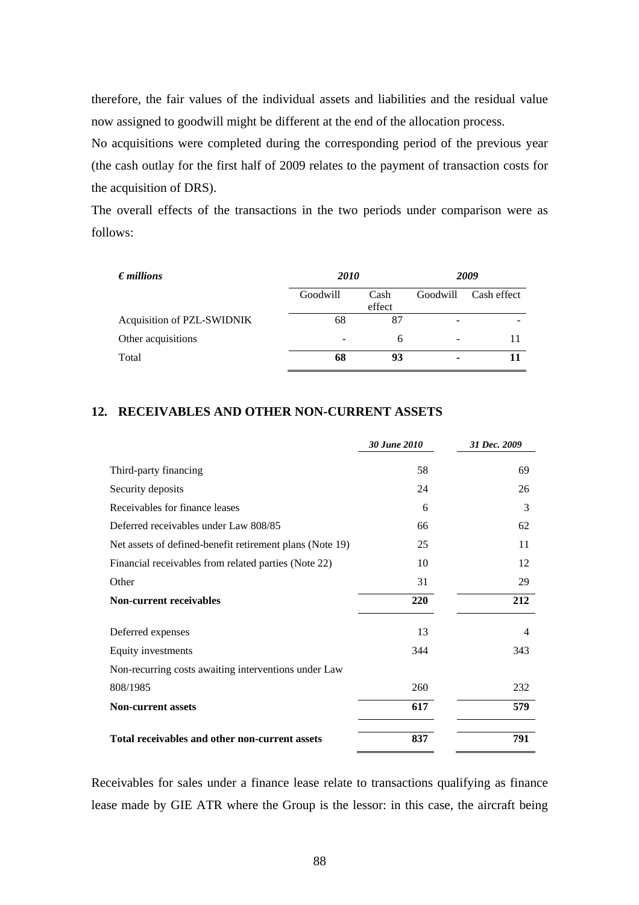therefore, the fair values of the individual assets and liabilities and the residual value now assigned to goodwill might be different at the end of the allocation process.

No acquisitions were completed during the corresponding period of the previous year (the cash outlay for the first half of 2009 relates to the payment of transaction costs for the acquisition of DRS).

The overall effects of the transactions in the two periods under comparison were as follows:

| *€ millions* | *2010* | | *2009* | |
|---|---|---|---|---|
| | Goodwill | Cash effect | Goodwill | Cash effect |
| Acquisition of PZL-SWIDNIK | 68 | 87 | - | - |
| Other acquisitions | - | 6 | - | 11 |
| Total | **68** | **93** | **-** | **11** |

## 12. RECEIVABLES AND OTHER NON-CURRENT ASSETS

| | *30 June 2010* | *31 Dec. 2009* |
|---|---|---|
| Third-party financing | 58 | 69 |
| Security deposits | 24 | 26 |
| Receivables for finance leases | 6 | 3 |
| Deferred receivables under Law 808/85 | 66 | 62 |
| Net assets of defined-benefit retirement plans (Note 19) | 25 | 11 |
| Financial receivables from related parties (Note 22) | 10 | 12 |
| Other | 31 | 29 |
| **Non-current receivables** | **220** | **212** |
| Deferred expenses | 13 | 4 |
| Equity investments | 344 | 343 |
| Non-recurring costs awaiting interventions under Law 808/1985 | 260 | 232 |
| **Non-current assets** | **617** | **579** |
| **Total receivables and other non-current assets** | **837** | **791** |

Receivables for sales under a finance lease relate to transactions qualifying as finance lease made by GIE ATR where the Group is the lessor: in this case, the aircraft being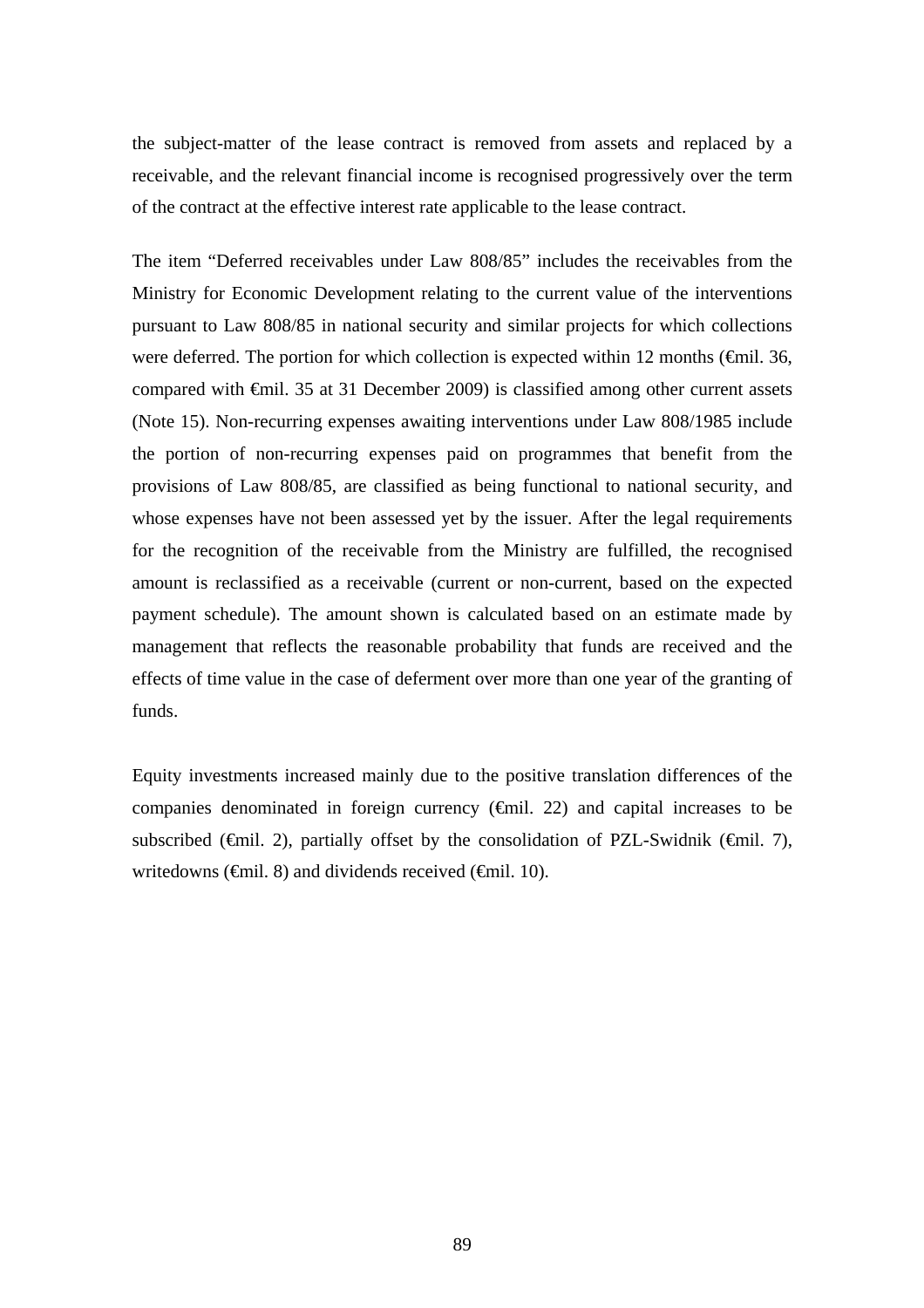the subject-matter of the lease contract is removed from assets and replaced by a receivable, and the relevant financial income is recognised progressively over the term of the contract at the effective interest rate applicable to the lease contract.

The item "Deferred receivables under Law 808/85" includes the receivables from the Ministry for Economic Development relating to the current value of the interventions pursuant to Law 808/85 in national security and similar projects for which collections were deferred. The portion for which collection is expected within 12 months (€mil. 36, compared with €mil. 35 at 31 December 2009) is classified among other current assets (Note 15). Non-recurring expenses awaiting interventions under Law 808/1985 include the portion of non-recurring expenses paid on programmes that benefit from the provisions of Law 808/85, are classified as being functional to national security, and whose expenses have not been assessed yet by the issuer. After the legal requirements for the recognition of the receivable from the Ministry are fulfilled, the recognised amount is reclassified as a receivable (current or non-current, based on the expected payment schedule). The amount shown is calculated based on an estimate made by management that reflects the reasonable probability that funds are received and the effects of time value in the case of deferment over more than one year of the granting of funds.

Equity investments increased mainly due to the positive translation differences of the companies denominated in foreign currency (€mil. 22) and capital increases to be subscribed (€mil. 2), partially offset by the consolidation of PZL-Swidnik (€mil. 7), writedowns (€mil. 8) and dividends received (€mil. 10).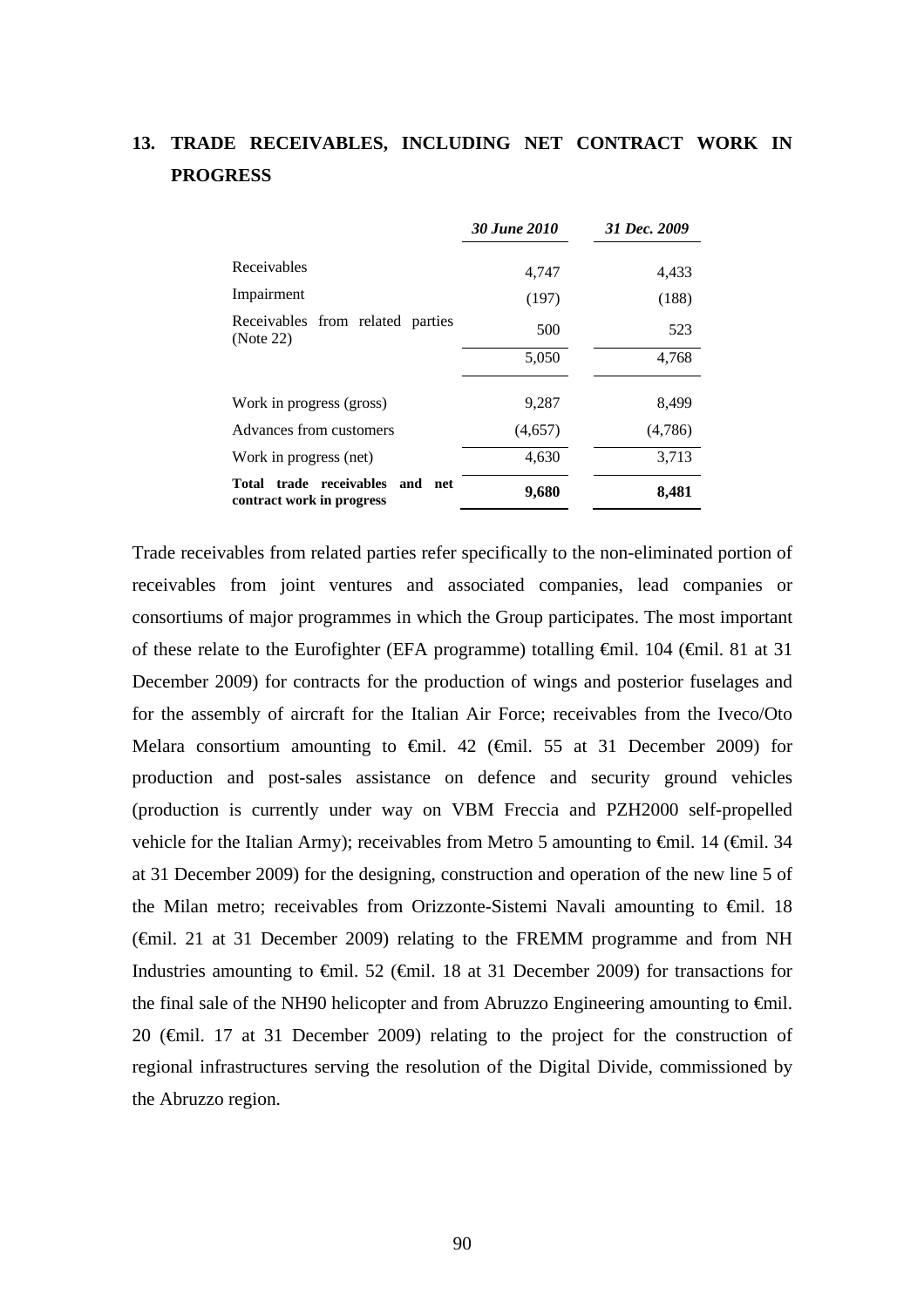## 13. TRADE RECEIVABLES, INCLUDING NET CONTRACT WORK IN PROGRESS

| | *30 June 2010* | *31 Dec. 2009* |
|---|---|---|
| Receivables | 4,747 | 4,433 |
| Impairment | (197) | (188) |
| Receivables from related parties (Note 22) | 500 | 523 |
| | 5,050 | 4,768 |
| Work in progress (gross) | 9,287 | 8,499 |
| Advances from customers | (4,657) | (4,786) |
| Work in progress (net) | 4,630 | 3,713 |
| **Total trade receivables and net contract work in progress** | **9,680** | **8,481** |

Trade receivables from related parties refer specifically to the non-eliminated portion of receivables from joint ventures and associated companies, lead companies or consortiums of major programmes in which the Group participates. The most important of these relate to the Eurofighter (EFA programme) totalling €mil. 104 (€mil. 81 at 31 December 2009) for contracts for the production of wings and posterior fuselages and for the assembly of aircraft for the Italian Air Force; receivables from the Iveco/Oto Melara consortium amounting to €mil. 42 (€mil. 55 at 31 December 2009) for production and post-sales assistance on defence and security ground vehicles (production is currently under way on VBM Freccia and PZH2000 self-propelled vehicle for the Italian Army); receivables from Metro 5 amounting to €mil. 14 (€mil. 34 at 31 December 2009) for the designing, construction and operation of the new line 5 of the Milan metro; receivables from Orizzonte-Sistemi Navali amounting to €mil. 18 (€mil. 21 at 31 December 2009) relating to the FREMM programme and from NH Industries amounting to €mil. 52 (€mil. 18 at 31 December 2009) for transactions for the final sale of the NH90 helicopter and from Abruzzo Engineering amounting to €mil. 20 (€mil. 17 at 31 December 2009) relating to the project for the construction of regional infrastructures serving the resolution of the Digital Divide, commissioned by the Abruzzo region.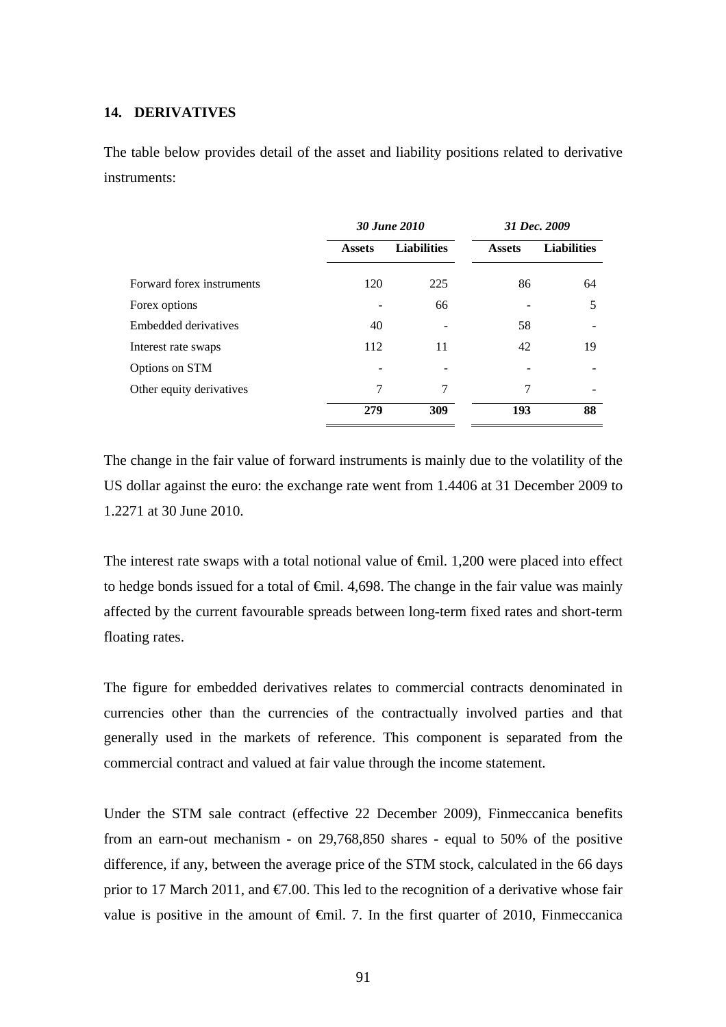## 14. DERIVATIVES

The table below provides detail of the asset and liability positions related to derivative instruments:

| | *30 June 2010* | | *31 Dec. 2009* | |
|---|---|---|---|---|
| | **Assets** | **Liabilities** | **Assets** | **Liabilities** |
| Forward forex instruments | 120 | 225 | 86 | 64 |
| Forex options | - | 66 | - | 5 |
| Embedded derivatives | 40 | - | 58 | - |
| Interest rate swaps | 112 | 11 | 42 | 19 |
| Options on STM | - | - | - | - |
| Other equity derivatives | 7 | 7 | 7 | - |
| | **279** | **309** | **193** | **88** |

The change in the fair value of forward instruments is mainly due to the volatility of the US dollar against the euro: the exchange rate went from 1.4406 at 31 December 2009 to 1.2271 at 30 June 2010.

The interest rate swaps with a total notional value of €mil. 1,200 were placed into effect to hedge bonds issued for a total of €mil. 4,698. The change in the fair value was mainly affected by the current favourable spreads between long-term fixed rates and short-term floating rates.

The figure for embedded derivatives relates to commercial contracts denominated in currencies other than the currencies of the contractually involved parties and that generally used in the markets of reference. This component is separated from the commercial contract and valued at fair value through the income statement.

Under the STM sale contract (effective 22 December 2009), Finmeccanica benefits from an earn-out mechanism - on 29,768,850 shares - equal to 50% of the positive difference, if any, between the average price of the STM stock, calculated in the 66 days prior to 17 March 2011, and €7.00. This led to the recognition of a derivative whose fair value is positive in the amount of €mil. 7. In the first quarter of 2010, Finmeccanica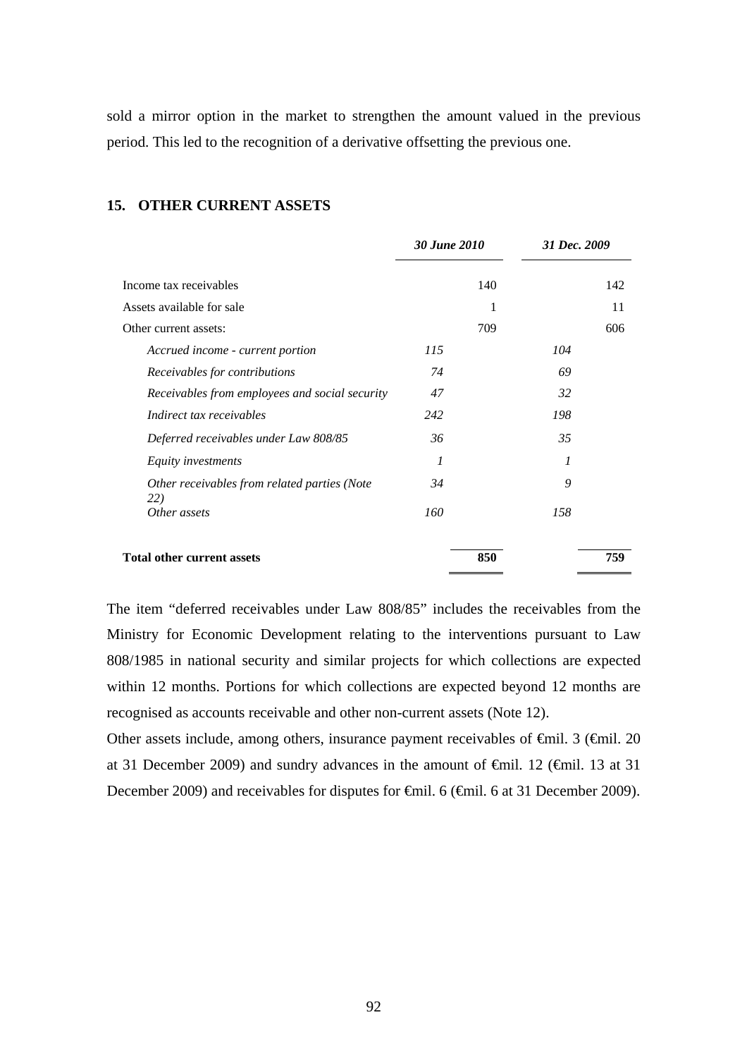sold a mirror option in the market to strengthen the amount valued in the previous period. This led to the recognition of a derivative offsetting the previous one.

## 15. OTHER CURRENT ASSETS

| | *30 June 2010* | | *31 Dec. 2009* | |
|---|---|---|---|---|
| Income tax receivables | | 140 | | 142 |
| Assets available for sale | | 1 | | 11 |
| Other current assets: | | 709 | | 606 |
| *Accrued income - current portion* | *115* | | *104* | |
| *Receivables for contributions* | *74* | | *69* | |
| *Receivables from employees and social security* | *47* | | *32* | |
| *Indirect tax receivables* | *242* | | *198* | |
| *Deferred receivables under Law 808/85* | *36* | | *35* | |
| *Equity investments* | *1* | | *1* | |
| *Other receivables from related parties (Note 22)* | *34* | | *9* | |
| *Other assets* | *160* | | *158* | |
| **Total other current assets** | | **850** | | **759** |

The item "deferred receivables under Law 808/85" includes the receivables from the Ministry for Economic Development relating to the interventions pursuant to Law 808/1985 in national security and similar projects for which collections are expected within 12 months. Portions for which collections are expected beyond 12 months are recognised as accounts receivable and other non-current assets (Note 12).

Other assets include, among others, insurance payment receivables of €mil. 3 (€mil. 20 at 31 December 2009) and sundry advances in the amount of €mil. 12 (€mil. 13 at 31 December 2009) and receivables for disputes for €mil. 6 (€mil. 6 at 31 December 2009).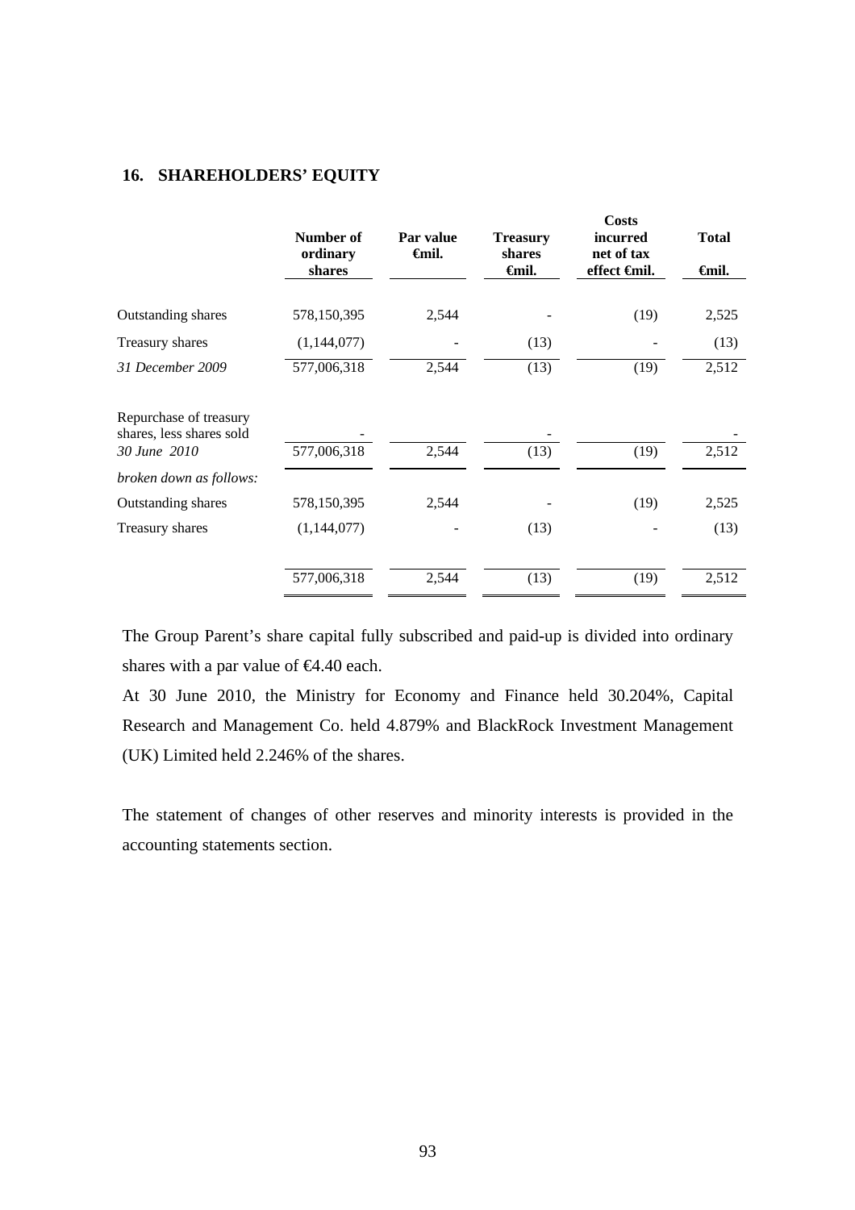## 16. SHAREHOLDERS' EQUITY

| | Number of ordinary shares | Par value €mil. | Treasury shares €mil. | Costs incurred net of tax effect €mil. | Total €mil. |
|---|---|---|---|---|---|
| Outstanding shares | 578,150,395 | 2,544 | - | (19) | 2,525 |
| Treasury shares | (1,144,077) | - | (13) | - | (13) |
| *31 December 2009* | 577,006,318 | 2,544 | (13) | (19) | 2,512 |
| Repurchase of treasury shares, less shares sold | - | | - | | - |
| *30 June 2010* | 577,006,318 | 2,544 | (13) | (19) | 2,512 |
| *broken down as follows:* | | | | | |
| Outstanding shares | 578,150,395 | 2,544 | - | (19) | 2,525 |
| Treasury shares | (1,144,077) | - | (13) | - | (13) |
| | 577,006,318 | 2,544 | (13) | (19) | 2,512 |

The Group Parent's share capital fully subscribed and paid-up is divided into ordinary shares with a par value of €4.40 each.

At 30 June 2010, the Ministry for Economy and Finance held 30.204%, Capital Research and Management Co. held 4.879% and BlackRock Investment Management (UK) Limited held 2.246% of the shares.

The statement of changes of other reserves and minority interests is provided in the accounting statements section.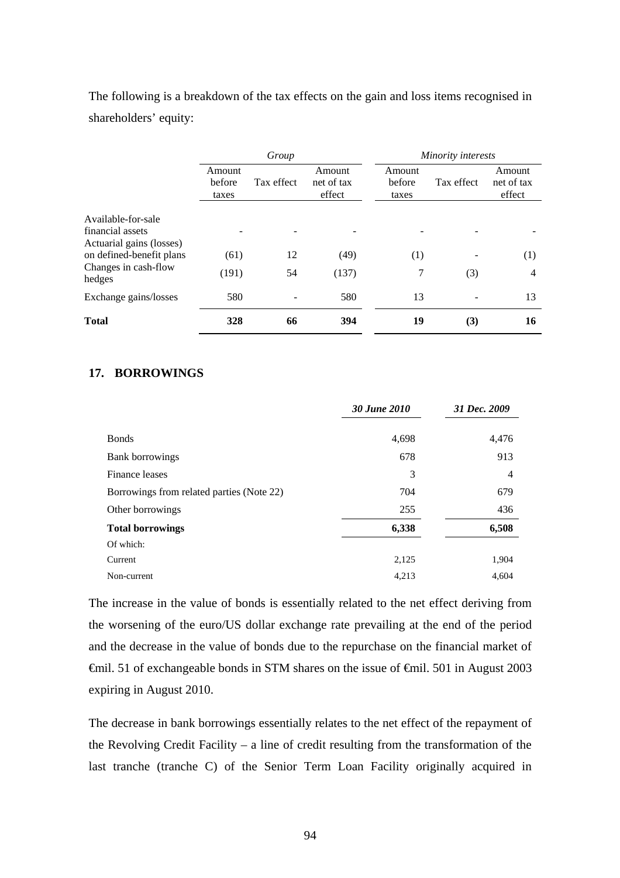The following is a breakdown of the tax effects on the gain and loss items recognised in shareholders' equity:

| | *Group* | | | *Minority interests* | | |
|---|---|---|---|---|---|---|
| | Amount before taxes | Tax effect | Amount net of tax effect | Amount before taxes | Tax effect | Amount net of tax effect |
| Available-for-sale financial assets | - | - | - | - | - | - |
| Actuarial gains (losses) on defined-benefit plans | (61) | 12 | (49) | (1) | - | (1) |
| Changes in cash-flow hedges | (191) | 54 | (137) | 7 | (3) | 4 |
| Exchange gains/losses | 580 | - | 580 | 13 | - | 13 |
| **Total** | **328** | **66** | **394** | **19** | **(3)** | **16** |

## 17. BORROWINGS

| | *30 June 2010* | *31 Dec. 2009* |
|---|---|---|
| Bonds | 4,698 | 4,476 |
| Bank borrowings | 678 | 913 |
| Finance leases | 3 | 4 |
| Borrowings from related parties (Note 22) | 704 | 679 |
| Other borrowings | 255 | 436 |
| **Total borrowings** | **6,338** | **6,508** |
| Of which: | | |
| Current | 2,125 | 1,904 |
| Non-current | 4,213 | 4,604 |

The increase in the value of bonds is essentially related to the net effect deriving from the worsening of the euro/US dollar exchange rate prevailing at the end of the period and the decrease in the value of bonds due to the repurchase on the financial market of €mil. 51 of exchangeable bonds in STM shares on the issue of €mil. 501 in August 2003 expiring in August 2010.

The decrease in bank borrowings essentially relates to the net effect of the repayment of the Revolving Credit Facility – a line of credit resulting from the transformation of the last tranche (tranche C) of the Senior Term Loan Facility originally acquired in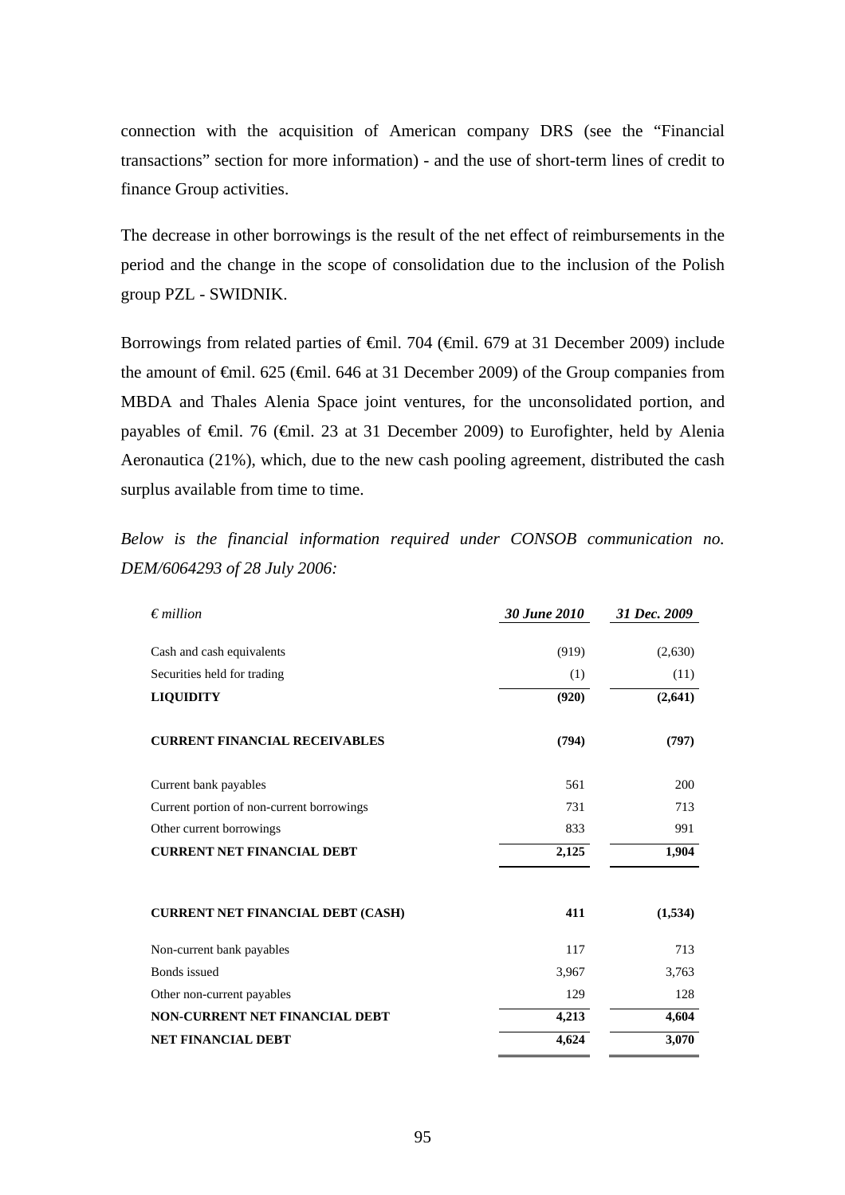connection with the acquisition of American company DRS (see the "Financial transactions" section for more information) - and the use of short-term lines of credit to finance Group activities.

The decrease in other borrowings is the result of the net effect of reimbursements in the period and the change in the scope of consolidation due to the inclusion of the Polish group PZL - SWIDNIK.

Borrowings from related parties of €mil. 704 (€mil. 679 at 31 December 2009) include the amount of €mil. 625 (€mil. 646 at 31 December 2009) of the Group companies from MBDA and Thales Alenia Space joint ventures, for the unconsolidated portion, and payables of €mil. 76 (€mil. 23 at 31 December 2009) to Eurofighter, held by Alenia Aeronautica (21%), which, due to the new cash pooling agreement, distributed the cash surplus available from time to time.

*Below is the financial information required under CONSOB communication no. DEM/6064293 of 28 July 2006:*

| *€ million* | *30 June 2010* | *31 Dec. 2009* |
|---|---|---|
| Cash and cash equivalents | (919) | (2,630) |
| Securities held for trading | (1) | (11) |
| **LIQUIDITY** | **(920)** | **(2,641)** |
| **CURRENT FINANCIAL RECEIVABLES** | **(794)** | **(797)** |
| Current bank payables | 561 | 200 |
| Current portion of non-current borrowings | 731 | 713 |
| Other current borrowings | 833 | 991 |
| **CURRENT NET FINANCIAL DEBT** | **2,125** | **1,904** |
| **CURRENT NET FINANCIAL DEBT (CASH)** | **411** | **(1,534)** |
| Non-current bank payables | 117 | 713 |
| Bonds issued | 3,967 | 3,763 |
| Other non-current payables | 129 | 128 |
| **NON-CURRENT NET FINANCIAL DEBT** | **4,213** | **4,604** |
| **NET FINANCIAL DEBT** | **4,624** | **3,070** |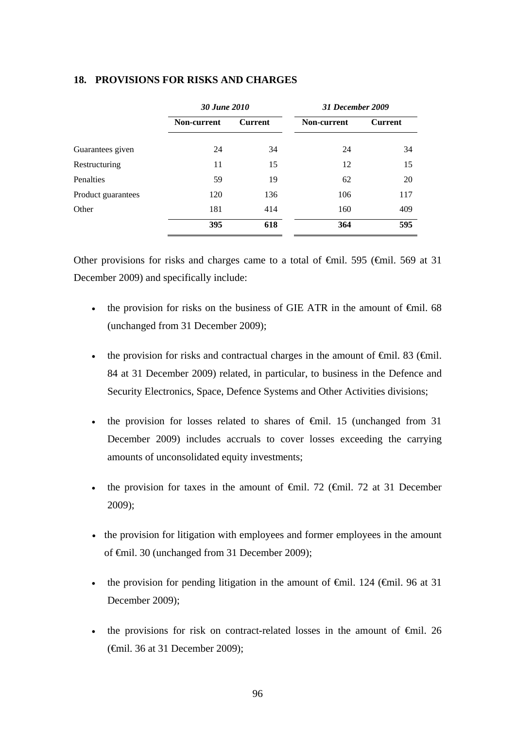## 18. PROVISIONS FOR RISKS AND CHARGES

| | *30 June 2010* | | *31 December 2009* | |
|---|---|---|---|---|
| | **Non-current** | **Current** | **Non-current** | **Current** |
| Guarantees given | 24 | 34 | 24 | 34 |
| Restructuring | 11 | 15 | 12 | 15 |
| Penalties | 59 | 19 | 62 | 20 |
| Product guarantees | 120 | 136 | 106 | 117 |
| Other | 181 | 414 | 160 | 409 |
| | **395** | **618** | **364** | **595** |

Other provisions for risks and charges came to a total of €mil. 595 (€mil. 569 at 31 December 2009) and specifically include:

- the provision for risks on the business of GIE ATR in the amount of €mil. 68 (unchanged from 31 December 2009);
- the provision for risks and contractual charges in the amount of €mil. 83 (€mil. 84 at 31 December 2009) related, in particular, to business in the Defence and Security Electronics, Space, Defence Systems and Other Activities divisions;
- the provision for losses related to shares of €mil. 15 (unchanged from 31 December 2009) includes accruals to cover losses exceeding the carrying amounts of unconsolidated equity investments;
- the provision for taxes in the amount of €mil. 72 (€mil. 72 at 31 December 2009);
- the provision for litigation with employees and former employees in the amount of €mil. 30 (unchanged from 31 December 2009);
- the provision for pending litigation in the amount of €mil. 124 (€mil. 96 at 31 December 2009);
- the provisions for risk on contract-related losses in the amount of €mil. 26 (€mil. 36 at 31 December 2009);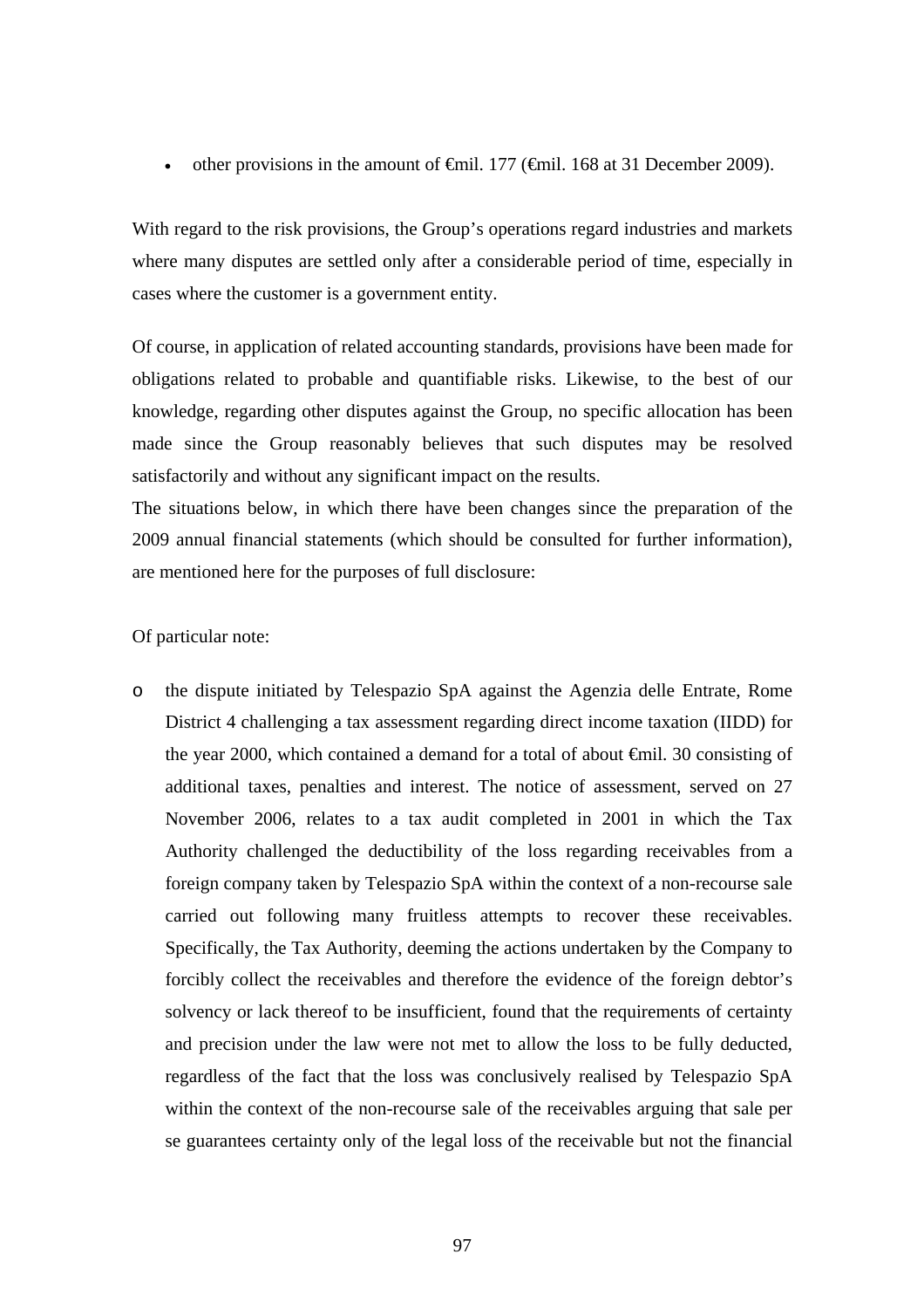- other provisions in the amount of €mil. 177 (€mil. 168 at 31 December 2009).

With regard to the risk provisions, the Group's operations regard industries and markets where many disputes are settled only after a considerable period of time, especially in cases where the customer is a government entity.

Of course, in application of related accounting standards, provisions have been made for obligations related to probable and quantifiable risks. Likewise, to the best of our knowledge, regarding other disputes against the Group, no specific allocation has been made since the Group reasonably believes that such disputes may be resolved satisfactorily and without any significant impact on the results.
The situations below, in which there have been changes since the preparation of the 2009 annual financial statements (which should be consulted for further information), are mentioned here for the purposes of full disclosure:

Of particular note:

- the dispute initiated by Telespazio SpA against the Agenzia delle Entrate, Rome District 4 challenging a tax assessment regarding direct income taxation (IIDD) for the year 2000, which contained a demand for a total of about €mil. 30 consisting of additional taxes, penalties and interest. The notice of assessment, served on 27 November 2006, relates to a tax audit completed in 2001 in which the Tax Authority challenged the deductibility of the loss regarding receivables from a foreign company taken by Telespazio SpA within the context of a non-recourse sale carried out following many fruitless attempts to recover these receivables. Specifically, the Tax Authority, deeming the actions undertaken by the Company to forcibly collect the receivables and therefore the evidence of the foreign debtor's solvency or lack thereof to be insufficient, found that the requirements of certainty and precision under the law were not met to allow the loss to be fully deducted, regardless of the fact that the loss was conclusively realised by Telespazio SpA within the context of the non-recourse sale of the receivables arguing that sale per se guarantees certainty only of the legal loss of the receivable but not the financial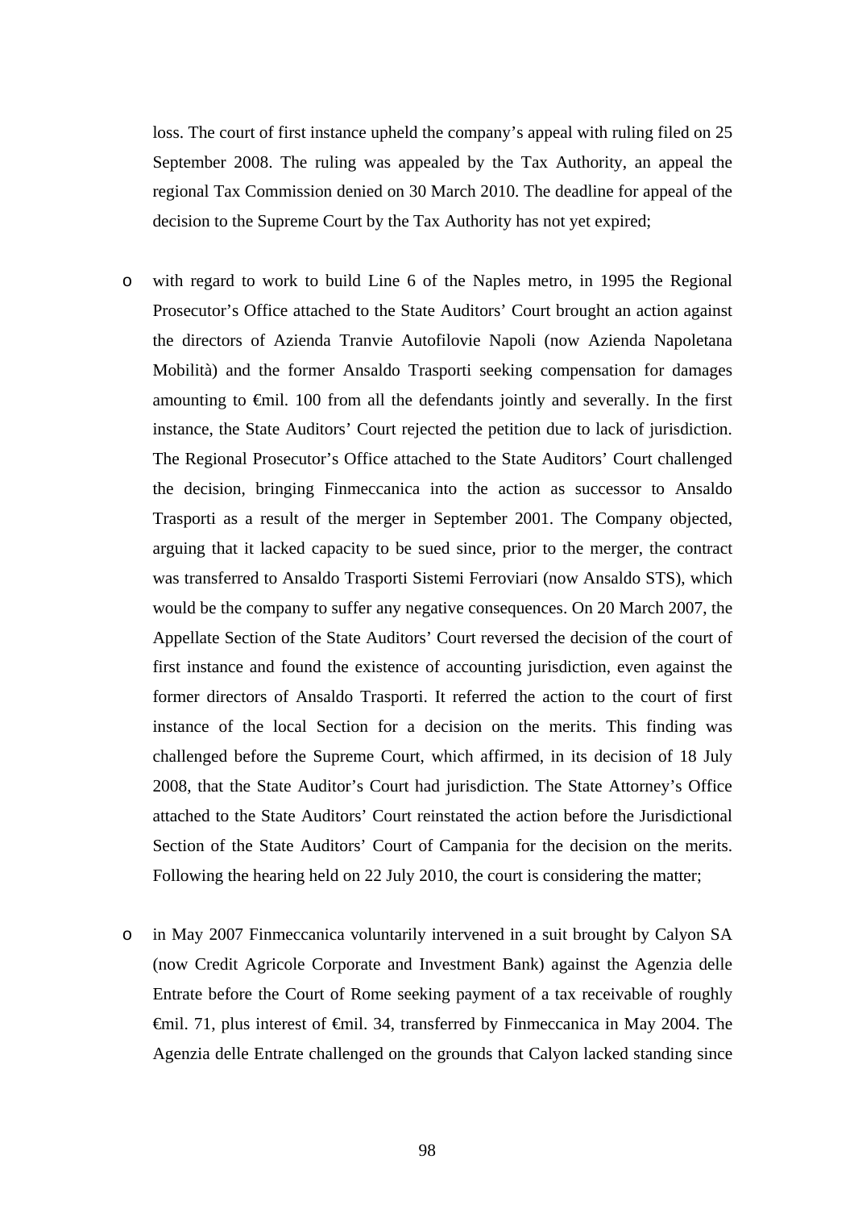loss. The court of first instance upheld the company's appeal with ruling filed on 25 September 2008. The ruling was appealed by the Tax Authority, an appeal the regional Tax Commission denied on 30 March 2010. The deadline for appeal of the decision to the Supreme Court by the Tax Authority has not yet expired;

- with regard to work to build Line 6 of the Naples metro, in 1995 the Regional Prosecutor's Office attached to the State Auditors' Court brought an action against the directors of Azienda Tranvie Autofilovie Napoli (now Azienda Napoletana Mobilità) and the former Ansaldo Trasporti seeking compensation for damages amounting to €mil. 100 from all the defendants jointly and severally. In the first instance, the State Auditors' Court rejected the petition due to lack of jurisdiction. The Regional Prosecutor's Office attached to the State Auditors' Court challenged the decision, bringing Finmeccanica into the action as successor to Ansaldo Trasporti as a result of the merger in September 2001. The Company objected, arguing that it lacked capacity to be sued since, prior to the merger, the contract was transferred to Ansaldo Trasporti Sistemi Ferroviari (now Ansaldo STS), which would be the company to suffer any negative consequences. On 20 March 2007, the Appellate Section of the State Auditors' Court reversed the decision of the court of first instance and found the existence of accounting jurisdiction, even against the former directors of Ansaldo Trasporti. It referred the action to the court of first instance of the local Section for a decision on the merits. This finding was challenged before the Supreme Court, which affirmed, in its decision of 18 July 2008, that the State Auditor's Court had jurisdiction. The State Attorney's Office attached to the State Auditors' Court reinstated the action before the Jurisdictional Section of the State Auditors' Court of Campania for the decision on the merits. Following the hearing held on 22 July 2010, the court is considering the matter;

- in May 2007 Finmeccanica voluntarily intervened in a suit brought by Calyon SA (now Credit Agricole Corporate and Investment Bank) against the Agenzia delle Entrate before the Court of Rome seeking payment of a tax receivable of roughly €mil. 71, plus interest of €mil. 34, transferred by Finmeccanica in May 2004. The Agenzia delle Entrate challenged on the grounds that Calyon lacked standing since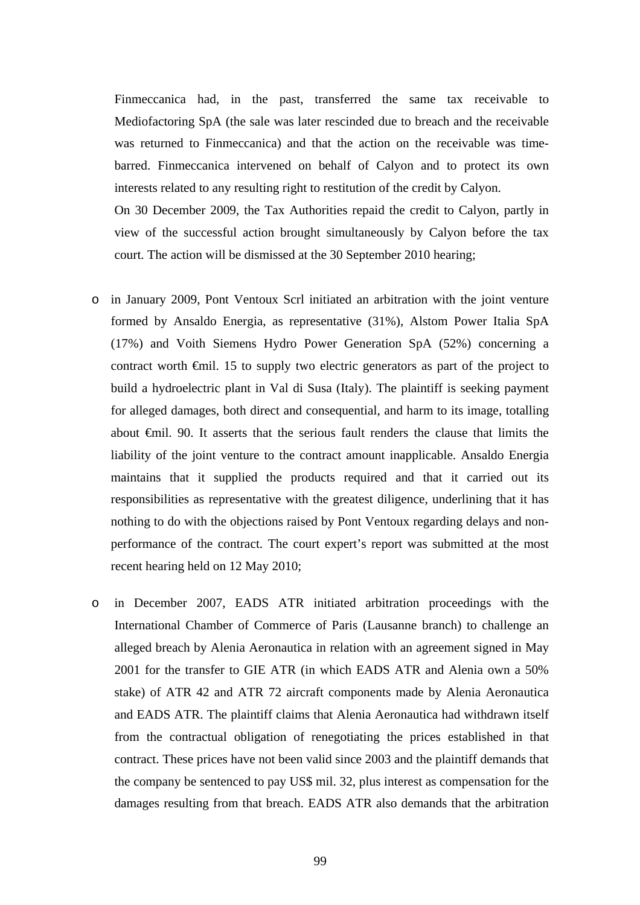Finmeccanica had, in the past, transferred the same tax receivable to Mediofactoring SpA (the sale was later rescinded due to breach and the receivable was returned to Finmeccanica) and that the action on the receivable was time-barred. Finmeccanica intervened on behalf of Calyon and to protect its own interests related to any resulting right to restitution of the credit by Calyon.

On 30 December 2009, the Tax Authorities repaid the credit to Calyon, partly in view of the successful action brought simultaneously by Calyon before the tax court. The action will be dismissed at the 30 September 2010 hearing;

- in January 2009, Pont Ventoux Scrl initiated an arbitration with the joint venture formed by Ansaldo Energia, as representative (31%), Alstom Power Italia SpA (17%) and Voith Siemens Hydro Power Generation SpA (52%) concerning a contract worth €mil. 15 to supply two electric generators as part of the project to build a hydroelectric plant in Val di Susa (Italy). The plaintiff is seeking payment for alleged damages, both direct and consequential, and harm to its image, totalling about €mil. 90. It asserts that the serious fault renders the clause that limits the liability of the joint venture to the contract amount inapplicable. Ansaldo Energia maintains that it supplied the products required and that it carried out its responsibilities as representative with the greatest diligence, underlining that it has nothing to do with the objections raised by Pont Ventoux regarding delays and non-performance of the contract. The court expert's report was submitted at the most recent hearing held on 12 May 2010;

- in December 2007, EADS ATR initiated arbitration proceedings with the International Chamber of Commerce of Paris (Lausanne branch) to challenge an alleged breach by Alenia Aeronautica in relation with an agreement signed in May 2001 for the transfer to GIE ATR (in which EADS ATR and Alenia own a 50% stake) of ATR 42 and ATR 72 aircraft components made by Alenia Aeronautica and EADS ATR. The plaintiff claims that Alenia Aeronautica had withdrawn itself from the contractual obligation of renegotiating the prices established in that contract. These prices have not been valid since 2003 and the plaintiff demands that the company be sentenced to pay US$ mil. 32, plus interest as compensation for the damages resulting from that breach. EADS ATR also demands that the arbitration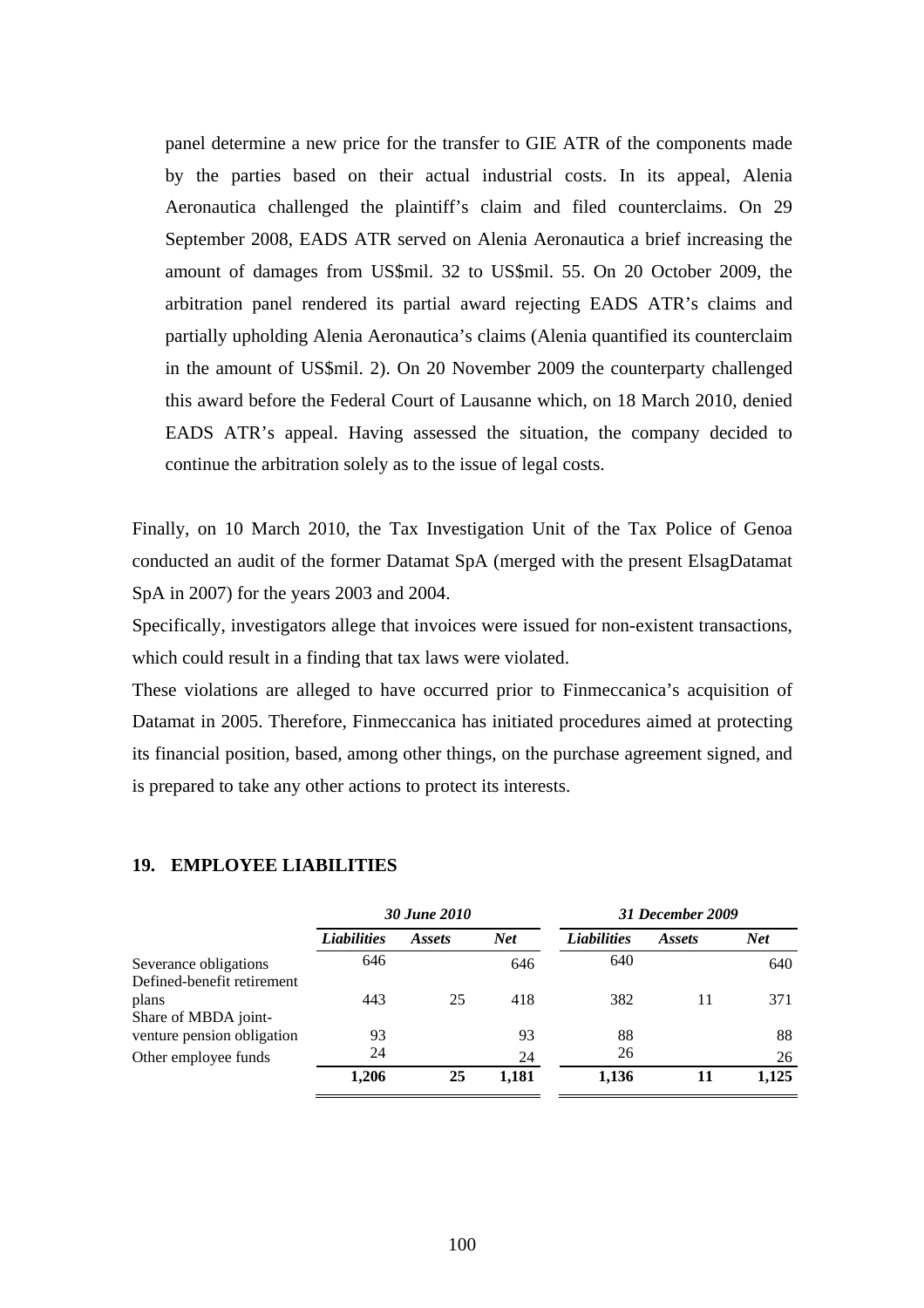panel determine a new price for the transfer to GIE ATR of the components made by the parties based on their actual industrial costs. In its appeal, Alenia Aeronautica challenged the plaintiff's claim and filed counterclaims. On 29 September 2008, EADS ATR served on Alenia Aeronautica a brief increasing the amount of damages from US$mil. 32 to US$mil. 55. On 20 October 2009, the arbitration panel rendered its partial award rejecting EADS ATR's claims and partially upholding Alenia Aeronautica's claims (Alenia quantified its counterclaim in the amount of US$mil. 2). On 20 November 2009 the counterparty challenged this award before the Federal Court of Lausanne which, on 18 March 2010, denied EADS ATR's appeal. Having assessed the situation, the company decided to continue the arbitration solely as to the issue of legal costs.

Finally, on 10 March 2010, the Tax Investigation Unit of the Tax Police of Genoa conducted an audit of the former Datamat SpA (merged with the present ElsagDatamat SpA in 2007) for the years 2003 and 2004.

Specifically, investigators allege that invoices were issued for non-existent transactions, which could result in a finding that tax laws were violated.

These violations are alleged to have occurred prior to Finmeccanica's acquisition of Datamat in 2005. Therefore, Finmeccanica has initiated procedures aimed at protecting its financial position, based, among other things, on the purchase agreement signed, and is prepared to take any other actions to protect its interests.

## 19. EMPLOYEE LIABILITIES

| | *30 June 2010* | | | *31 December 2009* | | |
|---|---|---|---|---|---|---|
| | *Liabilities* | *Assets* | *Net* | *Liabilities* | *Assets* | *Net* |
| Severance obligations | 646 | | 646 | 640 | | 640 |
| Defined-benefit retirement plans | 443 | 25 | 418 | 382 | 11 | 371 |
| Share of MBDA joint-venture pension obligation | 93 | | 93 | 88 | | 88 |
| Other employee funds | 24 | | 24 | 26 | | 26 |
| | **1,206** | **25** | **1,181** | **1,136** | **11** | **1,125** |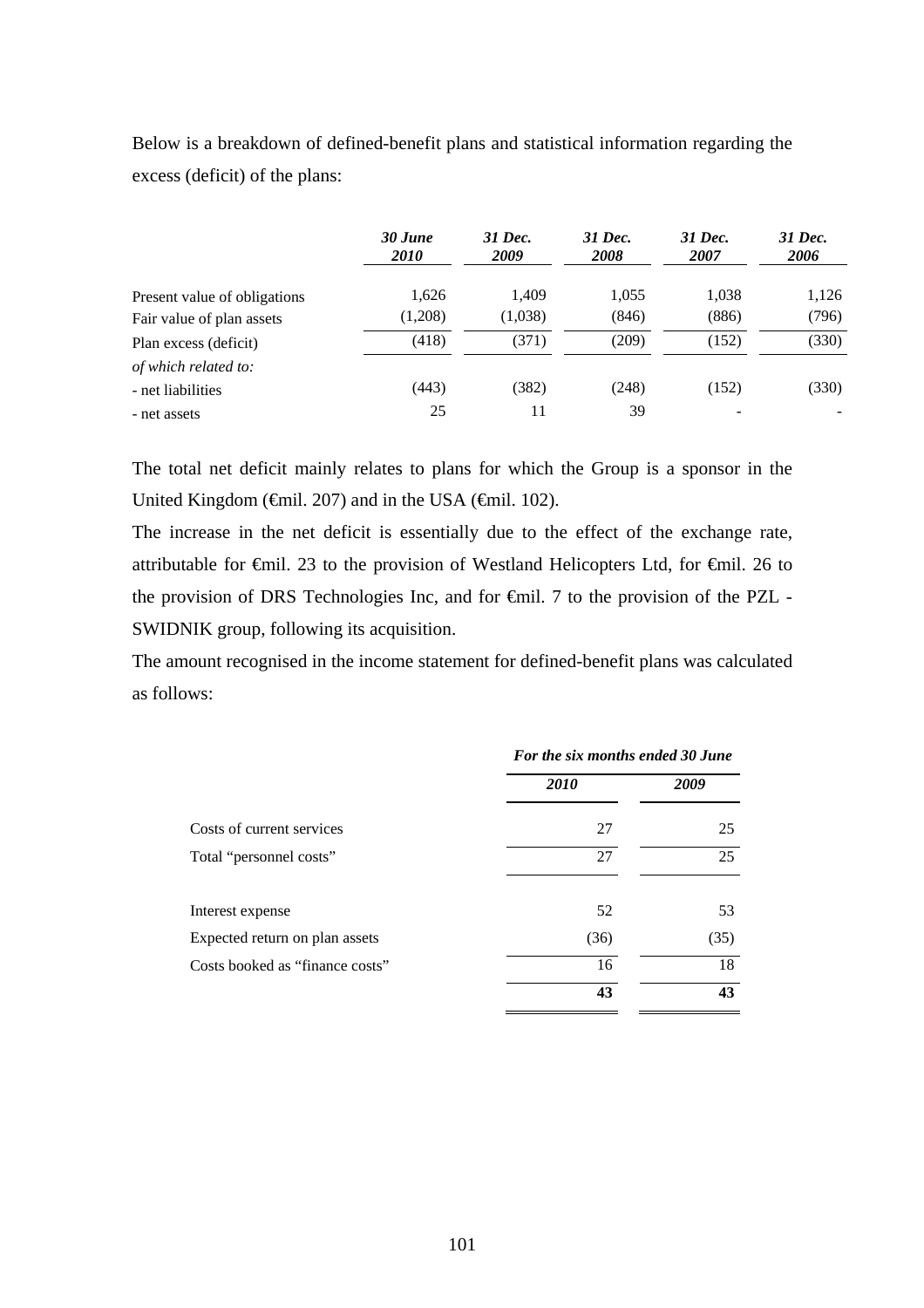Below is a breakdown of defined-benefit plans and statistical information regarding the excess (deficit) of the plans:

| | *30 June 2010* | *31 Dec. 2009* | *31 Dec. 2008* | *31 Dec. 2007* | *31 Dec. 2006* |
|---|---|---|---|---|---|
| Present value of obligations | 1,626 | 1,409 | 1,055 | 1,038 | 1,126 |
| Fair value of plan assets | (1,208) | (1,038) | (846) | (886) | (796) |
| Plan excess (deficit) | (418) | (371) | (209) | (152) | (330) |
| *of which related to:* | | | | | |
| - net liabilities | (443) | (382) | (248) | (152) | (330) |
| - net assets | 25 | 11 | 39 | - | - |

The total net deficit mainly relates to plans for which the Group is a sponsor in the United Kingdom (€mil. 207) and in the USA (€mil. 102).

The increase in the net deficit is essentially due to the effect of the exchange rate, attributable for €mil. 23 to the provision of Westland Helicopters Ltd, for €mil. 26 to the provision of DRS Technologies Inc, and for €mil. 7 to the provision of the PZL - SWIDNIK group, following its acquisition.

The amount recognised in the income statement for defined-benefit plans was calculated as follows:

| | ***For the six months ended 30 June*** | |
|---|---|---|
| | ***2010*** | ***2009*** |
| Costs of current services | 27 | 25 |
| Total "personnel costs" | 27 | 25 |
| | | |
| Interest expense | 52 | 53 |
| Expected return on plan assets | (36) | (35) |
| Costs booked as "finance costs" | 16 | 18 |
| | **43** | **43** |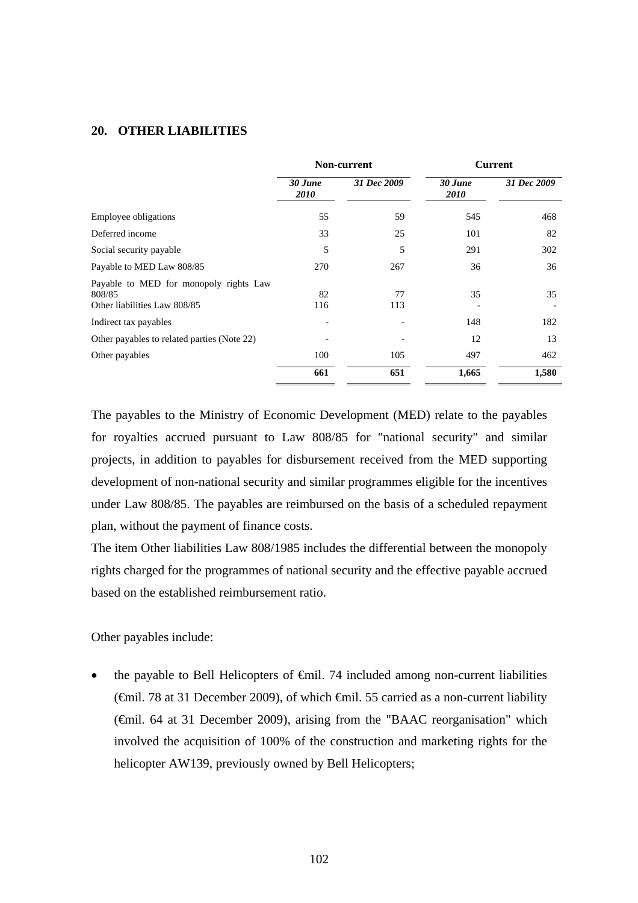## 20. OTHER LIABILITIES

| | Non-current | | Current | |
|---|---|---|---|---|
| | *30 June 2010* | *31 Dec 2009* | *30 June 2010* | *31 Dec 2009* |
| Employee obligations | 55 | 59 | 545 | 468 |
| Deferred income | 33 | 25 | 101 | 82 |
| Social security payable | 5 | 5 | 291 | 302 |
| Payable to MED Law 808/85 | 270 | 267 | 36 | 36 |
| Payable to MED for monopoly rights Law 808/85 | 82 | 77 | 35 | 35 |
| Other liabilities Law 808/85 | 116 | 113 | - | - |
| Indirect tax payables | - | - | 148 | 182 |
| Other payables to related parties (Note 22) | - | - | 12 | 13 |
| Other payables | 100 | 105 | 497 | 462 |
| | **661** | **651** | **1,665** | **1,580** |

The payables to the Ministry of Economic Development (MED) relate to the payables for royalties accrued pursuant to Law 808/85 for "national security" and similar projects, in addition to payables for disbursement received from the MED supporting development of non-national security and similar programmes eligible for the incentives under Law 808/85. The payables are reimbursed on the basis of a scheduled repayment plan, without the payment of finance costs.

The item Other liabilities Law 808/1985 includes the differential between the monopoly rights charged for the programmes of national security and the effective payable accrued based on the established reimbursement ratio.

Other payables include:

- the payable to Bell Helicopters of €mil. 74 included among non-current liabilities (€mil. 78 at 31 December 2009), of which €mil. 55 carried as a non-current liability (€mil. 64 at 31 December 2009), arising from the "BAAC reorganisation" which involved the acquisition of 100% of the construction and marketing rights for the helicopter AW139, previously owned by Bell Helicopters;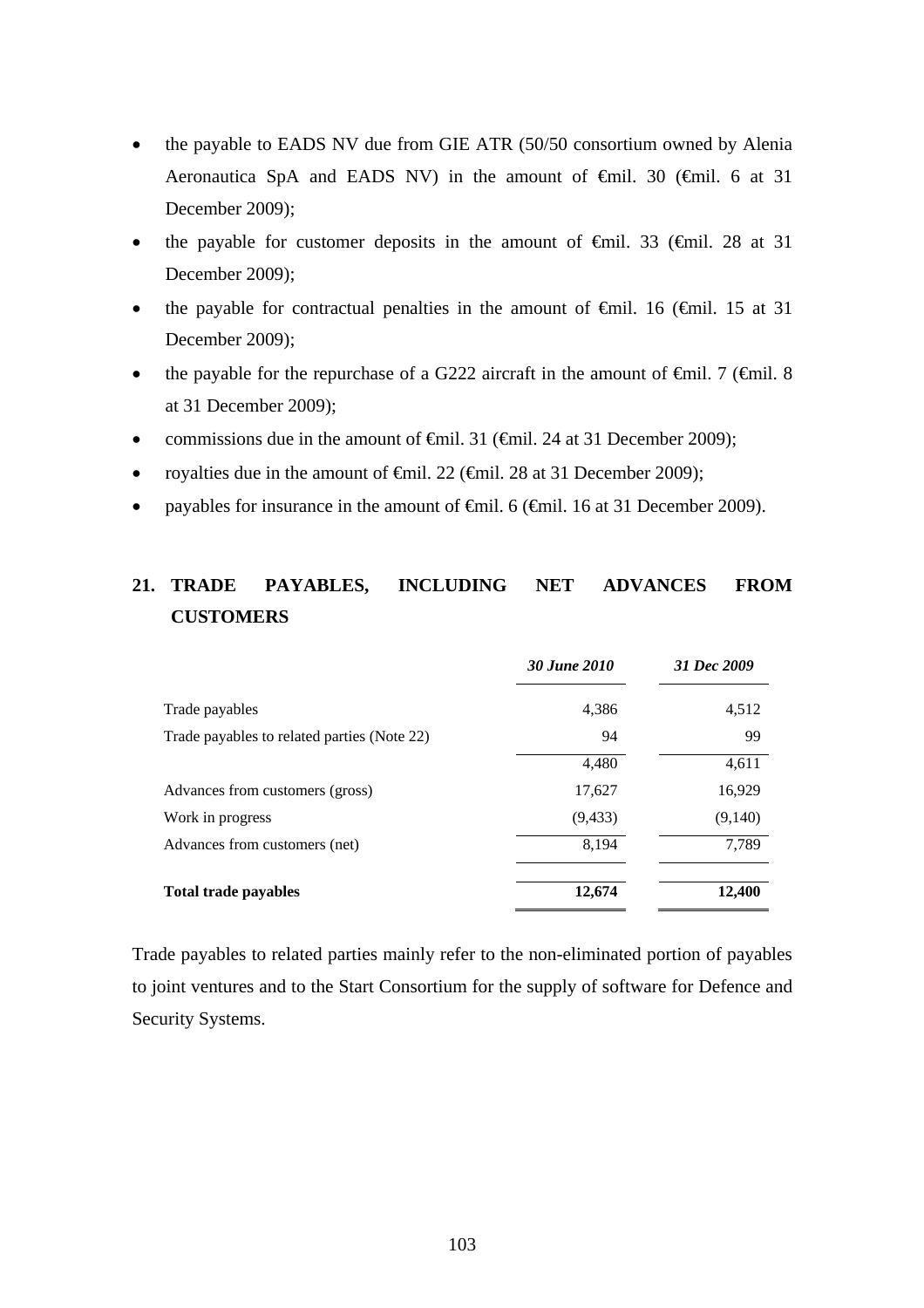- the payable to EADS NV due from GIE ATR (50/50 consortium owned by Alenia Aeronautica SpA and EADS NV) in the amount of €mil. 30 (€mil. 6 at 31 December 2009);
- the payable for customer deposits in the amount of €mil. 33 (€mil. 28 at 31 December 2009);
- the payable for contractual penalties in the amount of €mil. 16 (€mil. 15 at 31 December 2009);
- the payable for the repurchase of a G222 aircraft in the amount of €mil. 7 (€mil. 8 at 31 December 2009);
- commissions due in the amount of €mil. 31 (€mil. 24 at 31 December 2009);
- royalties due in the amount of €mil. 22 (€mil. 28 at 31 December 2009);
- payables for insurance in the amount of €mil. 6 (€mil. 16 at 31 December 2009).

## 21. TRADE PAYABLES, INCLUDING NET ADVANCES FROM CUSTOMERS

| | *30 June 2010* | *31 Dec 2009* |
|---|---:|---:|
| Trade payables | 4,386 | 4,512 |
| Trade payables to related parties (Note 22) | 94 | 99 |
| | 4,480 | 4,611 |
| Advances from customers (gross) | 17,627 | 16,929 |
| Work in progress | (9,433) | (9,140) |
| Advances from customers (net) | 8,194 | 7,789 |
| **Total trade payables** | **12,674** | **12,400** |

Trade payables to related parties mainly refer to the non-eliminated portion of payables to joint ventures and to the Start Consortium for the supply of software for Defence and Security Systems.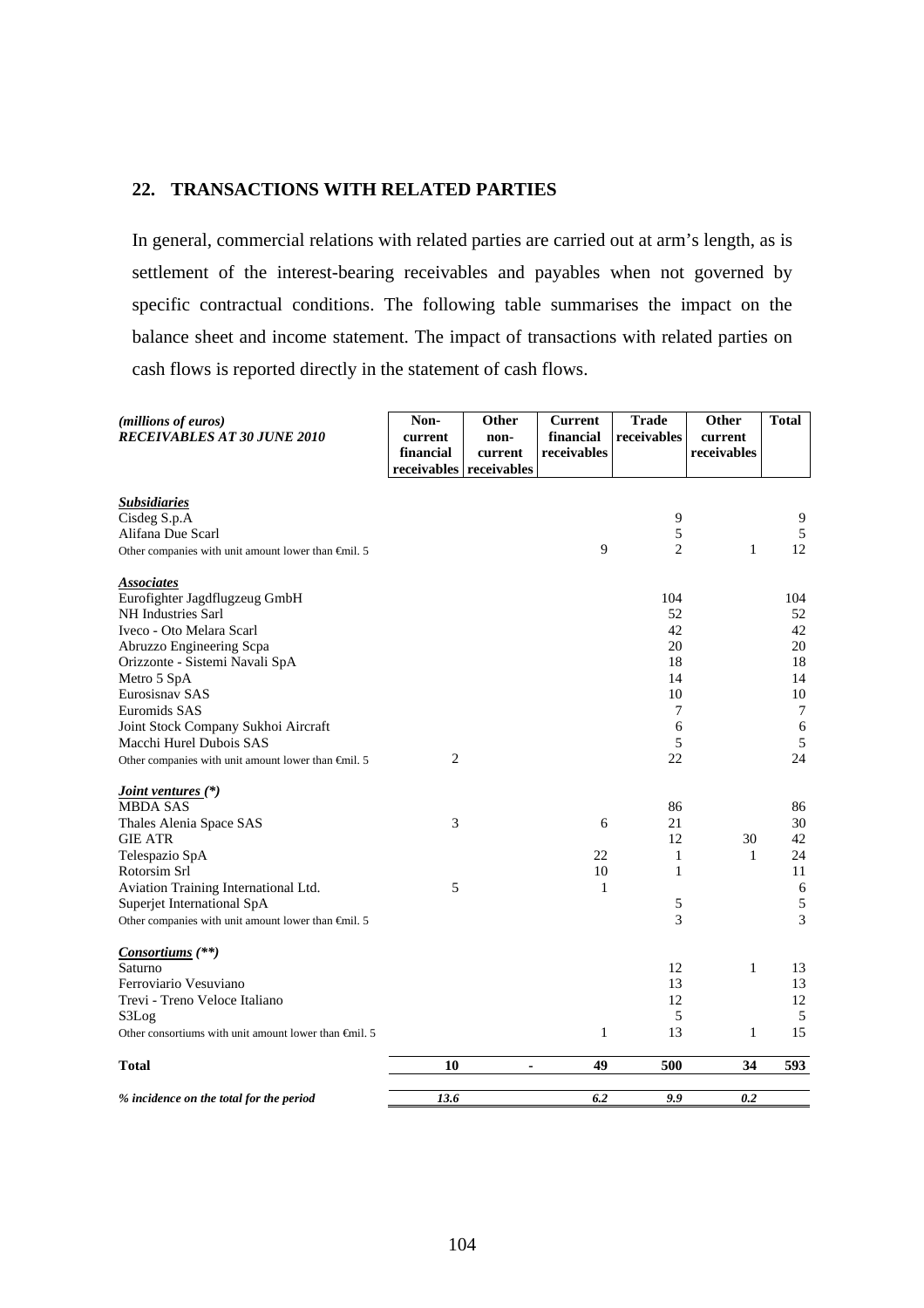## 22. TRANSACTIONS WITH RELATED PARTIES

In general, commercial relations with related parties are carried out at arm's length, as is settlement of the interest-bearing receivables and payables when not governed by specific contractual conditions. The following table summarises the impact on the balance sheet and income statement. The impact of transactions with related parties on cash flows is reported directly in the statement of cash flows.

| *(millions of euros)* ***RECEIVABLES AT 30 JUNE 2010*** | **Non-current financial receivables** | **Other non-current receivables** | **Current financial receivables** | **Trade receivables** | **Other current receivables** | **Total** |
|---|---|---|---|---|---|---|
| ***Subsidiaries*** | | | | | | |
| Cisdeg S.p.A | | | | 9 | | 9 |
| Alifana Due Scarl | | | | 5 | | 5 |
| Other companies with unit amount lower than €mil. 5 | | | 9 | 2 | 1 | 12 |
| ***Associates*** | | | | | | |
| Eurofighter Jagdflugzeug GmbH | | | | 104 | | 104 |
| NH Industries Sarl | | | | 52 | | 52 |
| Iveco - Oto Melara Scarl | | | | 42 | | 42 |
| Abruzzo Engineering Scpa | | | | 20 | | 20 |
| Orizzonte - Sistemi Navali SpA | | | | 18 | | 18 |
| Metro 5 SpA | | | | 14 | | 14 |
| Eurosisnav SAS | | | | 10 | | 10 |
| Euromids SAS | | | | 7 | | 7 |
| Joint Stock Company Sukhoi Aircraft | | | | 6 | | 6 |
| Macchi Hurel Dubois SAS | | | | 5 | | 5 |
| Other companies with unit amount lower than €mil. 5 | 2 | | | 22 | | 24 |
| ***Joint ventures (\*)*** | | | | | | |
| MBDA SAS | | | | 86 | | 86 |
| Thales Alenia Space SAS | 3 | | 6 | 21 | | 30 |
| GIE ATR | | | | 12 | 30 | 42 |
| Telespazio SpA | | | 22 | 1 | 1 | 24 |
| Rotorsim Srl | | | 10 | 1 | | 11 |
| Aviation Training International Ltd. | 5 | | 1 | | | 6 |
| Superjet International SpA | | | | 5 | | 5 |
| Other companies with unit amount lower than €mil. 5 | | | | 3 | | 3 |
| ***Consortiums (\*\*)*** | | | | | | |
| Saturno | | | | 12 | 1 | 13 |
| Ferroviario Vesuviano | | | | 13 | | 13 |
| Trevi - Treno Veloce Italiano | | | | 12 | | 12 |
| S3Log | | | | 5 | | 5 |
| Other consortiums with unit amount lower than €mil. 5 | | | 1 | 13 | 1 | 15 |
| **Total** | **10** | **-** | **49** | **500** | **34** | **593** |
| ***% incidence on the total for the period*** | ***13.6*** | | ***6.2*** | ***9.9*** | ***0.2*** | |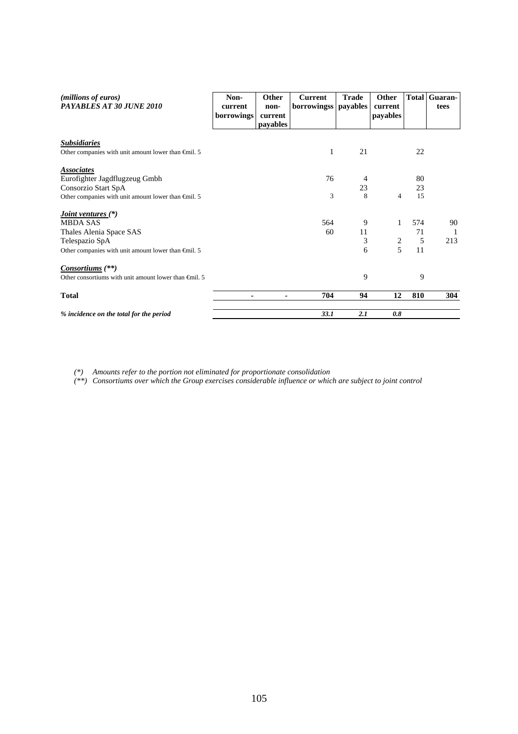| *(millions of euros)* ***PAYABLES AT 30 JUNE 2010*** | **Non-current borrowings** | **Other non-current payables** | **Current borrowingss** | **Trade payables** | **Other current payables** | **Total** | **Guaran-tees** |
|---|---|---|---|---|---|---|---|
| ***Subsidiaries*** | | | | | | | |
| Other companies with unit amount lower than €mil. 5 | | | 1 | 21 | | 22 | |
| ***Associates*** | | | | | | | |
| Eurofighter Jagdflugzeug Gmbh | | | 76 | 4 | | 80 | |
| Consorzio Start SpA | | | | 23 | | 23 | |
| Other companies with unit amount lower than €mil. 5 | | | 3 | 8 | 4 | 15 | |
| ***Joint ventures (\*)*** | | | | | | | |
| MBDA SAS | | | 564 | 9 | 1 | 574 | 90 |
| Thales Alenia Space SAS | | | 60 | 11 | | 71 | 1 |
| Telespazio SpA | | | | 3 | 2 | 5 | 213 |
| Other companies with unit amount lower than €mil. 5 | | | | 6 | 5 | 11 | |
| ***Consortiums (\*\*)*** | | | | | | | |
| Other consortiums with unit amount lower than €mil. 5 | | | | 9 | | 9 | |
| **Total** | **-** | **-** | **704** | **94** | **12** | **810** | **304** |
| ***% incidence on the total for the period*** | | | ***33.1*** | ***2.1*** | ***0.8*** | | |

*(\*) Amounts refer to the portion not eliminated for proportionate consolidation*

*(\*\*) Consortiums over which the Group exercises considerable influence or which are subject to joint control*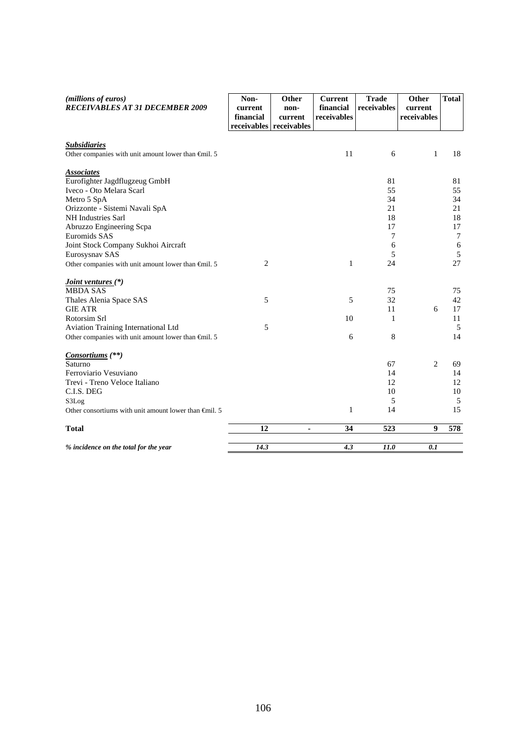| *(millions of euros)* ***RECEIVABLES AT 31 DECEMBER 2009*** | **Non-current financial receivables** | **Other non-current receivables** | **Current financial receivables** | **Trade receivables** | **Other current receivables** | **Total** |
|---|---|---|---|---|---|---|
| ***Subsidiaries*** | | | | | | |
| Other companies with unit amount lower than €mil. 5 | | | 11 | 6 | 1 | 18 |
| ***Associates*** | | | | | | |
| Eurofighter Jagdflugzeug GmbH | | | | 81 | | 81 |
| Iveco - Oto Melara Scarl | | | | 55 | | 55 |
| Metro 5 SpA | | | | 34 | | 34 |
| Orizzonte - Sistemi Navali SpA | | | | 21 | | 21 |
| NH Industries Sarl | | | | 18 | | 18 |
| Abruzzo Engineering Scpa | | | | 17 | | 17 |
| Euromids SAS | | | | 7 | | 7 |
| Joint Stock Company Sukhoi Aircraft | | | | 6 | | 6 |
| Eurosysnav SAS | | | | 5 | | 5 |
| Other companies with unit amount lower than €mil. 5 | 2 | | 1 | 24 | | 27 |
| ***Joint ventures (\*)*** | | | | | | |
| MBDA SAS | | | | 75 | | 75 |
| Thales Alenia Space SAS | 5 | | 5 | 32 | | 42 |
| GIE ATR | | | | 11 | 6 | 17 |
| Rotorsim Srl | | | 10 | 1 | | 11 |
| Aviation Training International Ltd | 5 | | | | | 5 |
| Other companies with unit amount lower than €mil. 5 | | | 6 | 8 | | 14 |
| ***Consortiums (\*\*)*** | | | | | | |
| Saturno | | | | 67 | 2 | 69 |
| Ferroviario Vesuviano | | | | 14 | | 14 |
| Trevi - Treno Veloce Italiano | | | | 12 | | 12 |
| C.I.S. DEG | | | | 10 | | 10 |
| S3Log | | | | 5 | | 5 |
| Other consortiums with unit amount lower than €mil. 5 | | | 1 | 14 | | 15 |
| **Total** | **12** | **-** | **34** | **523** | **9** | **578** |
| ***% incidence on the total for the year*** | ***14.3*** | | ***4.3*** | ***11.0*** | ***0.1*** | |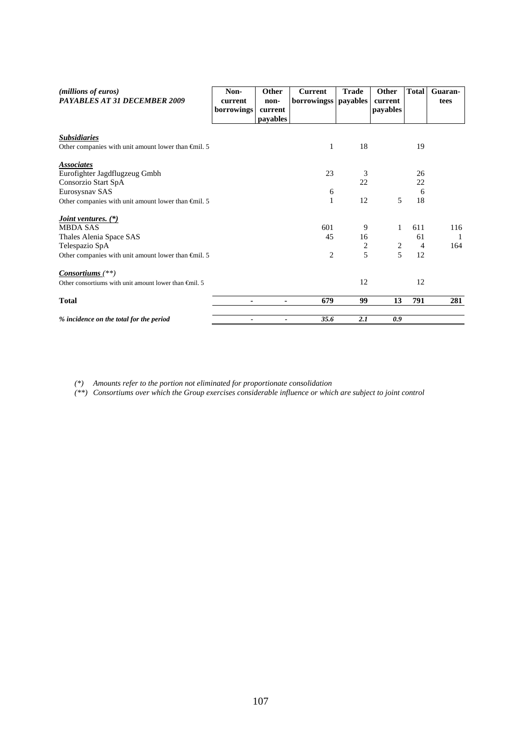| *(millions of euros)* ***PAYABLES AT 31 DECEMBER 2009*** | Non-current borrowings | Other non-current payables | Current borrowingss | Trade payables | Other current payables | Total | Guaran-tees |
|---|---|---|---|---|---|---|---|
| ***Subsidiaries*** | | | | | | | |
| Other companies with unit amount lower than €mil. 5 | | | 1 | 18 | | 19 | |
| ***Associates*** | | | | | | | |
| Eurofighter Jagdflugzeug Gmbh | | | 23 | 3 | | 26 | |
| Consorzio Start SpA | | | | 22 | | 22 | |
| Eurosysnav SAS | | | 6 | | | 6 | |
| Other companies with unit amount lower than €mil. 5 | | | 1 | 12 | 5 | 18 | |
| ***Joint ventures. (\*)*** | | | | | | | |
| MBDA SAS | | | 601 | 9 | 1 | 611 | 116 |
| Thales Alenia Space SAS | | | 45 | 16 | | 61 | 1 |
| Telespazio SpA | | | | 2 | 2 | 4 | 164 |
| Other companies with unit amount lower than €mil. 5 | | | 2 | 5 | 5 | 12 | |
| ***Consortiums*** *(\*\*)* | | | | | | | |
| Other consortiums with unit amount lower than €mil. 5 | | | | 12 | | 12 | |
| **Total** | **-** | **-** | **679** | **99** | **13** | **791** | **281** |
| ***% incidence on the total for the period*** | *-* | *-* | ***35.6*** | ***2.1*** | ***0.9*** | | |

*(\*) Amounts refer to the portion not eliminated for proportionate consolidation*

*(\*\*) Consortiums over which the Group exercises considerable influence or which are subject to joint control*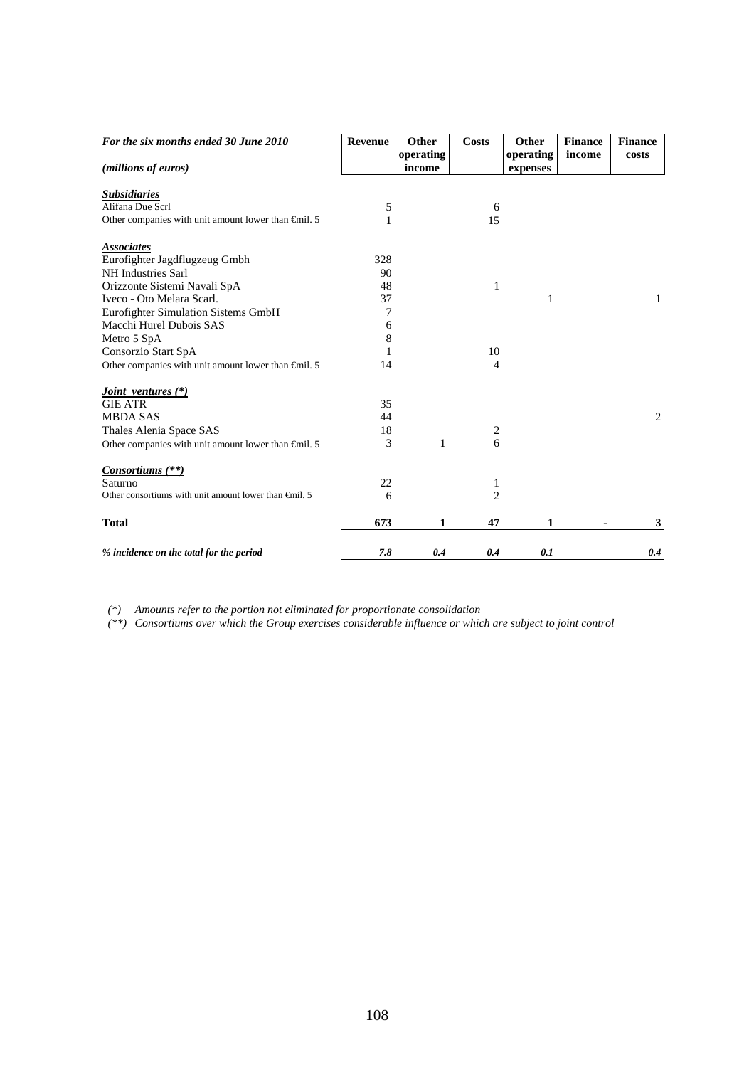| *For the six months ended 30 June 2010* *(millions of euros)* | **Revenue** | **Other operating income** | **Costs** | **Other operating expenses** | **Finance income** | **Finance costs** |
|---|---|---|---|---|---|---|
| ***Subsidiaries*** | | | | | | |
| Alifana Due Scrl | 5 | | 6 | | | |
| Other companies with unit amount lower than €mil. 5 | 1 | | 15 | | | |
| ***Associates*** | | | | | | |
| Eurofighter Jagdflugzeug Gmbh | 328 | | | | | |
| NH Industries Sarl | 90 | | | | | |
| Orizzonte Sistemi Navali SpA | 48 | | 1 | | | |
| Iveco - Oto Melara Scarl. | 37 | | | 1 | | 1 |
| Eurofighter Simulation Sistems GmbH | 7 | | | | | |
| Macchi Hurel Dubois SAS | 6 | | | | | |
| Metro 5 SpA | 8 | | | | | |
| Consorzio Start SpA | 1 | | 10 | | | |
| Other companies with unit amount lower than €mil. 5 | 14 | | 4 | | | |
| ***Joint ventures (\*)*** | | | | | | |
| GIE ATR | 35 | | | | | |
| MBDA SAS | 44 | | | | | 2 |
| Thales Alenia Space SAS | 18 | | 2 | | | |
| Other companies with unit amount lower than €mil. 5 | 3 | 1 | 6 | | | |
| ***Consortiums (\*\*)*** | | | | | | |
| Saturno | 22 | | 1 | | | |
| Other consortiums with unit amount lower than €mil. 5 | 6 | | 2 | | | |
| **Total** | **673** | **1** | **47** | **1** | **-** | **3** |
| ***% incidence on the total for the period*** | ***7.8*** | ***0.4*** | ***0.4*** | ***0.1*** | | ***0.4*** |

*(\*) Amounts refer to the portion not eliminated for proportionate consolidation*

*(\*\*) Consortiums over which the Group exercises considerable influence or which are subject to joint control*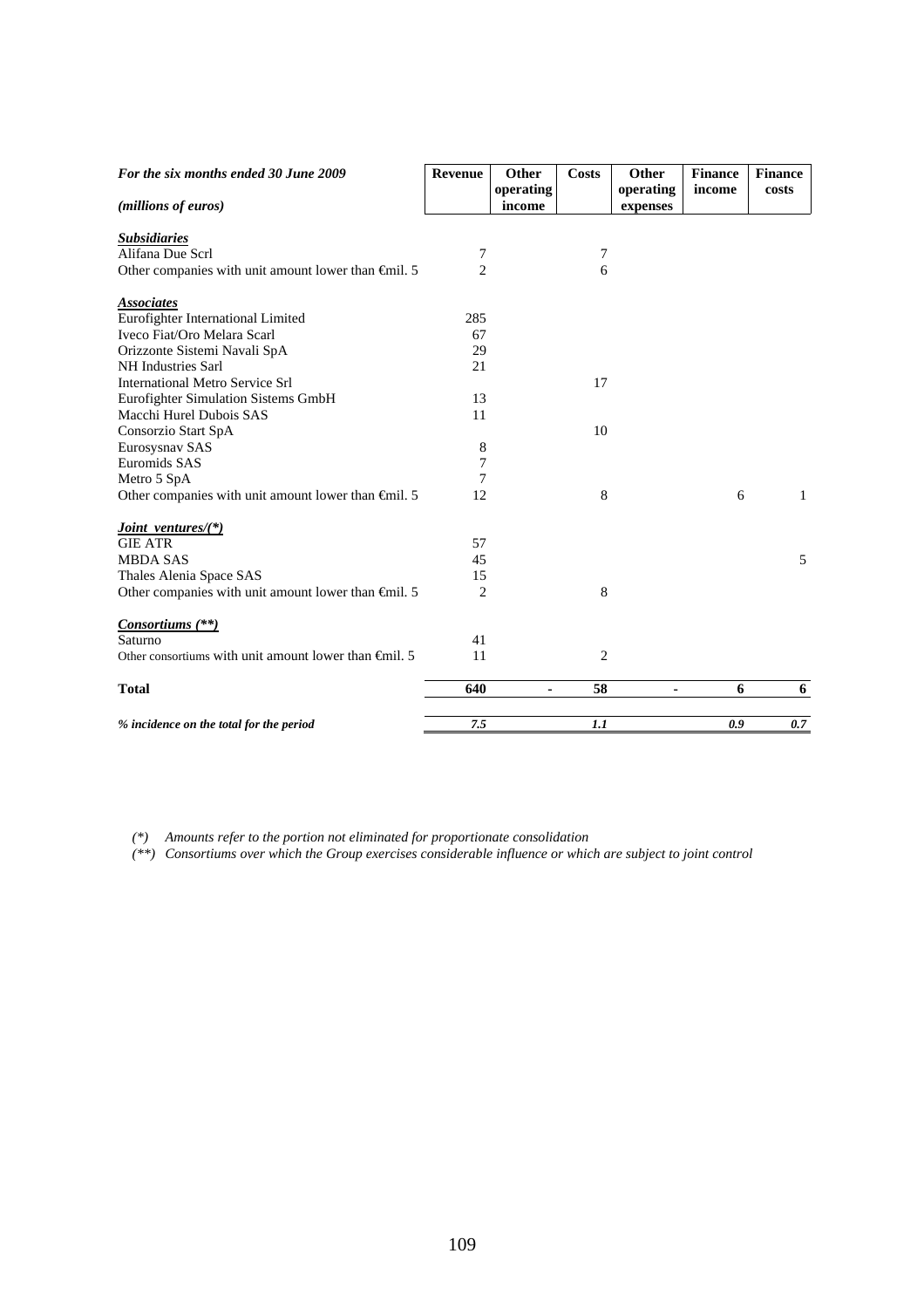| *For the six months ended 30 June 2009* *(millions of euros)* | Revenue | Other operating income | Costs | Other operating expenses | Finance income | Finance costs |
|---|---|---|---|---|---|---|
| ***Subsidiaries*** | | | | | | |
| Alifana Due Scrl | 7 | | 7 | | | |
| Other companies with unit amount lower than €mil. 5 | 2 | | 6 | | | |
| ***Associates*** | | | | | | |
| Eurofighter International Limited | 285 | | | | | |
| Iveco Fiat/Oro Melara Scarl | 67 | | | | | |
| Orizzonte Sistemi Navali SpA | 29 | | | | | |
| NH Industries Sarl | 21 | | | | | |
| International Metro Service Srl | | | 17 | | | |
| Eurofighter Simulation Sistems GmbH | 13 | | | | | |
| Macchi Hurel Dubois SAS | 11 | | | | | |
| Consorzio Start SpA | | | 10 | | | |
| Eurosysnav SAS | 8 | | | | | |
| Euromids SAS | 7 | | | | | |
| Metro 5 SpA | 7 | | | | | |
| Other companies with unit amount lower than €mil. 5 | 12 | | 8 | | 6 | 1 |
| ***Joint ventures/(*)*** | | | | | | |
| GIE ATR | 57 | | | | | |
| MBDA SAS | 45 | | | | | 5 |
| Thales Alenia Space SAS | 15 | | | | | |
| Other companies with unit amount lower than €mil. 5 | 2 | | 8 | | | |
| ***Consortiums (**)*** | | | | | | |
| Saturno | 41 | | | | | |
| Other consortiums with unit amount lower than €mil. 5 | 11 | | 2 | | | |
| **Total** | **640** | **-** | **58** | **-** | **6** | **6** |
| ***% incidence on the total for the period*** | ***7.5*** | | ***1.1*** | | ***0.9*** | ***0.7*** |

*(*) Amounts refer to the portion not eliminated for proportionate consolidation*

*(**) Consortiums over which the Group exercises considerable influence or which are subject to joint control*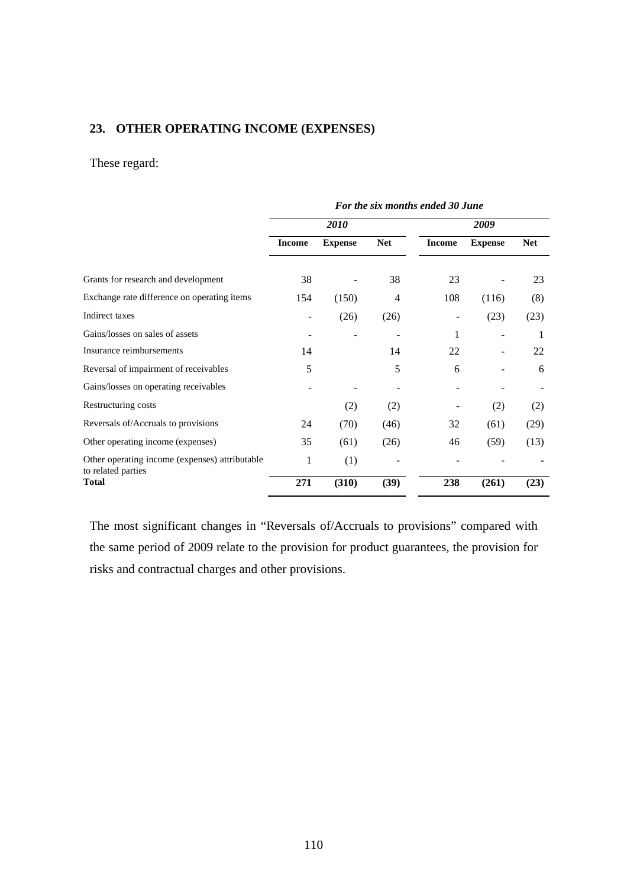## 23. OTHER OPERATING INCOME (EXPENSES)

These regard:

| | *For the six months ended 30 June* | | | | | |
|---|---|---|---|---|---|---|
| | ***2010*** | | | ***2009*** | | |
| | **Income** | **Expense** | **Net** | **Income** | **Expense** | **Net** |
| Grants for research and development | 38 | - | 38 | 23 | - | 23 |
| Exchange rate difference on operating items | 154 | (150) | 4 | 108 | (116) | (8) |
| Indirect taxes | - | (26) | (26) | - | (23) | (23) |
| Gains/losses on sales of assets | - | - | - | 1 | - | 1 |
| Insurance reimbursements | 14 | | 14 | 22 | - | 22 |
| Reversal of impairment of receivables | 5 | | 5 | 6 | - | 6 |
| Gains/losses on operating receivables | - | - | - | - | - | - |
| Restructuring costs | | (2) | (2) | - | (2) | (2) |
| Reversals of/Accruals to provisions | 24 | (70) | (46) | 32 | (61) | (29) |
| Other operating income (expenses) | 35 | (61) | (26) | 46 | (59) | (13) |
| Other operating income (expenses) attributable to related parties | 1 | (1) | - | - | - | - |
| **Total** | **271** | **(310)** | **(39)** | **238** | **(261)** | **(23)** |

The most significant changes in "Reversals of/Accruals to provisions" compared with the same period of 2009 relate to the provision for product guarantees, the provision for risks and contractual charges and other provisions.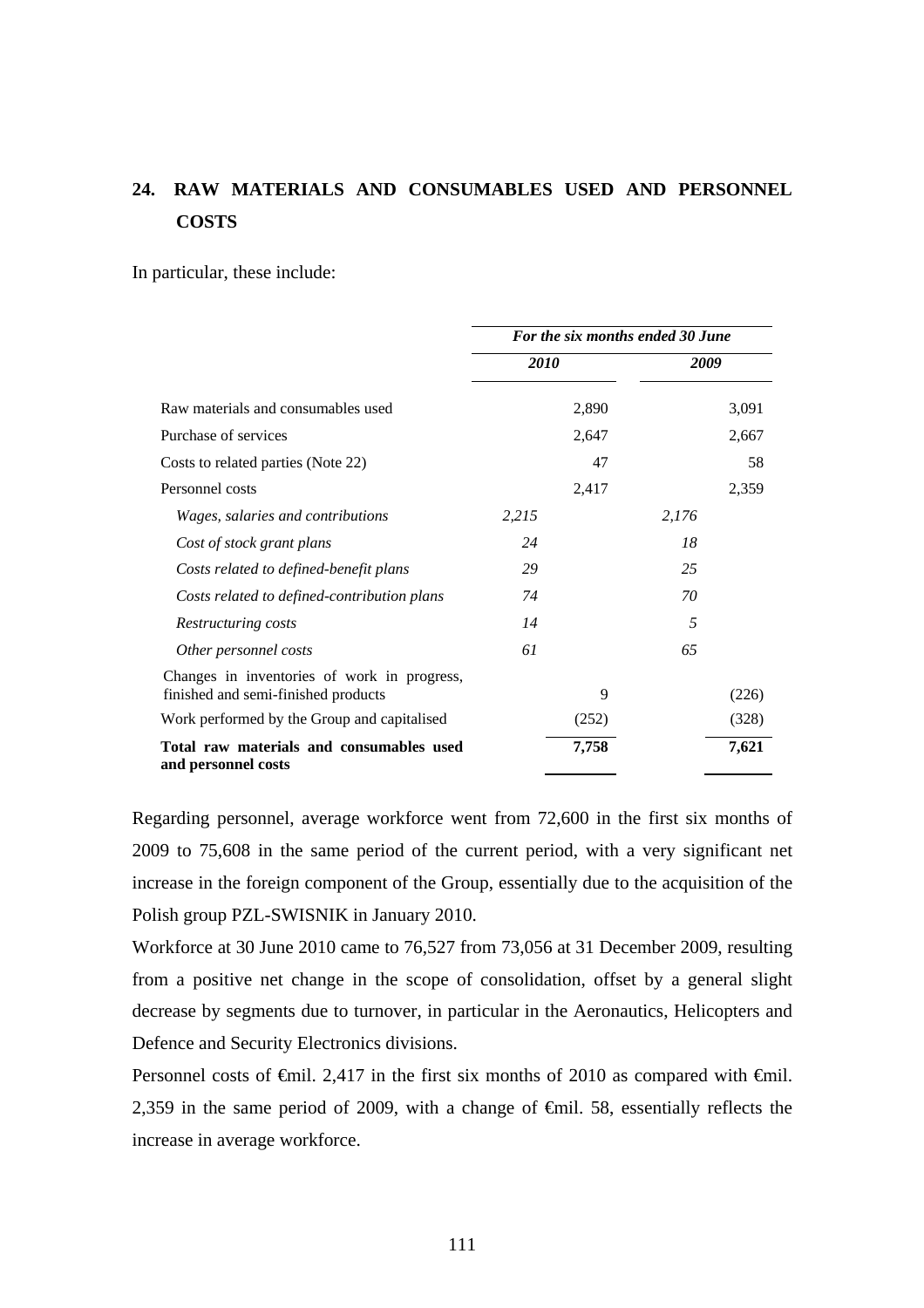## 24. RAW MATERIALS AND CONSUMABLES USED AND PERSONNEL COSTS

In particular, these include:

| | *For the six months ended 30 June* | | | |
|---|---|---|---|---|
| | ***2010*** | | ***2009*** | |
| Raw materials and consumables used | | 2,890 | | 3,091 |
| Purchase of services | | 2,647 | | 2,667 |
| Costs to related parties (Note 22) | | 47 | | 58 |
| Personnel costs | | 2,417 | | 2,359 |
| *Wages, salaries and contributions* | *2,215* | | *2,176* | |
| *Cost of stock grant plans* | *24* | | *18* | |
| *Costs related to defined-benefit plans* | *29* | | *25* | |
| *Costs related to defined-contribution plans* | *74* | | *70* | |
| *Restructuring costs* | *14* | | *5* | |
| *Other personnel costs* | *61* | | *65* | |
| Changes in inventories of work in progress, finished and semi-finished products | | 9 | | (226) |
| Work performed by the Group and capitalised | | (252) | | (328) |
| **Total raw materials and consumables used and personnel costs** | | **7,758** | | **7,621** |

Regarding personnel, average workforce went from 72,600 in the first six months of 2009 to 75,608 in the same period of the current period, with a very significant net increase in the foreign component of the Group, essentially due to the acquisition of the Polish group PZL-SWISNIK in January 2010.

Workforce at 30 June 2010 came to 76,527 from 73,056 at 31 December 2009, resulting from a positive net change in the scope of consolidation, offset by a general slight decrease by segments due to turnover, in particular in the Aeronautics, Helicopters and Defence and Security Electronics divisions.

Personnel costs of €mil. 2,417 in the first six months of 2010 as compared with €mil. 2,359 in the same period of 2009, with a change of €mil. 58, essentially reflects the increase in average workforce.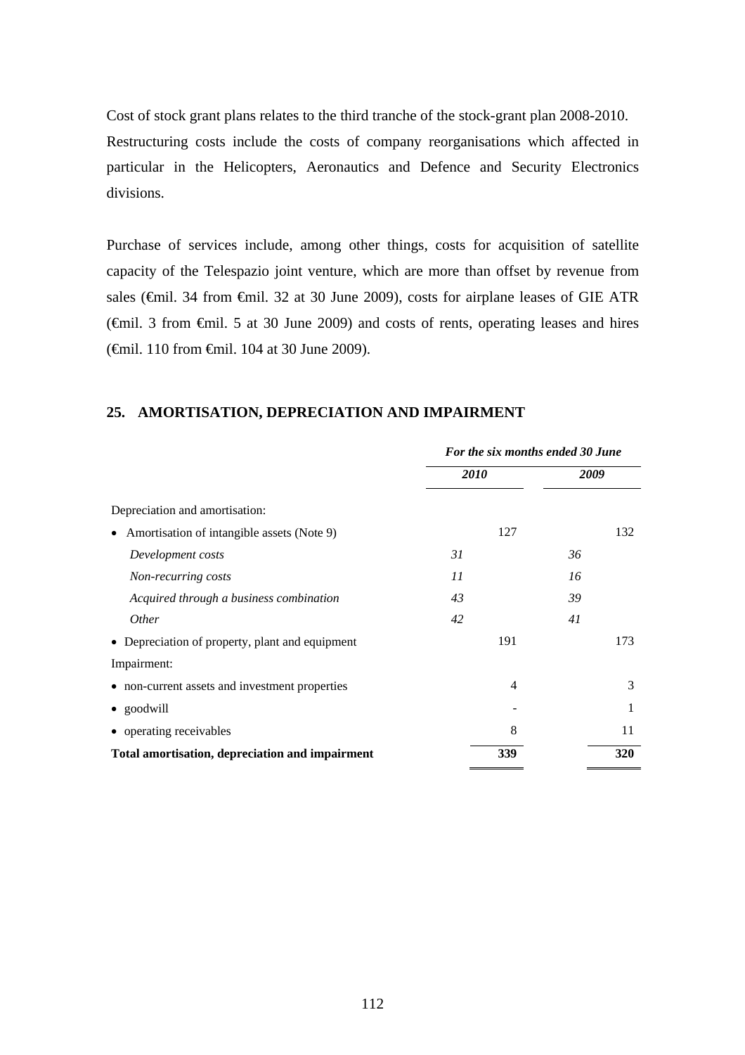Cost of stock grant plans relates to the third tranche of the stock-grant plan 2008-2010. Restructuring costs include the costs of company reorganisations which affected in particular in the Helicopters, Aeronautics and Defence and Security Electronics divisions.

Purchase of services include, among other things, costs for acquisition of satellite capacity of the Telespazio joint venture, which are more than offset by revenue from sales (€mil. 34 from €mil. 32 at 30 June 2009), costs for airplane leases of GIE ATR (€mil. 3 from €mil. 5 at 30 June 2009) and costs of rents, operating leases and hires (€mil. 110 from €mil. 104 at 30 June 2009).

## 25. AMORTISATION, DEPRECIATION AND IMPAIRMENT

| | *For the six months ended 30 June* | | | |
|---|---|---|---|---|
| | ***2010*** | | ***2009*** | |
| Depreciation and amortisation: | | | | |
| • Amortisation of intangible assets (Note 9) | | 127 | | 132 |
| *Development costs* | *31* | | *36* | |
| *Non-recurring costs* | *11* | | *16* | |
| *Acquired through a business combination* | *43* | | *39* | |
| *Other* | *42* | | *41* | |
| • Depreciation of property, plant and equipment | | 191 | | 173 |
| Impairment: | | | | |
| • non-current assets and investment properties | | 4 | | 3 |
| • goodwill | | - | | 1 |
| • operating receivables | | 8 | | 11 |
| **Total amortisation, depreciation and impairment** | | **339** | | **320** |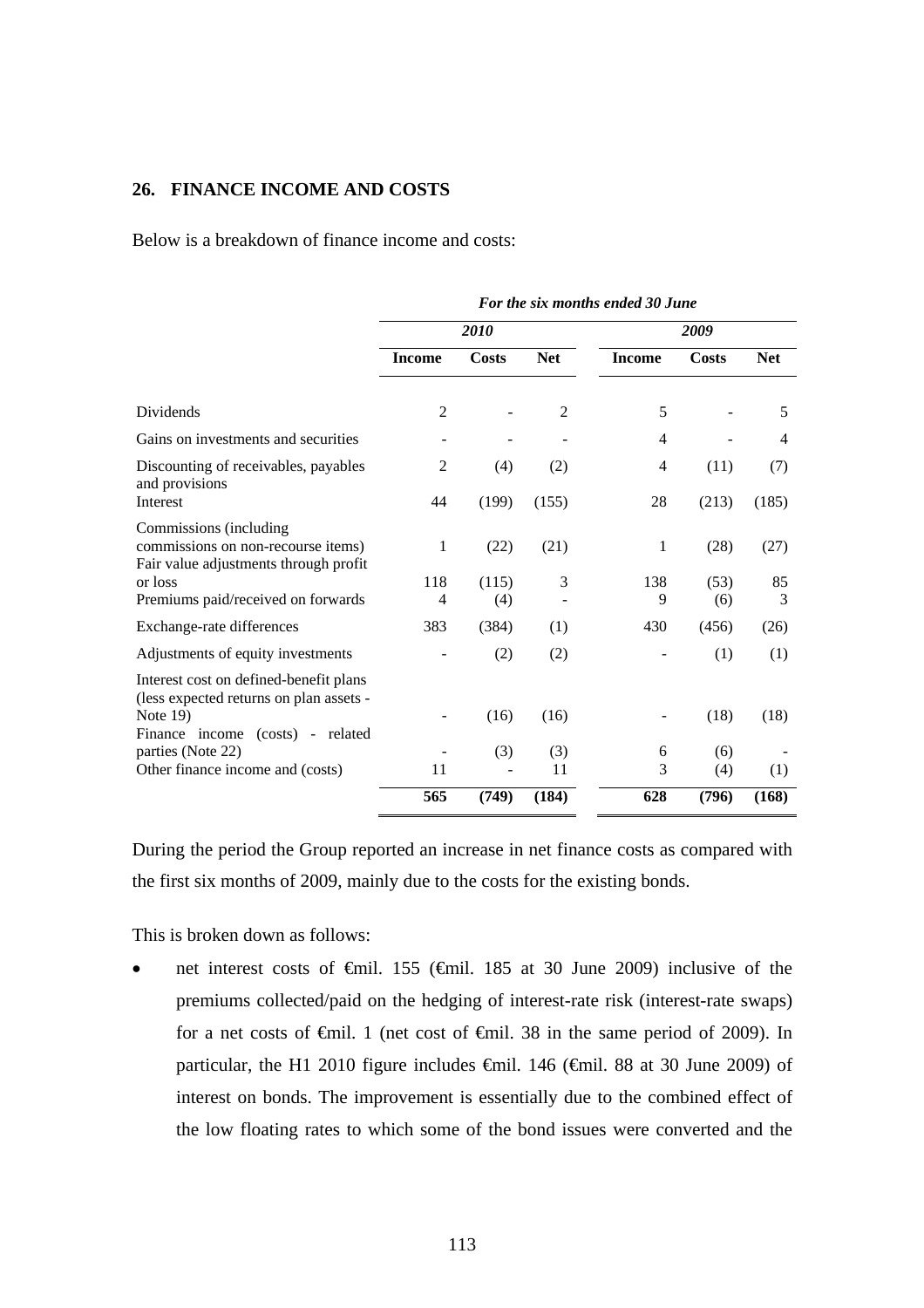## 26. FINANCE INCOME AND COSTS

Below is a breakdown of finance income and costs:

| | *For the six months ended 30 June* | | | | | |
|---|---|---|---|---|---|---|
| | ***2010*** | | | ***2009*** | | |
| | **Income** | **Costs** | **Net** | **Income** | **Costs** | **Net** |
| Dividends | 2 | - | 2 | 5 | - | 5 |
| Gains on investments and securities | - | - | - | 4 | - | 4 |
| Discounting of receivables, payables and provisions | 2 | (4) | (2) | 4 | (11) | (7) |
| Interest | 44 | (199) | (155) | 28 | (213) | (185) |
| Commissions (including commissions on non-recourse items) | 1 | (22) | (21) | 1 | (28) | (27) |
| Fair value adjustments through profit or loss | 118 | (115) | 3 | 138 | (53) | 85 |
| Premiums paid/received on forwards | 4 | (4) | - | 9 | (6) | 3 |
| Exchange-rate differences | 383 | (384) | (1) | 430 | (456) | (26) |
| Adjustments of equity investments | - | (2) | (2) | - | (1) | (1) |
| Interest cost on defined-benefit plans (less expected returns on plan assets - Note 19) | - | (16) | (16) | - | (18) | (18) |
| Finance income (costs) - related parties (Note 22) | - | (3) | (3) | 6 | (6) | - |
| Other finance income and (costs) | 11 | - | 11 | 3 | (4) | (1) |
| | **565** | **(749)** | **(184)** | **628** | **(796)** | **(168)** |

During the period the Group reported an increase in net finance costs as compared with the first six months of 2009, mainly due to the costs for the existing bonds.

This is broken down as follows:

- net interest costs of €mil. 155 (€mil. 185 at 30 June 2009) inclusive of the premiums collected/paid on the hedging of interest-rate risk (interest-rate swaps) for a net costs of €mil. 1 (net cost of €mil. 38 in the same period of 2009). In particular, the H1 2010 figure includes €mil. 146 (€mil. 88 at 30 June 2009) of interest on bonds. The improvement is essentially due to the combined effect of the low floating rates to which some of the bond issues were converted and the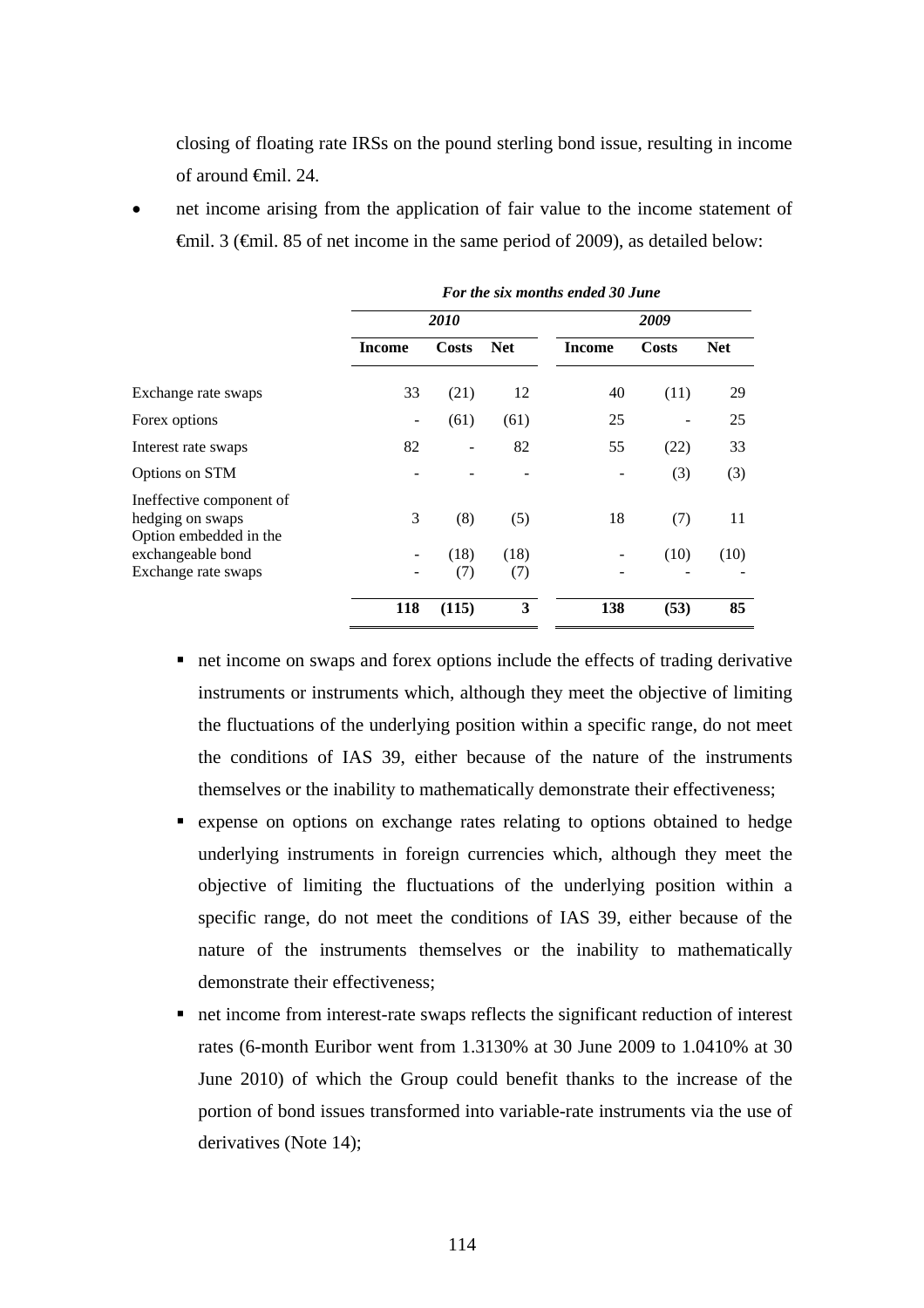closing of floating rate IRSs on the pound sterling bond issue, resulting in income of around €mil. 24.

- net income arising from the application of fair value to the income statement of €mil. 3 (€mil. 85 of net income in the same period of 2009), as detailed below:

| | *For the six months ended 30 June* | | | | | |
|---|---|---|---|---|---|---|
| | *2010* | | | *2009* | | |
| | **Income** | **Costs** | **Net** | **Income** | **Costs** | **Net** |
| Exchange rate swaps | 33 | (21) | 12 | 40 | (11) | 29 |
| Forex options | - | (61) | (61) | 25 | - | 25 |
| Interest rate swaps | 82 | - | 82 | 55 | (22) | 33 |
| Options on STM | - | - | - | - | (3) | (3) |
| Ineffective component of hedging on swaps | 3 | (8) | (5) | 18 | (7) | 11 |
| Option embedded in the exchangeable bond | - | (18) | (18) | - | (10) | (10) |
| Exchange rate swaps | - | (7) | (7) | - | - | - |
| | **118** | **(115)** | **3** | **138** | **(53)** | **85** |

  - net income on swaps and forex options include the effects of trading derivative instruments or instruments which, although they meet the objective of limiting the fluctuations of the underlying position within a specific range, do not meet the conditions of IAS 39, either because of the nature of the instruments themselves or the inability to mathematically demonstrate their effectiveness;
  - expense on options on exchange rates relating to options obtained to hedge underlying instruments in foreign currencies which, although they meet the objective of limiting the fluctuations of the underlying position within a specific range, do not meet the conditions of IAS 39, either because of the nature of the instruments themselves or the inability to mathematically demonstrate their effectiveness;
  - net income from interest-rate swaps reflects the significant reduction of interest rates (6-month Euribor went from 1.3130% at 30 June 2009 to 1.0410% at 30 June 2010) of which the Group could benefit thanks to the increase of the portion of bond issues transformed into variable-rate instruments via the use of derivatives (Note 14);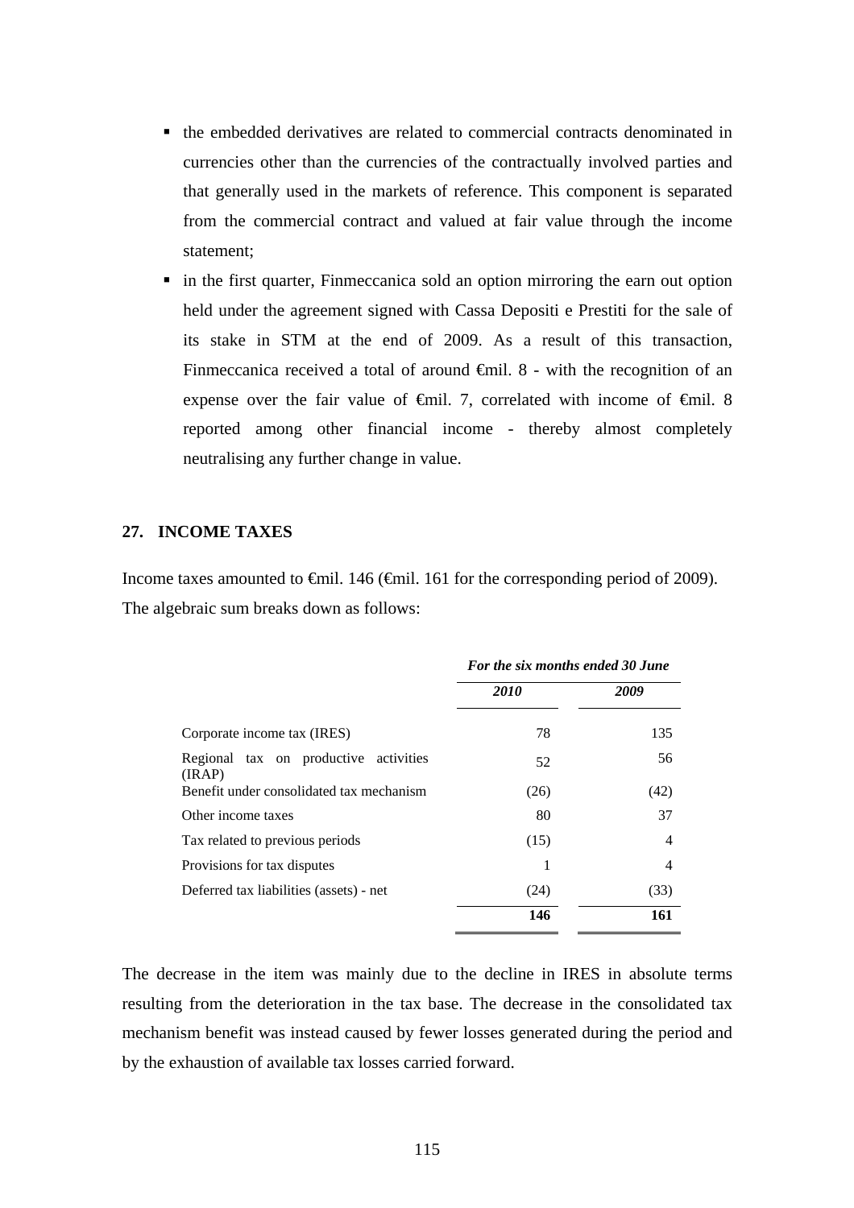- the embedded derivatives are related to commercial contracts denominated in currencies other than the currencies of the contractually involved parties and that generally used in the markets of reference. This component is separated from the commercial contract and valued at fair value through the income statement;
- in the first quarter, Finmeccanica sold an option mirroring the earn out option held under the agreement signed with Cassa Depositi e Prestiti for the sale of its stake in STM at the end of 2009. As a result of this transaction, Finmeccanica received a total of around €mil. 8 - with the recognition of an expense over the fair value of €mil. 7, correlated with income of €mil. 8 reported among other financial income - thereby almost completely neutralising any further change in value.

## 27. INCOME TAXES

Income taxes amounted to €mil. 146 (€mil. 161 for the corresponding period of 2009). The algebraic sum breaks down as follows:

| | *For the six months ended 30 June* | |
|---|---|---|
| | ***2010*** | ***2009*** |
| Corporate income tax (IRES) | 78 | 135 |
| Regional tax on productive activities (IRAP) | 52 | 56 |
| Benefit under consolidated tax mechanism | (26) | (42) |
| Other income taxes | 80 | 37 |
| Tax related to previous periods | (15) | 4 |
| Provisions for tax disputes | 1 | 4 |
| Deferred tax liabilities (assets) - net | (24) | (33) |
| | **146** | **161** |

The decrease in the item was mainly due to the decline in IRES in absolute terms resulting from the deterioration in the tax base. The decrease in the consolidated tax mechanism benefit was instead caused by fewer losses generated during the period and by the exhaustion of available tax losses carried forward.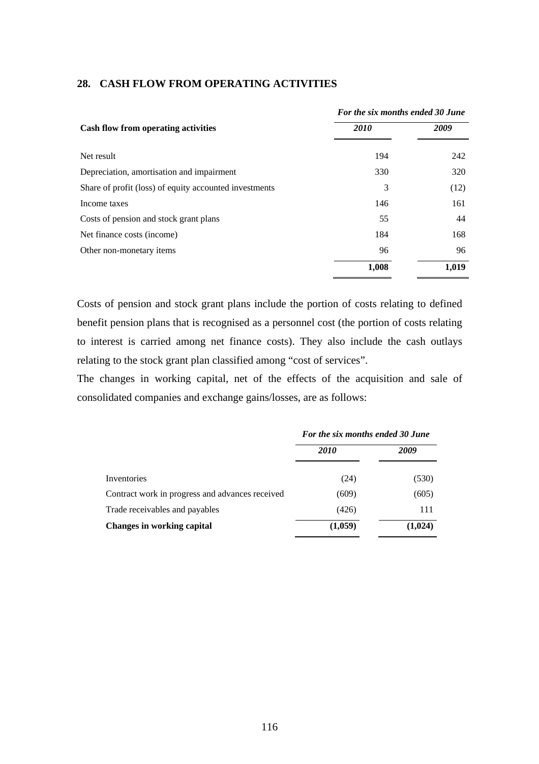## 28. CASH FLOW FROM OPERATING ACTIVITIES

| | *For the six months ended 30 June* | |
|---|---|---|
| **Cash flow from operating activities** | ***2010*** | ***2009*** |
| Net result | 194 | 242 |
| Depreciation, amortisation and impairment | 330 | 320 |
| Share of profit (loss) of equity accounted investments | 3 | (12) |
| Income taxes | 146 | 161 |
| Costs of pension and stock grant plans | 55 | 44 |
| Net finance costs (income) | 184 | 168 |
| Other non-monetary items | 96 | 96 |
| | **1,008** | **1,019** |

Costs of pension and stock grant plans include the portion of costs relating to defined benefit pension plans that is recognised as a personnel cost (the portion of costs relating to interest is carried among net finance costs). They also include the cash outlays relating to the stock grant plan classified among "cost of services".

The changes in working capital, net of the effects of the acquisition and sale of consolidated companies and exchange gains/losses, are as follows:

| | *For the six months ended 30 June* | |
|---|---|---|
| | ***2010*** | ***2009*** |
| Inventories | (24) | (530) |
| Contract work in progress and advances received | (609) | (605) |
| Trade receivables and payables | (426) | 111 |
| **Changes in working capital** | **(1,059)** | **(1,024)** |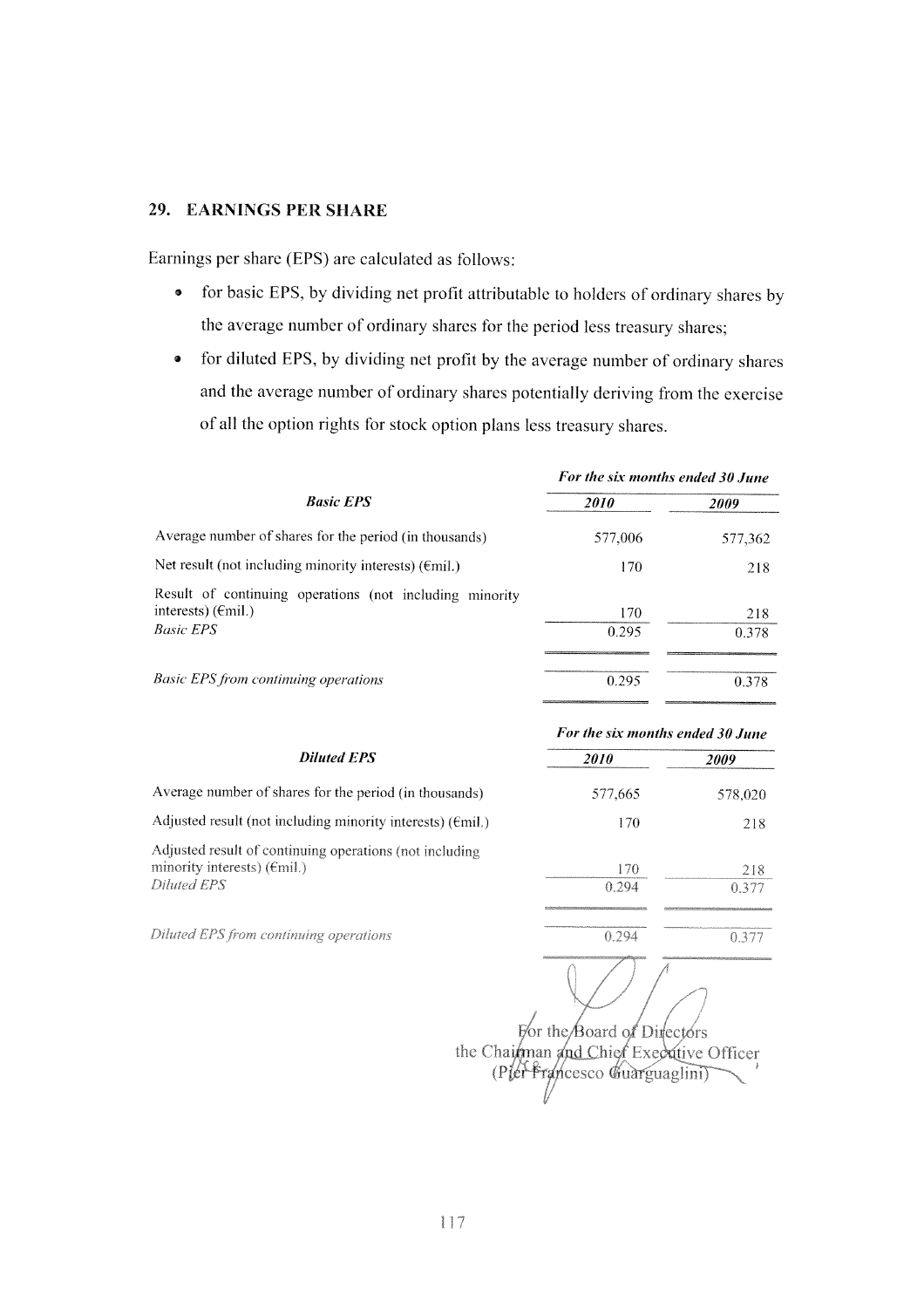## 29. EARNINGS PER SHARE

Earnings per share (EPS) are calculated as follows:

- for basic EPS, by dividing net profit attributable to holders of ordinary shares by the average number of ordinary shares for the period less treasury shares;
- for diluted EPS, by dividing net profit by the average number of ordinary shares and the average number of ordinary shares potentially deriving from the exercise of all the option rights for stock option plans less treasury shares.

| *Basic EPS* | *For the six months ended 30 June* | |
|---|---|---|
| | *2010* | *2009* |
| Average number of shares for the period (in thousands) | 577,006 | 577,362 |
| Net result (not including minority interests) (€mil.) | 170 | 218 |
| Result of continuing operations (not including minority interests) (€mil.) | 170 | 218 |
| *Basic EPS* | 0.295 | 0.378 |
| *Basic EPS from continuing operations* | 0.295 | 0.378 |

| *Diluted EPS* | *For the six months ended 30 June* | |
|---|---|---|
| | *2010* | *2009* |
| Average number of shares for the period (in thousands) | 577,665 | 578,020 |
| Adjusted result (not including minority interests) (€mil.) | 170 | 218 |
| Adjusted result of continuing operations (not including minority interests) (€mil.) | 170 | 218 |
| *Diluted EPS* | 0.294 | 0.377 |
| *Diluted EPS from continuing operations* | 0.294 | 0.377 |

For the Board of Directors
the Chairman and Chief Executive Officer
(Pier Francesco Guarguaglini)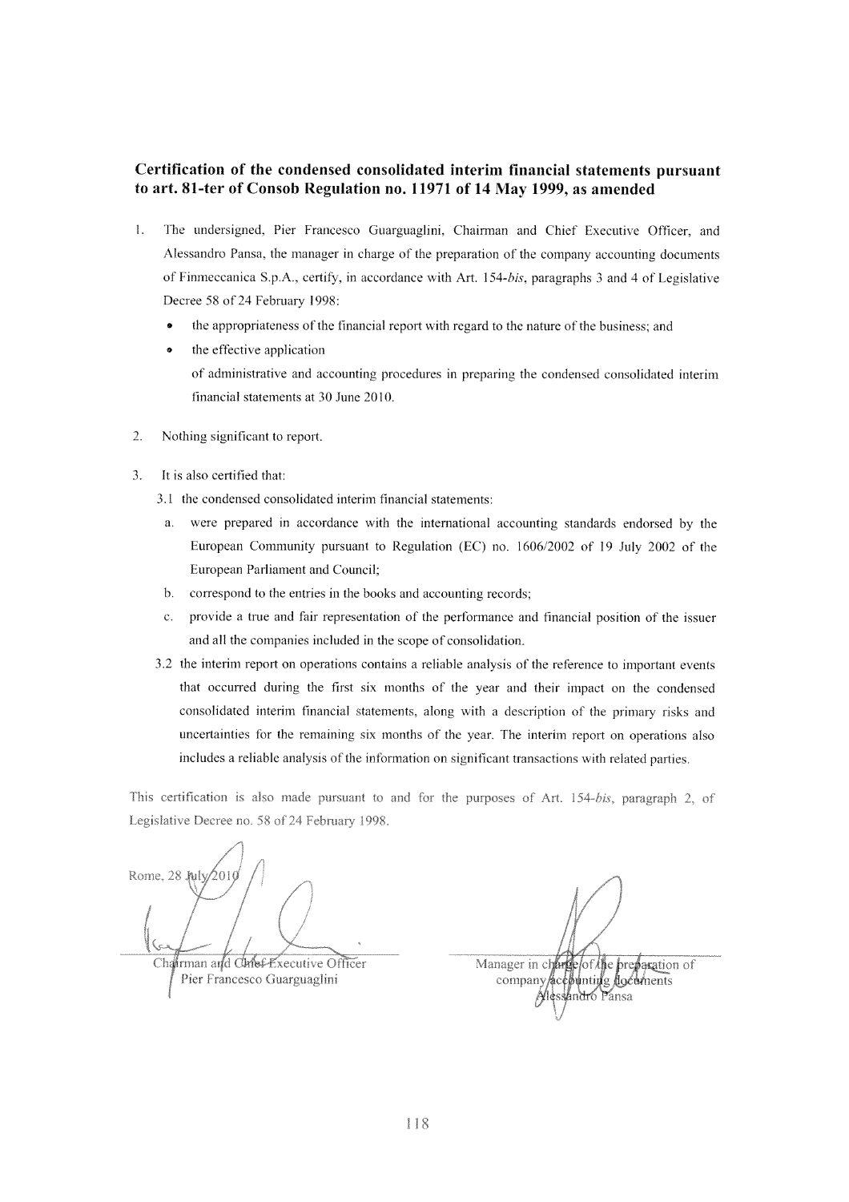## Certification of the condensed consolidated interim financial statements pursuant to art. 81-ter of Consob Regulation no. 11971 of 14 May 1999, as amended

1. The undersigned, Pier Francesco Guarguaglini, Chairman and Chief Executive Officer, and Alessandro Pansa, the manager in charge of the preparation of the company accounting documents of Finmeccanica S.p.A., certify, in accordance with Art. 154-*bis*, paragraphs 3 and 4 of Legislative Decree 58 of 24 February 1998:
   - the appropriateness of the financial report with regard to the nature of the business; and
   - the effective application

   of administrative and accounting procedures in preparing the condensed consolidated interim financial statements at 30 June 2010.

2. Nothing significant to report.

3. It is also certified that:

   3.1 the condensed consolidated interim financial statements:

   a. were prepared in accordance with the international accounting standards endorsed by the European Community pursuant to Regulation (EC) no. 1606/2002 of 19 July 2002 of the European Parliament and Council;

   b. correspond to the entries in the books and accounting records;

   c. provide a true and fair representation of the performance and financial position of the issuer and all the companies included in the scope of consolidation.

   3.2 the interim report on operations contains a reliable analysis of the reference to important events that occurred during the first six months of the year and their impact on the condensed consolidated interim financial statements, along with a description of the primary risks and uncertainties for the remaining six months of the year. The interim report on operations also includes a reliable analysis of the information on significant transactions with related parties.

This certification is also made pursuant to and for the purposes of Art. 154-*bis*, paragraph 2, of Legislative Decree no. 58 of 24 February 1998.

Rome, 28 July 2010

Chairman and Chief Executive Officer
Pier Francesco Guarguaglini

Manager in charge of the preparation of company accounting documents
Alessandro Pansa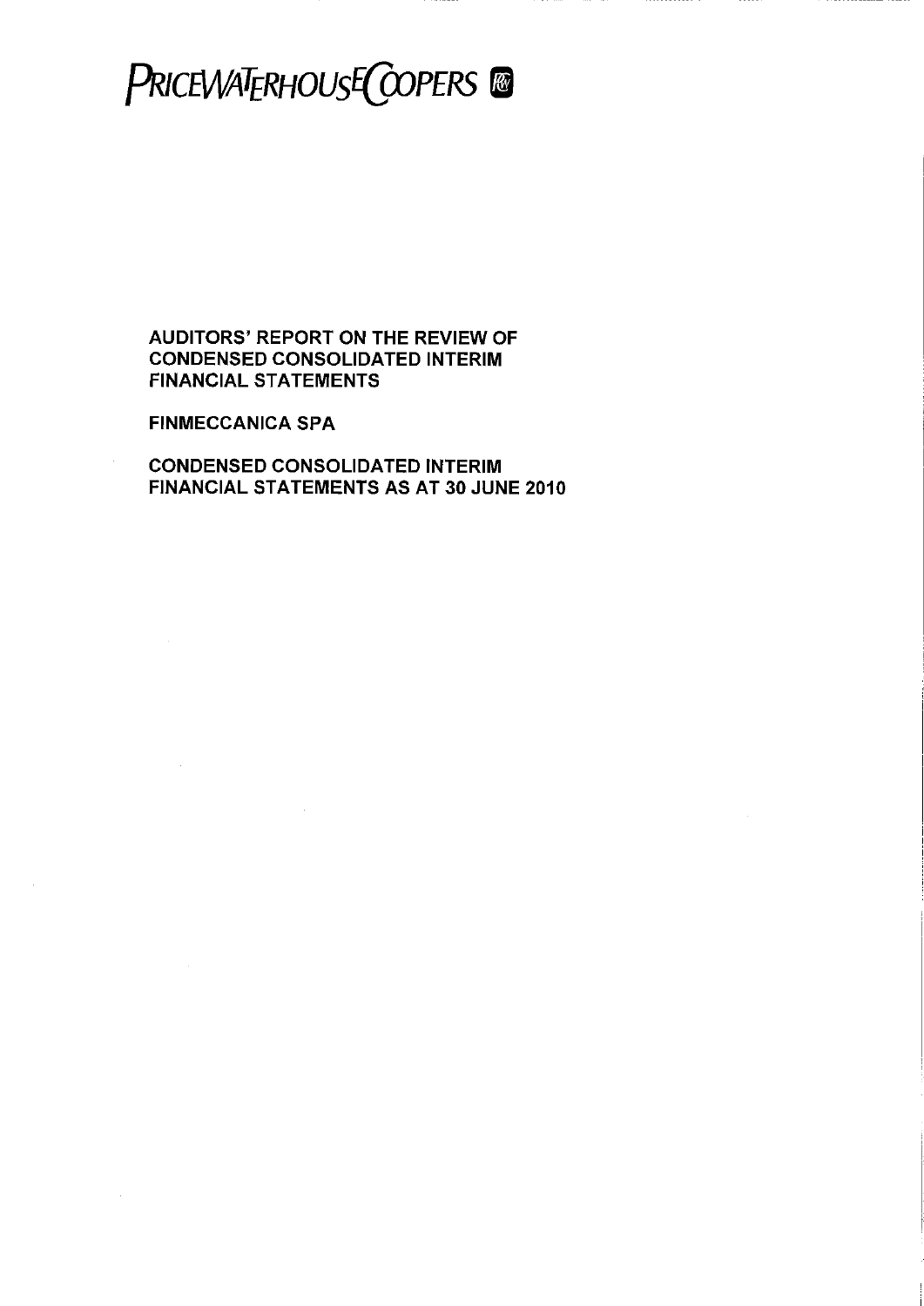PRICEWATERHOUSECOOPERS

**AUDITORS' REPORT ON THE REVIEW OF CONDENSED CONSOLIDATED INTERIM FINANCIAL STATEMENTS**

**FINMECCANICA SPA**

**CONDENSED CONSOLIDATED INTERIM FINANCIAL STATEMENTS AS AT 30 JUNE 2010**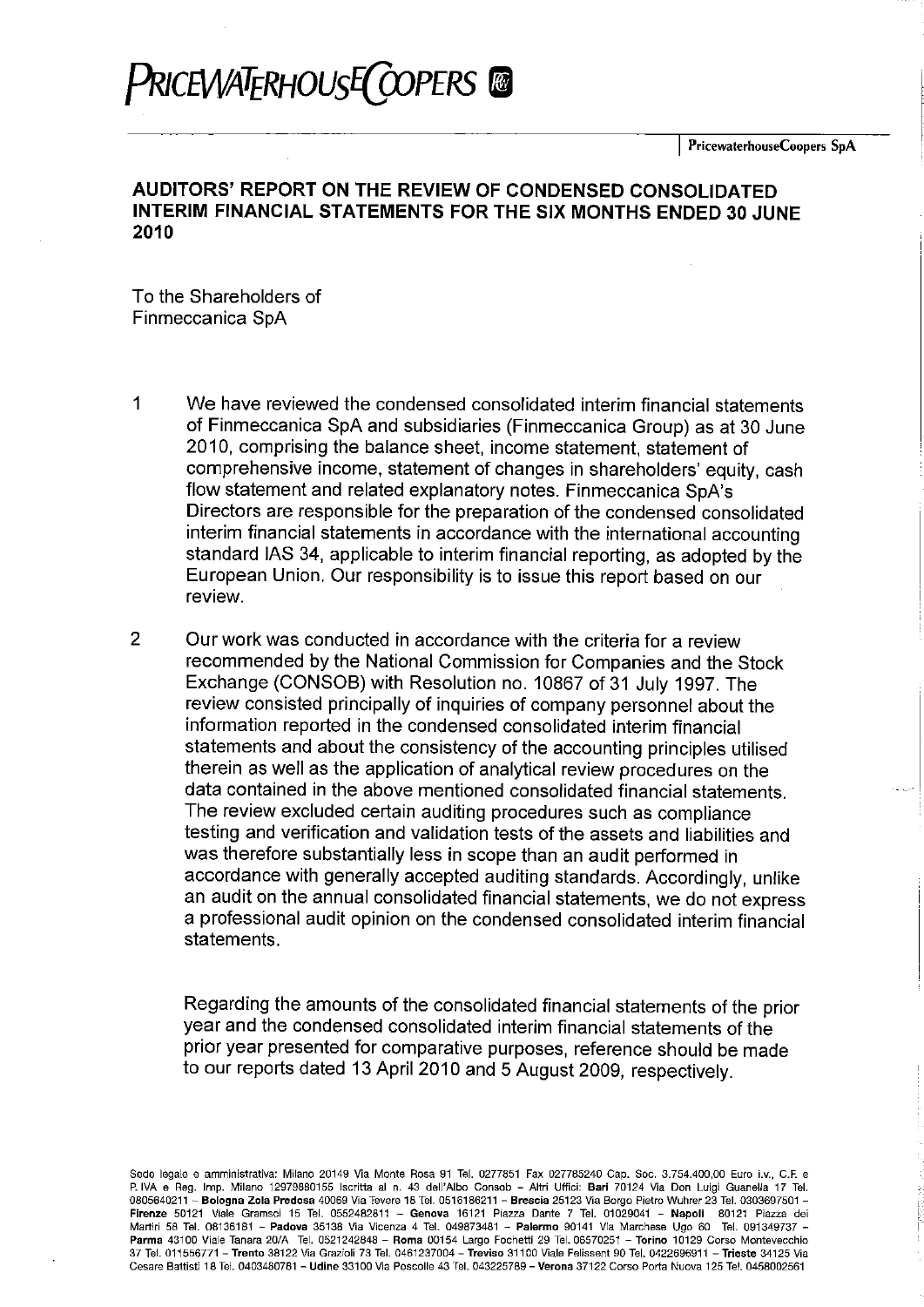PRICEWATERHOUSECOOPERS

PricewaterhouseCoopers SpA

## AUDITORS' REPORT ON THE REVIEW OF CONDENSED CONSOLIDATED INTERIM FINANCIAL STATEMENTS FOR THE SIX MONTHS ENDED 30 JUNE 2010

To the Shareholders of
Finmeccanica SpA

1. We have reviewed the condensed consolidated interim financial statements of Finmeccanica SpA and subsidiaries (Finmeccanica Group) as at 30 June 2010, comprising the balance sheet, income statement, statement of comprehensive income, statement of changes in shareholders' equity, cash flow statement and related explanatory notes. Finmeccanica SpA's Directors are responsible for the preparation of the condensed consolidated interim financial statements in accordance with the international accounting standard IAS 34, applicable to interim financial reporting, as adopted by the European Union. Our responsibility is to issue this report based on our review.

2. Our work was conducted in accordance with the criteria for a review recommended by the National Commission for Companies and the Stock Exchange (CONSOB) with Resolution no. 10867 of 31 July 1997. The review consisted principally of inquiries of company personnel about the information reported in the condensed consolidated interim financial statements and about the consistency of the accounting principles utilised therein as well as the application of analytical review procedures on the data contained in the above mentioned consolidated financial statements. The review excluded certain auditing procedures such as compliance testing and verification and validation tests of the assets and liabilities and was therefore substantially less in scope than an audit performed in accordance with generally accepted auditing standards. Accordingly, unlike an audit on the annual consolidated financial statements, we do not express a professional audit opinion on the condensed consolidated interim financial statements.

   Regarding the amounts of the consolidated financial statements of the prior year and the condensed consolidated interim financial statements of the prior year presented for comparative purposes, reference should be made to our reports dated 13 April 2010 and 5 August 2009, respectively.

Sede legale e amministrativa: Milano 20149 Via Monte Rosa 91 Tel. 0277851 Fax 027785240 Cap. Soc. 3.754.400,00 Euro i.v., C.F. e P. IVA e Reg. Imp. Milano 12979880155 Iscritta al n. 43 dell'Albo Consob – Altri Uffici: **Bari** 70124 Via Don Luigi Guanella 17 Tel. 0805640211 – **Bologna Zola Predosa** 40069 Via Tevere 18 Tel. 0516186211 – **Brescia** 25123 Via Borgo Pietro Wuhrer 23 Tel. 0303697501 – **Firenze** 50121 Viale Gramsci 15 Tel. 0552482811 – **Genova** 16121 Piazza Dante 7 Tel. 01029041 – **Napoli** 80121 Piazza dei Martiri 58 Tel. 08136181 – **Padova** 35138 Via Vicenza 4 Tel. 049873481 – **Palermo** 90141 Via Marchese Ugo 60 Tel. 091349737 – **Parma** 43100 Viale Tanara 20/A Tel. 0521242848 – **Roma** 00154 Largo Fochetti 29 Tel. 06570251 – **Torino** 10129 Corso Montevecchio 37 Tel. 011556771 – **Trento** 38122 Via Grazioli 73 Tel. 0461237004 – **Treviso** 31100 Viale Felissent 90 Tel. 0422696911 – **Trieste** 34125 Via Cesare Battisti 18 Tel. 0403480781 – **Udine** 33100 Via Poscolle 43 Tel. 043225789 – **Verona** 37122 Corso Porta Nuova 125 Tel. 0458002561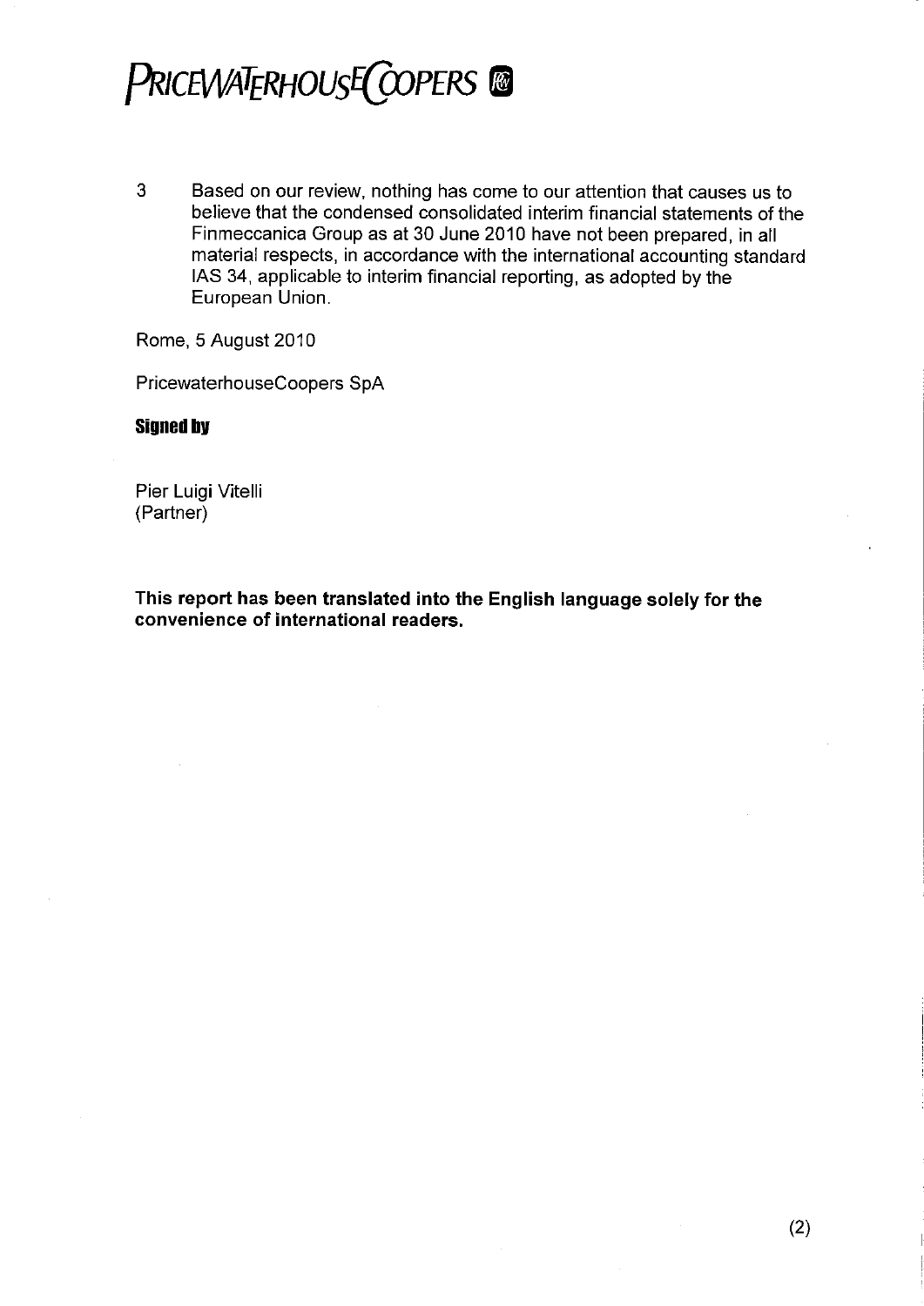**PRICEWATERHOUSECOOPERS**

3 Based on our review, nothing has come to our attention that causes us to believe that the condensed consolidated interim financial statements of the Finmeccanica Group as at 30 June 2010 have not been prepared, in all material respects, in accordance with the international accounting standard IAS 34, applicable to interim financial reporting, as adopted by the European Union.

Rome, 5 August 2010

PricewaterhouseCoopers SpA

**Signed by**

Pier Luigi Vitelli
(Partner)

**This report has been translated into the English language solely for the convenience of international readers.**